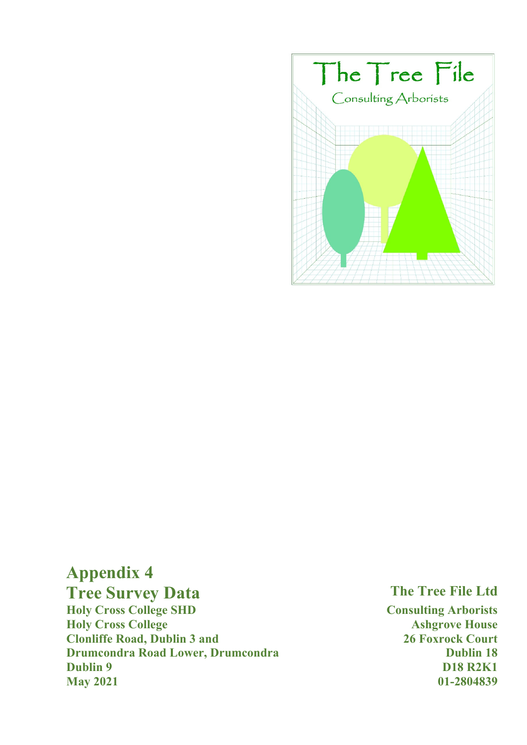The Tree File

Consulting Arborists

# Appendix 4

# Tree Survey Data

**Holy Cross College SHD**
**Holy Cross College**
**Clonliffe Road, Dublin 3 and**
**Drumcondra Road Lower, Drumcondra**
**Dublin 9**
**May 2021**

## The Tree File Ltd

**Consulting Arborists**
**Ashgrove House**
**26 Foxrock Court**
**Dublin 18**
**D18 R2K1**
**01-2804839**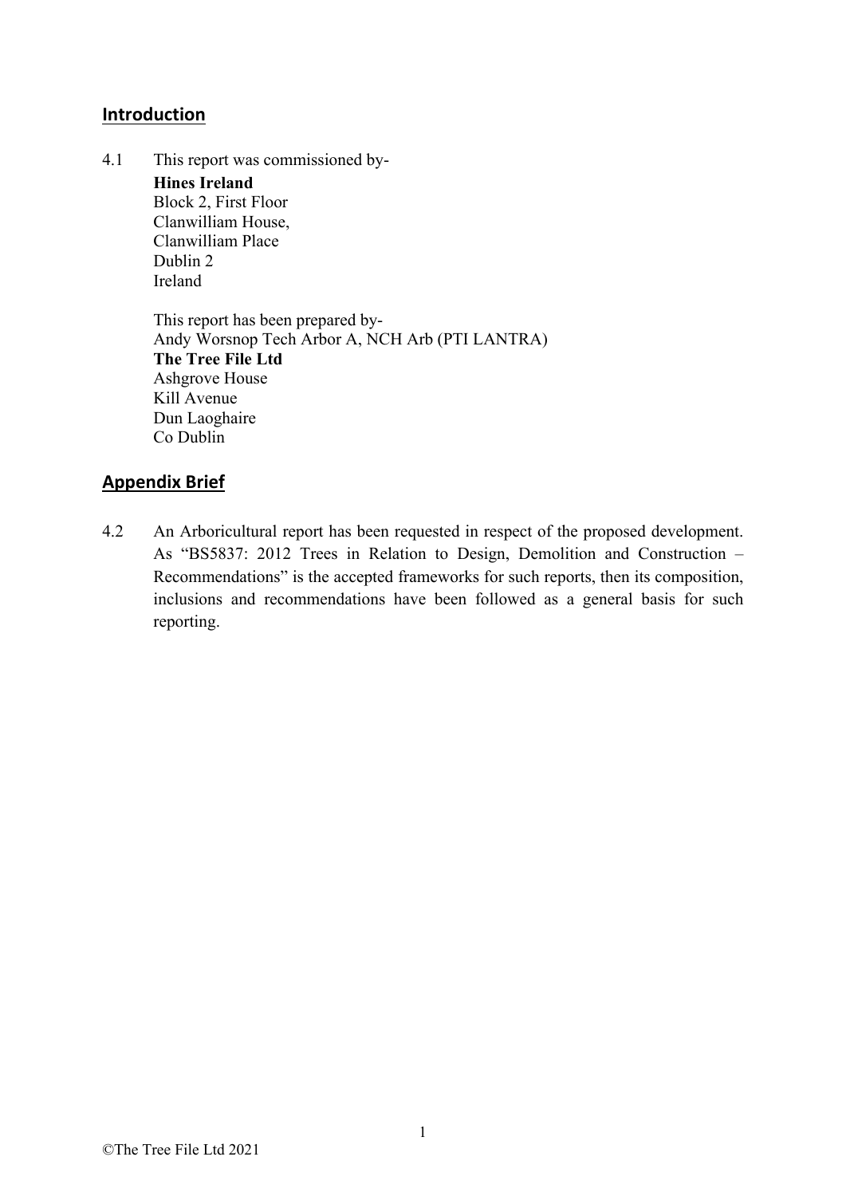## Introduction

4.1 This report was commissioned by-

**Hines Ireland**
Block 2, First Floor
Clanwilliam House,
Clanwilliam Place
Dublin 2
Ireland

This report has been prepared by-
Andy Worsnop Tech Arbor A, NCH Arb (PTI LANTRA)
**The Tree File Ltd**
Ashgrove House
Kill Avenue
Dun Laoghaire
Co Dublin

## Appendix Brief

4.2 An Arboricultural report has been requested in respect of the proposed development. As "BS5837: 2012 Trees in Relation to Design, Demolition and Construction – Recommendations" is the accepted frameworks for such reports, then its composition, inclusions and recommendations have been followed as a general basis for such reporting.

©The Tree File Ltd 2021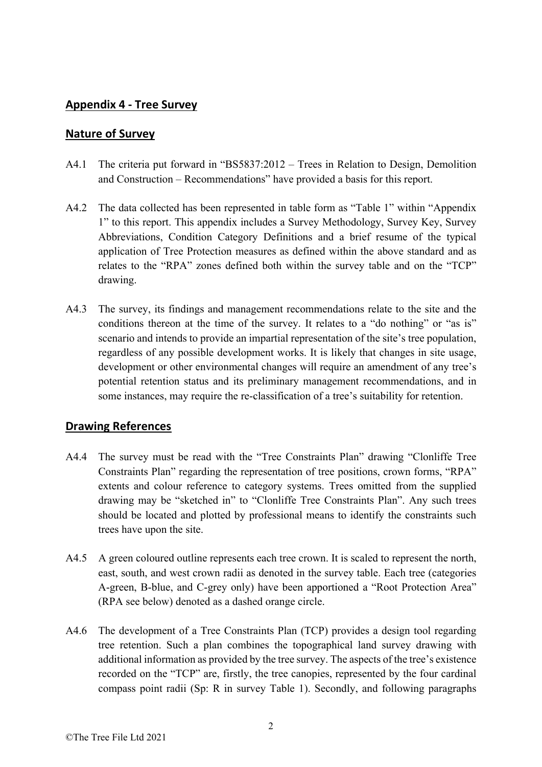## Appendix 4 - Tree Survey

## Nature of Survey

A4.1 The criteria put forward in "BS5837:2012 – Trees in Relation to Design, Demolition and Construction – Recommendations" have provided a basis for this report.

A4.2 The data collected has been represented in table form as "Table 1" within "Appendix 1" to this report. This appendix includes a Survey Methodology, Survey Key, Survey Abbreviations, Condition Category Definitions and a brief resume of the typical application of Tree Protection measures as defined within the above standard and as relates to the "RPA" zones defined both within the survey table and on the "TCP" drawing.

A4.3 The survey, its findings and management recommendations relate to the site and the conditions thereon at the time of the survey. It relates to a "do nothing" or "as is" scenario and intends to provide an impartial representation of the site's tree population, regardless of any possible development works. It is likely that changes in site usage, development or other environmental changes will require an amendment of any tree's potential retention status and its preliminary management recommendations, and in some instances, may require the re-classification of a tree's suitability for retention.

## Drawing References

A4.4 The survey must be read with the "Tree Constraints Plan" drawing "Clonliffe Tree Constraints Plan" regarding the representation of tree positions, crown forms, "RPA" extents and colour reference to category systems. Trees omitted from the supplied drawing may be "sketched in" to "Clonliffe Tree Constraints Plan". Any such trees should be located and plotted by professional means to identify the constraints such trees have upon the site.

A4.5 A green coloured outline represents each tree crown. It is scaled to represent the north, east, south, and west crown radii as denoted in the survey table. Each tree (categories A-green, B-blue, and C-grey only) have been apportioned a "Root Protection Area" (RPA see below) denoted as a dashed orange circle.

A4.6 The development of a Tree Constraints Plan (TCP) provides a design tool regarding tree retention. Such a plan combines the topographical land survey drawing with additional information as provided by the tree survey. The aspects of the tree's existence recorded on the "TCP" are, firstly, the tree canopies, represented by the four cardinal compass point radii (Sp: R in survey Table 1). Secondly, and following paragraphs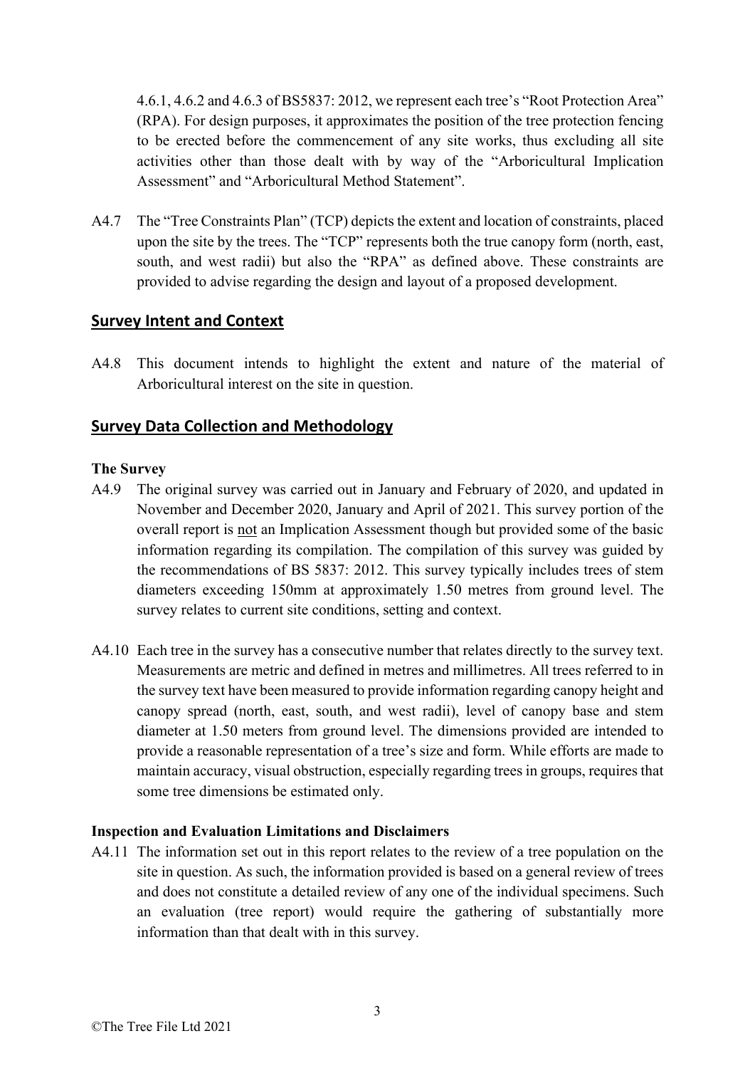4.6.1, 4.6.2 and 4.6.3 of BS5837: 2012, we represent each tree's "Root Protection Area" (RPA). For design purposes, it approximates the position of the tree protection fencing to be erected before the commencement of any site works, thus excluding all site activities other than those dealt with by way of the "Arboricultural Implication Assessment" and "Arboricultural Method Statement".

A4.7 The "Tree Constraints Plan" (TCP) depicts the extent and location of constraints, placed upon the site by the trees. The "TCP" represents both the true canopy form (north, east, south, and west radii) but also the "RPA" as defined above. These constraints are provided to advise regarding the design and layout of a proposed development.

## Survey Intent and Context

A4.8 This document intends to highlight the extent and nature of the material of Arboricultural interest on the site in question.

## Survey Data Collection and Methodology

**The Survey**

A4.9 The original survey was carried out in January and February of 2020, and updated in November and December 2020, January and April of 2021. This survey portion of the overall report is not an Implication Assessment though but provided some of the basic information regarding its compilation. The compilation of this survey was guided by the recommendations of BS 5837: 2012. This survey typically includes trees of stem diameters exceeding 150mm at approximately 1.50 metres from ground level. The survey relates to current site conditions, setting and context.

A4.10 Each tree in the survey has a consecutive number that relates directly to the survey text. Measurements are metric and defined in metres and millimetres. All trees referred to in the survey text have been measured to provide information regarding canopy height and canopy spread (north, east, south, and west radii), level of canopy base and stem diameter at 1.50 meters from ground level. The dimensions provided are intended to provide a reasonable representation of a tree's size and form. While efforts are made to maintain accuracy, visual obstruction, especially regarding trees in groups, requires that some tree dimensions be estimated only.

**Inspection and Evaluation Limitations and Disclaimers**

A4.11 The information set out in this report relates to the review of a tree population on the site in question. As such, the information provided is based on a general review of trees and does not constitute a detailed review of any one of the individual specimens. Such an evaluation (tree report) would require the gathering of substantially more information than that dealt with in this survey.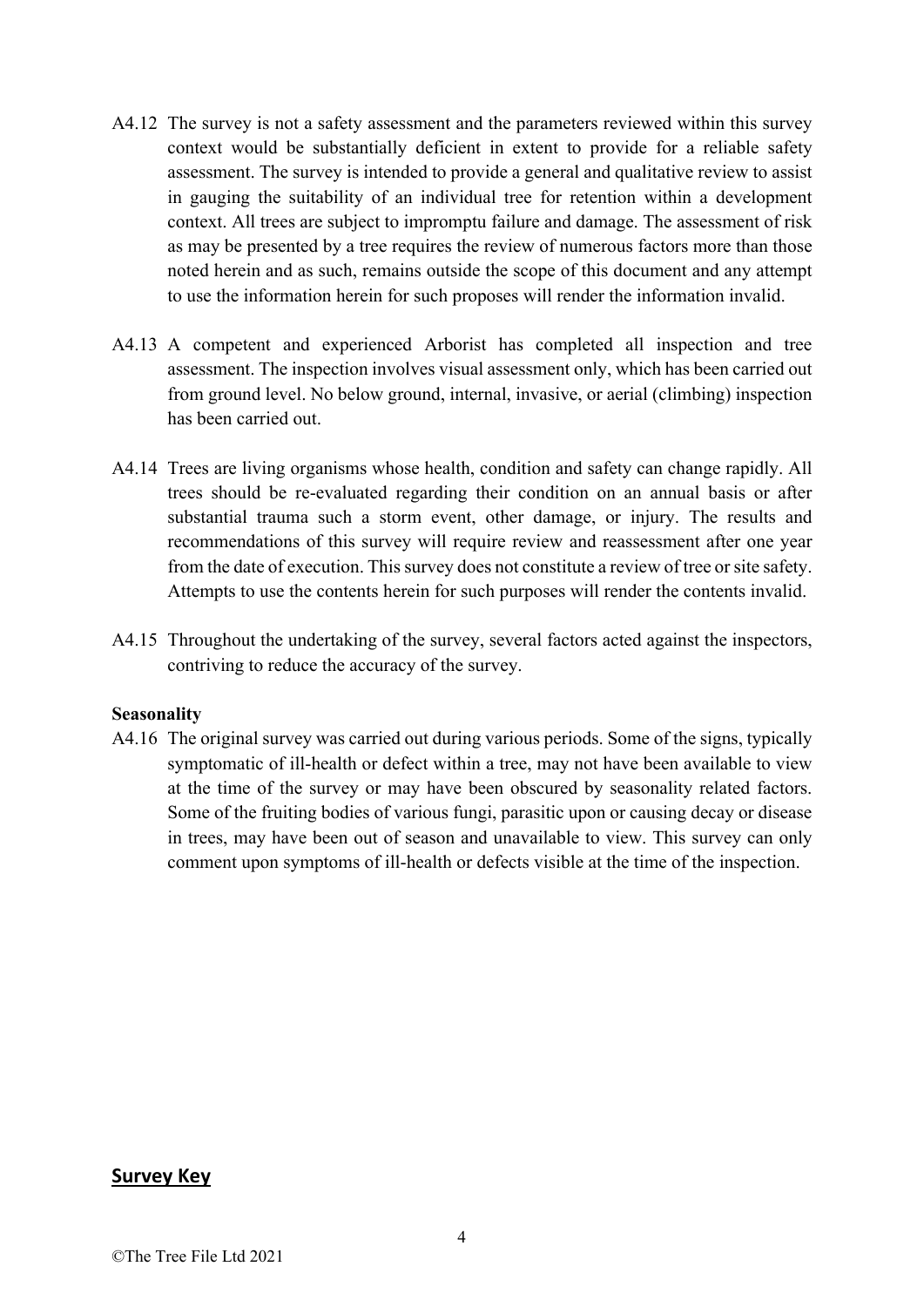A4.12 The survey is not a safety assessment and the parameters reviewed within this survey context would be substantially deficient in extent to provide for a reliable safety assessment. The survey is intended to provide a general and qualitative review to assist in gauging the suitability of an individual tree for retention within a development context. All trees are subject to impromptu failure and damage. The assessment of risk as may be presented by a tree requires the review of numerous factors more than those noted herein and as such, remains outside the scope of this document and any attempt to use the information herein for such proposes will render the information invalid.

A4.13 A competent and experienced Arborist has completed all inspection and tree assessment. The inspection involves visual assessment only, which has been carried out from ground level. No below ground, internal, invasive, or aerial (climbing) inspection has been carried out.

A4.14 Trees are living organisms whose health, condition and safety can change rapidly. All trees should be re-evaluated regarding their condition on an annual basis or after substantial trauma such a storm event, other damage, or injury. The results and recommendations of this survey will require review and reassessment after one year from the date of execution. This survey does not constitute a review of tree or site safety. Attempts to use the contents herein for such purposes will render the contents invalid.

A4.15 Throughout the undertaking of the survey, several factors acted against the inspectors, contriving to reduce the accuracy of the survey.

**Seasonality**

A4.16 The original survey was carried out during various periods. Some of the signs, typically symptomatic of ill-health or defect within a tree, may not have been available to view at the time of the survey or may have been obscured by seasonality related factors. Some of the fruiting bodies of various fungi, parasitic upon or causing decay or disease in trees, may have been out of season and unavailable to view. This survey can only comment upon symptoms of ill-health or defects visible at the time of the inspection.

## Survey Key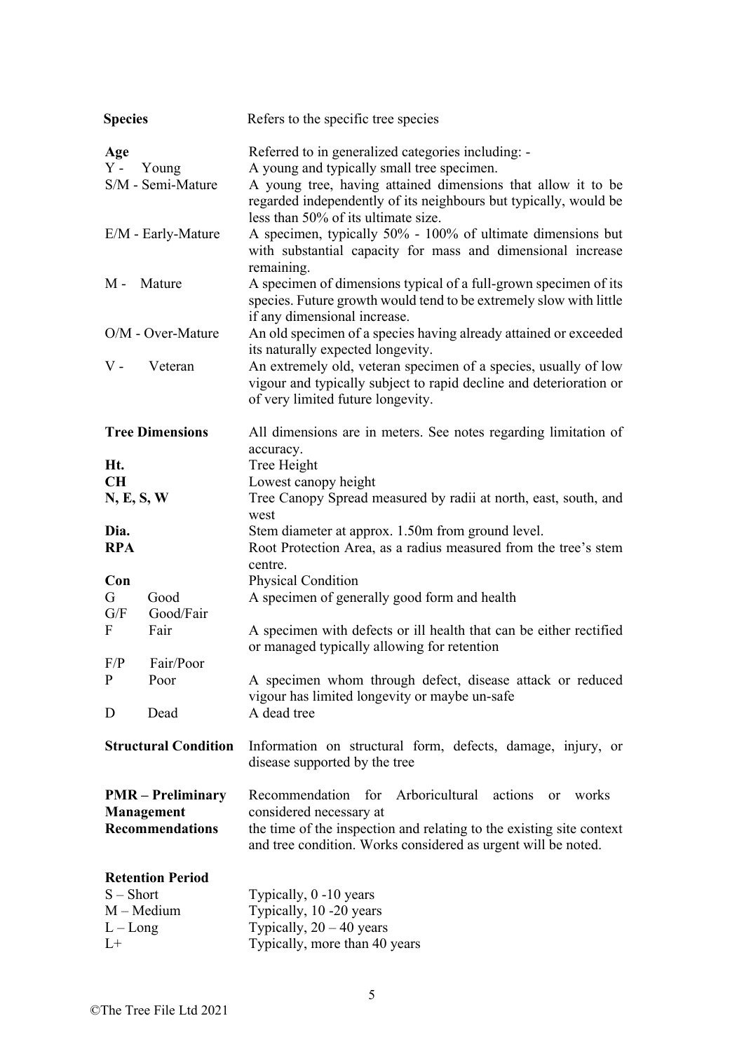**Species** — Refers to the specific tree species

**Age** — Referred to in generalized categories including: -

| | |
|---|---|
| Y - Young | A young and typically small tree specimen. |
| S/M - Semi-Mature | A young tree, having attained dimensions that allow it to be regarded independently of its neighbours but typically, would be less than 50% of its ultimate size. |
| E/M - Early-Mature | A specimen, typically 50% - 100% of ultimate dimensions but with substantial capacity for mass and dimensional increase remaining. |
| M - Mature | A specimen of dimensions typical of a full-grown specimen of its species. Future growth would tend to be extremely slow with little if any dimensional increase. |
| O/M - Over-Mature | An old specimen of a species having already attained or exceeded its naturally expected longevity. |
| V - Veteran | An extremely old, veteran specimen of a species, usually of low vigour and typically subject to rapid decline and deterioration or of very limited future longevity. |

**Tree Dimensions** — All dimensions are in meters. See notes regarding limitation of accuracy.

| | |
|---|---|
| **Ht.** | Tree Height |
| **CH** | Lowest canopy height |
| **N, E, S, W** | Tree Canopy Spread measured by radii at north, east, south, and west |
| **Dia.** | Stem diameter at approx. 1.50m from ground level. |
| **RPA** | Root Protection Area, as a radius measured from the tree's stem centre. |

**Con** — Physical Condition

| | |
|---|---|
| G Good | A specimen of generally good form and health |
| G/F Good/Fair | |
| F Fair | A specimen with defects or ill health that can be either rectified or managed typically allowing for retention |
| F/P Fair/Poor | |
| P Poor | A specimen whom through defect, disease attack or reduced vigour has limited longevity or maybe un-safe |
| D Dead | A dead tree |

**Structural Condition** — Information on structural form, defects, damage, injury, or disease supported by the tree

**PMR – Preliminary Management Recommendations** — Recommendation for Arboricultural actions or works considered necessary at the time of the inspection and relating to the existing site context and tree condition. Works considered as urgent will be noted.

**Retention Period**

| | |
|---|---|
| S – Short | Typically, 0 -10 years |
| M – Medium | Typically, 10 -20 years |
| L – Long | Typically, 20 – 40 years |
| L+ | Typically, more than 40 years |

©The Tree File Ltd 2021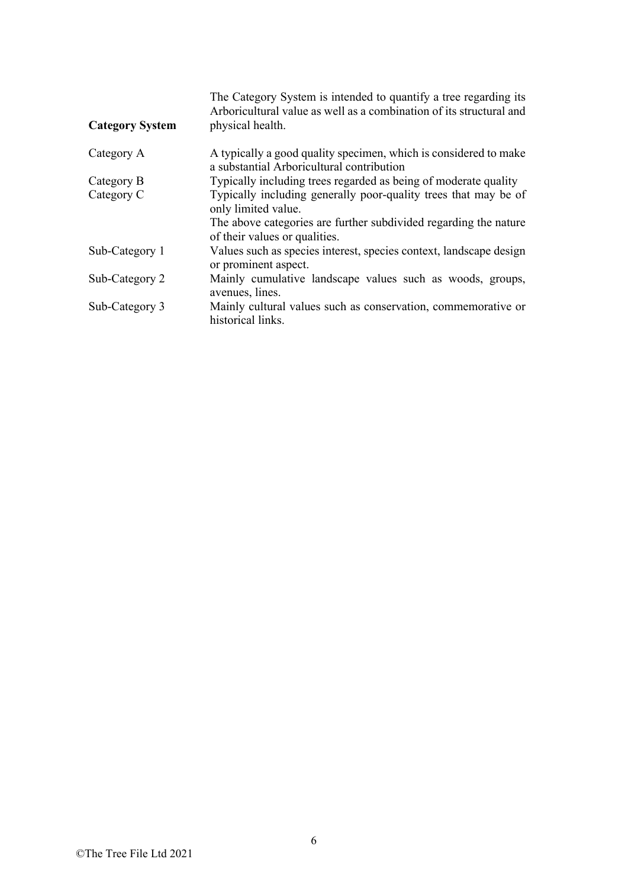| **Category System** | The Category System is intended to quantify a tree regarding its Arboricultural value as well as a combination of its structural and physical health. |
|---|---|
| Category A | A typically a good quality specimen, which is considered to make a substantial Arboricultural contribution |
| Category B | Typically including trees regarded as being of moderate quality |
| Category C | Typically including generally poor-quality trees that may be of only limited value. |
| | The above categories are further subdivided regarding the nature of their values or qualities. |
| Sub-Category 1 | Values such as species interest, species context, landscape design or prominent aspect. |
| Sub-Category 2 | Mainly cumulative landscape values such as woods, groups, avenues, lines. |
| Sub-Category 3 | Mainly cultural values such as conservation, commemorative or historical links. |

©The Tree File Ltd 2021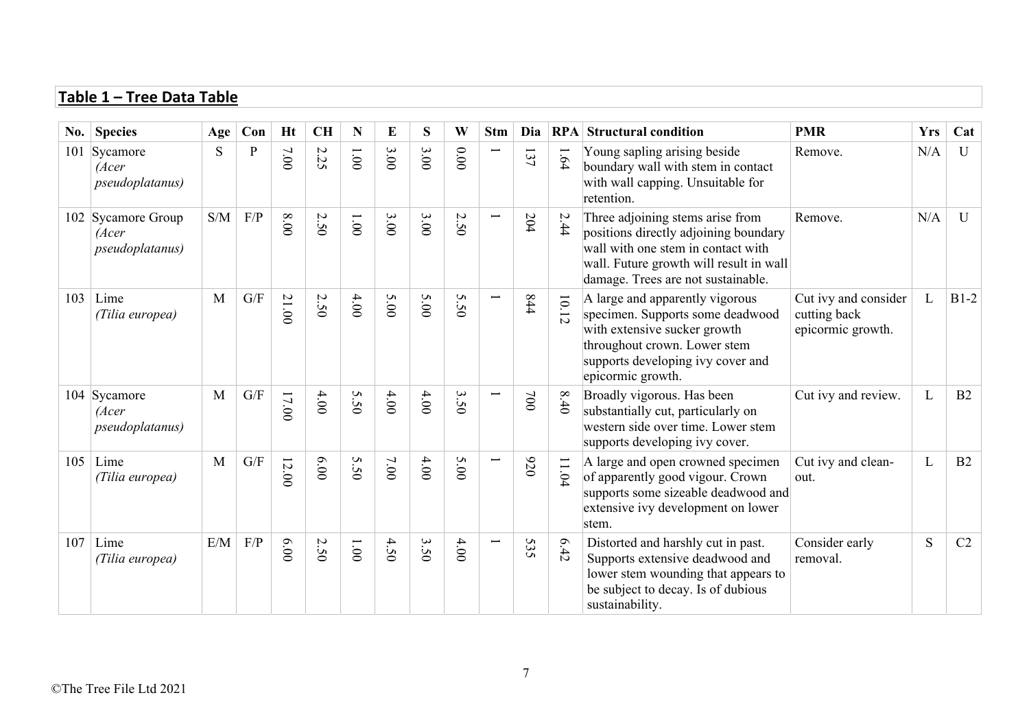## Table 1 – Tree Data Table

| No. | Species | Age | Con | Ht | CH | N | E | S | W | Stm | Dia | RPA | Structural condition | PMR | Yrs | Cat |
|---|---|---|---|---|---|---|---|---|---|---|---|---|---|---|---|---|
| 101 | Sycamore *(Acer pseudoplatanus)* | S | P | 7.00 | 2.25 | 1.00 | 3.00 | 3.00 | 0.00 | 1 | 137 | 1.64 | Young sapling arising beside boundary wall with stem in contact with wall capping. Unsuitable for retention. | Remove. | N/A | U |
| 102 | Sycamore Group *(Acer pseudoplatanus)* | S/M | F/P | 8.00 | 2.50 | 1.00 | 3.00 | 3.00 | 2.50 | 1 | 204 | 2.44 | Three adjoining stems arise from positions directly adjoining boundary wall with one stem in contact with wall. Future growth will result in wall damage. Trees are not sustainable. | Remove. | N/A | U |
| 103 | Lime *(Tilia europea)* | M | G/F | 21.00 | 2.50 | 4.00 | 5.00 | 5.00 | 5.50 | 1 | 844 | 10.12 | A large and apparently vigorous specimen. Supports some deadwood with extensive sucker growth throughout crown. Lower stem supports developing ivy cover and epicormic growth. | Cut ivy and consider cutting back epicormic growth. | L | B1-2 |
| 104 | Sycamore *(Acer pseudoplatanus)* | M | G/F | 17.00 | 4.00 | 5.50 | 4.00 | 4.00 | 3.50 | 1 | 700 | 8.40 | Broadly vigorous. Has been substantially cut, particularly on western side over time. Lower stem supports developing ivy cover. | Cut ivy and review. | L | B2 |
| 105 | Lime *(Tilia europea)* | M | G/F | 12.00 | 6.00 | 5.50 | 7.00 | 4.00 | 5.00 | 1 | 920 | 11.04 | A large and open crowned specimen of apparently good vigour. Crown supports some sizeable deadwood and extensive ivy development on lower stem. | Cut ivy and clean-out. | L | B2 |
| 107 | Lime *(Tilia europea)* | E/M | F/P | 6.00 | 2.50 | 1.00 | 4.50 | 3.50 | 4.00 | 1 | 535 | 6.42 | Distorted and harshly cut in past. Supports extensive deadwood and lower stem wounding that appears to be subject to decay. Is of dubious sustainability. | Consider early removal. | S | C2 |

©The Tree File Ltd 2021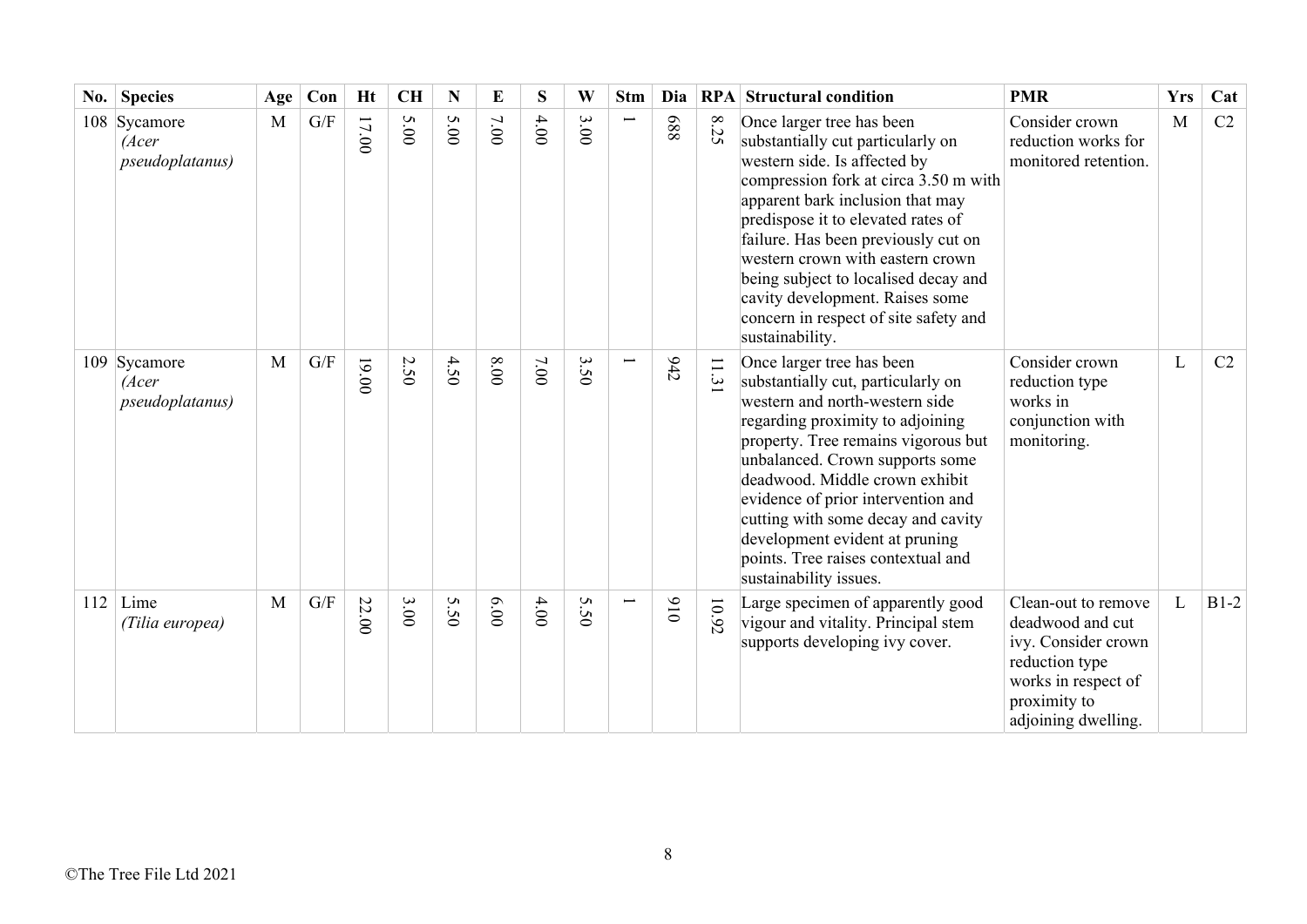| No. | Species | Age | Con | Ht | CH | N | E | S | W | Stm | Dia | RPA | Structural condition | PMR | Yrs | Cat |
|---|---|---|---|---|---|---|---|---|---|---|---|---|---|---|---|---|
| 108 | Sycamore *(Acer pseudoplatanus)* | M | G/F | 17.00 | 5.00 | 5.00 | 7.00 | 4.00 | 3.00 | 1 | 688 | 8.25 | Once larger tree has been substantially cut particularly on western side. Is affected by compression fork at circa 3.50 m with apparent bark inclusion that may predispose it to elevated rates of failure. Has been previously cut on western crown with eastern crown being subject to localised decay and cavity development. Raises some concern in respect of site safety and sustainability. | Consider crown reduction works for monitored retention. | M | C2 |
| 109 | Sycamore *(Acer pseudoplatanus)* | M | G/F | 19.00 | 2.50 | 4.50 | 8.00 | 7.00 | 3.50 | 1 | 942 | 11.31 | Once larger tree has been substantially cut, particularly on western and north-western side regarding proximity to adjoining property. Tree remains vigorous but unbalanced. Crown supports some deadwood. Middle crown exhibit evidence of prior intervention and cutting with some decay and cavity development evident at pruning points. Tree raises contextual and sustainability issues. | Consider crown reduction type works in conjunction with monitoring. | L | C2 |
| 112 | Lime *(Tilia europea)* | M | G/F | 22.00 | 3.00 | 5.50 | 6.00 | 4.00 | 5.50 | 1 | 910 | 10.92 | Large specimen of apparently good vigour and vitality. Principal stem supports developing ivy cover. | Clean-out to remove deadwood and cut ivy. Consider crown reduction type works in respect of proximity to adjoining dwelling. | L | B1-2 |

©The Tree File Ltd 2021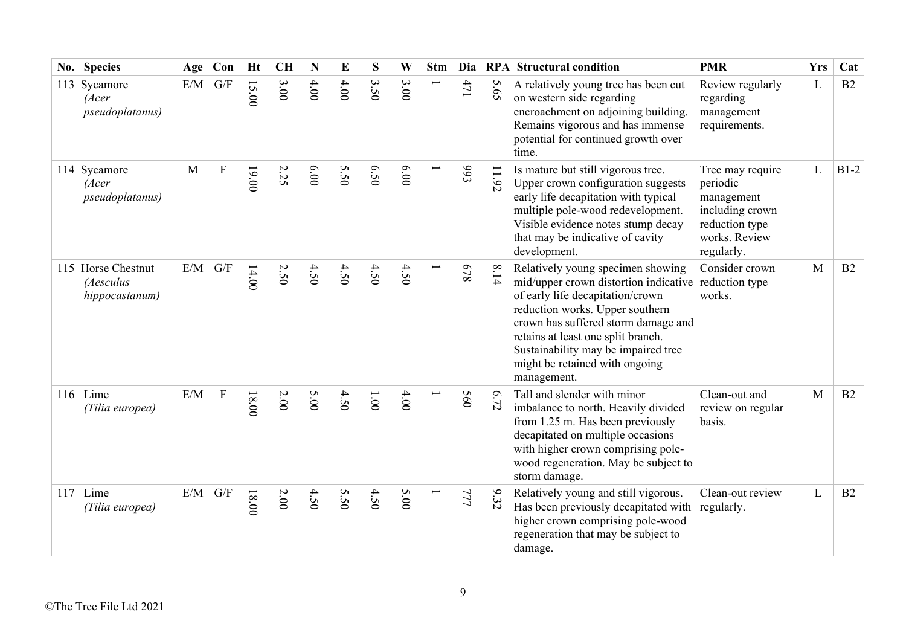| No. | Species | Age | Con | Ht | CH | N | E | S | W | Stm | Dia | RPA | Structural condition | PMR | Yrs | Cat |
|---|---|---|---|---|---|---|---|---|---|---|---|---|---|---|---|---|
| 113 | Sycamore *(Acer pseudoplatanus)* | E/M | G/F | 15.00 | 3.00 | 4.00 | 4.00 | 3.50 | 3.00 | 1 | 471 | 5.65 | A relatively young tree has been cut on western side regarding encroachment on adjoining building. Remains vigorous and has immense potential for continued growth over time. | Review regularly regarding management requirements. | L | B2 |
| 114 | Sycamore *(Acer pseudoplatanus)* | M | F | 19.00 | 2.25 | 6.00 | 5.50 | 6.50 | 6.00 | 1 | 993 | 11.92 | Is mature but still vigorous tree. Upper crown configuration suggests early life decapitation with typical multiple pole-wood redevelopment. Visible evidence notes stump decay that may be indicative of cavity development. | Tree may require periodic management including crown reduction type works. Review regularly. | L | B1-2 |
| 115 | Horse Chestnut *(Aesculus hippocastanum)* | E/M | G/F | 14.00 | 2.50 | 4.50 | 4.50 | 4.50 | 4.50 | 1 | 678 | 8.14 | Relatively young specimen showing mid/upper crown distortion indicative of early life decapitation/crown reduction works. Upper southern crown has suffered storm damage and retains at least one split branch. Sustainability may be impaired tree might be retained with ongoing management. | Consider crown reduction type works. | M | B2 |
| 116 | Lime *(Tilia europea)* | E/M | F | 18.00 | 2.00 | 5.00 | 4.50 | 1.00 | 4.00 | 1 | 560 | 6.72 | Tall and slender with minor imbalance to north. Heavily divided from 1.25 m. Has been previously decapitated on multiple occasions with higher crown comprising pole-wood regeneration. May be subject to storm damage. | Clean-out and review on regular basis. | M | B2 |
| 117 | Lime *(Tilia europea)* | E/M | G/F | 18.00 | 2.00 | 4.50 | 5.50 | 4.50 | 5.00 | 1 | 777 | 9.32 | Relatively young and still vigorous. Has been previously decapitated with higher crown comprising pole-wood regeneration that may be subject to damage. | Clean-out review regularly. | L | B2 |

©The Tree File Ltd 2021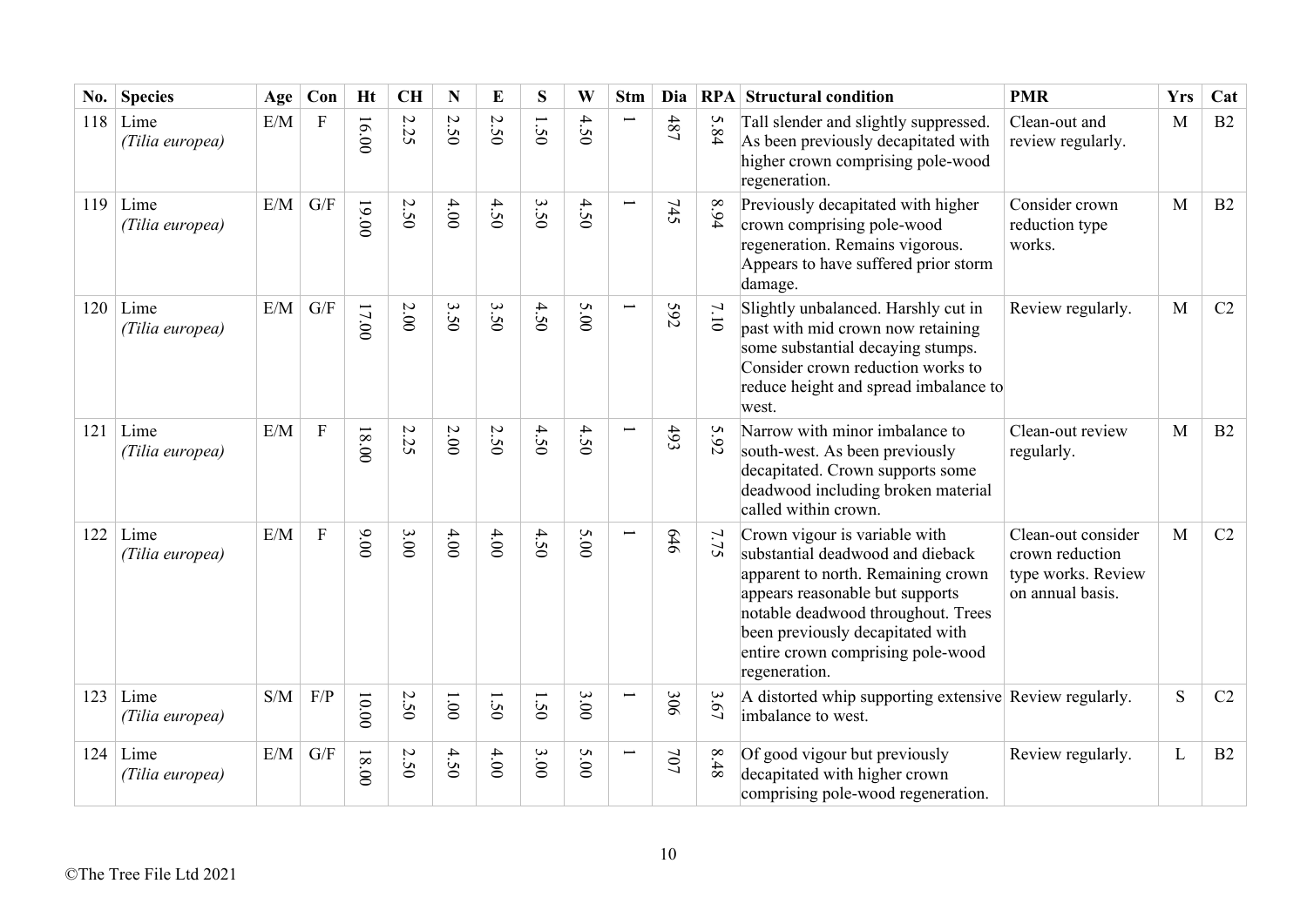| No. | Species | Age | Con | Ht | CH | N | E | S | W | Stm | Dia | RPA | Structural condition | PMR | Yrs | Cat |
|---|---|---|---|---|---|---|---|---|---|---|---|---|---|---|---|---|
| 118 | Lime *(Tilia europea)* | E/M | F | 16.00 | 2.25 | 2.50 | 2.50 | 1.50 | 4.50 | 1 | 487 | 5.84 | Tall slender and slightly suppressed. As been previously decapitated with higher crown comprising pole-wood regeneration. | Clean-out and review regularly. | M | B2 |
| 119 | Lime *(Tilia europea)* | E/M | G/F | 19.00 | 2.50 | 4.00 | 4.50 | 3.50 | 4.50 | 1 | 745 | 8.94 | Previously decapitated with higher crown comprising pole-wood regeneration. Remains vigorous. Appears to have suffered prior storm damage. | Consider crown reduction type works. | M | B2 |
| 120 | Lime *(Tilia europea)* | E/M | G/F | 17.00 | 2.00 | 3.50 | 3.50 | 4.50 | 5.00 | 1 | 592 | 7.10 | Slightly unbalanced. Harshly cut in past with mid crown now retaining some substantial decaying stumps. Consider crown reduction works to reduce height and spread imbalance to west. | Review regularly. | M | C2 |
| 121 | Lime *(Tilia europea)* | E/M | F | 18.00 | 2.25 | 2.00 | 2.50 | 4.50 | 4.50 | 1 | 493 | 5.92 | Narrow with minor imbalance to south-west. As been previously decapitated. Crown supports some deadwood including broken material called within crown. | Clean-out review regularly. | M | B2 |
| 122 | Lime *(Tilia europea)* | E/M | F | 9.00 | 3.00 | 4.00 | 4.00 | 4.50 | 5.00 | 1 | 646 | 7.75 | Crown vigour is variable with substantial deadwood and dieback apparent to north. Remaining crown appears reasonable but supports notable deadwood throughout. Trees been previously decapitated with entire crown comprising pole-wood regeneration. | Clean-out consider crown reduction type works. Review on annual basis. | M | C2 |
| 123 | Lime *(Tilia europea)* | S/M | F/P | 10.00 | 2.50 | 1.00 | 1.50 | 1.50 | 3.00 | 1 | 306 | 3.67 | A distorted whip supporting extensive imbalance to west. | Review regularly. | S | C2 |
| 124 | Lime *(Tilia europea)* | E/M | G/F | 18.00 | 2.50 | 4.50 | 4.00 | 3.00 | 5.00 | 1 | 707 | 8.48 | Of good vigour but previously decapitated with higher crown comprising pole-wood regeneration. | Review regularly. | L | B2 |

©The Tree File Ltd 2021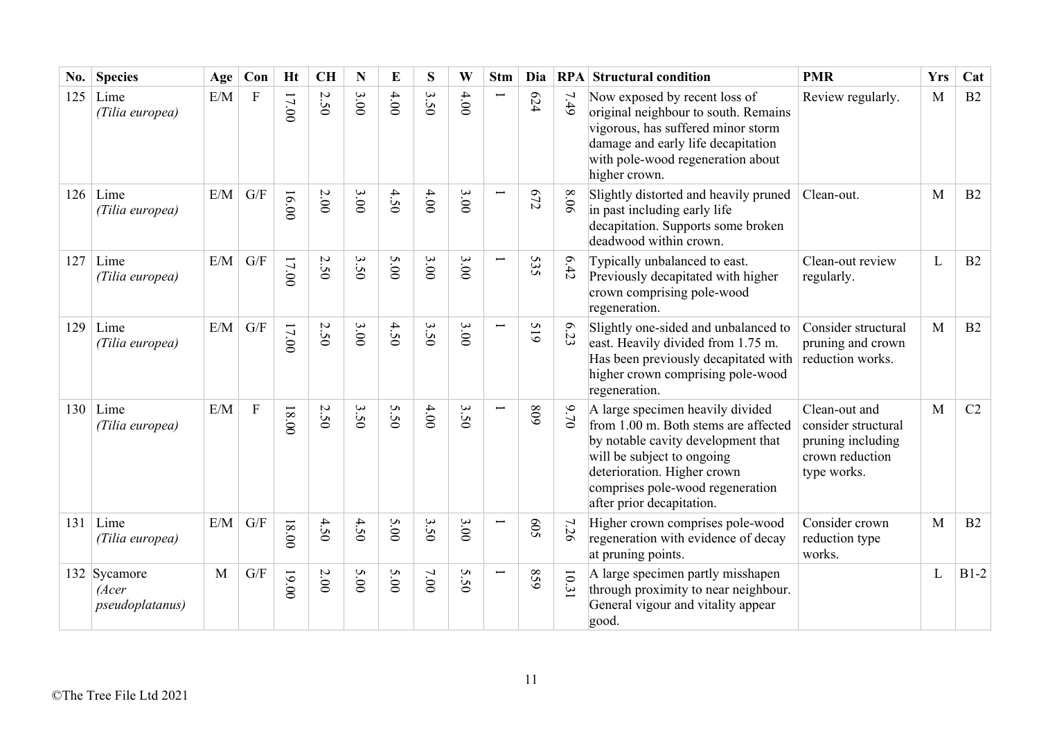| No. | Species | Age | Con | Ht | CH | N | E | S | W | Stm | Dia | RPA | Structural condition | PMR | Yrs | Cat |
|---|---|---|---|---|---|---|---|---|---|---|---|---|---|---|---|---|
| 125 | Lime *(Tilia europea)* | E/M | F | 17.00 | 2.50 | 3.00 | 4.00 | 3.50 | 4.00 | 1 | 624 | 7.49 | Now exposed by recent loss of original neighbour to south. Remains vigorous, has suffered minor storm damage and early life decapitation with pole-wood regeneration about higher crown. | Review regularly. | M | B2 |
| 126 | Lime *(Tilia europea)* | E/M | G/F | 16.00 | 2.00 | 3.00 | 4.50 | 4.00 | 3.00 | 1 | 672 | 8.06 | Slightly distorted and heavily pruned in past including early life decapitation. Supports some broken deadwood within crown. | Clean-out. | M | B2 |
| 127 | Lime *(Tilia europea)* | E/M | G/F | 17.00 | 2.50 | 3.50 | 5.00 | 3.00 | 3.00 | 1 | 535 | 6.42 | Typically unbalanced to east. Previously decapitated with higher crown comprising pole-wood regeneration. | Clean-out review regularly. | L | B2 |
| 129 | Lime *(Tilia europea)* | E/M | G/F | 17.00 | 2.50 | 3.00 | 4.50 | 3.50 | 3.00 | 1 | 519 | 6.23 | Slightly one-sided and unbalanced to east. Heavily divided from 1.75 m. Has been previously decapitated with higher crown comprising pole-wood regeneration. | Consider structural pruning and crown reduction works. | M | B2 |
| 130 | Lime *(Tilia europea)* | E/M | F | 18.00 | 2.50 | 3.50 | 5.50 | 4.00 | 3.50 | 1 | 809 | 9.70 | A large specimen heavily divided from 1.00 m. Both stems are affected by notable cavity development that will be subject to ongoing deterioration. Higher crown comprises pole-wood regeneration after prior decapitation. | Clean-out and consider structural pruning including crown reduction type works. | M | C2 |
| 131 | Lime *(Tilia europea)* | E/M | G/F | 18.00 | 4.50 | 4.50 | 5.00 | 3.50 | 3.00 | 1 | 605 | 7.26 | Higher crown comprises pole-wood regeneration with evidence of decay at pruning points. | Consider crown reduction type works. | M | B2 |
| 132 | Sycamore *(Acer pseudoplatanus)* | M | G/F | 19.00 | 2.00 | 5.00 | 5.00 | 7.00 | 5.50 | 1 | 859 | 10.31 | A large specimen partly misshapen through proximity to near neighbour. General vigour and vitality appear good. | | L | B1-2 |

©The Tree File Ltd 2021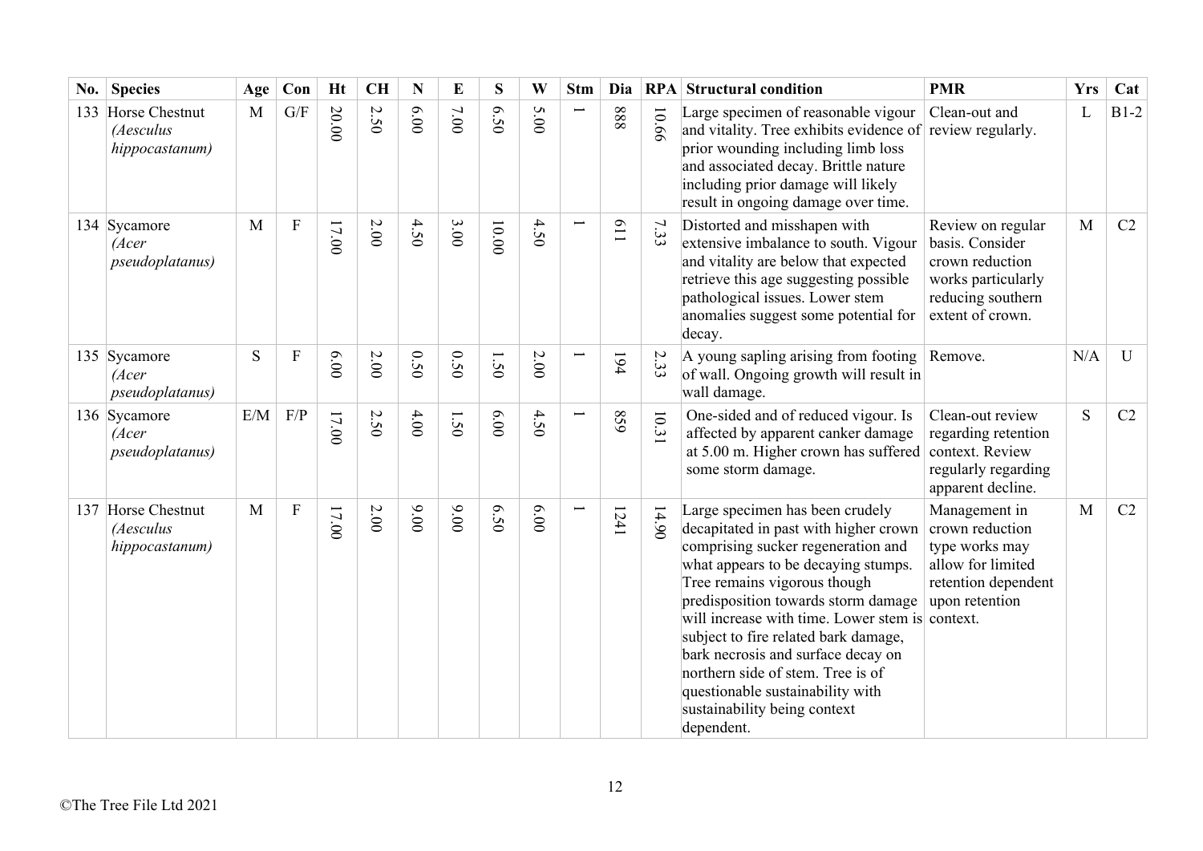| No. | Species | Age | Con | Ht | CH | N | E | S | W | Stm | Dia | RPA | Structural condition | PMR | Yrs | Cat |
|---|---|---|---|---|---|---|---|---|---|---|---|---|---|---|---|---|
| 133 | Horse Chestnut *(Aesculus hippocastanum)* | M | G/F | 20.00 | 2.50 | 6.00 | 7.00 | 6.50 | 5.00 | 1 | 888 | 10.66 | Large specimen of reasonable vigour and vitality. Tree exhibits evidence of prior wounding including limb loss and associated decay. Brittle nature including prior damage will likely result in ongoing damage over time. | Clean-out and review regularly. | L | B1-2 |
| 134 | Sycamore *(Acer pseudoplatanus)* | M | F | 17.00 | 2.00 | 4.50 | 3.00 | 10.00 | 4.50 | 1 | 611 | 7.33 | Distorted and misshapen with extensive imbalance to south. Vigour and vitality are below that expected retrieve this age suggesting possible pathological issues. Lower stem anomalies suggest some potential for decay. | Review on regular basis. Consider crown reduction works particularly reducing southern extent of crown. | M | C2 |
| 135 | Sycamore *(Acer pseudoplatanus)* | S | F | 6.00 | 2.00 | 0.50 | 0.50 | 1.50 | 2.00 | 1 | 194 | 2.33 | A young sapling arising from footing of wall. Ongoing growth will result in wall damage. | Remove. | N/A | U |
| 136 | Sycamore *(Acer pseudoplatanus)* | E/M | F/P | 17.00 | 2.50 | 4.00 | 1.50 | 6.00 | 4.50 | 1 | 859 | 10.31 | One-sided and of reduced vigour. Is affected by apparent canker damage at 5.00 m. Higher crown has suffered some storm damage. | Clean-out review regarding retention context. Review regularly regarding apparent decline. | S | C2 |
| 137 | Horse Chestnut *(Aesculus hippocastanum)* | M | F | 17.00 | 2.00 | 9.00 | 9.00 | 6.50 | 6.00 | 1 | 1241 | 14.90 | Large specimen has been crudely decapitated in past with higher crown comprising sucker regeneration and what appears to be decaying stumps. Tree remains vigorous though predisposition towards storm damage will increase with time. Lower stem is subject to fire related bark damage, bark necrosis and surface decay on northern side of stem. Tree is of questionable sustainability with sustainability being context dependent. | Management in crown reduction type works may allow for limited retention dependent upon retention context. | M | C2 |

©The Tree File Ltd 2021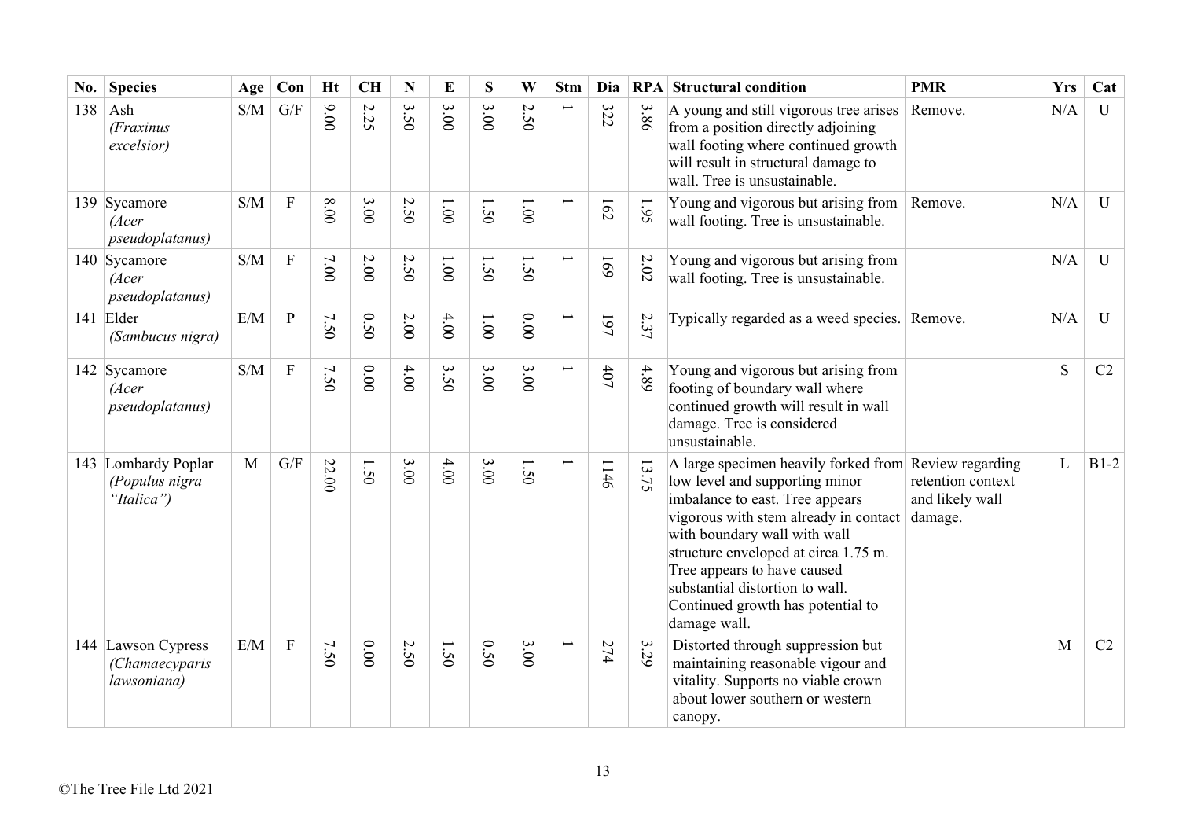| No. | Species | Age | Con | Ht | CH | N | E | S | W | Stm | Dia | RPA | Structural condition | PMR | Yrs | Cat |
|---|---|---|---|---|---|---|---|---|---|---|---|---|---|---|---|---|
| 138 | Ash *(Fraxinus excelsior)* | S/M | G/F | 9.00 | 2.25 | 3.50 | 3.00 | 3.00 | 2.50 | 1 | 322 | 3.86 | A young and still vigorous tree arises from a position directly adjoining wall footing where continued growth will result in structural damage to wall. Tree is unsustainable. | Remove. | N/A | U |
| 139 | Sycamore *(Acer pseudoplatanus)* | S/M | F | 8.00 | 3.00 | 2.50 | 1.00 | 1.50 | 1.00 | 1 | 162 | 1.95 | Young and vigorous but arising from wall footing. Tree is unsustainable. | Remove. | N/A | U |
| 140 | Sycamore *(Acer pseudoplatanus)* | S/M | F | 7.00 | 2.00 | 2.50 | 1.00 | 1.50 | 1.50 | 1 | 169 | 2.02 | Young and vigorous but arising from wall footing. Tree is unsustainable. | | N/A | U |
| 141 | Elder *(Sambucus nigra)* | E/M | P | 7.50 | 0.50 | 2.00 | 4.00 | 1.00 | 0.00 | 1 | 197 | 2.37 | Typically regarded as a weed species. | Remove. | N/A | U |
| 142 | Sycamore *(Acer pseudoplatanus)* | S/M | F | 7.50 | 0.00 | 4.00 | 3.50 | 3.00 | 3.00 | 1 | 407 | 4.89 | Young and vigorous but arising from footing of boundary wall where continued growth will result in wall damage. Tree is considered unsustainable. | | S | C2 |
| 143 | Lombardy Poplar *(Populus nigra "Italica")* | M | G/F | 22.00 | 1.50 | 3.00 | 4.00 | 3.00 | 1.50 | 1 | 1146 | 13.75 | A large specimen heavily forked from low level and supporting minor imbalance to east. Tree appears vigorous with stem already in contact with boundary wall with wall structure enveloped at circa 1.75 m. Tree appears to have caused substantial distortion to wall. Continued growth has potential to damage wall. | Review regarding retention context and likely wall damage. | L | B1-2 |
| 144 | Lawson Cypress *(Chamaecyparis lawsoniana)* | E/M | F | 7.50 | 0.00 | 2.50 | 1.50 | 0.50 | 3.00 | 1 | 274 | 3.29 | Distorted through suppression but maintaining reasonable vigour and vitality. Supports no viable crown about lower southern or western canopy. | | M | C2 |

©The Tree File Ltd 2021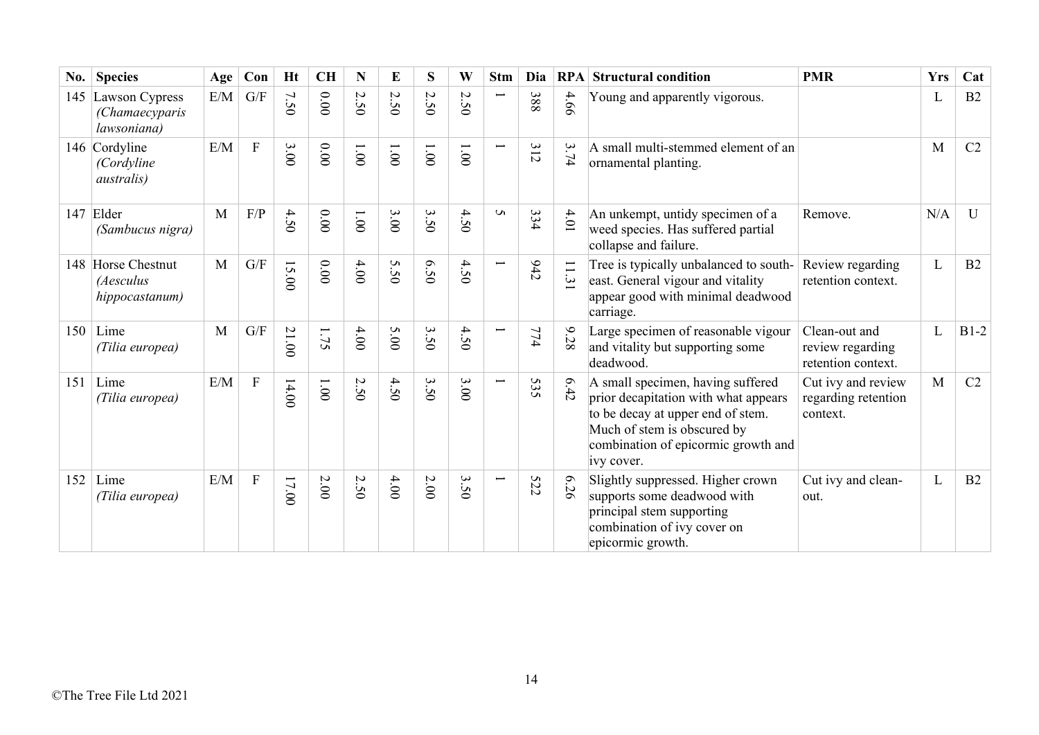| No. | Species | Age | Con | Ht | CH | N | E | S | W | Stm | Dia | RPA | Structural condition | PMR | Yrs | Cat |
|---|---|---|---|---|---|---|---|---|---|---|---|---|---|---|---|---|
| 145 | Lawson Cypress *(Chamaecyparis lawsoniana)* | E/M | G/F | 7.50 | 0.00 | 2.50 | 2.50 | 2.50 | 2.50 | 1 | 388 | 4.66 | Young and apparently vigorous. | | L | B2 |
| 146 | Cordyline *(Cordyline australis)* | E/M | F | 3.00 | 0.00 | 1.00 | 1.00 | 1.00 | 1.00 | 1 | 312 | 3.74 | A small multi-stemmed element of an ornamental planting. | | M | C2 |
| 147 | Elder *(Sambucus nigra)* | M | F/P | 4.50 | 0.00 | 1.00 | 3.00 | 3.50 | 4.50 | 5 | 334 | 4.01 | An unkempt, untidy specimen of a weed species. Has suffered partial collapse and failure. | Remove. | N/A | U |
| 148 | Horse Chestnut *(Aesculus hippocastanum)* | M | G/F | 15.00 | 0.00 | 4.00 | 5.50 | 6.50 | 4.50 | 1 | 942 | 11.31 | Tree is typically unbalanced to south-east. General vigour and vitality appear good with minimal deadwood carriage. | Review regarding retention context. | L | B2 |
| 150 | Lime *(Tilia europea)* | M | G/F | 21.00 | 1.75 | 4.00 | 5.00 | 3.50 | 4.50 | 1 | 774 | 9.28 | Large specimen of reasonable vigour and vitality but supporting some deadwood. | Clean-out and review regarding retention context. | L | B1-2 |
| 151 | Lime *(Tilia europea)* | E/M | F | 14.00 | 1.00 | 2.50 | 4.50 | 3.50 | 3.00 | 1 | 535 | 6.42 | A small specimen, having suffered prior decapitation with what appears to be decay at upper end of stem. Much of stem is obscured by combination of epicormic growth and ivy cover. | Cut ivy and review regarding retention context. | M | C2 |
| 152 | Lime *(Tilia europea)* | E/M | F | 17.00 | 2.00 | 2.50 | 4.00 | 2.00 | 3.50 | 1 | 522 | 6.26 | Slightly suppressed. Higher crown supports some deadwood with principal stem supporting combination of ivy cover on epicormic growth. | Cut ivy and clean-out. | L | B2 |

©The Tree File Ltd 2021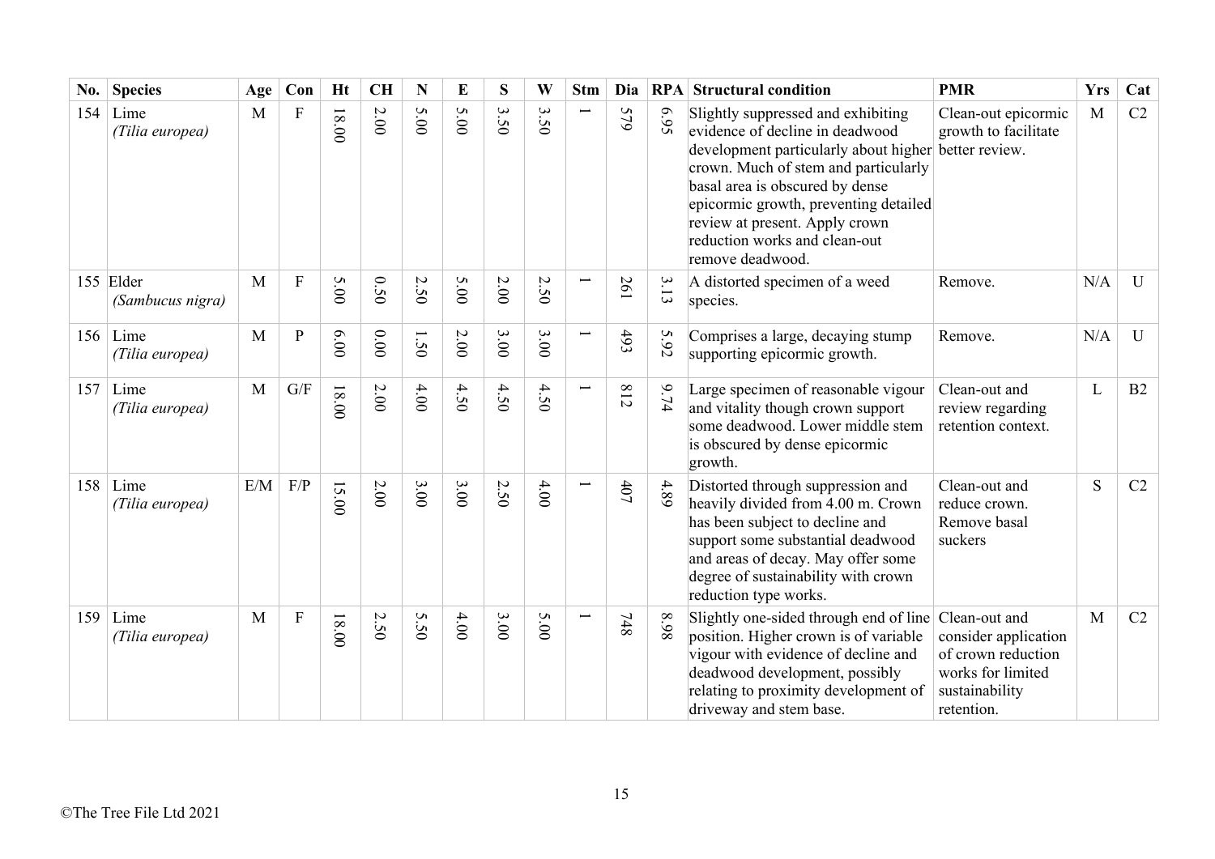| No. | Species | Age | Con | Ht | CH | N | E | S | W | Stm | Dia | RPA | Structural condition | PMR | Yrs | Cat |
|---|---|---|---|---|---|---|---|---|---|---|---|---|---|---|---|---|
| 154 | Lime *(Tilia europea)* | M | F | 18.00 | 2.00 | 5.00 | 5.00 | 3.50 | 3.50 | 1 | 579 | 6.95 | Slightly suppressed and exhibiting evidence of decline in deadwood development particularly about higher crown. Much of stem and particularly basal area is obscured by dense epicormic growth, preventing detailed review at present. Apply crown reduction works and clean-out remove deadwood. | Clean-out epicormic growth to facilitate better review. | M | C2 |
| 155 | Elder *(Sambucus nigra)* | M | F | 5.00 | 0.50 | 2.50 | 5.00 | 2.00 | 2.50 | 1 | 261 | 3.13 | A distorted specimen of a weed species. | Remove. | N/A | U |
| 156 | Lime *(Tilia europea)* | M | P | 6.00 | 0.00 | 1.50 | 2.00 | 3.00 | 3.00 | 1 | 493 | 5.92 | Comprises a large, decaying stump supporting epicormic growth. | Remove. | N/A | U |
| 157 | Lime *(Tilia europea)* | M | G/F | 18.00 | 2.00 | 4.00 | 4.50 | 4.50 | 4.50 | 1 | 812 | 9.74 | Large specimen of reasonable vigour and vitality though crown support some deadwood. Lower middle stem is obscured by dense epicormic growth. | Clean-out and review regarding retention context. | L | B2 |
| 158 | Lime *(Tilia europea)* | E/M | F/P | 15.00 | 2.00 | 3.00 | 3.00 | 2.50 | 4.00 | 1 | 407 | 4.89 | Distorted through suppression and heavily divided from 4.00 m. Crown has been subject to decline and support some substantial deadwood and areas of decay. May offer some degree of sustainability with crown reduction type works. | Clean-out and reduce crown. Remove basal suckers | S | C2 |
| 159 | Lime *(Tilia europea)* | M | F | 18.00 | 2.50 | 5.50 | 4.00 | 3.00 | 5.00 | 1 | 748 | 8.98 | Slightly one-sided through end of line position. Higher crown is of variable vigour with evidence of decline and deadwood development, possibly relating to proximity development of driveway and stem base. | Clean-out and consider application of crown reduction works for limited sustainability retention. | M | C2 |

©The Tree File Ltd 2021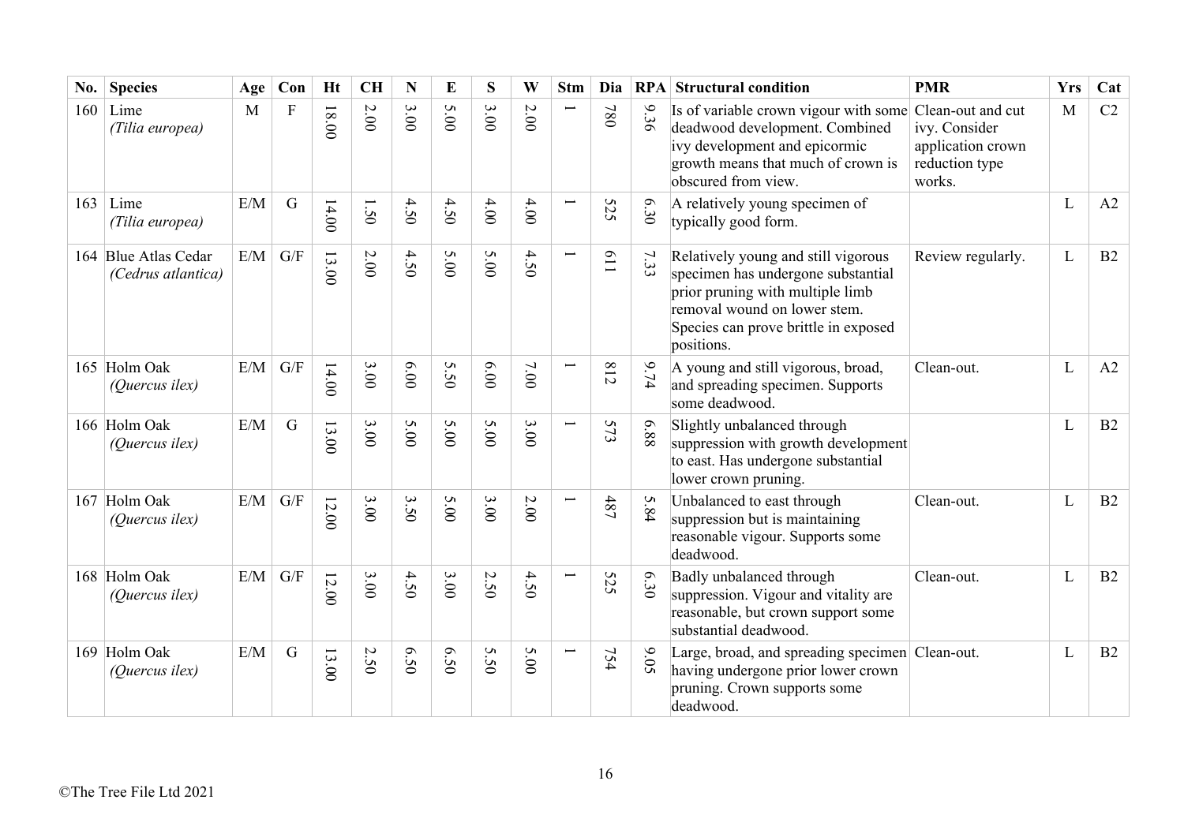| No. | Species | Age | Con | Ht | CH | N | E | S | W | Stm | Dia | RPA | Structural condition | PMR | Yrs | Cat |
|---|---|---|---|---|---|---|---|---|---|---|---|---|---|---|---|---|
| 160 | Lime *(Tilia europea)* | M | F | 18.00 | 2.00 | 3.00 | 5.00 | 3.00 | 2.00 | 1 | 780 | 9.36 | Is of variable crown vigour with some deadwood development. Combined ivy development and epicormic growth means that much of crown is obscured from view. | Clean-out and cut ivy. Consider application crown reduction type works. | M | C2 |
| 163 | Lime *(Tilia europea)* | E/M | G | 14.00 | 1.50 | 4.50 | 4.50 | 4.00 | 4.00 | 1 | 525 | 6.30 | A relatively young specimen of typically good form. | | L | A2 |
| 164 | Blue Atlas Cedar *(Cedrus atlantica)* | E/M | G/F | 13.00 | 2.00 | 4.50 | 5.00 | 5.00 | 4.50 | 1 | 611 | 7.33 | Relatively young and still vigorous specimen has undergone substantial prior pruning with multiple limb removal wound on lower stem. Species can prove brittle in exposed positions. | Review regularly. | L | B2 |
| 165 | Holm Oak *(Quercus ilex)* | E/M | G/F | 14.00 | 3.00 | 6.00 | 5.50 | 6.00 | 7.00 | 1 | 812 | 9.74 | A young and still vigorous, broad, and spreading specimen. Supports some deadwood. | Clean-out. | L | A2 |
| 166 | Holm Oak *(Quercus ilex)* | E/M | G | 13.00 | 3.00 | 5.00 | 5.00 | 5.00 | 3.00 | 1 | 573 | 6.88 | Slightly unbalanced through suppression with growth development to east. Has undergone substantial lower crown pruning. | | L | B2 |
| 167 | Holm Oak *(Quercus ilex)* | E/M | G/F | 12.00 | 3.00 | 3.50 | 5.00 | 3.00 | 2.00 | 1 | 487 | 5.84 | Unbalanced to east through suppression but is maintaining reasonable vigour. Supports some deadwood. | Clean-out. | L | B2 |
| 168 | Holm Oak *(Quercus ilex)* | E/M | G/F | 12.00 | 3.00 | 4.50 | 3.00 | 2.50 | 4.50 | 1 | 525 | 6.30 | Badly unbalanced through suppression. Vigour and vitality are reasonable, but crown support some substantial deadwood. | Clean-out. | L | B2 |
| 169 | Holm Oak *(Quercus ilex)* | E/M | G | 13.00 | 2.50 | 6.50 | 6.50 | 5.50 | 5.00 | 1 | 754 | 9.05 | Large, broad, and spreading specimen having undergone prior lower crown pruning. Crown supports some deadwood. | Clean-out. | L | B2 |

©The Tree File Ltd 2021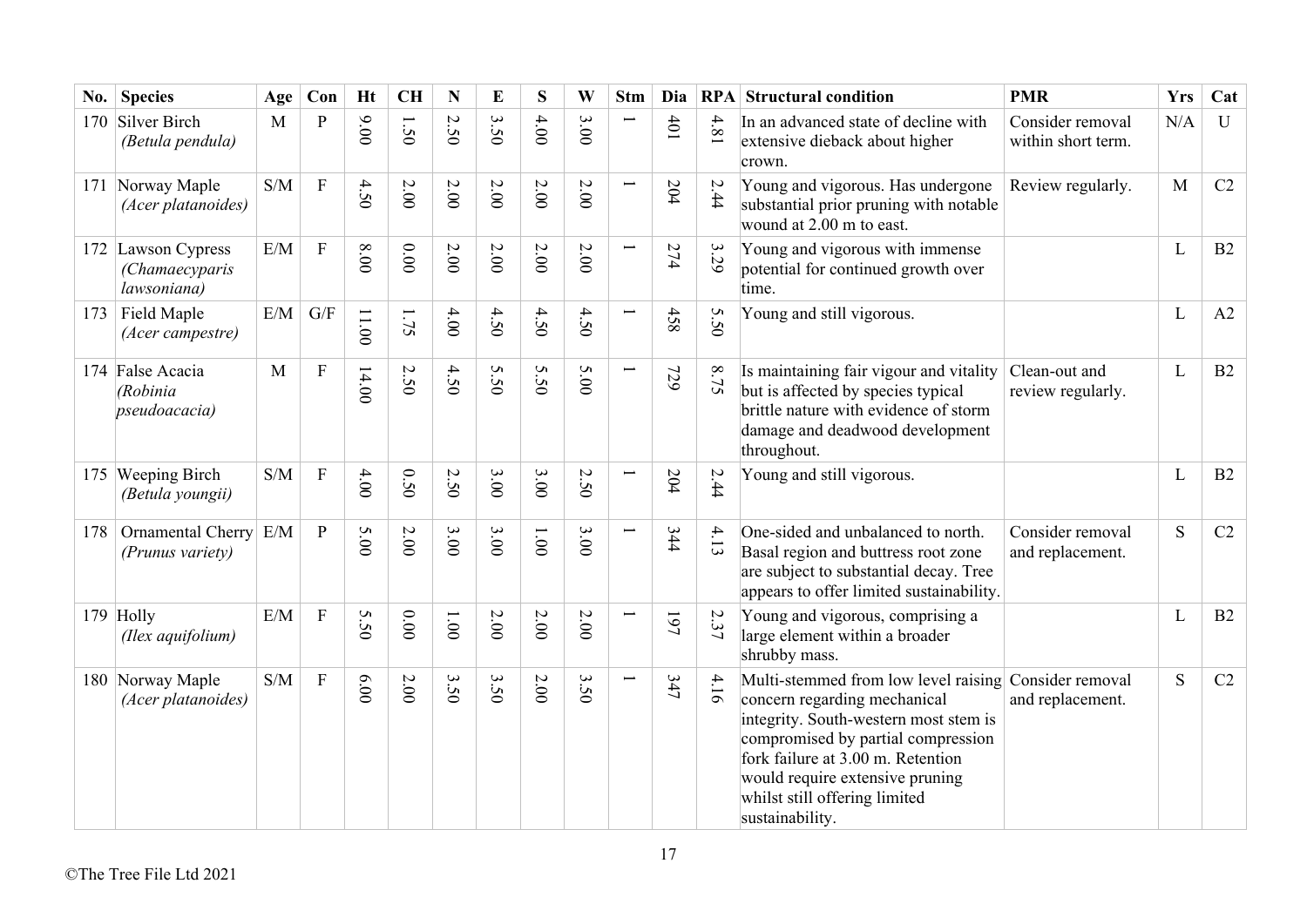| No. | Species | Age | Con | Ht | CH | N | E | S | W | Stm | Dia | RPA | Structural condition | PMR | Yrs | Cat |
|---|---|---|---|---|---|---|---|---|---|---|---|---|---|---|---|---|
| 170 | Silver Birch *(Betula pendula)* | M | P | 9.00 | 1.50 | 2.50 | 3.50 | 4.00 | 3.00 | 1 | 401 | 4.81 | In an advanced state of decline with extensive dieback about higher crown. | Consider removal within short term. | N/A | U |
| 171 | Norway Maple *(Acer platanoides)* | S/M | F | 4.50 | 2.00 | 2.00 | 2.00 | 2.00 | 2.00 | 1 | 204 | 2.44 | Young and vigorous. Has undergone substantial prior pruning with notable wound at 2.00 m to east. | Review regularly. | M | C2 |
| 172 | Lawson Cypress *(Chamaecyparis lawsoniana)* | E/M | F | 8.00 | 0.00 | 2.00 | 2.00 | 2.00 | 2.00 | 1 | 274 | 3.29 | Young and vigorous with immense potential for continued growth over time. | | L | B2 |
| 173 | Field Maple *(Acer campestre)* | E/M | G/F | 11.00 | 1.75 | 4.00 | 4.50 | 4.50 | 4.50 | 1 | 458 | 5.50 | Young and still vigorous. | | L | A2 |
| 174 | False Acacia *(Robinia pseudoacacia)* | M | F | 14.00 | 2.50 | 4.50 | 5.50 | 5.50 | 5.00 | 1 | 729 | 8.75 | Is maintaining fair vigour and vitality but is affected by species typical brittle nature with evidence of storm damage and deadwood development throughout. | Clean-out and review regularly. | L | B2 |
| 175 | Weeping Birch *(Betula youngii)* | S/M | F | 4.00 | 0.50 | 2.50 | 3.00 | 3.00 | 2.50 | 1 | 204 | 2.44 | Young and still vigorous. | | L | B2 |
| 178 | Ornamental Cherry *(Prunus variety)* | E/M | P | 5.00 | 2.00 | 3.00 | 3.00 | 1.00 | 3.00 | 1 | 344 | 4.13 | One-sided and unbalanced to north. Basal region and buttress root zone are subject to substantial decay. Tree appears to offer limited sustainability. | Consider removal and replacement. | S | C2 |
| 179 | Holly *(Ilex aquifolium)* | E/M | F | 5.50 | 0.00 | 1.00 | 2.00 | 2.00 | 2.00 | 1 | 197 | 2.37 | Young and vigorous, comprising a large element within a broader shrubby mass. | | L | B2 |
| 180 | Norway Maple *(Acer platanoides)* | S/M | F | 6.00 | 2.00 | 3.50 | 3.50 | 2.00 | 3.50 | 1 | 347 | 4.16 | Multi-stemmed from low level raising concern regarding mechanical integrity. South-western most stem is compromised by partial compression fork failure at 3.00 m. Retention would require extensive pruning whilst still offering limited sustainability. | Consider removal and replacement. | S | C2 |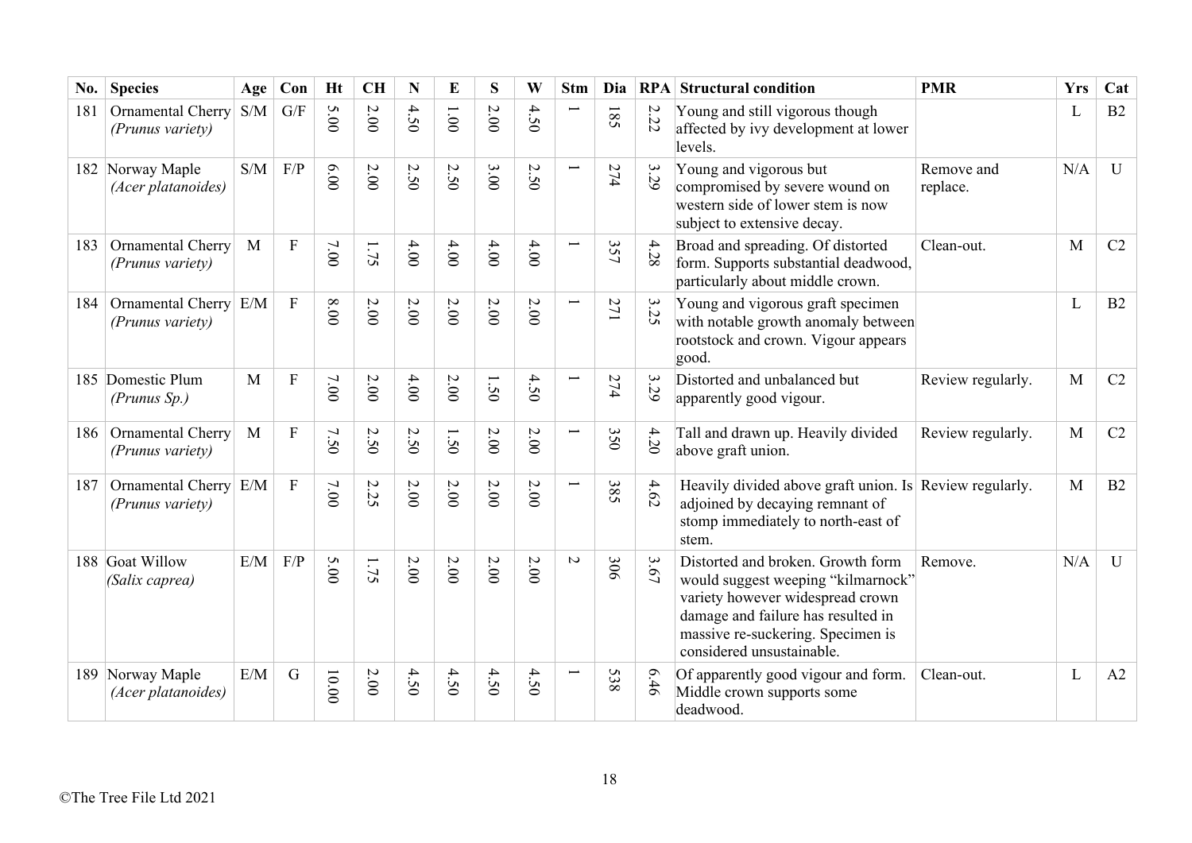| No. | Species | Age | Con | Ht | CH | N | E | S | W | Stm | Dia | RPA | Structural condition | PMR | Yrs | Cat |
|---|---|---|---|---|---|---|---|---|---|---|---|---|---|---|---|---|
| 181 | Ornamental Cherry *(Prunus variety)* | S/M | G/F | 5.00 | 2.00 | 4.50 | 1.00 | 2.00 | 4.50 | 1 | 185 | 2.22 | Young and still vigorous though affected by ivy development at lower levels. | | L | B2 |
| 182 | Norway Maple *(Acer platanoides)* | S/M | F/P | 6.00 | 2.00 | 2.50 | 2.50 | 3.00 | 2.50 | 1 | 274 | 3.29 | Young and vigorous but compromised by severe wound on western side of lower stem is now subject to extensive decay. | Remove and replace. | N/A | U |
| 183 | Ornamental Cherry *(Prunus variety)* | M | F | 7.00 | 1.75 | 4.00 | 4.00 | 4.00 | 4.00 | 1 | 357 | 4.28 | Broad and spreading. Of distorted form. Supports substantial deadwood, particularly about middle crown. | Clean-out. | M | C2 |
| 184 | Ornamental Cherry *(Prunus variety)* | E/M | F | 8.00 | 2.00 | 2.00 | 2.00 | 2.00 | 2.00 | 1 | 271 | 3.25 | Young and vigorous graft specimen with notable growth anomaly between rootstock and crown. Vigour appears good. | | L | B2 |
| 185 | Domestic Plum *(Prunus Sp.)* | M | F | 7.00 | 2.00 | 4.00 | 2.00 | 1.50 | 4.50 | 1 | 274 | 3.29 | Distorted and unbalanced but apparently good vigour. | Review regularly. | M | C2 |
| 186 | Ornamental Cherry *(Prunus variety)* | M | F | 7.50 | 2.50 | 2.50 | 1.50 | 2.00 | 2.00 | 1 | 350 | 4.20 | Tall and drawn up. Heavily divided above graft union. | Review regularly. | M | C2 |
| 187 | Ornamental Cherry *(Prunus variety)* | E/M | F | 7.00 | 2.25 | 2.00 | 2.00 | 2.00 | 2.00 | 1 | 385 | 4.62 | Heavily divided above graft union. Is adjoined by decaying remnant of stomp immediately to north-east of stem. | Review regularly. | M | B2 |
| 188 | Goat Willow *(Salix caprea)* | E/M | F/P | 5.00 | 1.75 | 2.00 | 2.00 | 2.00 | 2.00 | 2 | 306 | 3.67 | Distorted and broken. Growth form would suggest weeping "kilmarnock" variety however widespread crown damage and failure has resulted in massive re-suckering. Specimen is considered unsustainable. | Remove. | N/A | U |
| 189 | Norway Maple *(Acer platanoides)* | E/M | G | 10.00 | 2.00 | 4.50 | 4.50 | 4.50 | 4.50 | 1 | 538 | 6.46 | Of apparently good vigour and form. Middle crown supports some deadwood. | Clean-out. | L | A2 |

©The Tree File Ltd 2021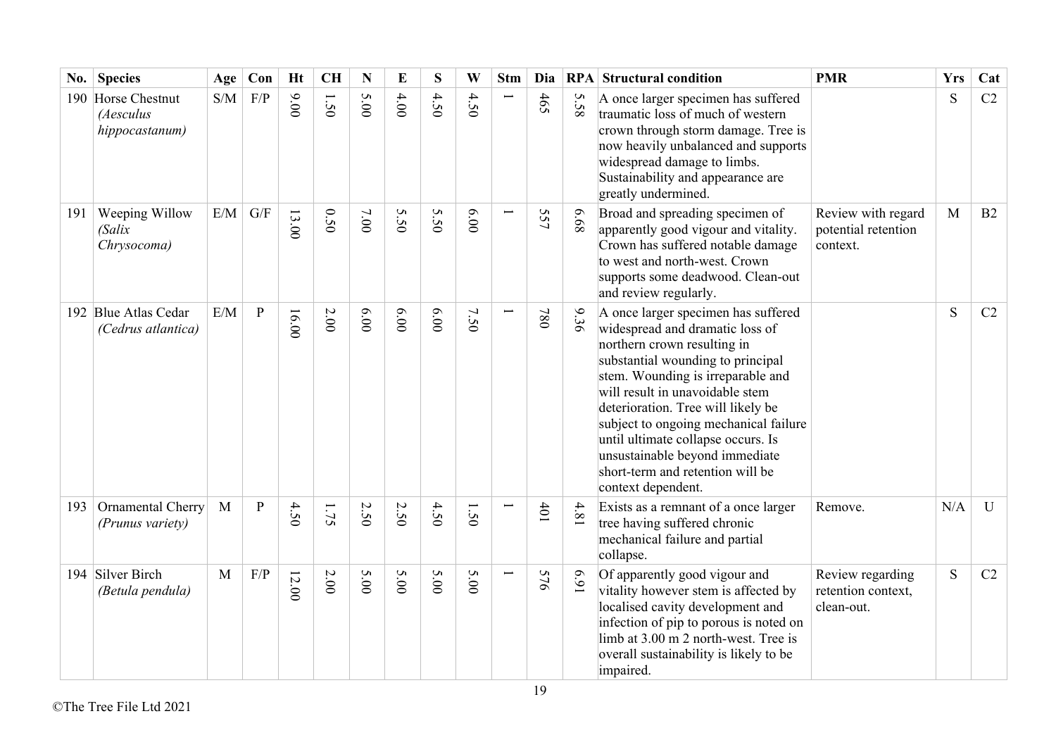| No. | Species | Age | Con | Ht | CH | N | E | S | W | Stm | Dia | RPA | Structural condition | PMR | Yrs | Cat |
|---|---|---|---|---|---|---|---|---|---|---|---|---|---|---|---|---|
| 190 | Horse Chestnut *(Aesculus hippocastanum)* | S/M | F/P | 9.00 | 1.50 | 5.00 | 4.00 | 4.50 | 4.50 | 1 | 465 | 5.58 | A once larger specimen has suffered traumatic loss of much of western crown through storm damage. Tree is now heavily unbalanced and supports widespread damage to limbs. Sustainability and appearance are greatly undermined. | | S | C2 |
| 191 | Weeping Willow *(Salix Chrysocoma)* | E/M | G/F | 13.00 | 0.50 | 7.00 | 5.50 | 5.50 | 6.00 | 1 | 557 | 6.68 | Broad and spreading specimen of apparently good vigour and vitality. Crown has suffered notable damage to west and north-west. Crown supports some deadwood. Clean-out and review regularly. | Review with regard potential retention context. | M | B2 |
| 192 | Blue Atlas Cedar *(Cedrus atlantica)* | E/M | P | 16.00 | 2.00 | 6.00 | 6.00 | 6.00 | 7.50 | 1 | 780 | 9.36 | A once larger specimen has suffered widespread and dramatic loss of northern crown resulting in substantial wounding to principal stem. Wounding is irreparable and will result in unavoidable stem deterioration. Tree will likely be subject to ongoing mechanical failure until ultimate collapse occurs. Is unsustainable beyond immediate short-term and retention will be context dependent. | | S | C2 |
| 193 | Ornamental Cherry *(Prunus variety)* | M | P | 4.50 | 1.75 | 2.50 | 2.50 | 4.50 | 1.50 | 1 | 401 | 4.81 | Exists as a remnant of a once larger tree having suffered chronic mechanical failure and partial collapse. | Remove. | N/A | U |
| 194 | Silver Birch *(Betula pendula)* | M | F/P | 12.00 | 2.00 | 5.00 | 5.00 | 5.00 | 5.00 | 1 | 576 | 6.91 | Of apparently good vigour and vitality however stem is affected by localised cavity development and infection of pip to porous is noted on limb at 3.00 m 2 north-west. Tree is overall sustainability is likely to be impaired. | Review regarding retention context, clean-out. | S | C2 |

©The Tree File Ltd 2021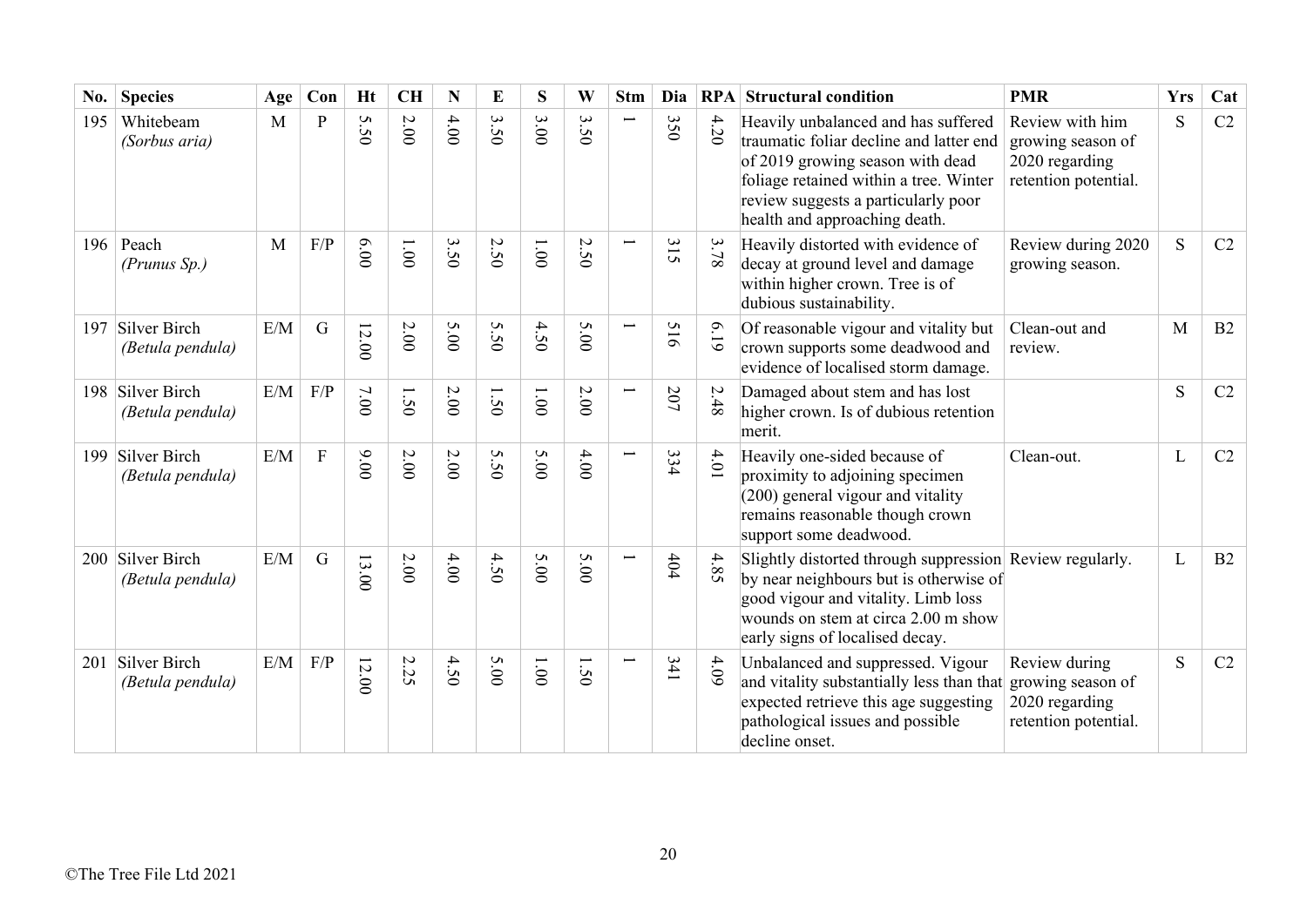| No. | Species | Age | Con | Ht | CH | N | E | S | W | Stm | Dia | RPA | Structural condition | PMR | Yrs | Cat |
|---|---|---|---|---|---|---|---|---|---|---|---|---|---|---|---|---|
| 195 | Whitebeam *(Sorbus aria)* | M | P | 5.50 | 2.00 | 4.00 | 3.50 | 3.00 | 3.50 | 1 | 350 | 4.20 | Heavily unbalanced and has suffered traumatic foliar decline and latter end of 2019 growing season with dead foliage retained within a tree. Winter review suggests a particularly poor health and approaching death. | Review with him growing season of 2020 regarding retention potential. | S | C2 |
| 196 | Peach *(Prunus Sp.)* | M | F/P | 6.00 | 1.00 | 3.50 | 2.50 | 1.00 | 2.50 | 1 | 315 | 3.78 | Heavily distorted with evidence of decay at ground level and damage within higher crown. Tree is of dubious sustainability. | Review during 2020 growing season. | S | C2 |
| 197 | Silver Birch *(Betula pendula)* | E/M | G | 12.00 | 2.00 | 5.00 | 5.50 | 4.50 | 5.00 | 1 | 516 | 6.19 | Of reasonable vigour and vitality but crown supports some deadwood and evidence of localised storm damage. | Clean-out and review. | M | B2 |
| 198 | Silver Birch *(Betula pendula)* | E/M | F/P | 7.00 | 1.50 | 2.00 | 1.50 | 1.00 | 2.00 | 1 | 207 | 2.48 | Damaged about stem and has lost higher crown. Is of dubious retention merit. | | S | C2 |
| 199 | Silver Birch *(Betula pendula)* | E/M | F | 9.00 | 2.00 | 2.00 | 5.50 | 5.00 | 4.00 | 1 | 334 | 4.01 | Heavily one-sided because of proximity to adjoining specimen (200) general vigour and vitality remains reasonable though crown support some deadwood. | Clean-out. | L | C2 |
| 200 | Silver Birch *(Betula pendula)* | E/M | G | 13.00 | 2.00 | 4.00 | 4.50 | 5.00 | 5.00 | 1 | 404 | 4.85 | Slightly distorted through suppression by near neighbours but is otherwise of good vigour and vitality. Limb loss wounds on stem at circa 2.00 m show early signs of localised decay. | Review regularly. | L | B2 |
| 201 | Silver Birch *(Betula pendula)* | E/M | F/P | 12.00 | 2.25 | 4.50 | 5.00 | 1.00 | 1.50 | 1 | 341 | 4.09 | Unbalanced and suppressed. Vigour and vitality substantially less than that expected retrieve this age suggesting pathological issues and possible decline onset. | Review during growing season of 2020 regarding retention potential. | S | C2 |

©The Tree File Ltd 2021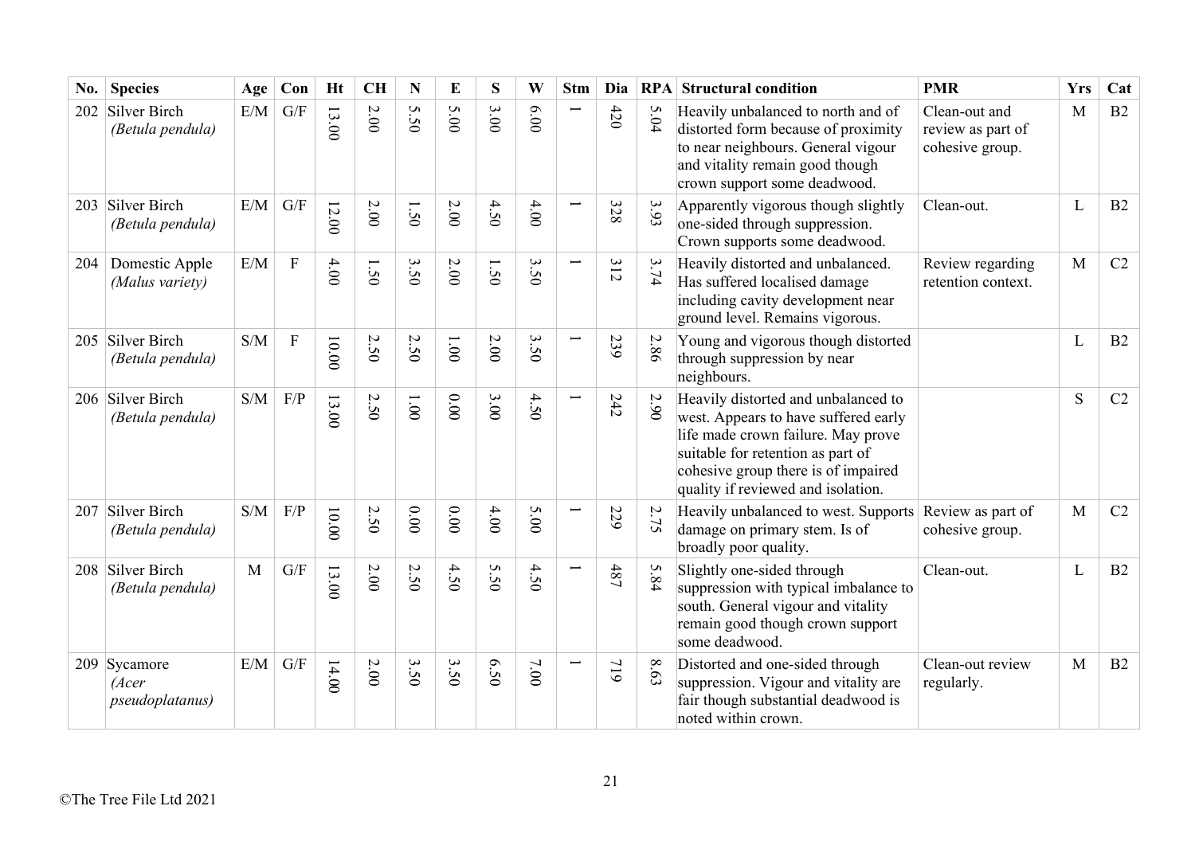| No. | Species | Age | Con | Ht | CH | N | E | S | W | Stm | Dia | RPA | Structural condition | PMR | Yrs | Cat |
|---|---|---|---|---|---|---|---|---|---|---|---|---|---|---|---|---|
| 202 | Silver Birch *(Betula pendula)* | E/M | G/F | 13.00 | 2.00 | 5.50 | 5.00 | 3.00 | 6.00 | 1 | 420 | 5.04 | Heavily unbalanced to north and of distorted form because of proximity to near neighbours. General vigour and vitality remain good though crown support some deadwood. | Clean-out and review as part of cohesive group. | M | B2 |
| 203 | Silver Birch *(Betula pendula)* | E/M | G/F | 12.00 | 2.00 | 1.50 | 2.00 | 4.50 | 4.00 | 1 | 328 | 3.93 | Apparently vigorous though slightly one-sided through suppression. Crown supports some deadwood. | Clean-out. | L | B2 |
| 204 | Domestic Apple *(Malus variety)* | E/M | F | 4.00 | 1.50 | 3.50 | 2.00 | 1.50 | 3.50 | 1 | 312 | 3.74 | Heavily distorted and unbalanced. Has suffered localised damage including cavity development near ground level. Remains vigorous. | Review regarding retention context. | M | C2 |
| 205 | Silver Birch *(Betula pendula)* | S/M | F | 10.00 | 2.50 | 2.50 | 1.00 | 2.00 | 3.50 | 1 | 239 | 2.86 | Young and vigorous though distorted through suppression by near neighbours. | | L | B2 |
| 206 | Silver Birch *(Betula pendula)* | S/M | F/P | 13.00 | 2.50 | 1.00 | 0.00 | 3.00 | 4.50 | 1 | 242 | 2.90 | Heavily distorted and unbalanced to west. Appears to have suffered early life made crown failure. May prove suitable for retention as part of cohesive group there is of impaired quality if reviewed and isolation. | | S | C2 |
| 207 | Silver Birch *(Betula pendula)* | S/M | F/P | 10.00 | 2.50 | 0.00 | 0.00 | 4.00 | 5.00 | 1 | 229 | 2.75 | Heavily unbalanced to west. Supports damage on primary stem. Is of broadly poor quality. | Review as part of cohesive group. | M | C2 |
| 208 | Silver Birch *(Betula pendula)* | M | G/F | 13.00 | 2.00 | 2.50 | 4.50 | 5.50 | 4.50 | 1 | 487 | 5.84 | Slightly one-sided through suppression with typical imbalance to south. General vigour and vitality remain good though crown support some deadwood. | Clean-out. | L | B2 |
| 209 | Sycamore *(Acer pseudoplatanus)* | E/M | G/F | 14.00 | 2.00 | 3.50 | 3.50 | 6.50 | 7.00 | 1 | 719 | 8.63 | Distorted and one-sided through suppression. Vigour and vitality are fair though substantial deadwood is noted within crown. | Clean-out review regularly. | M | B2 |

©The Tree File Ltd 2021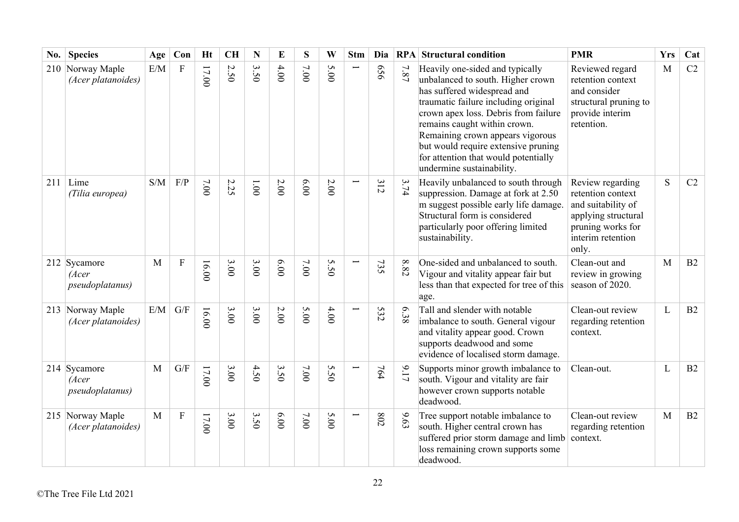| No. | Species | Age | Con | Ht | CH | N | E | S | W | Stm | Dia | RPA | Structural condition | PMR | Yrs | Cat |
|---|---|---|---|---|---|---|---|---|---|---|---|---|---|---|---|---|
| 210 | Norway Maple *(Acer platanoides)* | E/M | F | 17.00 | 2.50 | 3.50 | 4.00 | 7.00 | 5.00 | 1 | 656 | 7.87 | Heavily one-sided and typically unbalanced to south. Higher crown has suffered widespread and traumatic failure including original crown apex loss. Debris from failure remains caught within crown. Remaining crown appears vigorous but would require extensive pruning for attention that would potentially undermine sustainability. | Reviewed regard retention context and consider structural pruning to provide interim retention. | M | C2 |
| 211 | Lime *(Tilia europea)* | S/M | F/P | 7.00 | 2.25 | 1.00 | 2.00 | 6.00 | 2.00 | 1 | 312 | 3.74 | Heavily unbalanced to south through suppression. Damage at fork at 2.50 m suggest possible early life damage. Structural form is considered particularly poor offering limited sustainability. | Review regarding retention context and suitability of applying structural pruning works for interim retention only. | S | C2 |
| 212 | Sycamore *(Acer pseudoplatanus)* | M | F | 16.00 | 3.00 | 3.00 | 6.00 | 7.00 | 5.50 | 1 | 735 | 8.82 | One-sided and unbalanced to south. Vigour and vitality appear fair but less than that expected for tree of this age. | Clean-out and review in growing season of 2020. | M | B2 |
| 213 | Norway Maple *(Acer platanoides)* | E/M | G/F | 16.00 | 3.00 | 3.00 | 2.00 | 5.00 | 4.00 | 1 | 532 | 6.38 | Tall and slender with notable imbalance to south. General vigour and vitality appear good. Crown supports deadwood and some evidence of localised storm damage. | Clean-out review regarding retention context. | L | B2 |
| 214 | Sycamore *(Acer pseudoplatanus)* | M | G/F | 17.00 | 3.00 | 4.50 | 3.50 | 7.00 | 5.50 | 1 | 764 | 9.17 | Supports minor growth imbalance to south. Vigour and vitality are fair however crown supports notable deadwood. | Clean-out. | L | B2 |
| 215 | Norway Maple *(Acer platanoides)* | M | F | 17.00 | 3.00 | 3.50 | 6.00 | 7.00 | 5.00 | 1 | 802 | 9.63 | Tree support notable imbalance to south. Higher central crown has suffered prior storm damage and limb loss remaining crown supports some deadwood. | Clean-out review regarding retention context. | M | B2 |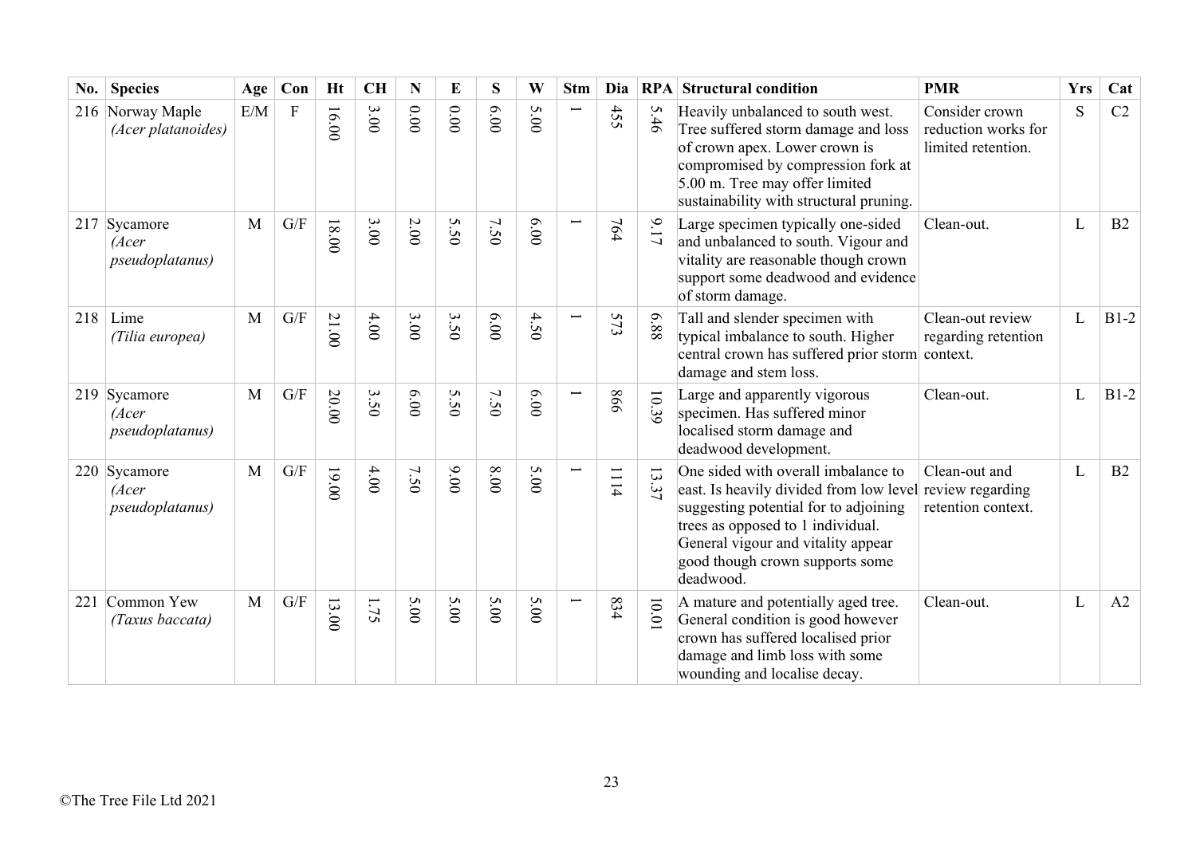| No. | Species | Age | Con | Ht | CH | N | E | S | W | Stm | Dia | RPA | Structural condition | PMR | Yrs | Cat |
|---|---|---|---|---|---|---|---|---|---|---|---|---|---|---|---|---|
| 216 | Norway Maple *(Acer platanoides)* | E/M | F | 16.00 | 3.00 | 0.00 | 0.00 | 6.00 | 5.00 | 1 | 455 | 5.46 | Heavily unbalanced to south west. Tree suffered storm damage and loss of crown apex. Lower crown is compromised by compression fork at 5.00 m. Tree may offer limited sustainability with structural pruning. | Consider crown reduction works for limited retention. | S | C2 |
| 217 | Sycamore *(Acer pseudoplatanus)* | M | G/F | 18.00 | 3.00 | 2.00 | 5.50 | 7.50 | 6.00 | 1 | 764 | 9.17 | Large specimen typically one-sided and unbalanced to south. Vigour and vitality are reasonable though crown support some deadwood and evidence of storm damage. | Clean-out. | L | B2 |
| 218 | Lime *(Tilia europea)* | M | G/F | 21.00 | 4.00 | 3.00 | 3.50 | 6.00 | 4.50 | 1 | 573 | 6.88 | Tall and slender specimen with typical imbalance to south. Higher central crown has suffered prior storm damage and stem loss. | Clean-out review regarding retention context. | L | B1-2 |
| 219 | Sycamore *(Acer pseudoplatanus)* | M | G/F | 20.00 | 3.50 | 6.00 | 5.50 | 7.50 | 6.00 | 1 | 866 | 10.39 | Large and apparently vigorous specimen. Has suffered minor localised storm damage and deadwood development. | Clean-out. | L | B1-2 |
| 220 | Sycamore *(Acer pseudoplatanus)* | M | G/F | 19.00 | 4.00 | 7.50 | 9.00 | 8.00 | 5.00 | 1 | 1114 | 13.37 | One sided with overall imbalance to east. Is heavily divided from low level suggesting potential for to adjoining trees as opposed to 1 individual. General vigour and vitality appear good though crown supports some deadwood. | Clean-out and review regarding retention context. | L | B2 |
| 221 | Common Yew *(Taxus baccata)* | M | G/F | 13.00 | 1.75 | 5.00 | 5.00 | 5.00 | 5.00 | 1 | 834 | 10.01 | A mature and potentially aged tree. General condition is good however crown has suffered localised prior damage and limb loss with some wounding and localise decay. | Clean-out. | L | A2 |

©The Tree File Ltd 2021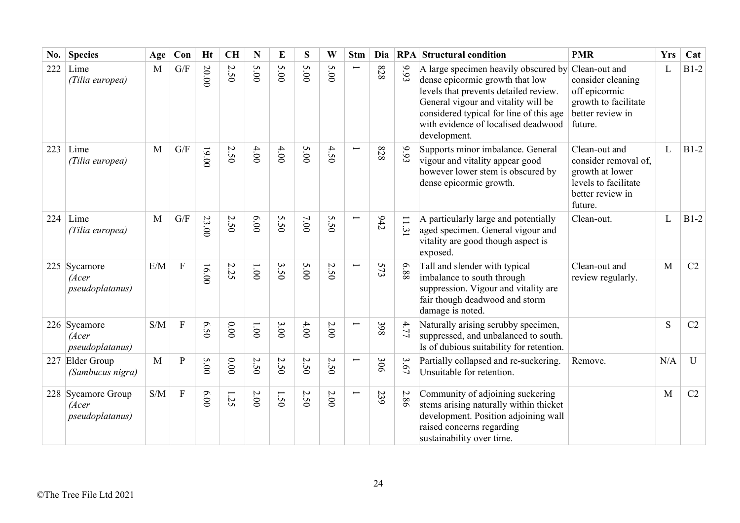| No. | Species | Age | Con | Ht | CH | N | E | S | W | Stm | Dia | RPA | Structural condition | PMR | Yrs | Cat |
|---|---|---|---|---|---|---|---|---|---|---|---|---|---|---|---|---|
| 222 | Lime *(Tilia europea)* | M | G/F | 20.00 | 2.50 | 5.00 | 5.00 | 5.00 | 5.00 | 1 | 828 | 9.93 | A large specimen heavily obscured by dense epicormic growth that low levels that prevents detailed review. General vigour and vitality will be considered typical for line of this age with evidence of localised deadwood development. | Clean-out and consider cleaning off epicormic growth to facilitate better review in future. | L | B1-2 |
| 223 | Lime *(Tilia europea)* | M | G/F | 19.00 | 2.50 | 4.00 | 4.00 | 5.00 | 4.50 | 1 | 828 | 9.93 | Supports minor imbalance. General vigour and vitality appear good however lower stem is obscured by dense epicormic growth. | Clean-out and consider removal of, growth at lower levels to facilitate better review in future. | L | B1-2 |
| 224 | Lime *(Tilia europea)* | M | G/F | 23.00 | 2.50 | 6.00 | 5.50 | 7.00 | 5.50 | 1 | 942 | 11.31 | A particularly large and potentially aged specimen. General vigour and vitality are good though aspect is exposed. | Clean-out. | L | B1-2 |
| 225 | Sycamore *(Acer pseudoplatanus)* | E/M | F | 16.00 | 2.25 | 1.00 | 3.50 | 5.00 | 2.50 | 1 | 573 | 6.88 | Tall and slender with typical imbalance to south through suppression. Vigour and vitality are fair though deadwood and storm damage is noted. | Clean-out and review regularly. | M | C2 |
| 226 | Sycamore *(Acer pseudoplatanus)* | S/M | F | 6.50 | 0.00 | 1.00 | 3.00 | 4.00 | 2.00 | 1 | 398 | 4.77 | Naturally arising scrubby specimen, suppressed, and unbalanced to south. Is of dubious suitability for retention. | | S | C2 |
| 227 | Elder Group *(Sambucus nigra)* | M | P | 5.00 | 0.00 | 2.50 | 2.50 | 2.50 | 2.50 | 1 | 306 | 3.67 | Partially collapsed and re-suckering. Unsuitable for retention. | Remove. | N/A | U |
| 228 | Sycamore Group *(Acer pseudoplatanus)* | S/M | F | 6.00 | 1.25 | 2.00 | 1.50 | 2.50 | 2.00 | 1 | 239 | 2.86 | Community of adjoining suckering stems arising naturally within thicket development. Position adjoining wall raised concerns regarding sustainability over time. | | M | C2 |

©The Tree File Ltd 2021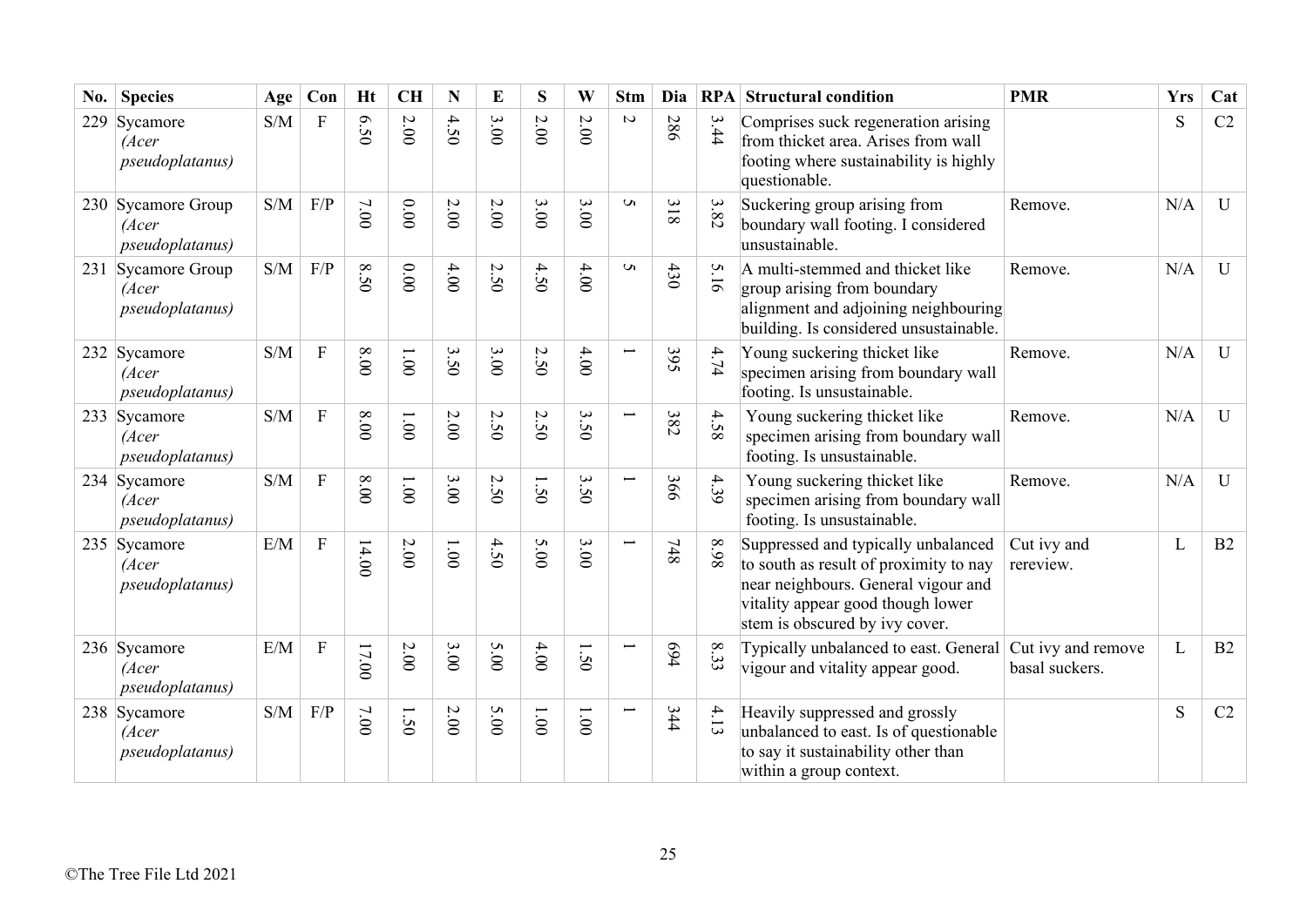| No. | Species | Age | Con | Ht | CH | N | E | S | W | Stm | Dia | RPA | Structural condition | PMR | Yrs | Cat |
|---|---|---|---|---|---|---|---|---|---|---|---|---|---|---|---|---|
| 229 | Sycamore *(Acer pseudoplatanus)* | S/M | F | 6.50 | 2.00 | 4.50 | 3.00 | 2.00 | 2.00 | 2 | 286 | 3.44 | Comprises suck regeneration arising from thicket area. Arises from wall footing where sustainability is highly questionable. | | S | C2 |
| 230 | Sycamore Group *(Acer pseudoplatanus)* | S/M | F/P | 7.00 | 0.00 | 2.00 | 2.00 | 3.00 | 3.00 | 5 | 318 | 3.82 | Suckering group arising from boundary wall footing. I considered unsustainable. | Remove. | N/A | U |
| 231 | Sycamore Group *(Acer pseudoplatanus)* | S/M | F/P | 8.50 | 0.00 | 4.00 | 2.50 | 4.50 | 4.00 | 5 | 430 | 5.16 | A multi-stemmed and thicket like group arising from boundary alignment and adjoining neighbouring building. Is considered unsustainable. | Remove. | N/A | U |
| 232 | Sycamore *(Acer pseudoplatanus)* | S/M | F | 8.00 | 1.00 | 3.50 | 3.00 | 2.50 | 4.00 | 1 | 395 | 4.74 | Young suckering thicket like specimen arising from boundary wall footing. Is unsustainable. | Remove. | N/A | U |
| 233 | Sycamore *(Acer pseudoplatanus)* | S/M | F | 8.00 | 1.00 | 2.00 | 2.50 | 2.50 | 3.50 | 1 | 382 | 4.58 | Young suckering thicket like specimen arising from boundary wall footing. Is unsustainable. | Remove. | N/A | U |
| 234 | Sycamore *(Acer pseudoplatanus)* | S/M | F | 8.00 | 1.00 | 3.00 | 2.50 | 1.50 | 3.50 | 1 | 366 | 4.39 | Young suckering thicket like specimen arising from boundary wall footing. Is unsustainable. | Remove. | N/A | U |
| 235 | Sycamore *(Acer pseudoplatanus)* | E/M | F | 14.00 | 2.00 | 1.00 | 4.50 | 5.00 | 3.00 | 1 | 748 | 8.98 | Suppressed and typically unbalanced to south as result of proximity to nay near neighbours. General vigour and vitality appear good though lower stem is obscured by ivy cover. | Cut ivy and rereview. | L | B2 |
| 236 | Sycamore *(Acer pseudoplatanus)* | E/M | F | 17.00 | 2.00 | 3.00 | 5.00 | 4.00 | 1.50 | 1 | 694 | 8.33 | Typically unbalanced to east. General vigour and vitality appear good. | Cut ivy and remove basal suckers. | L | B2 |
| 238 | Sycamore *(Acer pseudoplatanus)* | S/M | F/P | 7.00 | 1.50 | 2.00 | 5.00 | 1.00 | 1.00 | 1 | 344 | 4.13 | Heavily suppressed and grossly unbalanced to east. Is of questionable to say it sustainability other than within a group context. | | S | C2 |

©The Tree File Ltd 2021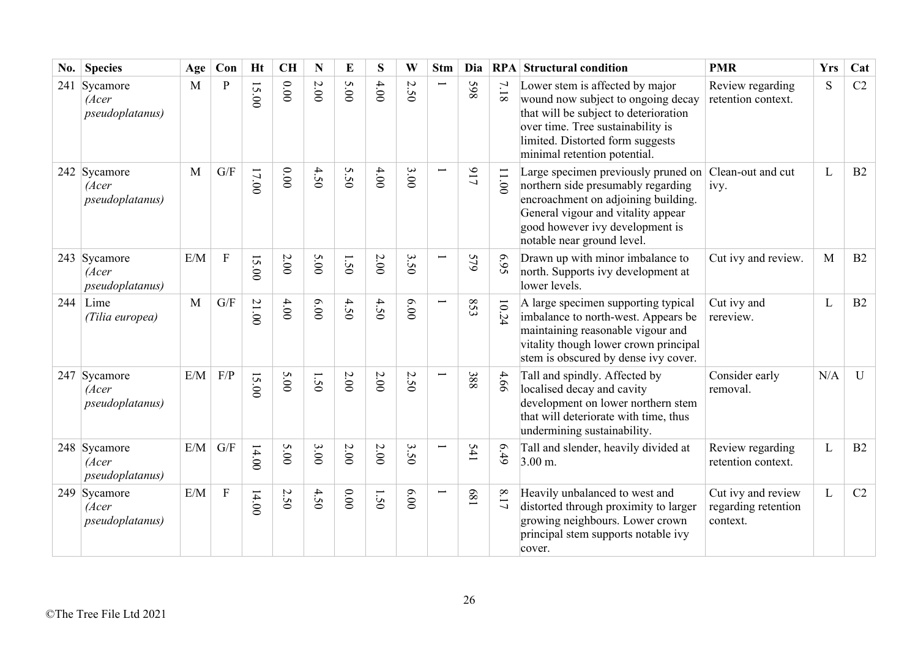| No. | Species | Age | Con | Ht | CH | N | E | S | W | Stm | Dia | RPA | Structural condition | PMR | Yrs | Cat |
|---|---|---|---|---|---|---|---|---|---|---|---|---|---|---|---|---|
| 241 | Sycamore *(Acer pseudoplatanus)* | M | P | 15.00 | 0.00 | 2.00 | 5.00 | 4.00 | 2.50 | 1 | 598 | 7.18 | Lower stem is affected by major wound now subject to ongoing decay that will be subject to deterioration over time. Tree sustainability is limited. Distorted form suggests minimal retention potential. | Review regarding retention context. | S | C2 |
| 242 | Sycamore *(Acer pseudoplatanus)* | M | G/F | 17.00 | 0.00 | 4.50 | 5.50 | 4.00 | 3.00 | 1 | 917 | 11.00 | Large specimen previously pruned on northern side presumably regarding encroachment on adjoining building. General vigour and vitality appear good however ivy development is notable near ground level. | Clean-out and cut ivy. | L | B2 |
| 243 | Sycamore *(Acer pseudoplatanus)* | E/M | F | 15.00 | 2.00 | 5.00 | 1.50 | 2.00 | 3.50 | 1 | 579 | 6.95 | Drawn up with minor imbalance to north. Supports ivy development at lower levels. | Cut ivy and review. | M | B2 |
| 244 | Lime *(Tilia europea)* | M | G/F | 21.00 | 4.00 | 6.00 | 4.50 | 4.50 | 6.00 | 1 | 853 | 10.24 | A large specimen supporting typical imbalance to north-west. Appears be maintaining reasonable vigour and vitality though lower crown principal stem is obscured by dense ivy cover. | Cut ivy and rereview. | L | B2 |
| 247 | Sycamore *(Acer pseudoplatanus)* | E/M | F/P | 15.00 | 5.00 | 1.50 | 2.00 | 2.00 | 2.50 | 1 | 388 | 4.66 | Tall and spindly. Affected by localised decay and cavity development on lower northern stem that will deteriorate with time, thus undermining sustainability. | Consider early removal. | N/A | U |
| 248 | Sycamore *(Acer pseudoplatanus)* | E/M | G/F | 14.00 | 5.00 | 3.00 | 2.00 | 2.00 | 3.50 | 1 | 541 | 6.49 | Tall and slender, heavily divided at 3.00 m. | Review regarding retention context. | L | B2 |
| 249 | Sycamore *(Acer pseudoplatanus)* | E/M | F | 14.00 | 2.50 | 4.50 | 0.00 | 1.50 | 6.00 | 1 | 681 | 8.17 | Heavily unbalanced to west and distorted through proximity to larger growing neighbours. Lower crown principal stem supports notable ivy cover. | Cut ivy and review regarding retention context. | L | C2 |

©The Tree File Ltd 2021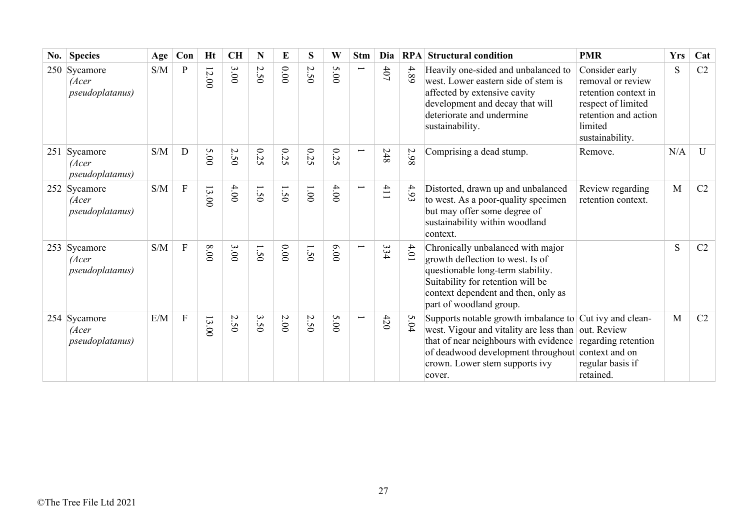| No. | Species | Age | Con | Ht | CH | N | E | S | W | Stm | Dia | RPA | Structural condition | PMR | Yrs | Cat |
|---|---|---|---|---|---|---|---|---|---|---|---|---|---|---|---|---|
| 250 | Sycamore *(Acer pseudoplatanus)* | S/M | P | 12.00 | 3.00 | 2.50 | 0.00 | 2.50 | 5.00 | 1 | 407 | 4.89 | Heavily one-sided and unbalanced to west. Lower eastern side of stem is affected by extensive cavity development and decay that will deteriorate and undermine sustainability. | Consider early removal or review retention context in respect of limited retention and action limited sustainability. | S | C2 |
| 251 | Sycamore *(Acer pseudoplatanus)* | S/M | D | 5.00 | 2.50 | 0.25 | 0.25 | 0.25 | 0.25 | 1 | 248 | 2.98 | Comprising a dead stump. | Remove. | N/A | U |
| 252 | Sycamore *(Acer pseudoplatanus)* | S/M | F | 13.00 | 4.00 | 1.50 | 1.50 | 1.00 | 4.00 | 1 | 411 | 4.93 | Distorted, drawn up and unbalanced to west. As a poor-quality specimen but may offer some degree of sustainability within woodland context. | Review regarding retention context. | M | C2 |
| 253 | Sycamore *(Acer pseudoplatanus)* | S/M | F | 8.00 | 3.00 | 1.50 | 0.00 | 1.50 | 6.00 | 1 | 334 | 4.01 | Chronically unbalanced with major growth deflection to west. Is of questionable long-term stability. Suitability for retention will be context dependent and then, only as part of woodland group. | | S | C2 |
| 254 | Sycamore *(Acer pseudoplatanus)* | E/M | F | 13.00 | 2.50 | 3.50 | 2.00 | 2.50 | 5.00 | 1 | 420 | 5.04 | Supports notable growth imbalance to west. Vigour and vitality are less than that of near neighbours with evidence of deadwood development throughout crown. Lower stem supports ivy cover. | Cut ivy and clean-out. Review regarding retention context and on regular basis if retained. | M | C2 |

©The Tree File Ltd 2021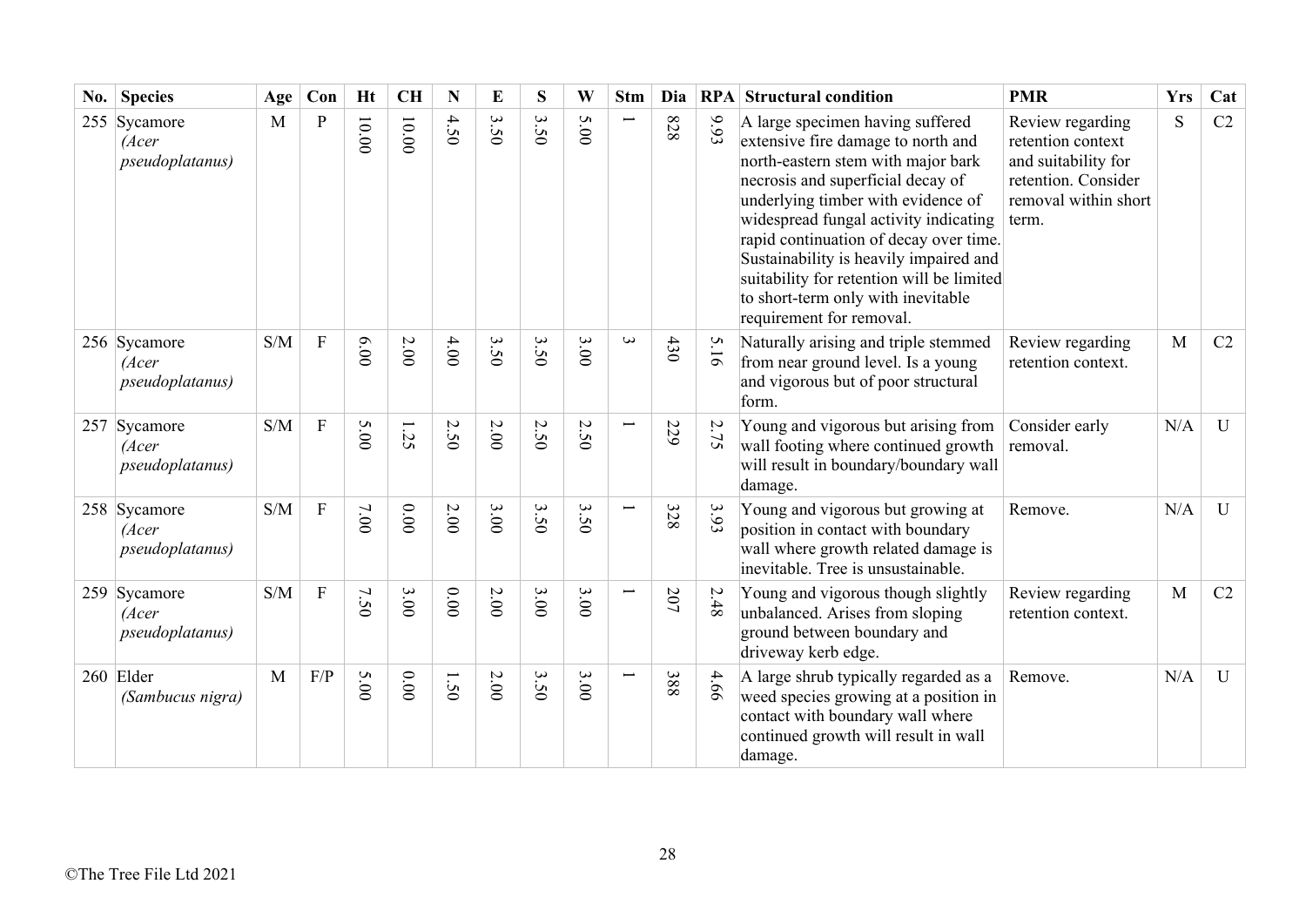| No. | Species | Age | Con | Ht | CH | N | E | S | W | Stm | Dia | RPA | Structural condition | PMR | Yrs | Cat |
|---|---|---|---|---|---|---|---|---|---|---|---|---|---|---|---|---|
| 255 | Sycamore *(Acer pseudoplatanus)* | M | P | 10.00 | 10.00 | 4.50 | 3.50 | 3.50 | 5.00 | 1 | 828 | 9.93 | A large specimen having suffered extensive fire damage to north and north-eastern stem with major bark necrosis and superficial decay of underlying timber with evidence of widespread fungal activity indicating rapid continuation of decay over time. Sustainability is heavily impaired and suitability for retention will be limited to short-term only with inevitable requirement for removal. | Review regarding retention context and suitability for retention. Consider removal within short term. | S | C2 |
| 256 | Sycamore *(Acer pseudoplatanus)* | S/M | F | 6.00 | 2.00 | 4.00 | 3.50 | 3.50 | 3.00 | 3 | 430 | 5.16 | Naturally arising and triple stemmed from near ground level. Is a young and vigorous but of poor structural form. | Review regarding retention context. | M | C2 |
| 257 | Sycamore *(Acer pseudoplatanus)* | S/M | F | 5.00 | 1.25 | 2.50 | 2.00 | 2.50 | 2.50 | 1 | 229 | 2.75 | Young and vigorous but arising from wall footing where continued growth will result in boundary/boundary wall damage. | Consider early removal. | N/A | U |
| 258 | Sycamore *(Acer pseudoplatanus)* | S/M | F | 7.00 | 0.00 | 2.00 | 3.00 | 3.50 | 3.50 | 1 | 328 | 3.93 | Young and vigorous but growing at position in contact with boundary wall where growth related damage is inevitable. Tree is unsustainable. | Remove. | N/A | U |
| 259 | Sycamore *(Acer pseudoplatanus)* | S/M | F | 7.50 | 3.00 | 0.00 | 2.00 | 3.00 | 3.00 | 1 | 207 | 2.48 | Young and vigorous though slightly unbalanced. Arises from sloping ground between boundary and driveway kerb edge. | Review regarding retention context. | M | C2 |
| 260 | Elder *(Sambucus nigra)* | M | F/P | 5.00 | 0.00 | 1.50 | 2.00 | 3.50 | 3.00 | 1 | 388 | 4.66 | A large shrub typically regarded as a weed species growing at a position in contact with boundary wall where continued growth will result in wall damage. | Remove. | N/A | U |

©The Tree File Ltd 2021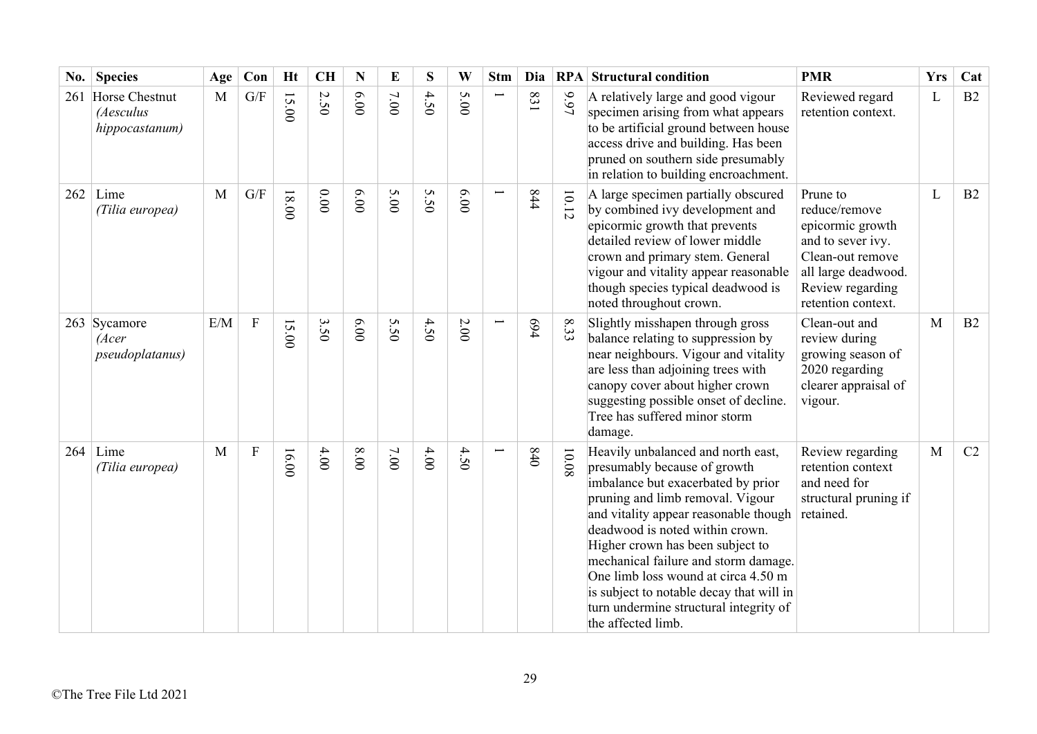| No. | Species | Age | Con | Ht | CH | N | E | S | W | Stm | Dia | RPA | Structural condition | PMR | Yrs | Cat |
|---|---|---|---|---|---|---|---|---|---|---|---|---|---|---|---|---|
| 261 | Horse Chestnut *(Aesculus hippocastanum)* | M | G/F | 15.00 | 2.50 | 6.00 | 7.00 | 4.50 | 5.00 | 1 | 831 | 9.97 | A relatively large and good vigour specimen arising from what appears to be artificial ground between house access drive and building. Has been pruned on southern side presumably in relation to building encroachment. | Reviewed regard retention context. | L | B2 |
| 262 | Lime *(Tilia europea)* | M | G/F | 18.00 | 0.00 | 6.00 | 5.00 | 5.50 | 6.00 | 1 | 844 | 10.12 | A large specimen partially obscured by combined ivy development and epicormic growth that prevents detailed review of lower middle crown and primary stem. General vigour and vitality appear reasonable though species typical deadwood is noted throughout crown. | Prune to reduce/remove epicormic growth and to sever ivy. Clean-out remove all large deadwood. Review regarding retention context. | L | B2 |
| 263 | Sycamore *(Acer pseudoplatanus)* | E/M | F | 15.00 | 3.50 | 6.00 | 5.50 | 4.50 | 2.00 | 1 | 694 | 8.33 | Slightly misshapen through gross balance relating to suppression by near neighbours. Vigour and vitality are less than adjoining trees with canopy cover about higher crown suggesting possible onset of decline. Tree has suffered minor storm damage. | Clean-out and review during growing season of 2020 regarding clearer appraisal of vigour. | M | B2 |
| 264 | Lime *(Tilia europea)* | M | F | 16.00 | 4.00 | 8.00 | 7.00 | 4.00 | 4.50 | 1 | 840 | 10.08 | Heavily unbalanced and north east, presumably because of growth imbalance but exacerbated by prior pruning and limb removal. Vigour and vitality appear reasonable though deadwood is noted within crown. Higher crown has been subject to mechanical failure and storm damage. One limb loss wound at circa 4.50 m is subject to notable decay that will in turn undermine structural integrity of the affected limb. | Review regarding retention context and need for structural pruning if retained. | M | C2 |

©The Tree File Ltd 2021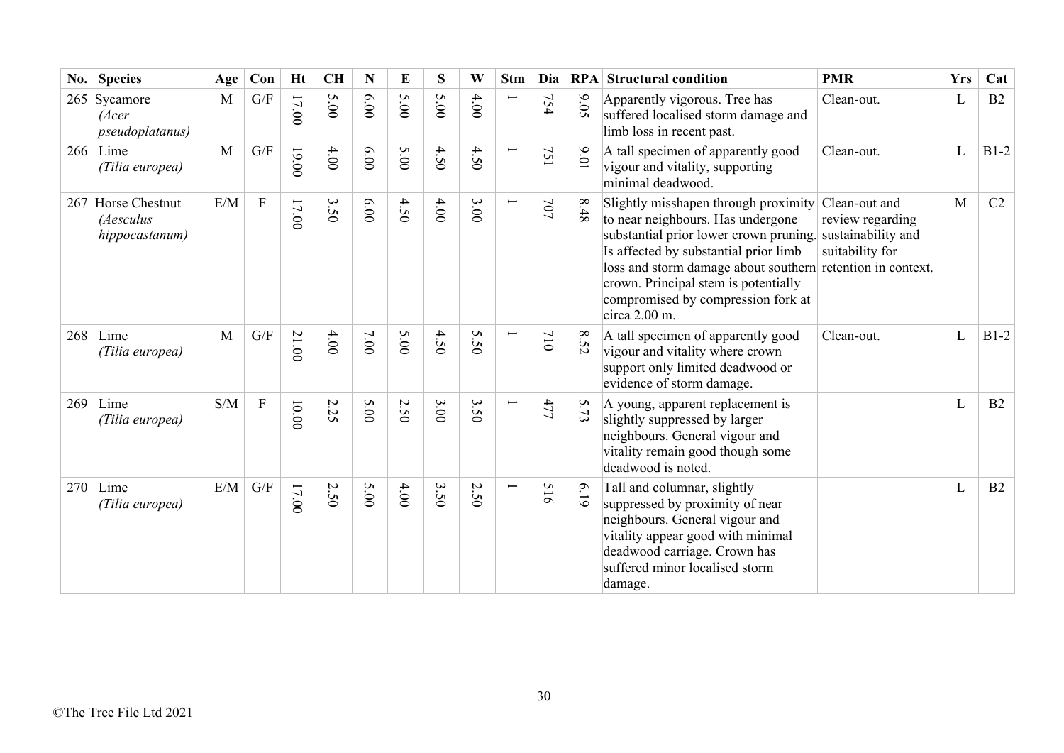| No. | Species | Age | Con | Ht | CH | N | E | S | W | Stm | Dia | RPA | Structural condition | PMR | Yrs | Cat |
|---|---|---|---|---|---|---|---|---|---|---|---|---|---|---|---|---|
| 265 | Sycamore *(Acer pseudoplatanus)* | M | G/F | 17.00 | 5.00 | 6.00 | 5.00 | 5.00 | 4.00 | 1 | 754 | 9.05 | Apparently vigorous. Tree has suffered localised storm damage and limb loss in recent past. | Clean-out. | L | B2 |
| 266 | Lime *(Tilia europea)* | M | G/F | 19.00 | 4.00 | 6.00 | 5.00 | 4.50 | 4.50 | 1 | 751 | 9.01 | A tall specimen of apparently good vigour and vitality, supporting minimal deadwood. | Clean-out. | L | B1-2 |
| 267 | Horse Chestnut *(Aesculus hippocastanum)* | E/M | F | 17.00 | 3.50 | 6.00 | 4.50 | 4.00 | 3.00 | 1 | 707 | 8.48 | Slightly misshapen through proximity to near neighbours. Has undergone substantial prior lower crown pruning. Is affected by substantial prior limb loss and storm damage about southern crown. Principal stem is potentially compromised by compression fork at circa 2.00 m. | Clean-out and review regarding sustainability and suitability for retention in context. | M | C2 |
| 268 | Lime *(Tilia europea)* | M | G/F | 21.00 | 4.00 | 7.00 | 5.00 | 4.50 | 5.50 | 1 | 710 | 8.52 | A tall specimen of apparently good vigour and vitality where crown support only limited deadwood or evidence of storm damage. | Clean-out. | L | B1-2 |
| 269 | Lime *(Tilia europea)* | S/M | F | 10.00 | 2.25 | 5.00 | 2.50 | 3.00 | 3.50 | 1 | 477 | 5.73 | A young, apparent replacement is slightly suppressed by larger neighbours. General vigour and vitality remain good though some deadwood is noted. | | L | B2 |
| 270 | Lime *(Tilia europea)* | E/M | G/F | 17.00 | 2.50 | 5.00 | 4.00 | 3.50 | 2.50 | 1 | 516 | 6.19 | Tall and columnar, slightly suppressed by proximity of near neighbours. General vigour and vitality appear good with minimal deadwood carriage. Crown has suffered minor localised storm damage. | | L | B2 |

©The Tree File Ltd 2021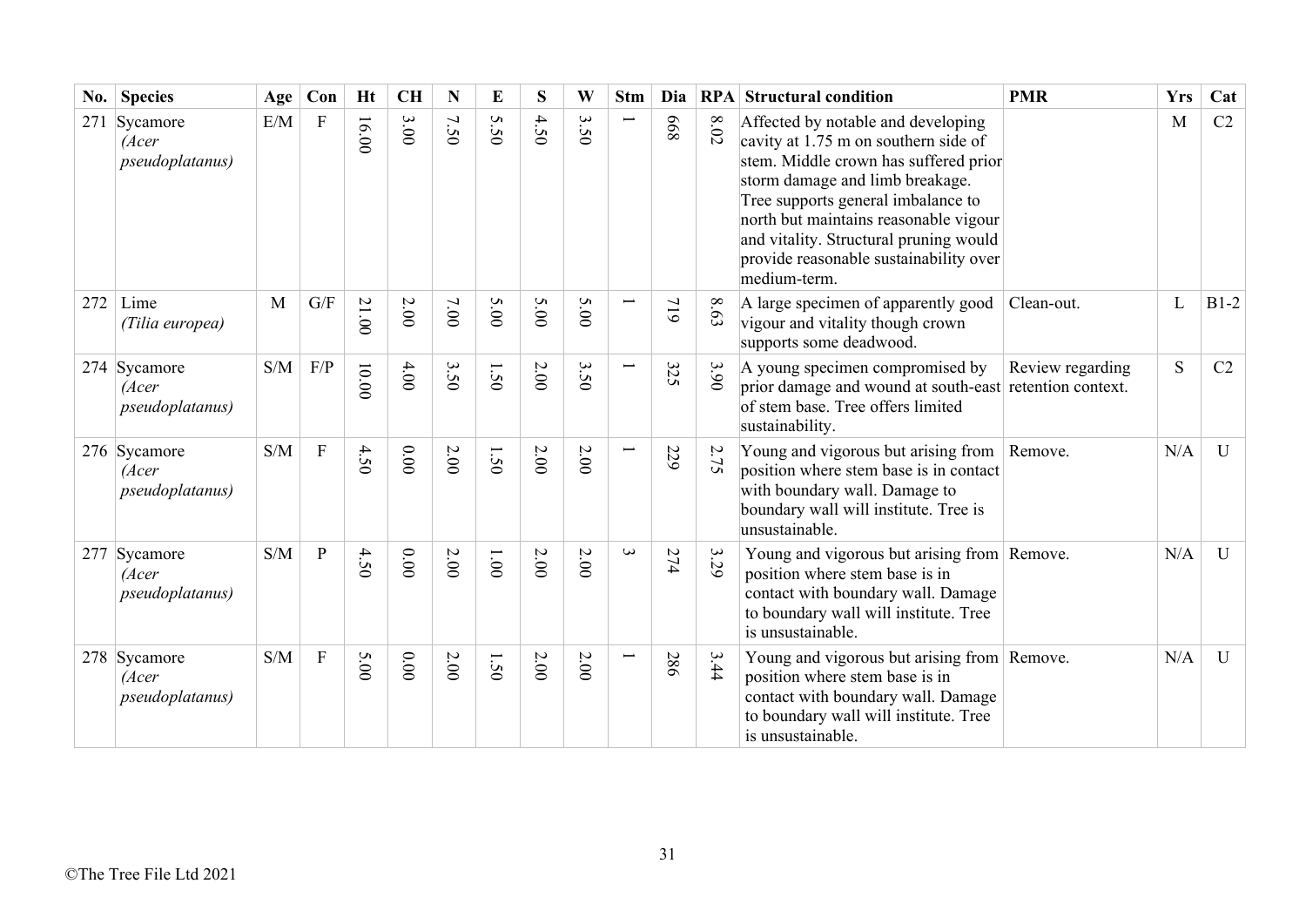| No. | Species | Age | Con | Ht | CH | N | E | S | W | Stm | Dia | RPA | Structural condition | PMR | Yrs | Cat |
|---|---|---|---|---|---|---|---|---|---|---|---|---|---|---|---|---|
| 271 | Sycamore *(Acer pseudoplatanus)* | E/M | F | 16.00 | 3.00 | 7.50 | 5.50 | 4.50 | 3.50 | 1 | 668 | 8.02 | Affected by notable and developing cavity at 1.75 m on southern side of stem. Middle crown has suffered prior storm damage and limb breakage. Tree supports general imbalance to north but maintains reasonable vigour and vitality. Structural pruning would provide reasonable sustainability over medium-term. | | M | C2 |
| 272 | Lime *(Tilia europea)* | M | G/F | 21.00 | 2.00 | 7.00 | 5.00 | 5.00 | 5.00 | 1 | 719 | 8.63 | A large specimen of apparently good vigour and vitality though crown supports some deadwood. | Clean-out. | L | B1-2 |
| 274 | Sycamore *(Acer pseudoplatanus)* | S/M | F/P | 10.00 | 4.00 | 3.50 | 1.50 | 2.00 | 3.50 | 1 | 325 | 3.90 | A young specimen compromised by prior damage and wound at south-east of stem base. Tree offers limited sustainability. | Review regarding retention context. | S | C2 |
| 276 | Sycamore *(Acer pseudoplatanus)* | S/M | F | 4.50 | 0.00 | 2.00 | 1.50 | 2.00 | 2.00 | 1 | 229 | 2.75 | Young and vigorous but arising from position where stem base is in contact with boundary wall. Damage to boundary wall will institute. Tree is unsustainable. | Remove. | N/A | U |
| 277 | Sycamore *(Acer pseudoplatanus)* | S/M | P | 4.50 | 0.00 | 2.00 | 1.00 | 2.00 | 2.00 | 3 | 274 | 3.29 | Young and vigorous but arising from position where stem base is in contact with boundary wall. Damage to boundary wall will institute. Tree is unsustainable. | Remove. | N/A | U |
| 278 | Sycamore *(Acer pseudoplatanus)* | S/M | F | 5.00 | 0.00 | 2.00 | 1.50 | 2.00 | 2.00 | 1 | 286 | 3.44 | Young and vigorous but arising from position where stem base is in contact with boundary wall. Damage to boundary wall will institute. Tree is unsustainable. | Remove. | N/A | U |

©The Tree File Ltd 2021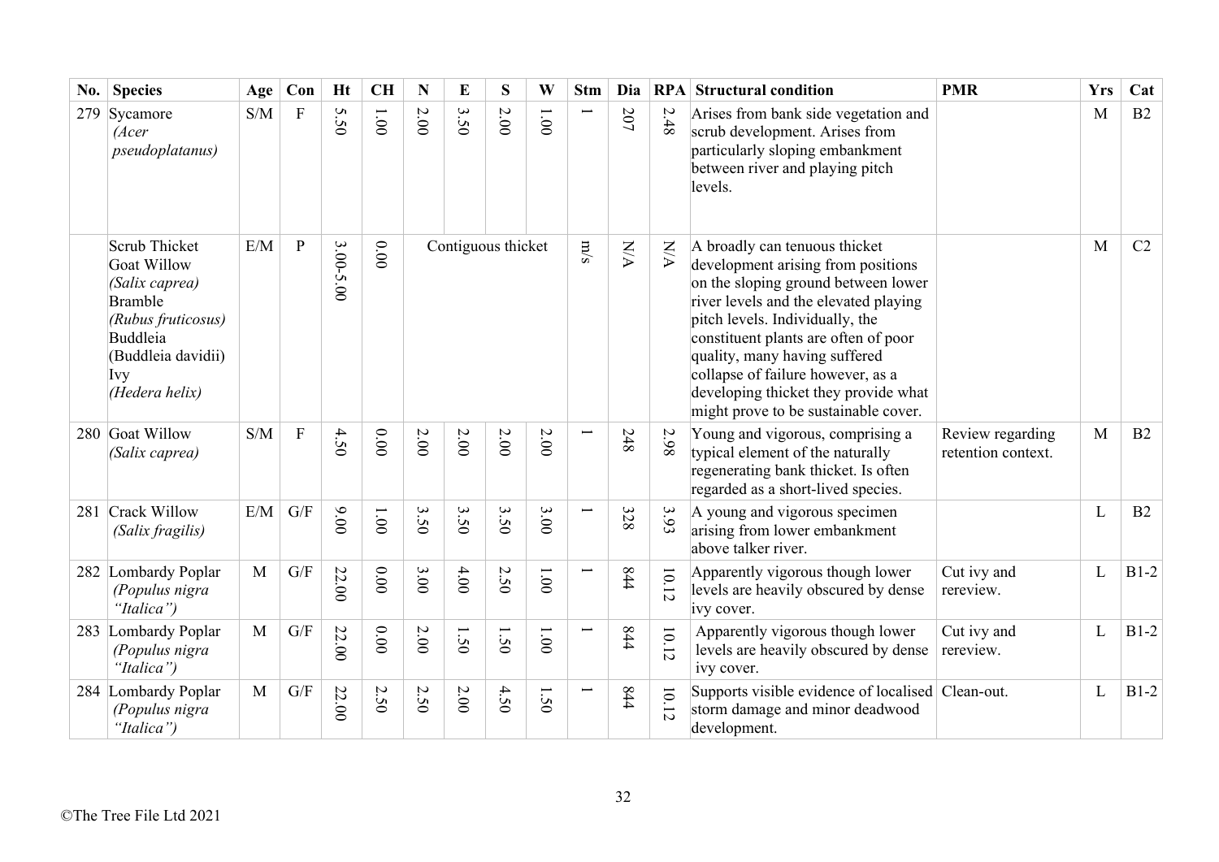| No. | Species | Age | Con | Ht | CH | N | E | S | W | Stm | Dia | RPA | Structural condition | PMR | Yrs | Cat |
|---|---|---|---|---|---|---|---|---|---|---|---|---|---|---|---|---|
| 279 | Sycamore *(Acer pseudoplatanus)* | S/M | F | 5.50 | 1.00 | 2.00 | 3.50 | 2.00 | 1.00 | 1 | 207 | 2.48 | Arises from bank side vegetation and scrub development. Arises from particularly sloping embankment between river and playing pitch levels. | | M | B2 |
| | Scrub Thicket Goat Willow *(Salix caprea)* Bramble *(Rubus fruticosus)* Buddleia (Buddleia davidii) Ivy *(Hedera helix)* | E/M | P | 3.00-5.00 | 0.00 | Contiguous thicket | | | | m/s | N/A | N/A | A broadly can tenuous thicket development arising from positions on the sloping ground between lower river levels and the elevated playing pitch levels. Individually, the constituent plants are often of poor quality, many having suffered collapse of failure however, as a developing thicket they provide what might prove to be sustainable cover. | | M | C2 |
| 280 | Goat Willow *(Salix caprea)* | S/M | F | 4.50 | 0.00 | 2.00 | 2.00 | 2.00 | 2.00 | 1 | 248 | 2.98 | Young and vigorous, comprising a typical element of the naturally regenerating bank thicket. Is often regarded as a short-lived species. | Review regarding retention context. | M | B2 |
| 281 | Crack Willow *(Salix fragilis)* | E/M | G/F | 9.00 | 1.00 | 3.50 | 3.50 | 3.50 | 3.00 | 1 | 328 | 3.93 | A young and vigorous specimen arising from lower embankment above talker river. | | L | B2 |
| 282 | Lombardy Poplar *(Populus nigra "Italica")* | M | G/F | 22.00 | 0.00 | 3.00 | 4.00 | 2.50 | 1.00 | 1 | 844 | 10.12 | Apparently vigorous though lower levels are heavily obscured by dense ivy cover. | Cut ivy and rereview. | L | B1-2 |
| 283 | Lombardy Poplar *(Populus nigra "Italica")* | M | G/F | 22.00 | 0.00 | 2.00 | 1.50 | 1.50 | 1.00 | 1 | 844 | 10.12 | Apparently vigorous though lower levels are heavily obscured by dense ivy cover. | Cut ivy and rereview. | L | B1-2 |
| 284 | Lombardy Poplar *(Populus nigra "Italica")* | M | G/F | 22.00 | 2.50 | 2.50 | 2.00 | 4.50 | 1.50 | 1 | 844 | 10.12 | Supports visible evidence of localised storm damage and minor deadwood development. | Clean-out. | L | B1-2 |

©The Tree File Ltd 2021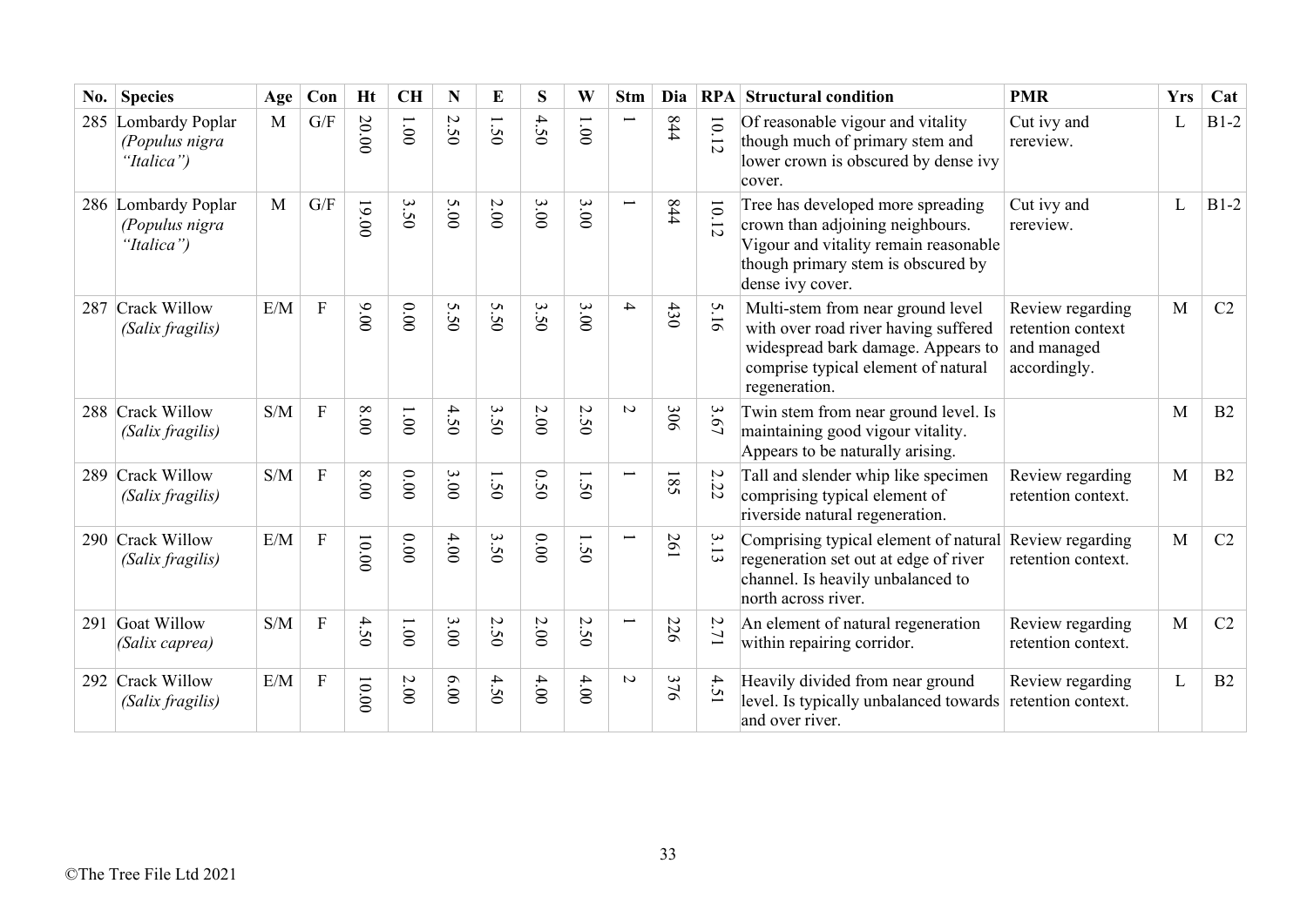| No. | Species | Age | Con | Ht | CH | N | E | S | W | Stm | Dia | RPA | Structural condition | PMR | Yrs | Cat |
|---|---|---|---|---|---|---|---|---|---|---|---|---|---|---|---|---|
| 285 | Lombardy Poplar *(Populus nigra "Italica")* | M | G/F | 20.00 | 1.00 | 2.50 | 1.50 | 4.50 | 1.00 | 1 | 844 | 10.12 | Of reasonable vigour and vitality though much of primary stem and lower crown is obscured by dense ivy cover. | Cut ivy and rereview. | L | B1-2 |
| 286 | Lombardy Poplar *(Populus nigra "Italica")* | M | G/F | 19.00 | 3.50 | 5.00 | 2.00 | 3.00 | 3.00 | 1 | 844 | 10.12 | Tree has developed more spreading crown than adjoining neighbours. Vigour and vitality remain reasonable though primary stem is obscured by dense ivy cover. | Cut ivy and rereview. | L | B1-2 |
| 287 | Crack Willow *(Salix fragilis)* | E/M | F | 9.00 | 0.00 | 5.50 | 5.50 | 3.50 | 3.00 | 4 | 430 | 5.16 | Multi-stem from near ground level with over road river having suffered widespread bark damage. Appears to comprise typical element of natural regeneration. | Review regarding retention context and managed accordingly. | M | C2 |
| 288 | Crack Willow *(Salix fragilis)* | S/M | F | 8.00 | 1.00 | 4.50 | 3.50 | 2.00 | 2.50 | 2 | 306 | 3.67 | Twin stem from near ground level. Is maintaining good vigour vitality. Appears to be naturally arising. | | M | B2 |
| 289 | Crack Willow *(Salix fragilis)* | S/M | F | 8.00 | 0.00 | 3.00 | 1.50 | 0.50 | 1.50 | 1 | 185 | 2.22 | Tall and slender whip like specimen comprising typical element of riverside natural regeneration. | Review regarding retention context. | M | B2 |
| 290 | Crack Willow *(Salix fragilis)* | E/M | F | 10.00 | 0.00 | 4.00 | 3.50 | 0.00 | 1.50 | 1 | 261 | 3.13 | Comprising typical element of natural regeneration set out at edge of river channel. Is heavily unbalanced to north across river. | Review regarding retention context. | M | C2 |
| 291 | Goat Willow *(Salix caprea)* | S/M | F | 4.50 | 1.00 | 3.00 | 2.50 | 2.00 | 2.50 | 1 | 226 | 2.71 | An element of natural regeneration within repairing corridor. | Review regarding retention context. | M | C2 |
| 292 | Crack Willow *(Salix fragilis)* | E/M | F | 10.00 | 2.00 | 6.00 | 4.50 | 4.00 | 4.00 | 2 | 376 | 4.51 | Heavily divided from near ground level. Is typically unbalanced towards and over river. | Review regarding retention context. | L | B2 |

©The Tree File Ltd 2021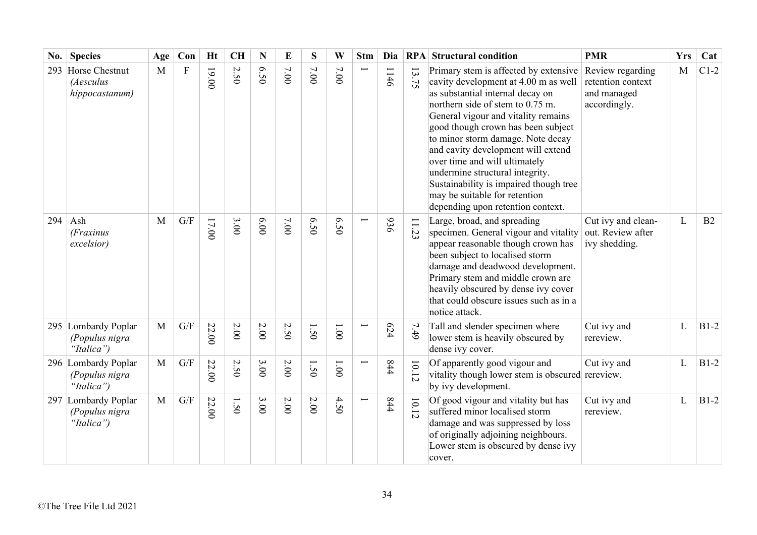| No. | Species | Age | Con | Ht | CH | N | E | S | W | Stm | Dia | RPA | Structural condition | PMR | Yrs | Cat |
|---|---|---|---|---|---|---|---|---|---|---|---|---|---|---|---|---|
| 293 | Horse Chestnut *(Aesculus hippocastanum)* | M | F | 19.00 | 2.50 | 6.50 | 7.00 | 7.00 | 7.00 | 1 | 1146 | 13.75 | Primary stem is affected by extensive cavity development at 4.00 m as well as substantial internal decay on northern side of stem to 0.75 m. General vigour and vitality remains good though crown has been subject to minor storm damage. Note decay and cavity development will extend over time and will ultimately undermine structural integrity. Sustainability is impaired though tree may be suitable for retention depending upon retention context. | Review regarding retention context and managed accordingly. | M | C1-2 |
| 294 | Ash *(Fraxinus excelsior)* | M | G/F | 17.00 | 3.00 | 6.00 | 7.00 | 6.50 | 6.50 | 1 | 936 | 11.23 | Large, broad, and spreading specimen. General vigour and vitality appear reasonable though crown has been subject to localised storm damage and deadwood development. Primary stem and middle crown are heavily obscured by dense ivy cover that could obscure issues such as in a notice attack. | Cut ivy and clean-out. Review after ivy shedding. | L | B2 |
| 295 | Lombardy Poplar *(Populus nigra "Italica")* | M | G/F | 22.00 | 2.00 | 2.00 | 2.50 | 1.50 | 1.00 | 1 | 624 | 7.49 | Tall and slender specimen where lower stem is heavily obscured by dense ivy cover. | Cut ivy and rereview. | L | B1-2 |
| 296 | Lombardy Poplar *(Populus nigra "Italica")* | M | G/F | 22.00 | 2.50 | 3.00 | 2.00 | 1.50 | 1.00 | 1 | 844 | 10.12 | Of apparently good vigour and vitality though lower stem is obscured by ivy development. | Cut ivy and rereview. | L | B1-2 |
| 297 | Lombardy Poplar *(Populus nigra "Italica")* | M | G/F | 22.00 | 1.50 | 3.00 | 2.00 | 2.00 | 4.50 | 1 | 844 | 10.12 | Of good vigour and vitality but has suffered minor localised storm damage and was suppressed by loss of originally adjoining neighbours. Lower stem is obscured by dense ivy cover. | Cut ivy and rereview. | L | B1-2 |

©The Tree File Ltd 2021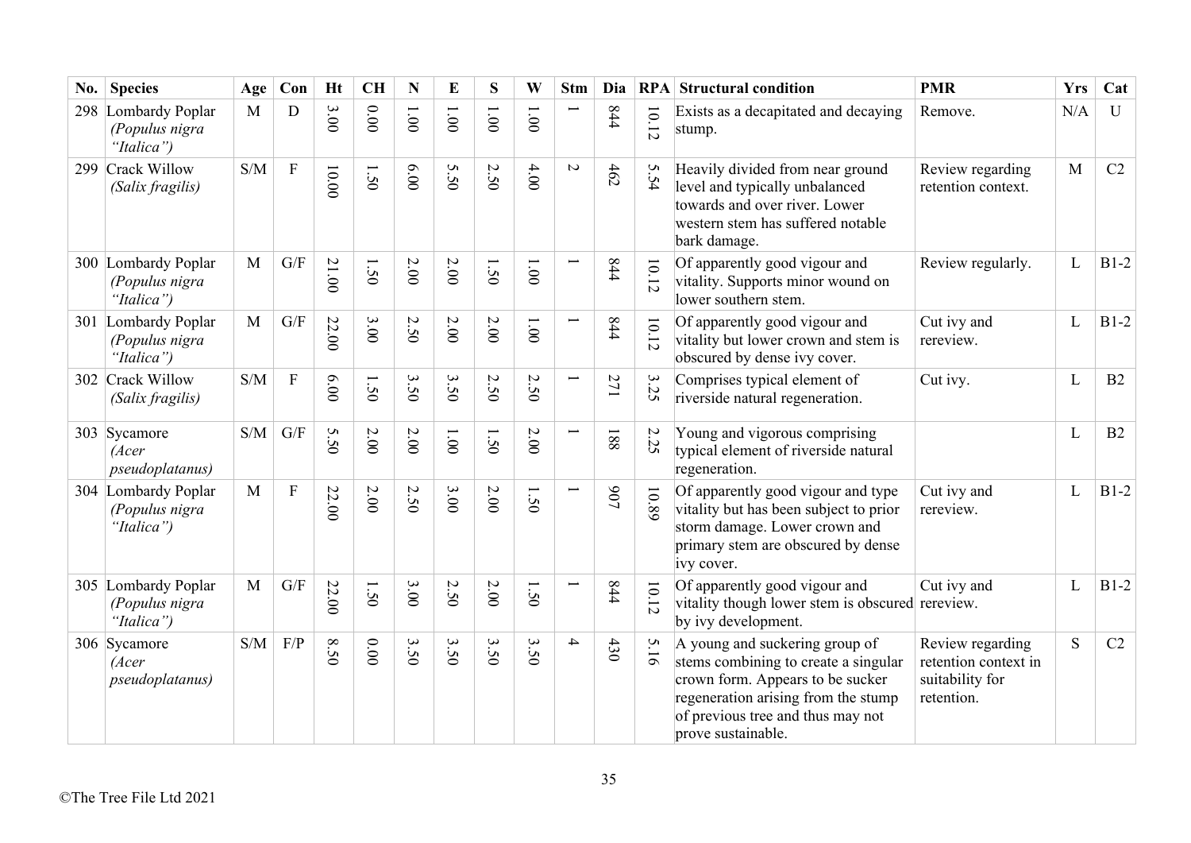| No. | Species | Age | Con | Ht | CH | N | E | S | W | Stm | Dia | RPA | Structural condition | PMR | Yrs | Cat |
|---|---|---|---|---|---|---|---|---|---|---|---|---|---|---|---|---|
| 298 | Lombardy Poplar *(Populus nigra "Italica")* | M | D | 3.00 | 0.00 | 1.00 | 1.00 | 1.00 | 1.00 | 1 | 844 | 10.12 | Exists as a decapitated and decaying stump. | Remove. | N/A | U |
| 299 | Crack Willow *(Salix fragilis)* | S/M | F | 10.00 | 1.50 | 6.00 | 5.50 | 2.50 | 4.00 | 2 | 462 | 5.54 | Heavily divided from near ground level and typically unbalanced towards and over river. Lower western stem has suffered notable bark damage. | Review regarding retention context. | M | C2 |
| 300 | Lombardy Poplar *(Populus nigra "Italica")* | M | G/F | 21.00 | 1.50 | 2.00 | 2.00 | 1.50 | 1.00 | 1 | 844 | 10.12 | Of apparently good vigour and vitality. Supports minor wound on lower southern stem. | Review regularly. | L | B1-2 |
| 301 | Lombardy Poplar *(Populus nigra "Italica")* | M | G/F | 22.00 | 3.00 | 2.50 | 2.00 | 2.00 | 1.00 | 1 | 844 | 10.12 | Of apparently good vigour and vitality but lower crown and stem is obscured by dense ivy cover. | Cut ivy and rereview. | L | B1-2 |
| 302 | Crack Willow *(Salix fragilis)* | S/M | F | 6.00 | 1.50 | 3.50 | 3.50 | 2.50 | 2.50 | 1 | 271 | 3.25 | Comprises typical element of riverside natural regeneration. | Cut ivy. | L | B2 |
| 303 | Sycamore *(Acer pseudoplatanus)* | S/M | G/F | 5.50 | 2.00 | 2.00 | 1.00 | 1.50 | 2.00 | 1 | 188 | 2.25 | Young and vigorous comprising typical element of riverside natural regeneration. | | L | B2 |
| 304 | Lombardy Poplar *(Populus nigra "Italica")* | M | F | 22.00 | 2.00 | 2.50 | 3.00 | 2.00 | 1.50 | 1 | 907 | 10.89 | Of apparently good vigour and type vitality but has been subject to prior storm damage. Lower crown and primary stem are obscured by dense ivy cover. | Cut ivy and rereview. | L | B1-2 |
| 305 | Lombardy Poplar *(Populus nigra "Italica")* | M | G/F | 22.00 | 1.50 | 3.00 | 2.50 | 2.00 | 1.50 | 1 | 844 | 10.12 | Of apparently good vigour and vitality though lower stem is obscured by ivy development. | Cut ivy and rereview. | L | B1-2 |
| 306 | Sycamore *(Acer pseudoplatanus)* | S/M | F/P | 8.50 | 0.00 | 3.50 | 3.50 | 3.50 | 3.50 | 4 | 430 | 5.16 | A young and suckering group of stems combining to create a singular crown form. Appears to be sucker regeneration arising from the stump of previous tree and thus may not prove sustainable. | Review regarding retention context in suitability for retention. | S | C2 |

©The Tree File Ltd 2021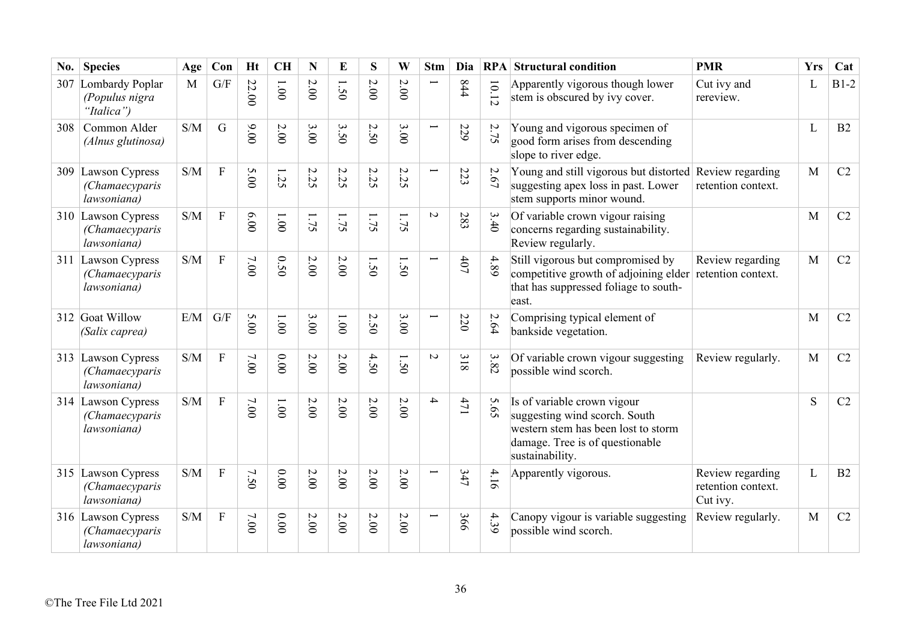| No. | Species | Age | Con | Ht | CH | N | E | S | W | Stm | Dia | RPA | Structural condition | PMR | Yrs | Cat |
|---|---|---|---|---|---|---|---|---|---|---|---|---|---|---|---|---|
| 307 | Lombardy Poplar *(Populus nigra "Italica")* | M | G/F | 22.00 | 1.00 | 2.00 | 1.50 | 2.00 | 2.00 | 1 | 844 | 10.12 | Apparently vigorous though lower stem is obscured by ivy cover. | Cut ivy and rereview. | L | B1-2 |
| 308 | Common Alder *(Alnus glutinosa)* | S/M | G | 9.00 | 2.00 | 3.00 | 3.50 | 2.50 | 3.00 | 1 | 229 | 2.75 | Young and vigorous specimen of good form arises from descending slope to river edge. | | L | B2 |
| 309 | Lawson Cypress *(Chamaecyparis lawsoniana)* | S/M | F | 5.00 | 1.25 | 2.25 | 2.25 | 2.25 | 2.25 | 1 | 223 | 2.67 | Young and still vigorous but distorted suggesting apex loss in past. Lower stem supports minor wound. | Review regarding retention context. | M | C2 |
| 310 | Lawson Cypress *(Chamaecyparis lawsoniana)* | S/M | F | 6.00 | 1.00 | 1.75 | 1.75 | 1.75 | 1.75 | 2 | 283 | 3.40 | Of variable crown vigour raising concerns regarding sustainability. Review regularly. | | M | C2 |
| 311 | Lawson Cypress *(Chamaecyparis lawsoniana)* | S/M | F | 7.00 | 0.50 | 2.00 | 2.00 | 1.50 | 1.50 | 1 | 407 | 4.89 | Still vigorous but compromised by competitive growth of adjoining elder that has suppressed foliage to south-east. | Review regarding retention context. | M | C2 |
| 312 | Goat Willow *(Salix caprea)* | E/M | G/F | 5.00 | 1.00 | 3.00 | 1.00 | 2.50 | 3.00 | 1 | 220 | 2.64 | Comprising typical element of bankside vegetation. | | M | C2 |
| 313 | Lawson Cypress *(Chamaecyparis lawsoniana)* | S/M | F | 7.00 | 0.00 | 2.00 | 2.00 | 4.50 | 1.50 | 2 | 318 | 3.82 | Of variable crown vigour suggesting possible wind scorch. | Review regularly. | M | C2 |
| 314 | Lawson Cypress *(Chamaecyparis lawsoniana)* | S/M | F | 7.00 | 1.00 | 2.00 | 2.00 | 2.00 | 2.00 | 4 | 471 | 5.65 | Is of variable crown vigour suggesting wind scorch. South western stem has been lost to storm damage. Tree is of questionable sustainability. | | S | C2 |
| 315 | Lawson Cypress *(Chamaecyparis lawsoniana)* | S/M | F | 7.50 | 0.00 | 2.00 | 2.00 | 2.00 | 2.00 | 1 | 347 | 4.16 | Apparently vigorous. | Review regarding retention context. Cut ivy. | L | B2 |
| 316 | Lawson Cypress *(Chamaecyparis lawsoniana)* | S/M | F | 7.00 | 0.00 | 2.00 | 2.00 | 2.00 | 2.00 | 1 | 366 | 4.39 | Canopy vigour is variable suggesting possible wind scorch. | Review regularly. | M | C2 |

©The Tree File Ltd 2021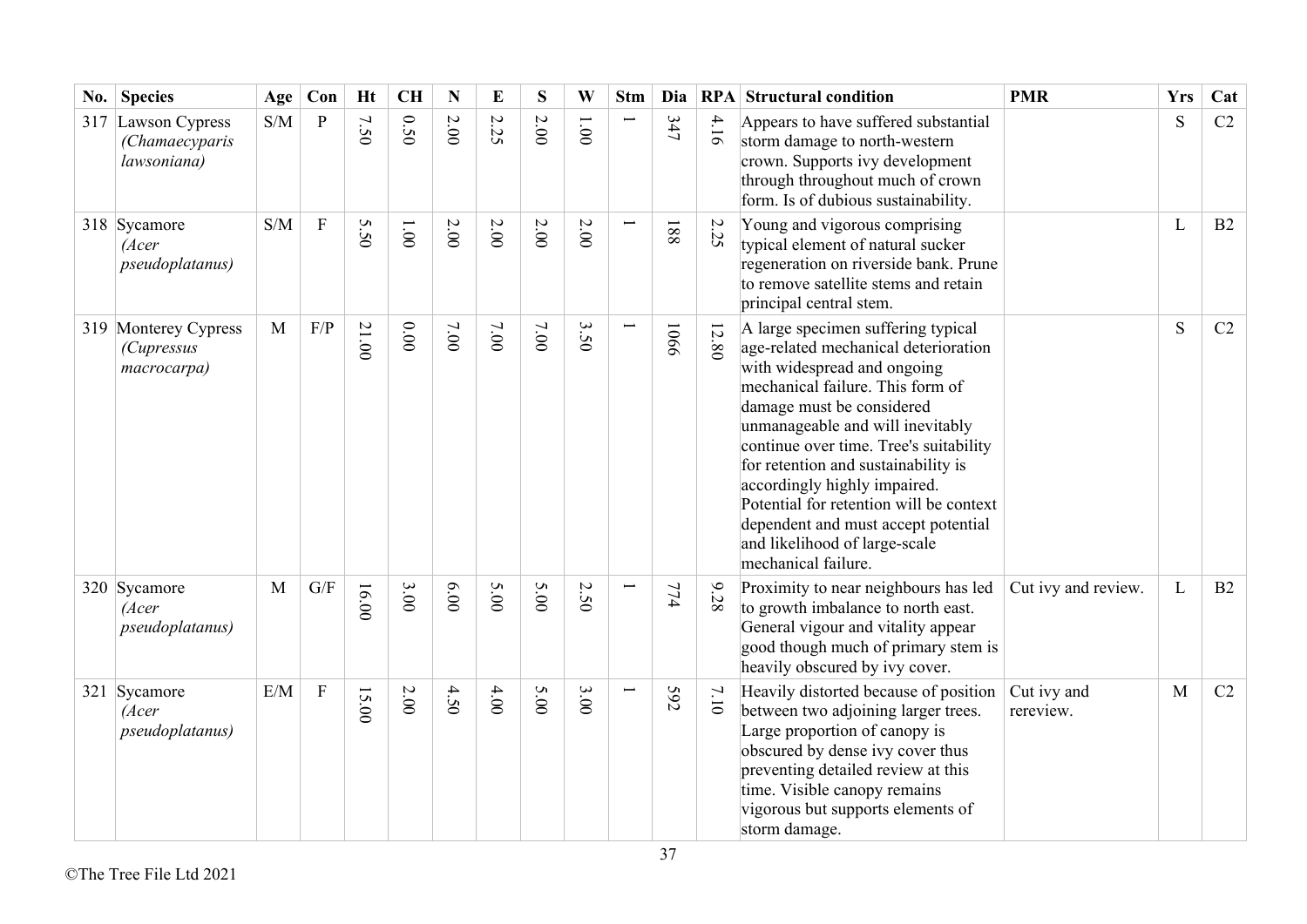| No. | Species | Age | Con | Ht | CH | N | E | S | W | Stm | Dia | RPA | Structural condition | PMR | Yrs | Cat |
|---|---|---|---|---|---|---|---|---|---|---|---|---|---|---|---|---|
| 317 | Lawson Cypress *(Chamaecyparis lawsoniana)* | S/M | P | 7.50 | 0.50 | 2.00 | 2.25 | 2.00 | 1.00 | 1 | 347 | 4.16 | Appears to have suffered substantial storm damage to north-western crown. Supports ivy development through throughout much of crown form. Is of dubious sustainability. | | S | C2 |
| 318 | Sycamore *(Acer pseudoplatanus)* | S/M | F | 5.50 | 1.00 | 2.00 | 2.00 | 2.00 | 2.00 | 1 | 188 | 2.25 | Young and vigorous comprising typical element of natural sucker regeneration on riverside bank. Prune to remove satellite stems and retain principal central stem. | | L | B2 |
| 319 | Monterey Cypress *(Cupressus macrocarpa)* | M | F/P | 21.00 | 0.00 | 7.00 | 7.00 | 7.00 | 3.50 | 1 | 1066 | 12.80 | A large specimen suffering typical age-related mechanical deterioration with widespread and ongoing mechanical failure. This form of damage must be considered unmanageable and will inevitably continue over time. Tree's suitability for retention and sustainability is accordingly highly impaired. Potential for retention will be context dependent and must accept potential and likelihood of large-scale mechanical failure. | | S | C2 |
| 320 | Sycamore *(Acer pseudoplatanus)* | M | G/F | 16.00 | 3.00 | 6.00 | 5.00 | 5.00 | 2.50 | 1 | 774 | 9.28 | Proximity to near neighbours has led to growth imbalance to north east. General vigour and vitality appear good though much of primary stem is heavily obscured by ivy cover. | Cut ivy and review. | L | B2 |
| 321 | Sycamore *(Acer pseudoplatanus)* | E/M | F | 15.00 | 2.00 | 4.50 | 4.00 | 5.00 | 3.00 | 1 | 592 | 7.10 | Heavily distorted because of position between two adjoining larger trees. Large proportion of canopy is obscured by dense ivy cover thus preventing detailed review at this time. Visible canopy remains vigorous but supports elements of storm damage. | Cut ivy and rereview. | M | C2 |

©The Tree File Ltd 2021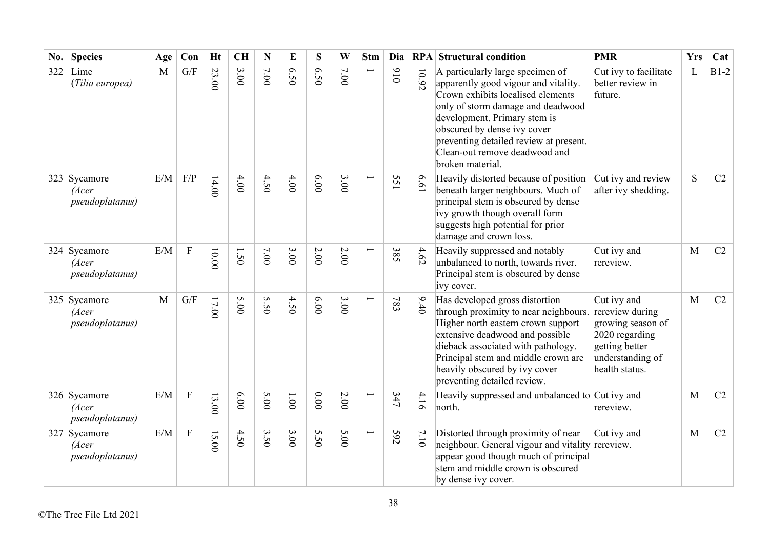| No. | Species | Age | Con | Ht | CH | N | E | S | W | Stm | Dia | RPA | Structural condition | PMR | Yrs | Cat |
|---|---|---|---|---|---|---|---|---|---|---|---|---|---|---|---|---|
| 322 | Lime (*Tilia europea*) | M | G/F | 23.00 | 3.00 | 7.00 | 6.50 | 6.50 | 7.00 | 1 | 910 | 10.92 | A particularly large specimen of apparently good vigour and vitality. Crown exhibits localised elements only of storm damage and deadwood development. Primary stem is obscured by dense ivy cover preventing detailed review at present. Clean-out remove deadwood and broken material. | Cut ivy to facilitate better review in future. | L | B1-2 |
| 323 | Sycamore (*Acer pseudoplatanus)* | E/M | F/P | 14.00 | 4.00 | 4.50 | 4.00 | 6.00 | 3.00 | 1 | 551 | 6.61 | Heavily distorted because of position beneath larger neighbours. Much of principal stem is obscured by dense ivy growth though overall form suggests high potential for prior damage and crown loss. | Cut ivy and review after ivy shedding. | S | C2 |
| 324 | Sycamore (*Acer pseudoplatanus)* | E/M | F | 10.00 | 1.50 | 7.00 | 3.00 | 2.00 | 2.00 | 1 | 385 | 4.62 | Heavily suppressed and notably unbalanced to north, towards river. Principal stem is obscured by dense ivy cover. | Cut ivy and rereview. | M | C2 |
| 325 | Sycamore (*Acer pseudoplatanus)* | M | G/F | 17.00 | 5.00 | 5.50 | 4.50 | 6.00 | 3.00 | 1 | 783 | 9.40 | Has developed gross distortion through proximity to near neighbours. Higher north eastern crown support extensive deadwood and possible dieback associated with pathology. Principal stem and middle crown are heavily obscured by ivy cover preventing detailed review. | Cut ivy and rereview during growing season of 2020 regarding getting better understanding of health status. | M | C2 |
| 326 | Sycamore (*Acer pseudoplatanus)* | E/M | F | 13.00 | 6.00 | 5.00 | 1.00 | 0.00 | 2.00 | 1 | 347 | 4.16 | Heavily suppressed and unbalanced to north. | Cut ivy and rereview. | M | C2 |
| 327 | Sycamore (*Acer pseudoplatanus)* | E/M | F | 15.00 | 4.50 | 3.50 | 3.00 | 5.50 | 5.00 | 1 | 592 | 7.10 | Distorted through proximity of near neighbour. General vigour and vitality appear good though much of principal stem and middle crown is obscured by dense ivy cover. | Cut ivy and rereview. | M | C2 |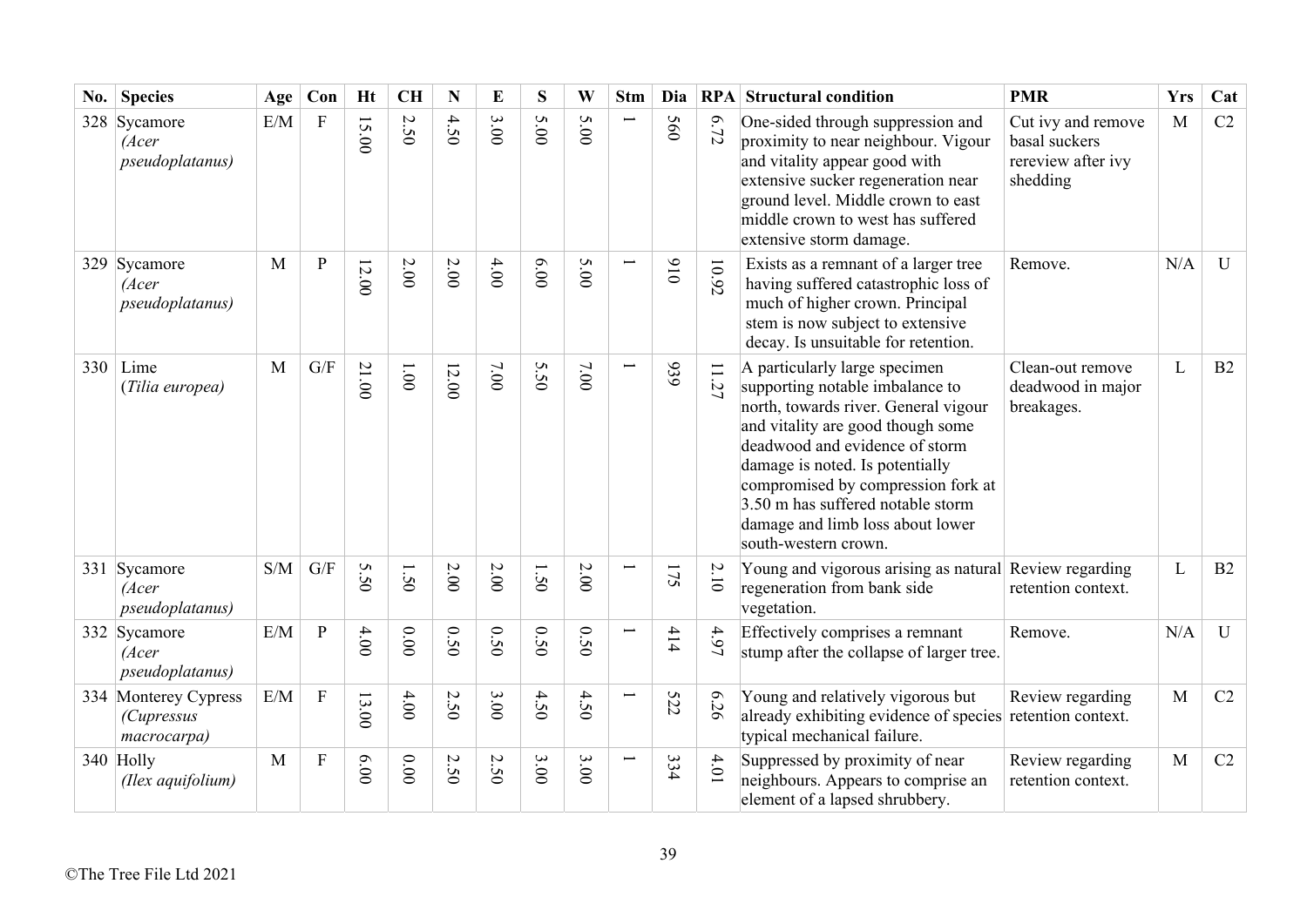| No. | Species | Age | Con | Ht | CH | N | E | S | W | Stm | Dia | RPA | Structural condition | PMR | Yrs | Cat |
|---|---|---|---|---|---|---|---|---|---|---|---|---|---|---|---|---|
| 328 | Sycamore *(Acer pseudoplatanus)* | E/M | F | 15.00 | 2.50 | 4.50 | 3.00 | 5.00 | 5.00 | 1 | 560 | 6.72 | One-sided through suppression and proximity to near neighbour. Vigour and vitality appear good with extensive sucker regeneration near ground level. Middle crown to east middle crown to west has suffered extensive storm damage. | Cut ivy and remove basal suckers rereview after ivy shedding | M | C2 |
| 329 | Sycamore *(Acer pseudoplatanus)* | M | P | 12.00 | 2.00 | 2.00 | 4.00 | 6.00 | 5.00 | 1 | 910 | 10.92 | Exists as a remnant of a larger tree having suffered catastrophic loss of much of higher crown. Principal stem is now subject to extensive decay. Is unsuitable for retention. | Remove. | N/A | U |
| 330 | Lime (*Tilia europea*) | M | G/F | 21.00 | 1.00 | 12.00 | 7.00 | 5.50 | 7.00 | 1 | 939 | 11.27 | A particularly large specimen supporting notable imbalance to north, towards river. General vigour and vitality are good though some deadwood and evidence of storm damage is noted. Is potentially compromised by compression fork at 3.50 m has suffered notable storm damage and limb loss about lower south-western crown. | Clean-out remove deadwood in major breakages. | L | B2 |
| 331 | Sycamore *(Acer pseudoplatanus)* | S/M | G/F | 5.50 | 1.50 | 2.00 | 2.00 | 1.50 | 2.00 | 1 | 175 | 2.10 | Young and vigorous arising as natural regeneration from bank side vegetation. | Review regarding retention context. | L | B2 |
| 332 | Sycamore *(Acer pseudoplatanus)* | E/M | P | 4.00 | 0.00 | 0.50 | 0.50 | 0.50 | 0.50 | 1 | 414 | 4.97 | Effectively comprises a remnant stump after the collapse of larger tree. | Remove. | N/A | U |
| 334 | Monterey Cypress *(Cupressus macrocarpa)* | E/M | F | 13.00 | 4.00 | 2.50 | 3.00 | 4.50 | 4.50 | 1 | 522 | 6.26 | Young and relatively vigorous but already exhibiting evidence of species typical mechanical failure. | Review regarding retention context. | M | C2 |
| 340 | Holly *(Ilex aquifolium)* | M | F | 6.00 | 0.00 | 2.50 | 2.50 | 3.00 | 3.00 | 1 | 334 | 4.01 | Suppressed by proximity of near neighbours. Appears to comprise an element of a lapsed shrubbery. | Review regarding retention context. | M | C2 |

©The Tree File Ltd 2021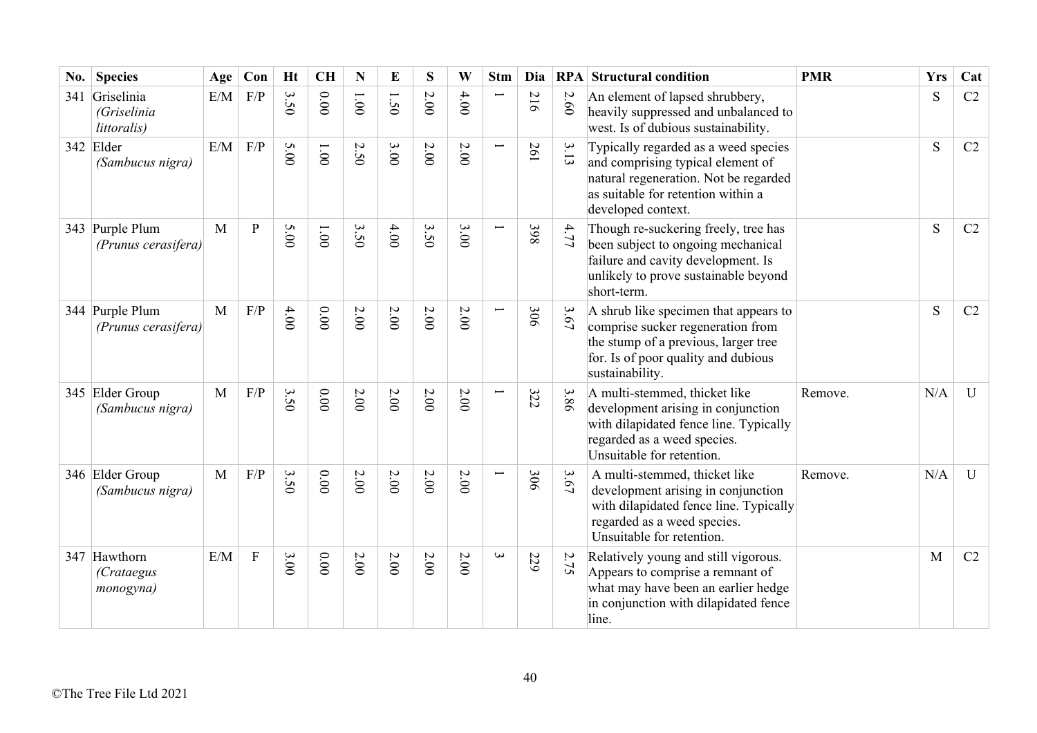| No. | Species | Age | Con | Ht | CH | N | E | S | W | Stm | Dia | RPA | Structural condition | PMR | Yrs | Cat |
|---|---|---|---|---|---|---|---|---|---|---|---|---|---|---|---|---|
| 341 | Griselinia *(Griselinia littoralis)* | E/M | F/P | 3.50 | 0.00 | 1.00 | 1.50 | 2.00 | 4.00 | 1 | 216 | 2.60 | An element of lapsed shrubbery, heavily suppressed and unbalanced to west. Is of dubious sustainability. | | S | C2 |
| 342 | Elder *(Sambucus nigra)* | E/M | F/P | 5.00 | 1.00 | 2.50 | 3.00 | 2.00 | 2.00 | 1 | 261 | 3.13 | Typically regarded as a weed species and comprising typical element of natural regeneration. Not be regarded as suitable for retention within a developed context. | | S | C2 |
| 343 | Purple Plum *(Prunus cerasifera)* | M | P | 5.00 | 1.00 | 3.50 | 4.00 | 3.50 | 3.00 | 1 | 398 | 4.77 | Though re-suckering freely, tree has been subject to ongoing mechanical failure and cavity development. Is unlikely to prove sustainable beyond short-term. | | S | C2 |
| 344 | Purple Plum *(Prunus cerasifera)* | M | F/P | 4.00 | 0.00 | 2.00 | 2.00 | 2.00 | 2.00 | 1 | 306 | 3.67 | A shrub like specimen that appears to comprise sucker regeneration from the stump of a previous, larger tree for. Is of poor quality and dubious sustainability. | | S | C2 |
| 345 | Elder Group *(Sambucus nigra)* | M | F/P | 3.50 | 0.00 | 2.00 | 2.00 | 2.00 | 2.00 | 1 | 322 | 3.86 | A multi-stemmed, thicket like development arising in conjunction with dilapidated fence line. Typically regarded as a weed species. Unsuitable for retention. | Remove. | N/A | U |
| 346 | Elder Group *(Sambucus nigra)* | M | F/P | 3.50 | 0.00 | 2.00 | 2.00 | 2.00 | 2.00 | 1 | 306 | 3.67 | A multi-stemmed, thicket like development arising in conjunction with dilapidated fence line. Typically regarded as a weed species. Unsuitable for retention. | Remove. | N/A | U |
| 347 | Hawthorn *(Crataegus monogyna)* | E/M | F | 3.00 | 0.00 | 2.00 | 2.00 | 2.00 | 2.00 | 3 | 229 | 2.75 | Relatively young and still vigorous. Appears to comprise a remnant of what may have been an earlier hedge in conjunction with dilapidated fence line. | | M | C2 |

©The Tree File Ltd 2021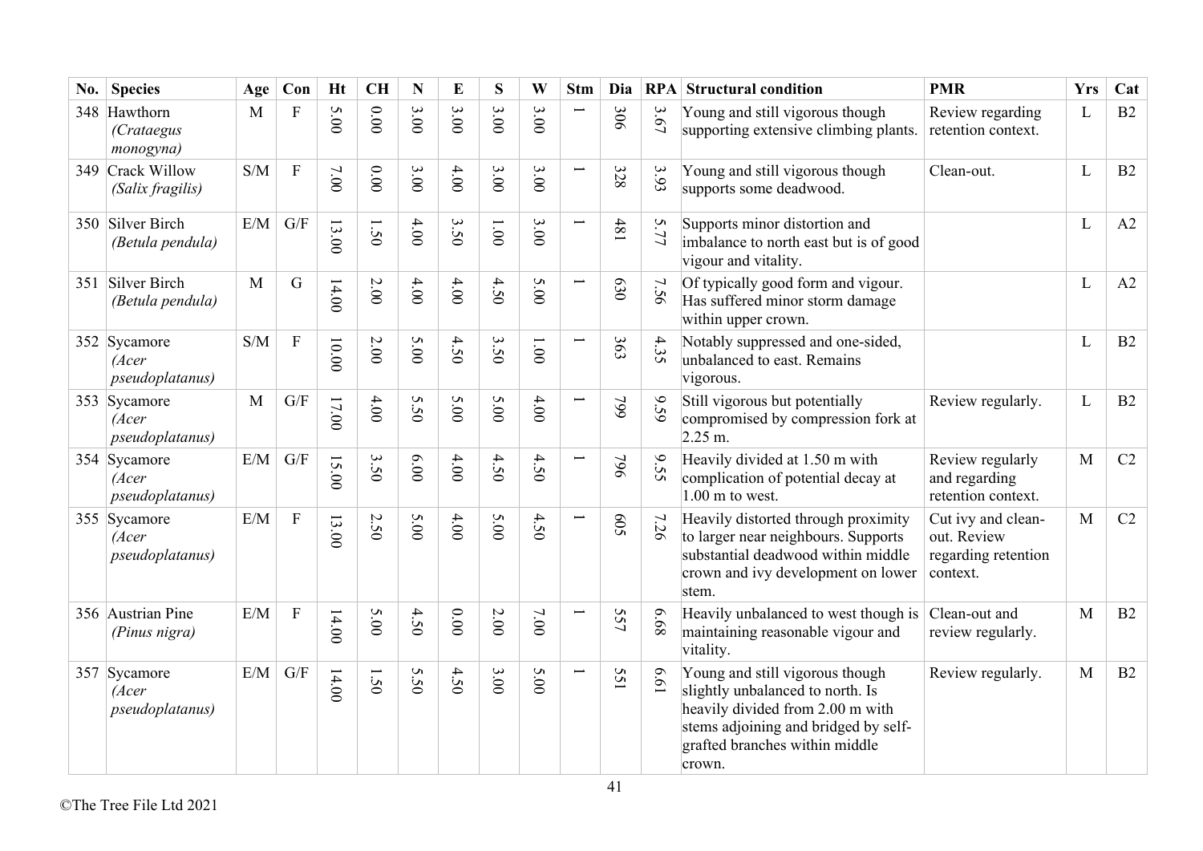| No. | Species | Age | Con | Ht | CH | N | E | S | W | Stm | Dia | RPA | Structural condition | PMR | Yrs | Cat |
|---|---|---|---|---|---|---|---|---|---|---|---|---|---|---|---|---|
| 348 | Hawthorn *(Crataegus monogyna)* | M | F | 5.00 | 0.00 | 3.00 | 3.00 | 3.00 | 3.00 | 1 | 306 | 3.67 | Young and still vigorous though supporting extensive climbing plants. | Review regarding retention context. | L | B2 |
| 349 | Crack Willow *(Salix fragilis)* | S/M | F | 7.00 | 0.00 | 3.00 | 4.00 | 3.00 | 3.00 | 1 | 328 | 3.93 | Young and still vigorous though supports some deadwood. | Clean-out. | L | B2 |
| 350 | Silver Birch *(Betula pendula)* | E/M | G/F | 13.00 | 1.50 | 4.00 | 3.50 | 1.00 | 3.00 | 1 | 481 | 5.77 | Supports minor distortion and imbalance to north east but is of good vigour and vitality. | | L | A2 |
| 351 | Silver Birch *(Betula pendula)* | M | G | 14.00 | 2.00 | 4.00 | 4.00 | 4.50 | 5.00 | 1 | 630 | 7.56 | Of typically good form and vigour. Has suffered minor storm damage within upper crown. | | L | A2 |
| 352 | Sycamore *(Acer pseudoplatanus)* | S/M | F | 10.00 | 2.00 | 5.00 | 4.50 | 3.50 | 1.00 | 1 | 363 | 4.35 | Notably suppressed and one-sided, unbalanced to east. Remains vigorous. | | L | B2 |
| 353 | Sycamore *(Acer pseudoplatanus)* | M | G/F | 17.00 | 4.00 | 5.50 | 5.00 | 5.00 | 4.00 | 1 | 799 | 9.59 | Still vigorous but potentially compromised by compression fork at 2.25 m. | Review regularly. | L | B2 |
| 354 | Sycamore *(Acer pseudoplatanus)* | E/M | G/F | 15.00 | 3.50 | 6.00 | 4.00 | 4.50 | 4.50 | 1 | 796 | 9.55 | Heavily divided at 1.50 m with complication of potential decay at 1.00 m to west. | Review regularly and regarding retention context. | M | C2 |
| 355 | Sycamore *(Acer pseudoplatanus)* | E/M | F | 13.00 | 2.50 | 5.00 | 4.00 | 5.00 | 4.50 | 1 | 605 | 7.26 | Heavily distorted through proximity to larger near neighbours. Supports substantial deadwood within middle crown and ivy development on lower stem. | Cut ivy and clean-out. Review regarding retention context. | M | C2 |
| 356 | Austrian Pine *(Pinus nigra)* | E/M | F | 14.00 | 5.00 | 4.50 | 0.00 | 2.00 | 7.00 | 1 | 557 | 6.68 | Heavily unbalanced to west though is maintaining reasonable vigour and vitality. | Clean-out and review regularly. | M | B2 |
| 357 | Sycamore *(Acer pseudoplatanus)* | E/M | G/F | 14.00 | 1.50 | 5.50 | 4.50 | 3.00 | 5.00 | 1 | 551 | 6.61 | Young and still vigorous though slightly unbalanced to north. Is heavily divided from 2.00 m with stems adjoining and bridged by self-grafted branches within middle crown. | Review regularly. | M | B2 |

©The Tree File Ltd 2021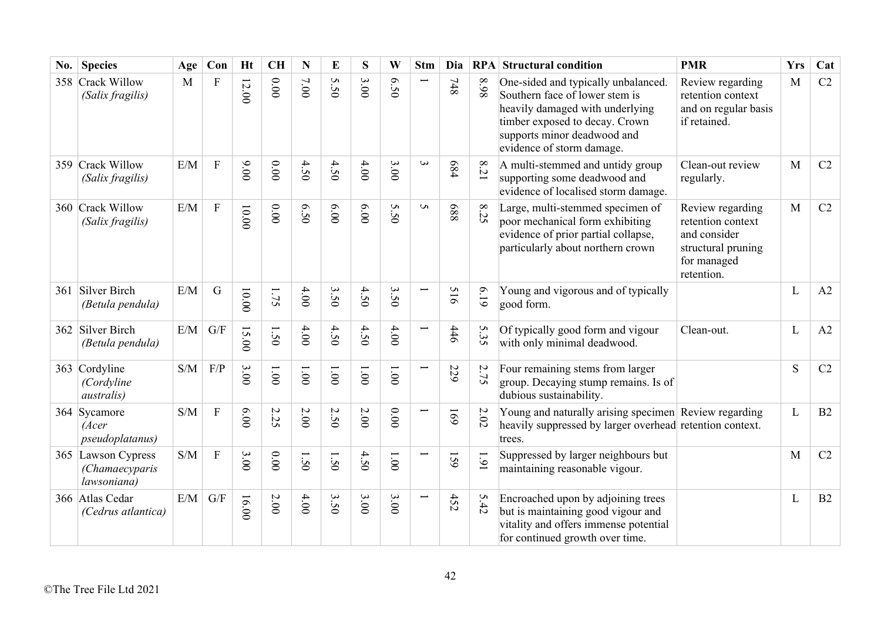| No. | Species | Age | Con | Ht | CH | N | E | S | W | Stm | Dia | RPA | Structural condition | PMR | Yrs | Cat |
|---|---|---|---|---|---|---|---|---|---|---|---|---|---|---|---|---|
| 358 | Crack Willow *(Salix fragilis)* | M | F | 12.00 | 0.00 | 7.00 | 5.50 | 3.00 | 6.50 | 1 | 748 | 8.98 | One-sided and typically unbalanced. Southern face of lower stem is heavily damaged with underlying timber exposed to decay. Crown supports minor deadwood and evidence of storm damage. | Review regarding retention context and on regular basis if retained. | M | C2 |
| 359 | Crack Willow *(Salix fragilis)* | E/M | F | 9.00 | 0.00 | 4.50 | 4.50 | 4.00 | 3.00 | 3 | 684 | 8.21 | A multi-stemmed and untidy group supporting some deadwood and evidence of localised storm damage. | Clean-out review regularly. | M | C2 |
| 360 | Crack Willow *(Salix fragilis)* | E/M | F | 10.00 | 0.00 | 6.50 | 6.00 | 6.00 | 5.50 | 5 | 688 | 8.25 | Large, multi-stemmed specimen of poor mechanical form exhibiting evidence of prior partial collapse, particularly about northern crown | Review regarding retention context and consider structural pruning for managed retention. | M | C2 |
| 361 | Silver Birch *(Betula pendula)* | E/M | G | 10.00 | 1.75 | 4.00 | 3.50 | 4.50 | 3.50 | 1 | 516 | 6.19 | Young and vigorous and of typically good form. | | L | A2 |
| 362 | Silver Birch *(Betula pendula)* | E/M | G/F | 15.00 | 1.50 | 4.00 | 4.50 | 4.50 | 4.00 | 1 | 446 | 5.35 | Of typically good form and vigour with only minimal deadwood. | Clean-out. | L | A2 |
| 363 | Cordyline *(Cordyline australis)* | S/M | F/P | 3.00 | 1.00 | 1.00 | 1.00 | 1.00 | 1.00 | 1 | 229 | 2.75 | Four remaining stems from larger group. Decaying stump remains. Is of dubious sustainability. | | S | C2 |
| 364 | Sycamore *(Acer pseudoplatanus)* | S/M | F | 6.00 | 2.25 | 2.00 | 2.50 | 2.00 | 0.00 | 1 | 169 | 2.02 | Young and naturally arising specimen heavily suppressed by larger overhead trees. | Review regarding retention context. | L | B2 |
| 365 | Lawson Cypress *(Chamaecyparis lawsoniana)* | S/M | F | 3.00 | 0.00 | 1.50 | 1.50 | 4.50 | 1.00 | 1 | 159 | 1.91 | Suppressed by larger neighbours but maintaining reasonable vigour. | | M | C2 |
| 366 | Atlas Cedar *(Cedrus atlantica)* | E/M | G/F | 16.00 | 2.00 | 4.00 | 3.50 | 3.00 | 3.00 | 1 | 452 | 5.42 | Encroached upon by adjoining trees but is maintaining good vigour and vitality and offers immense potential for continued growth over time. | | L | B2 |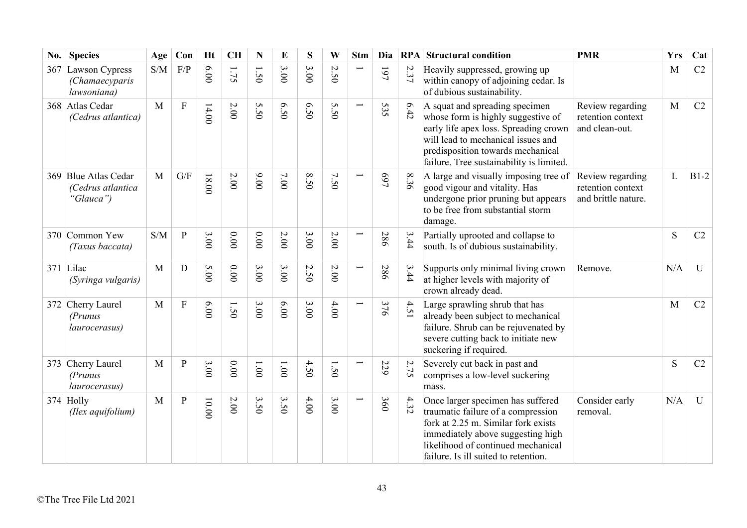| No. | Species | Age | Con | Ht | CH | N | E | S | W | Stm | Dia | RPA | Structural condition | PMR | Yrs | Cat |
|---|---|---|---|---|---|---|---|---|---|---|---|---|---|---|---|---|
| 367 | Lawson Cypress *(Chamaecyparis lawsoniana)* | S/M | F/P | 6.00 | 1.75 | 1.50 | 3.00 | 3.00 | 2.50 | 1 | 197 | 2.37 | Heavily suppressed, growing up within canopy of adjoining cedar. Is of dubious sustainability. | | M | C2 |
| 368 | Atlas Cedar *(Cedrus atlantica)* | M | F | 14.00 | 2.00 | 5.50 | 6.50 | 6.50 | 5.50 | 1 | 535 | 6.42 | A squat and spreading specimen whose form is highly suggestive of early life apex loss. Spreading crown will lead to mechanical issues and predisposition towards mechanical failure. Tree sustainability is limited. | Review regarding retention context and clean-out. | M | C2 |
| 369 | Blue Atlas Cedar *(Cedrus atlantica "Glauca")* | M | G/F | 18.00 | 2.00 | 9.00 | 7.00 | 8.50 | 7.50 | 1 | 697 | 8.36 | A large and visually imposing tree of good vigour and vitality. Has undergone prior pruning but appears to be free from substantial storm damage. | Review regarding retention context and brittle nature. | L | B1-2 |
| 370 | Common Yew *(Taxus baccata)* | S/M | P | 3.00 | 0.00 | 0.00 | 2.00 | 3.00 | 2.00 | 1 | 286 | 3.44 | Partially uprooted and collapse to south. Is of dubious sustainability. | | S | C2 |
| 371 | Lilac *(Syringa vulgaris)* | M | D | 5.00 | 0.00 | 3.00 | 3.00 | 2.50 | 2.00 | 1 | 286 | 3.44 | Supports only minimal living crown at higher levels with majority of crown already dead. | Remove. | N/A | U |
| 372 | Cherry Laurel *(Prunus laurocerasus)* | M | F | 6.00 | 1.50 | 3.00 | 6.00 | 3.00 | 4.00 | 1 | 376 | 4.51 | Large sprawling shrub that has already been subject to mechanical failure. Shrub can be rejuvenated by severe cutting back to initiate new suckering if required. | | M | C2 |
| 373 | Cherry Laurel *(Prunus laurocerasus)* | M | P | 3.00 | 0.00 | 1.00 | 1.00 | 4.50 | 1.50 | 1 | 229 | 2.75 | Severely cut back in past and comprises a low-level suckering mass. | | S | C2 |
| 374 | Holly *(Ilex aquifolium)* | M | P | 10.00 | 2.00 | 3.50 | 3.50 | 4.00 | 3.00 | 1 | 360 | 4.32 | Once larger specimen has suffered traumatic failure of a compression fork at 2.25 m. Similar fork exists immediately above suggesting high likelihood of continued mechanical failure. Is ill suited to retention. | Consider early removal. | N/A | U |

©The Tree File Ltd 2021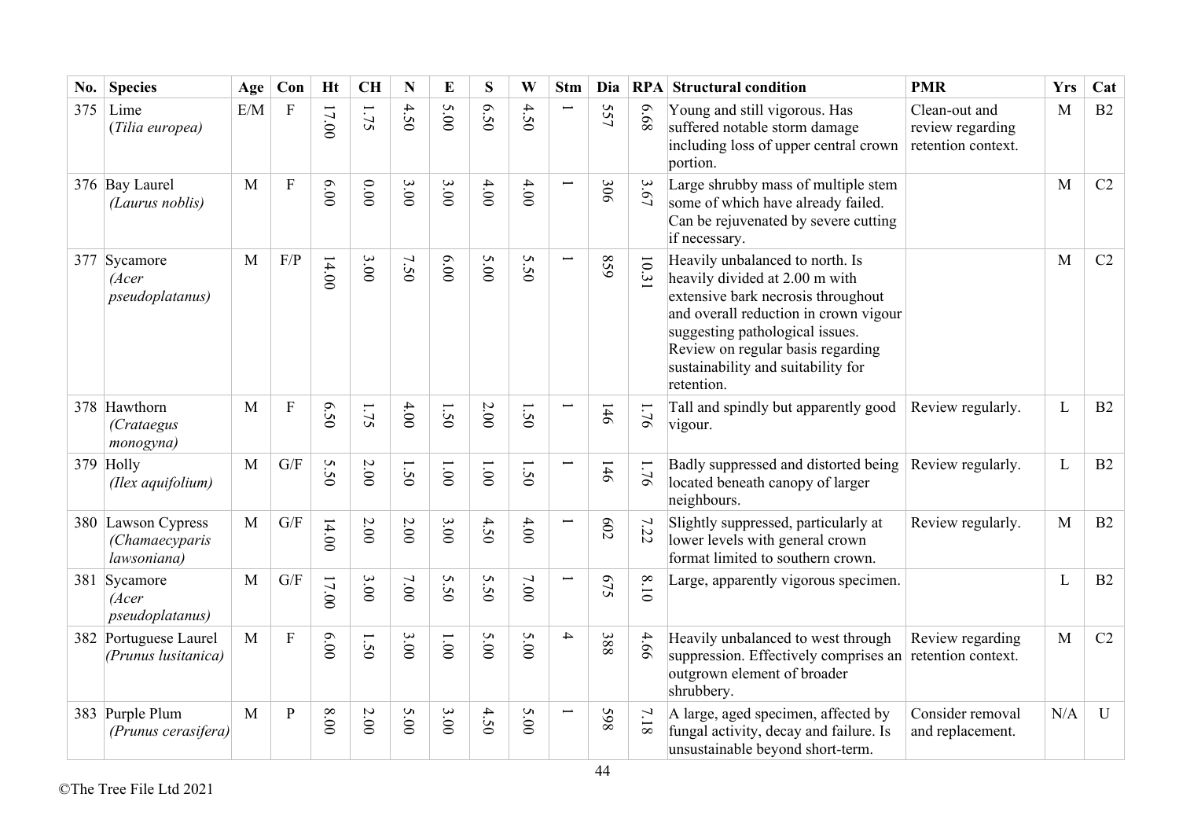| No. | Species | Age | Con | Ht | CH | N | E | S | W | Stm | Dia | RPA | Structural condition | PMR | Yrs | Cat |
|---|---|---|---|---|---|---|---|---|---|---|---|---|---|---|---|---|
| 375 | Lime (*Tilia europea*) | E/M | F | 17.00 | 1.75 | 4.50 | 5.00 | 6.50 | 4.50 | 1 | 557 | 6.68 | Young and still vigorous. Has suffered notable storm damage including loss of upper central crown portion. | Clean-out and review regarding retention context. | M | B2 |
| 376 | Bay Laurel (*Laurus noblis*) | M | F | 6.00 | 0.00 | 3.00 | 3.00 | 4.00 | 4.00 | 1 | 306 | 3.67 | Large shrubby mass of multiple stem some of which have already failed. Can be rejuvenated by severe cutting if necessary. | | M | C2 |
| 377 | Sycamore (*Acer pseudoplatanus*) | M | F/P | 14.00 | 3.00 | 7.50 | 6.00 | 5.00 | 5.50 | 1 | 859 | 10.31 | Heavily unbalanced to north. Is heavily divided at 2.00 m with extensive bark necrosis throughout and overall reduction in crown vigour suggesting pathological issues. Review on regular basis regarding sustainability and suitability for retention. | | M | C2 |
| 378 | Hawthorn (*Crataegus monogyna*) | M | F | 6.50 | 1.75 | 4.00 | 1.50 | 2.00 | 1.50 | 1 | 146 | 1.76 | Tall and spindly but apparently good vigour. | Review regularly. | L | B2 |
| 379 | Holly (*Ilex aquifolium*) | M | G/F | 5.50 | 2.00 | 1.50 | 1.00 | 1.00 | 1.50 | 1 | 146 | 1.76 | Badly suppressed and distorted being located beneath canopy of larger neighbours. | Review regularly. | L | B2 |
| 380 | Lawson Cypress (*Chamaecyparis lawsoniana*) | M | G/F | 14.00 | 2.00 | 2.00 | 3.00 | 4.50 | 4.00 | 1 | 602 | 7.22 | Slightly suppressed, particularly at lower levels with general crown format limited to southern crown. | Review regularly. | M | B2 |
| 381 | Sycamore (*Acer pseudoplatanus*) | M | G/F | 17.00 | 3.00 | 7.00 | 5.50 | 5.50 | 7.00 | 1 | 675 | 8.10 | Large, apparently vigorous specimen. | | L | B2 |
| 382 | Portuguese Laurel (*Prunus lusitanica*) | M | F | 6.00 | 1.50 | 3.00 | 1.00 | 5.00 | 5.00 | 4 | 388 | 4.66 | Heavily unbalanced to west through suppression. Effectively comprises an outgrown element of broader shrubbery. | Review regarding retention context. | M | C2 |
| 383 | Purple Plum (*Prunus cerasifera*) | M | P | 8.00 | 2.00 | 5.00 | 3.00 | 4.50 | 5.00 | 1 | 598 | 7.18 | A large, aged specimen, affected by fungal activity, decay and failure. Is unsustainable beyond short-term. | Consider removal and replacement. | N/A | U |

©The Tree File Ltd 2021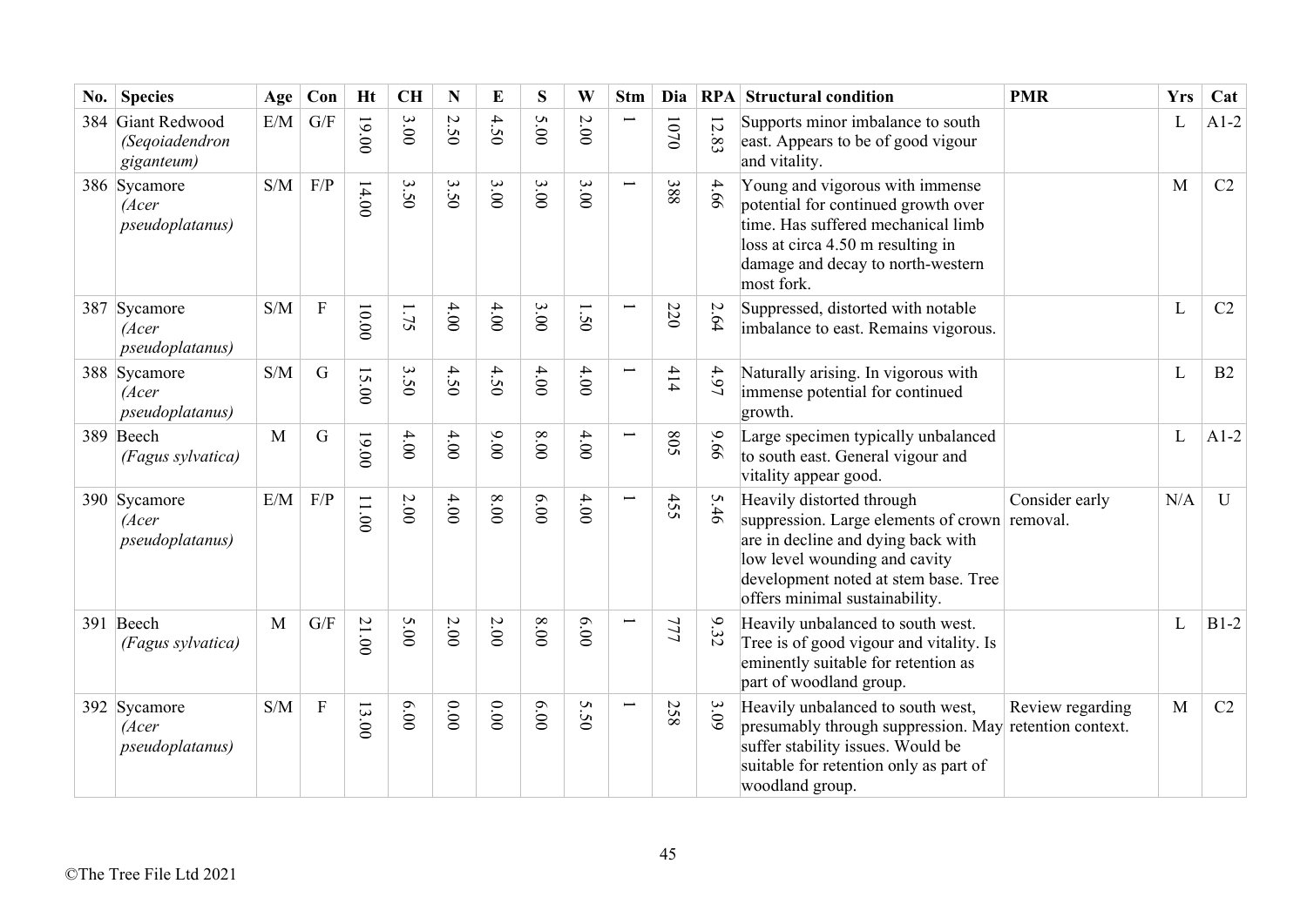| No. | Species | Age | Con | Ht | CH | N | E | S | W | Stm | Dia | RPA | Structural condition | PMR | Yrs | Cat |
|---|---|---|---|---|---|---|---|---|---|---|---|---|---|---|---|---|
| 384 | Giant Redwood *(Seqoiadendron giganteum)* | E/M | G/F | 19.00 | 3.00 | 2.50 | 4.50 | 5.00 | 2.00 | 1 | 1070 | 12.83 | Supports minor imbalance to south east. Appears to be of good vigour and vitality. | | L | A1-2 |
| 386 | Sycamore *(Acer pseudoplatanus)* | S/M | F/P | 14.00 | 3.50 | 3.50 | 3.00 | 3.00 | 3.00 | 1 | 388 | 4.66 | Young and vigorous with immense potential for continued growth over time. Has suffered mechanical limb loss at circa 4.50 m resulting in damage and decay to north-western most fork. | | M | C2 |
| 387 | Sycamore *(Acer pseudoplatanus)* | S/M | F | 10.00 | 1.75 | 4.00 | 4.00 | 3.00 | 1.50 | 1 | 220 | 2.64 | Suppressed, distorted with notable imbalance to east. Remains vigorous. | | L | C2 |
| 388 | Sycamore *(Acer pseudoplatanus)* | S/M | G | 15.00 | 3.50 | 4.50 | 4.50 | 4.00 | 4.00 | 1 | 414 | 4.97 | Naturally arising. In vigorous with immense potential for continued growth. | | L | B2 |
| 389 | Beech *(Fagus sylvatica)* | M | G | 19.00 | 4.00 | 4.00 | 9.00 | 8.00 | 4.00 | 1 | 805 | 9.66 | Large specimen typically unbalanced to south east. General vigour and vitality appear good. | | L | A1-2 |
| 390 | Sycamore *(Acer pseudoplatanus)* | E/M | F/P | 11.00 | 2.00 | 4.00 | 8.00 | 6.00 | 4.00 | 1 | 455 | 5.46 | Heavily distorted through suppression. Large elements of crown are in decline and dying back with low level wounding and cavity development noted at stem base. Tree offers minimal sustainability. | Consider early removal. | N/A | U |
| 391 | Beech *(Fagus sylvatica)* | M | G/F | 21.00 | 5.00 | 2.00 | 2.00 | 8.00 | 6.00 | 1 | 777 | 9.32 | Heavily unbalanced to south west. Tree is of good vigour and vitality. Is eminently suitable for retention as part of woodland group. | | L | B1-2 |
| 392 | Sycamore *(Acer pseudoplatanus)* | S/M | F | 13.00 | 6.00 | 0.00 | 0.00 | 6.00 | 5.50 | 1 | 258 | 3.09 | Heavily unbalanced to south west, presumably through suppression. May suffer stability issues. Would be suitable for retention only as part of woodland group. | Review regarding retention context. | M | C2 |

©The Tree File Ltd 2021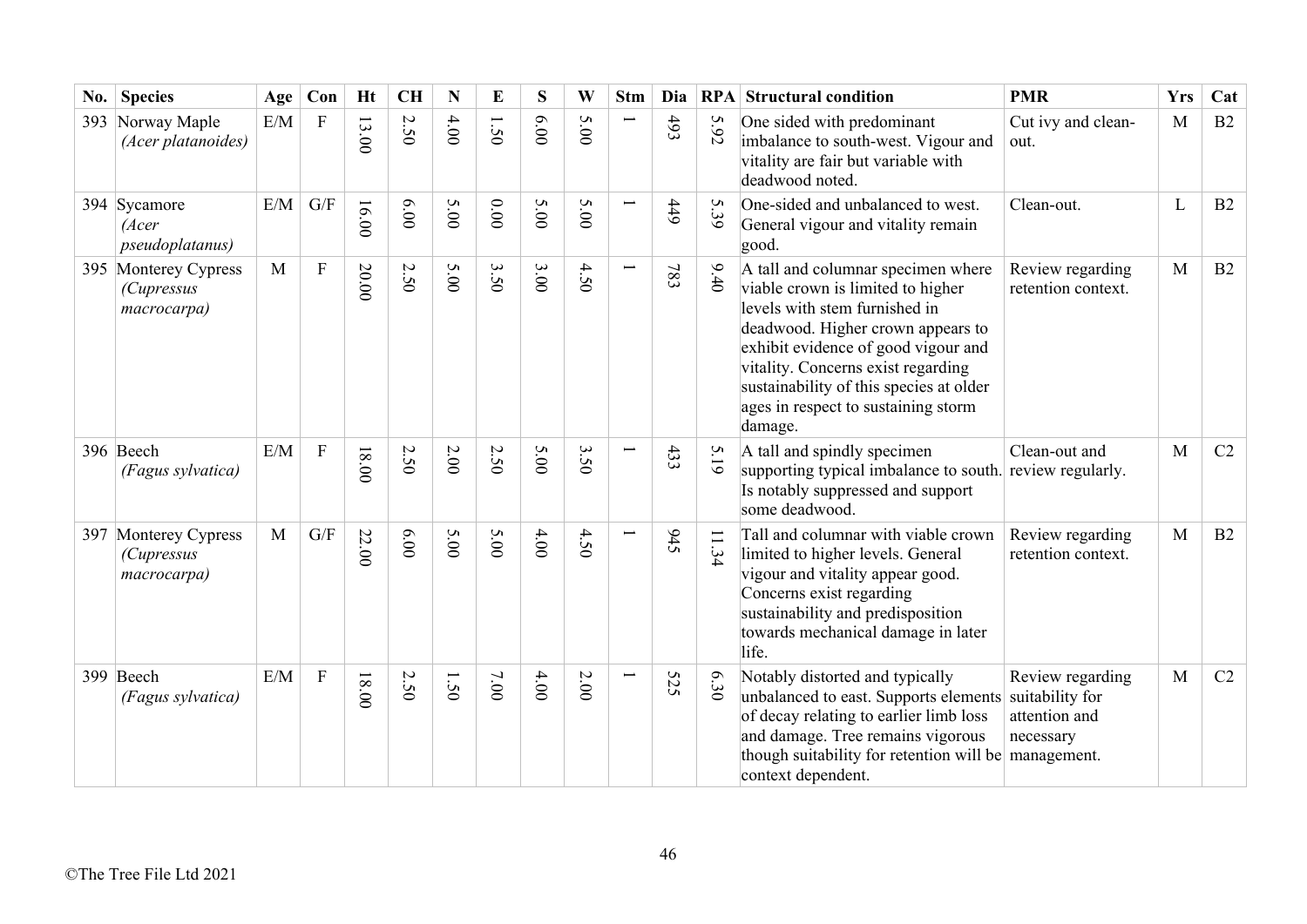| No. | Species | Age | Con | Ht | CH | N | E | S | W | Stm | Dia | RPA | Structural condition | PMR | Yrs | Cat |
|---|---|---|---|---|---|---|---|---|---|---|---|---|---|---|---|---|
| 393 | Norway Maple *(Acer platanoides)* | E/M | F | 13.00 | 2.50 | 4.00 | 1.50 | 6.00 | 5.00 | 1 | 493 | 5.92 | One sided with predominant imbalance to south-west. Vigour and vitality are fair but variable with deadwood noted. | Cut ivy and clean-out. | M | B2 |
| 394 | Sycamore *(Acer pseudoplatanus)* | E/M | G/F | 16.00 | 6.00 | 5.00 | 0.00 | 5.00 | 5.00 | 1 | 449 | 5.39 | One-sided and unbalanced to west. General vigour and vitality remain good. | Clean-out. | L | B2 |
| 395 | Monterey Cypress *(Cupressus macrocarpa)* | M | F | 20.00 | 2.50 | 5.00 | 3.50 | 3.00 | 4.50 | 1 | 783 | 9.40 | A tall and columnar specimen where viable crown is limited to higher levels with stem furnished in deadwood. Higher crown appears to exhibit evidence of good vigour and vitality. Concerns exist regarding sustainability of this species at older ages in respect to sustaining storm damage. | Review regarding retention context. | M | B2 |
| 396 | Beech *(Fagus sylvatica)* | E/M | F | 18.00 | 2.50 | 2.00 | 2.50 | 5.00 | 3.50 | 1 | 433 | 5.19 | A tall and spindly specimen supporting typical imbalance to south. Is notably suppressed and support some deadwood. | Clean-out and review regularly. | M | C2 |
| 397 | Monterey Cypress *(Cupressus macrocarpa)* | M | G/F | 22.00 | 6.00 | 5.00 | 5.00 | 4.00 | 4.50 | 1 | 945 | 11.34 | Tall and columnar with viable crown limited to higher levels. General vigour and vitality appear good. Concerns exist regarding sustainability and predisposition towards mechanical damage in later life. | Review regarding retention context. | M | B2 |
| 399 | Beech *(Fagus sylvatica)* | E/M | F | 18.00 | 2.50 | 1.50 | 7.00 | 4.00 | 2.00 | 1 | 525 | 6.30 | Notably distorted and typically unbalanced to east. Supports elements of decay relating to earlier limb loss and damage. Tree remains vigorous though suitability for retention will be context dependent. | Review regarding suitability for attention and necessary management. | M | C2 |

©The Tree File Ltd 2021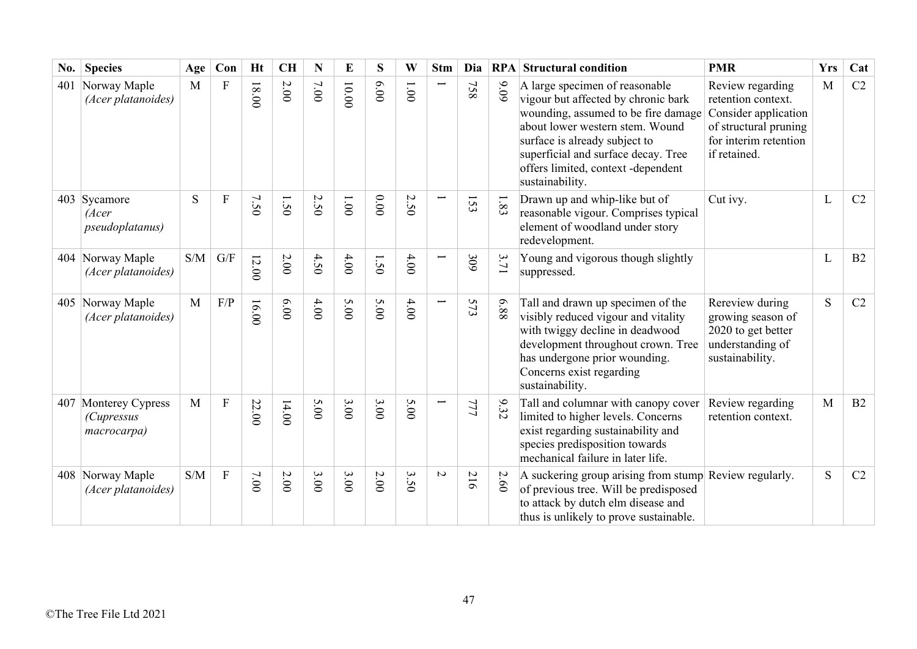| No. | Species | Age | Con | Ht | CH | N | E | S | W | Stm | Dia | RPA | Structural condition | PMR | Yrs | Cat |
|---|---|---|---|---|---|---|---|---|---|---|---|---|---|---|---|---|
| 401 | Norway Maple *(Acer platanoides)* | M | F | 18.00 | 2.00 | 7.00 | 10.00 | 6.00 | 1.00 | 1 | 758 | 9.09 | A large specimen of reasonable vigour but affected by chronic bark wounding, assumed to be fire damage about lower western stem. Wound surface is already subject to superficial and surface decay. Tree offers limited, context -dependent sustainability. | Review regarding retention context. Consider application of structural pruning for interim retention if retained. | M | C2 |
| 403 | Sycamore *(Acer pseudoplatanus)* | S | F | 7.50 | 1.50 | 2.50 | 1.00 | 0.00 | 2.50 | 1 | 153 | 1.83 | Drawn up and whip-like but of reasonable vigour. Comprises typical element of woodland under story redevelopment. | Cut ivy. | L | C2 |
| 404 | Norway Maple *(Acer platanoides)* | S/M | G/F | 12.00 | 2.00 | 4.50 | 4.00 | 1.50 | 4.00 | 1 | 309 | 3.71 | Young and vigorous though slightly suppressed. | | L | B2 |
| 405 | Norway Maple *(Acer platanoides)* | M | F/P | 16.00 | 6.00 | 4.00 | 5.00 | 5.00 | 4.00 | 1 | 573 | 6.88 | Tall and drawn up specimen of the visibly reduced vigour and vitality with twiggy decline in deadwood development throughout crown. Tree has undergone prior wounding. Concerns exist regarding sustainability. | Rereview during growing season of 2020 to get better understanding of sustainability. | S | C2 |
| 407 | Monterey Cypress *(Cupressus macrocarpa)* | M | F | 22.00 | 14.00 | 5.00 | 3.00 | 3.00 | 5.00 | 1 | 777 | 9.32 | Tall and columnar with canopy cover limited to higher levels. Concerns exist regarding sustainability and species predisposition towards mechanical failure in later life. | Review regarding retention context. | M | B2 |
| 408 | Norway Maple *(Acer platanoides)* | S/M | F | 7.00 | 2.00 | 3.00 | 3.00 | 2.00 | 3.50 | 2 | 216 | 2.60 | A suckering group arising from stump of previous tree. Will be predisposed to attack by dutch elm disease and thus is unlikely to prove sustainable. | Review regularly. | S | C2 |

©The Tree File Ltd 2021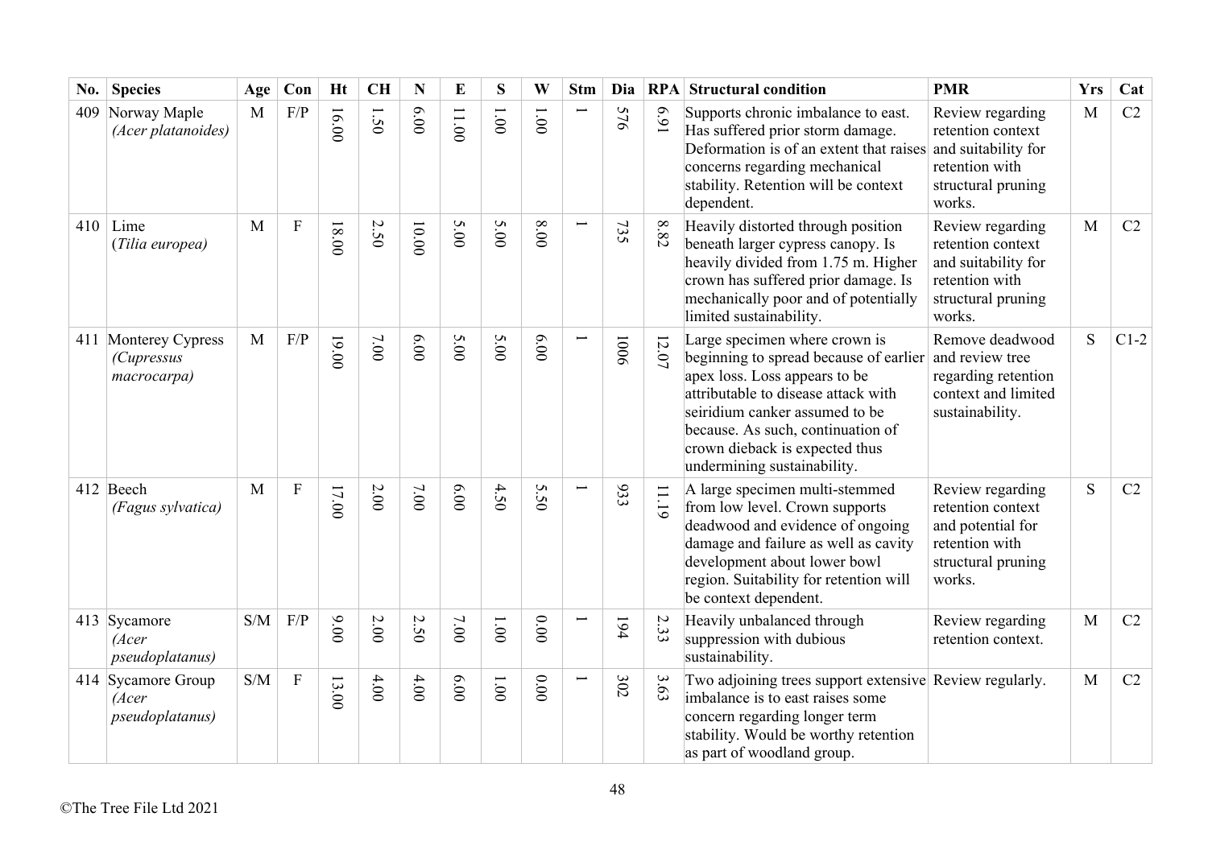| No. | Species | Age | Con | Ht | CH | N | E | S | W | Stm | Dia | RPA | Structural condition | PMR | Yrs | Cat |
|---|---|---|---|---|---|---|---|---|---|---|---|---|---|---|---|---|
| 409 | Norway Maple *(Acer platanoides)* | M | F/P | 16.00 | 1.50 | 6.00 | 11.00 | 1.00 | 1.00 | 1 | 576 | 6.91 | Supports chronic imbalance to east. Has suffered prior storm damage. Deformation is of an extent that raises concerns regarding mechanical stability. Retention will be context dependent. | Review regarding retention context and suitability for retention with structural pruning works. | M | C2 |
| 410 | Lime (*Tilia europea)* | M | F | 18.00 | 2.50 | 10.00 | 5.00 | 5.00 | 8.00 | 1 | 735 | 8.82 | Heavily distorted through position beneath larger cypress canopy. Is heavily divided from 1.75 m. Higher crown has suffered prior damage. Is mechanically poor and of potentially limited sustainability. | Review regarding retention context and suitability for retention with structural pruning works. | M | C2 |
| 411 | Monterey Cypress *(Cupressus macrocarpa)* | M | F/P | 19.00 | 7.00 | 6.00 | 5.00 | 5.00 | 6.00 | 1 | 1006 | 12.07 | Large specimen where crown is beginning to spread because of earlier apex loss. Loss appears to be attributable to disease attack with seiridium canker assumed to be because. As such, continuation of crown dieback is expected thus undermining sustainability. | Remove deadwood and review tree regarding retention context and limited sustainability. | S | C1-2 |
| 412 | Beech *(Fagus sylvatica)* | M | F | 17.00 | 2.00 | 7.00 | 6.00 | 4.50 | 5.50 | 1 | 933 | 11.19 | A large specimen multi-stemmed from low level. Crown supports deadwood and evidence of ongoing damage and failure as well as cavity development about lower bowl region. Suitability for retention will be context dependent. | Review regarding retention context and potential for retention with structural pruning works. | S | C2 |
| 413 | Sycamore *(Acer pseudoplatanus)* | S/M | F/P | 9.00 | 2.00 | 2.50 | 7.00 | 1.00 | 0.00 | 1 | 194 | 2.33 | Heavily unbalanced through suppression with dubious sustainability. | Review regarding retention context. | M | C2 |
| 414 | Sycamore Group *(Acer pseudoplatanus)* | S/M | F | 13.00 | 4.00 | 4.00 | 6.00 | 1.00 | 0.00 | 1 | 302 | 3.63 | Two adjoining trees support extensive imbalance is to east raises some concern regarding longer term stability. Would be worthy retention as part of woodland group. | Review regularly. | M | C2 |

©The Tree File Ltd 2021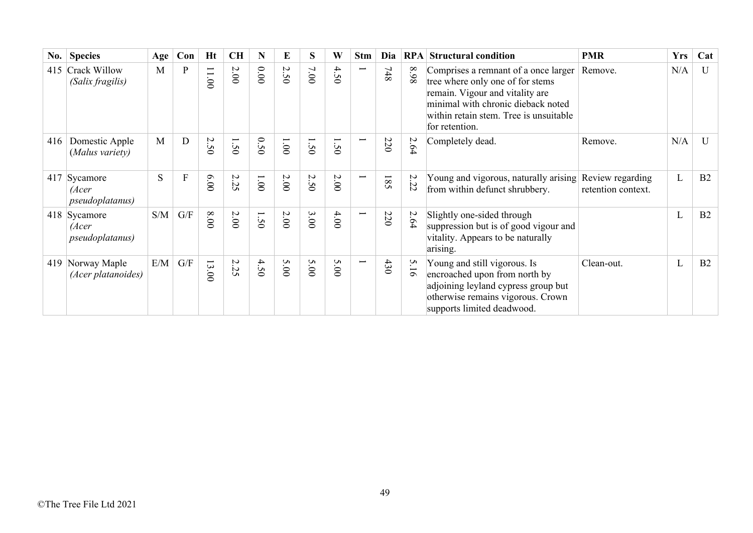| No. | Species | Age | Con | Ht | CH | N | E | S | W | Stm | Dia | RPA | Structural condition | PMR | Yrs | Cat |
|---|---|---|---|---|---|---|---|---|---|---|---|---|---|---|---|---|
| 415 | Crack Willow *(Salix fragilis)* | M | P | 11.00 | 2.00 | 0.00 | 2.50 | 7.00 | 4.50 | 1 | 748 | 8.98 | Comprises a remnant of a once larger tree where only one of for stems remain. Vigour and vitality are minimal with chronic dieback noted within retain stem. Tree is unsuitable for retention. | Remove. | N/A | U |
| 416 | Domestic Apple (*Malus variety)* | M | D | 2.50 | 1.50 | 0.50 | 1.00 | 1.50 | 1.50 | 1 | 220 | 2.64 | Completely dead. | Remove. | N/A | U |
| 417 | Sycamore *(Acer pseudoplatanus)* | S | F | 6.00 | 2.25 | 1.00 | 2.00 | 2.50 | 2.00 | 1 | 185 | 2.22 | Young and vigorous, naturally arising from within defunct shrubbery. | Review regarding retention context. | L | B2 |
| 418 | Sycamore *(Acer pseudoplatanus)* | S/M | G/F | 8.00 | 2.00 | 1.50 | 2.00 | 3.00 | 4.00 | 1 | 220 | 2.64 | Slightly one-sided through suppression but is of good vigour and vitality. Appears to be naturally arising. | | L | B2 |
| 419 | Norway Maple *(Acer platanoides)* | E/M | G/F | 13.00 | 2.25 | 4.50 | 5.00 | 5.00 | 5.00 | 1 | 430 | 5.16 | Young and still vigorous. Is encroached upon from north by adjoining leyland cypress group but otherwise remains vigorous. Crown supports limited deadwood. | Clean-out. | L | B2 |

©The Tree File Ltd 2021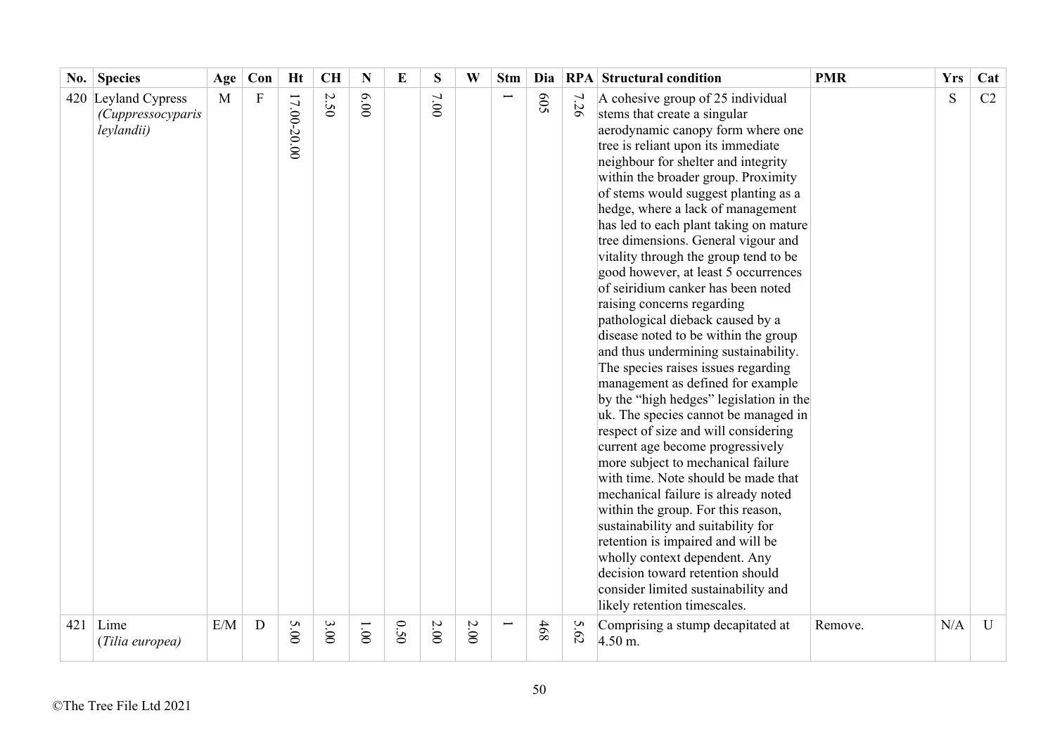| No. | Species | Age | Con | Ht | CH | N | E | S | W | Stm | Dia | RPA | Structural condition | PMR | Yrs | Cat |
|---|---|---|---|---|---|---|---|---|---|---|---|---|---|---|---|---|
| 420 | Leyland Cypress *(Cuppressocyparis leylandii)* | M | F | 17.00-20.00 | 2.50 | 6.00 | | 7.00 | | 1 | 605 | 7.26 | A cohesive group of 25 individual stems that create a singular aerodynamic canopy form where one tree is reliant upon its immediate neighbour for shelter and integrity within the broader group. Proximity of stems would suggest planting as a hedge, where a lack of management has led to each plant taking on mature tree dimensions. General vigour and vitality through the group tend to be good however, at least 5 occurrences of seiridium canker has been noted raising concerns regarding pathological dieback caused by a disease noted to be within the group and thus undermining sustainability. The species raises issues regarding management as defined for example by the "high hedges" legislation in the uk. The species cannot be managed in respect of size and will considering current age become progressively more subject to mechanical failure with time. Note should be made that mechanical failure is already noted within the group. For this reason, sustainability and suitability for retention is impaired and will be wholly context dependent. Any decision toward retention should consider limited sustainability and likely retention timescales. | | S | C2 |
| 421 | Lime (*Tilia europea)* | E/M | D | 5.00 | 3.00 | 1.00 | 0.50 | 2.00 | 2.00 | 1 | 468 | 5.62 | Comprising a stump decapitated at 4.50 m. | Remove. | N/A | U |

©The Tree File Ltd 2021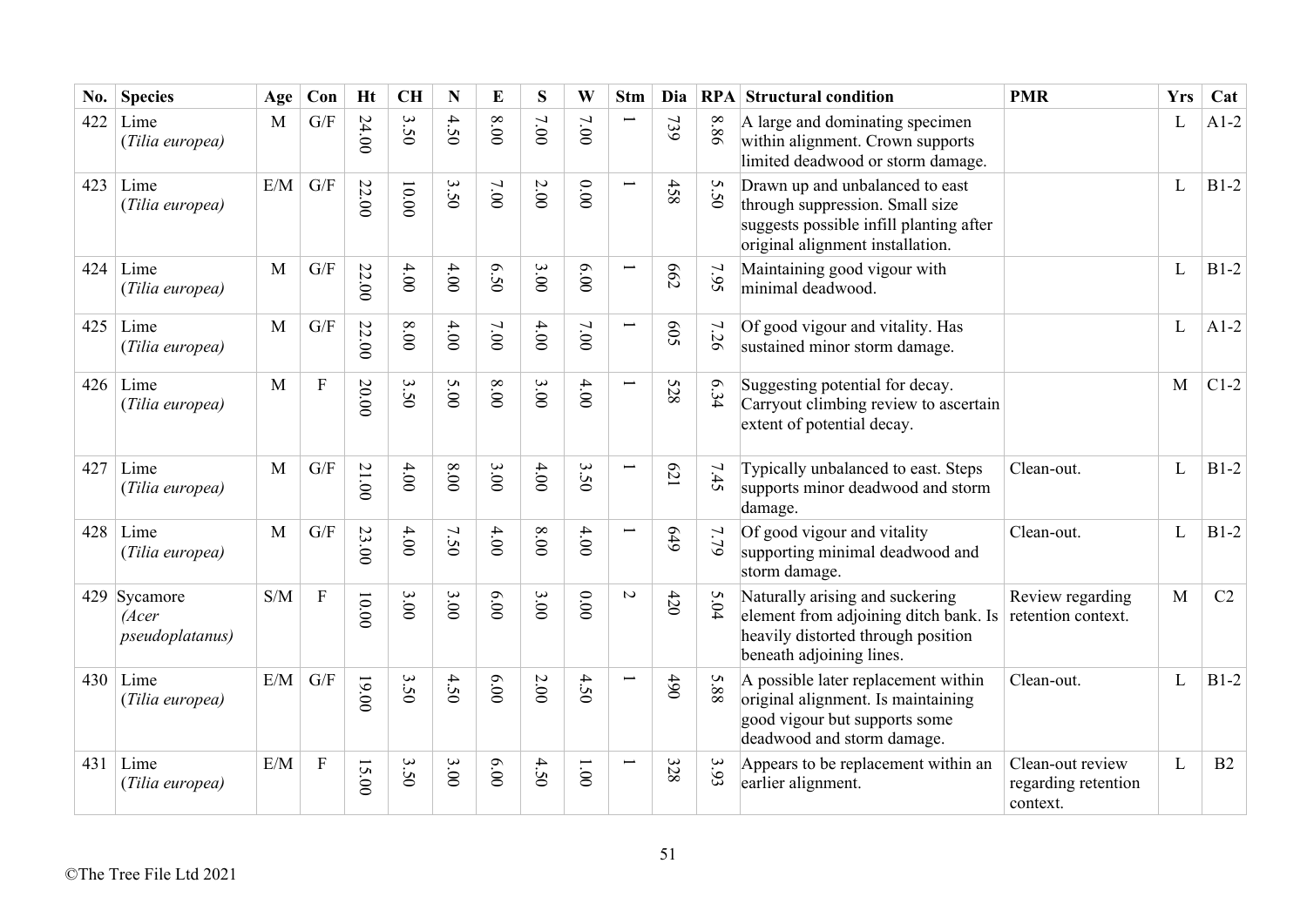| No. | Species | Age | Con | Ht | CH | N | E | S | W | Stm | Dia | RPA | Structural condition | PMR | Yrs | Cat |
|---|---|---|---|---|---|---|---|---|---|---|---|---|---|---|---|---|
| 422 | Lime (*Tilia europea*) | M | G/F | 24.00 | 3.50 | 4.50 | 8.00 | 7.00 | 7.00 | 1 | 739 | 8.86 | A large and dominating specimen within alignment. Crown supports limited deadwood or storm damage. | | L | A1-2 |
| 423 | Lime (*Tilia europea*) | E/M | G/F | 22.00 | 10.00 | 3.50 | 7.00 | 2.00 | 0.00 | 1 | 458 | 5.50 | Drawn up and unbalanced to east through suppression. Small size suggests possible infill planting after original alignment installation. | | L | B1-2 |
| 424 | Lime (*Tilia europea*) | M | G/F | 22.00 | 4.00 | 4.00 | 6.50 | 3.00 | 6.00 | 1 | 662 | 7.95 | Maintaining good vigour with minimal deadwood. | | L | B1-2 |
| 425 | Lime (*Tilia europea*) | M | G/F | 22.00 | 8.00 | 4.00 | 7.00 | 4.00 | 7.00 | 1 | 605 | 7.26 | Of good vigour and vitality. Has sustained minor storm damage. | | L | A1-2 |
| 426 | Lime (*Tilia europea*) | M | F | 20.00 | 3.50 | 5.00 | 8.00 | 3.00 | 4.00 | 1 | 528 | 6.34 | Suggesting potential for decay. Carryout climbing review to ascertain extent of potential decay. | | M | C1-2 |
| 427 | Lime (*Tilia europea*) | M | G/F | 21.00 | 4.00 | 8.00 | 3.00 | 4.00 | 3.50 | 1 | 621 | 7.45 | Typically unbalanced to east. Steps supports minor deadwood and storm damage. | Clean-out. | L | B1-2 |
| 428 | Lime (*Tilia europea*) | M | G/F | 23.00 | 4.00 | 7.50 | 4.00 | 8.00 | 4.00 | 1 | 649 | 7.79 | Of good vigour and vitality supporting minimal deadwood and storm damage. | Clean-out. | L | B1-2 |
| 429 | Sycamore (*Acer pseudoplatanus*) | S/M | F | 10.00 | 3.00 | 3.00 | 6.00 | 3.00 | 0.00 | 2 | 420 | 5.04 | Naturally arising and suckering element from adjoining ditch bank. Is heavily distorted through position beneath adjoining lines. | Review regarding retention context. | M | C2 |
| 430 | Lime (*Tilia europea*) | E/M | G/F | 19.00 | 3.50 | 4.50 | 6.00 | 2.00 | 4.50 | 1 | 490 | 5.88 | A possible later replacement within original alignment. Is maintaining good vigour but supports some deadwood and storm damage. | Clean-out. | L | B1-2 |
| 431 | Lime (*Tilia europea*) | E/M | F | 15.00 | 3.50 | 3.00 | 6.00 | 4.50 | 1.00 | 1 | 328 | 3.93 | Appears to be replacement within an earlier alignment. | Clean-out review regarding retention context. | L | B2 |

©The Tree File Ltd 2021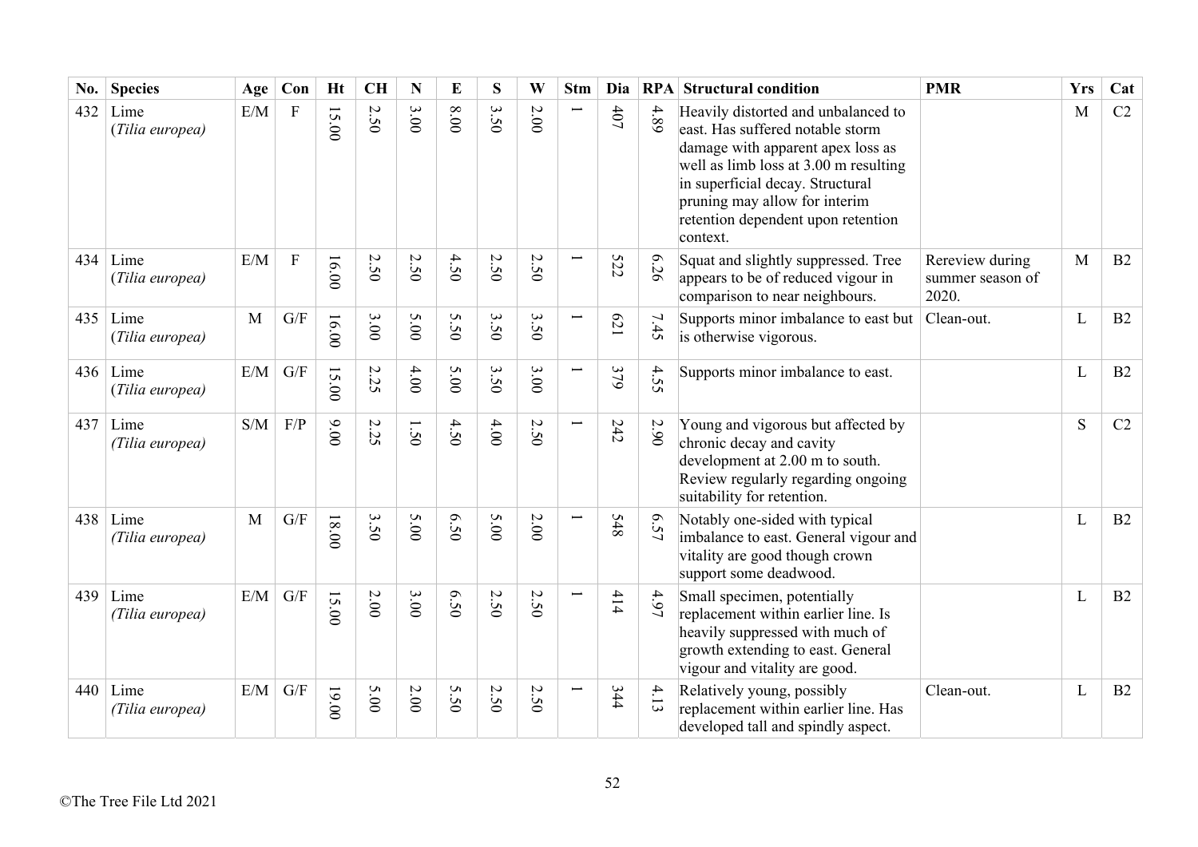| No. | Species | Age | Con | Ht | CH | N | E | S | W | Stm | Dia | RPA | Structural condition | PMR | Yrs | Cat |
|---|---|---|---|---|---|---|---|---|---|---|---|---|---|---|---|---|
| 432 | Lime (*Tilia europea*) | E/M | F | 15.00 | 2.50 | 3.00 | 8.00 | 3.50 | 2.00 | 1 | 407 | 4.89 | Heavily distorted and unbalanced to east. Has suffered notable storm damage with apparent apex loss as well as limb loss at 3.00 m resulting in superficial decay. Structural pruning may allow for interim retention dependent upon retention context. | | M | C2 |
| 434 | Lime (*Tilia europea*) | E/M | F | 16.00 | 2.50 | 2.50 | 4.50 | 2.50 | 2.50 | 1 | 522 | 6.26 | Squat and slightly suppressed. Tree appears to be of reduced vigour in comparison to near neighbours. | Rereview during summer season of 2020. | M | B2 |
| 435 | Lime (*Tilia europea*) | M | G/F | 16.00 | 3.00 | 5.00 | 5.50 | 3.50 | 3.50 | 1 | 621 | 7.45 | Supports minor imbalance to east but is otherwise vigorous. | Clean-out. | L | B2 |
| 436 | Lime (*Tilia europea*) | E/M | G/F | 15.00 | 2.25 | 4.00 | 5.00 | 3.50 | 3.00 | 1 | 379 | 4.55 | Supports minor imbalance to east. | | L | B2 |
| 437 | Lime (*Tilia europea*) | S/M | F/P | 9.00 | 2.25 | 1.50 | 4.50 | 4.00 | 2.50 | 1 | 242 | 2.90 | Young and vigorous but affected by chronic decay and cavity development at 2.00 m to south. Review regularly regarding ongoing suitability for retention. | | S | C2 |
| 438 | Lime (*Tilia europea*) | M | G/F | 18.00 | 3.50 | 5.00 | 6.50 | 5.00 | 2.00 | 1 | 548 | 6.57 | Notably one-sided with typical imbalance to east. General vigour and vitality are good though crown support some deadwood. | | L | B2 |
| 439 | Lime (*Tilia europea*) | E/M | G/F | 15.00 | 2.00 | 3.00 | 6.50 | 2.50 | 2.50 | 1 | 414 | 4.97 | Small specimen, potentially replacement within earlier line. Is heavily suppressed with much of growth extending to east. General vigour and vitality are good. | | L | B2 |
| 440 | Lime (*Tilia europea*) | E/M | G/F | 19.00 | 5.00 | 2.00 | 5.50 | 2.50 | 2.50 | 1 | 344 | 4.13 | Relatively young, possibly replacement within earlier line. Has developed tall and spindly aspect. | Clean-out. | L | B2 |

©The Tree File Ltd 2021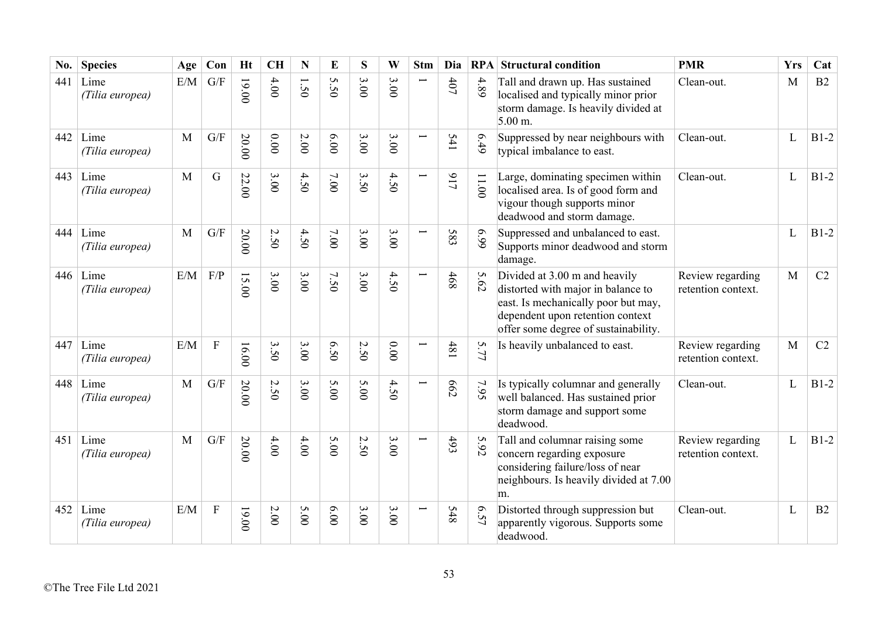| No. | Species | Age | Con | Ht | CH | N | E | S | W | Stm | Dia | RPA | Structural condition | PMR | Yrs | Cat |
|---|---|---|---|---|---|---|---|---|---|---|---|---|---|---|---|---|
| 441 | Lime *(Tilia europea)* | E/M | G/F | 19.00 | 4.00 | 1.50 | 5.50 | 3.00 | 3.00 | 1 | 407 | 4.89 | Tall and drawn up. Has sustained localised and typically minor prior storm damage. Is heavily divided at 5.00 m. | Clean-out. | M | B2 |
| 442 | Lime *(Tilia europea)* | M | G/F | 20.00 | 0.00 | 2.00 | 6.00 | 3.00 | 3.00 | 1 | 541 | 6.49 | Suppressed by near neighbours with typical imbalance to east. | Clean-out. | L | B1-2 |
| 443 | Lime *(Tilia europea)* | M | G | 22.00 | 3.00 | 4.50 | 7.00 | 3.50 | 4.50 | 1 | 917 | 11.00 | Large, dominating specimen within localised area. Is of good form and vigour though supports minor deadwood and storm damage. | Clean-out. | L | B1-2 |
| 444 | Lime *(Tilia europea)* | M | G/F | 20.00 | 2.50 | 4.50 | 7.00 | 3.00 | 3.00 | 1 | 583 | 6.99 | Suppressed and unbalanced to east. Supports minor deadwood and storm damage. | | L | B1-2 |
| 446 | Lime *(Tilia europea)* | E/M | F/P | 15.00 | 3.00 | 3.00 | 7.50 | 3.00 | 4.50 | 1 | 468 | 5.62 | Divided at 3.00 m and heavily distorted with major in balance to east. Is mechanically poor but may, dependent upon retention context offer some degree of sustainability. | Review regarding retention context. | M | C2 |
| 447 | Lime *(Tilia europea)* | E/M | F | 16.00 | 3.50 | 3.00 | 6.50 | 2.50 | 0.00 | 1 | 481 | 5.77 | Is heavily unbalanced to east. | Review regarding retention context. | M | C2 |
| 448 | Lime *(Tilia europea)* | M | G/F | 20.00 | 2.50 | 3.00 | 5.00 | 5.00 | 4.50 | 1 | 662 | 7.95 | Is typically columnar and generally well balanced. Has sustained prior storm damage and support some deadwood. | Clean-out. | L | B1-2 |
| 451 | Lime *(Tilia europea)* | M | G/F | 20.00 | 4.00 | 4.00 | 5.00 | 2.50 | 3.00 | 1 | 493 | 5.92 | Tall and columnar raising some concern regarding exposure considering failure/loss of near neighbours. Is heavily divided at 7.00 m. | Review regarding retention context. | L | B1-2 |
| 452 | Lime *(Tilia europea)* | E/M | F | 19.00 | 2.00 | 5.00 | 6.00 | 3.00 | 3.00 | 1 | 548 | 6.57 | Distorted through suppression but apparently vigorous. Supports some deadwood. | Clean-out. | L | B2 |

©The Tree File Ltd 2021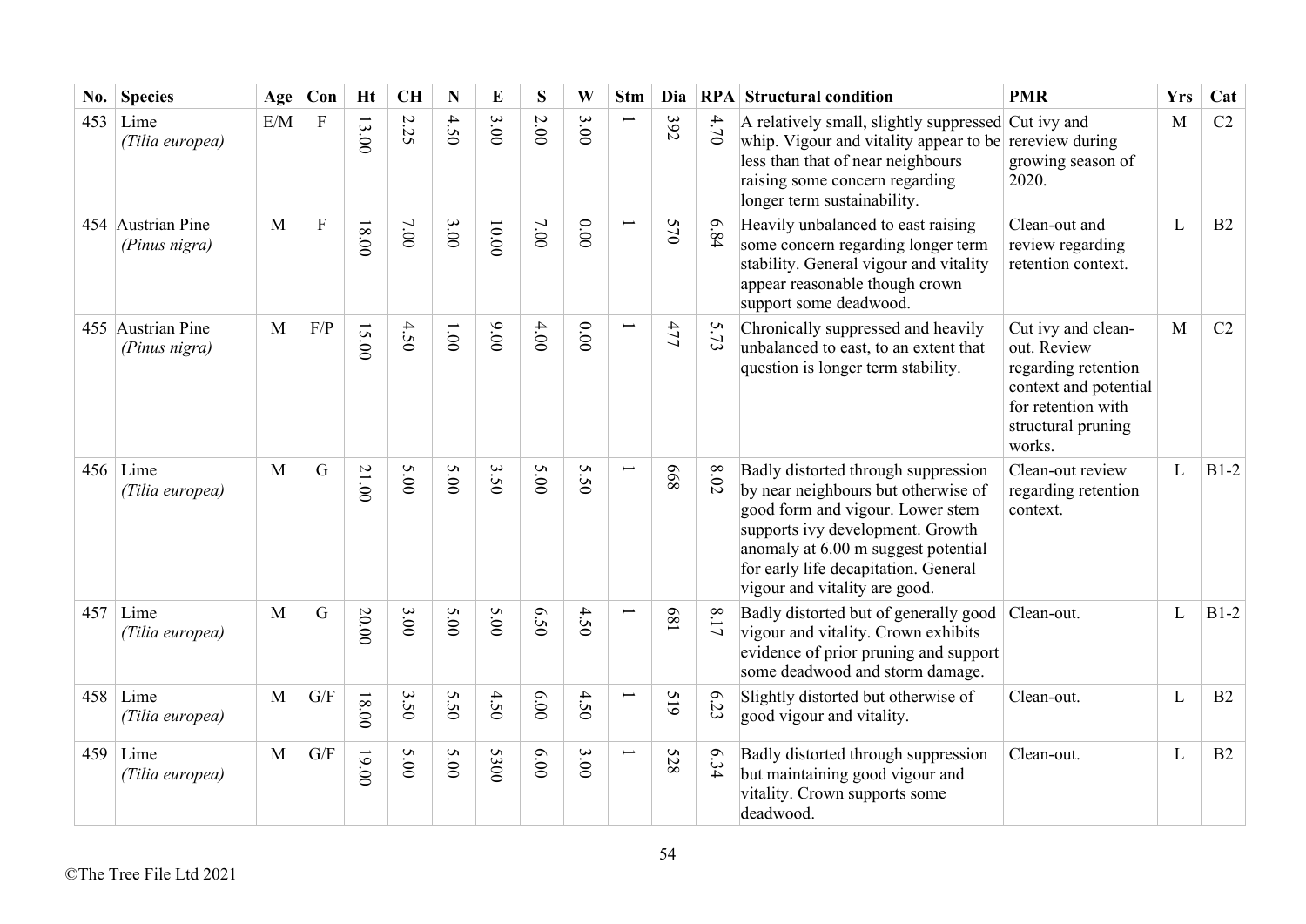| No. | Species | Age | Con | Ht | CH | N | E | S | W | Stm | Dia | RPA | Structural condition | PMR | Yrs | Cat |
|---|---|---|---|---|---|---|---|---|---|---|---|---|---|---|---|---|
| 453 | Lime *(Tilia europea)* | E/M | F | 13.00 | 2.25 | 4.50 | 3.00 | 2.00 | 3.00 | 1 | 392 | 4.70 | A relatively small, slightly suppressed whip. Vigour and vitality appear to be less than that of near neighbours raising some concern regarding longer term sustainability. | Cut ivy and rereview during growing season of 2020. | M | C2 |
| 454 | Austrian Pine *(Pinus nigra)* | M | F | 18.00 | 7.00 | 3.00 | 10.00 | 7.00 | 0.00 | 1 | 570 | 6.84 | Heavily unbalanced to east raising some concern regarding longer term stability. General vigour and vitality appear reasonable though crown support some deadwood. | Clean-out and review regarding retention context. | L | B2 |
| 455 | Austrian Pine *(Pinus nigra)* | M | F/P | 15.00 | 4.50 | 1.00 | 9.00 | 4.00 | 0.00 | 1 | 477 | 5.73 | Chronically suppressed and heavily unbalanced to east, to an extent that question is longer term stability. | Cut ivy and clean-out. Review regarding retention context and potential for retention with structural pruning works. | M | C2 |
| 456 | Lime *(Tilia europea)* | M | G | 21.00 | 5.00 | 5.00 | 3.50 | 5.00 | 5.50 | 1 | 668 | 8.02 | Badly distorted through suppression by near neighbours but otherwise of good form and vigour. Lower stem supports ivy development. Growth anomaly at 6.00 m suggest potential for early life decapitation. General vigour and vitality are good. | Clean-out review regarding retention context. | L | B1-2 |
| 457 | Lime *(Tilia europea)* | M | G | 20.00 | 3.00 | 5.00 | 5.00 | 6.50 | 4.50 | 1 | 681 | 8.17 | Badly distorted but of generally good vigour and vitality. Crown exhibits evidence of prior pruning and support some deadwood and storm damage. | Clean-out. | L | B1-2 |
| 458 | Lime *(Tilia europea)* | M | G/F | 18.00 | 3.50 | 5.50 | 4.50 | 6.00 | 4.50 | 1 | 519 | 6.23 | Slightly distorted but otherwise of good vigour and vitality. | Clean-out. | L | B2 |
| 459 | Lime *(Tilia europea)* | M | G/F | 19.00 | 5.00 | 5.00 | 5300 | 6.00 | 3.00 | 1 | 528 | 6.34 | Badly distorted through suppression but maintaining good vigour and vitality. Crown supports some deadwood. | Clean-out. | L | B2 |

©The Tree File Ltd 2021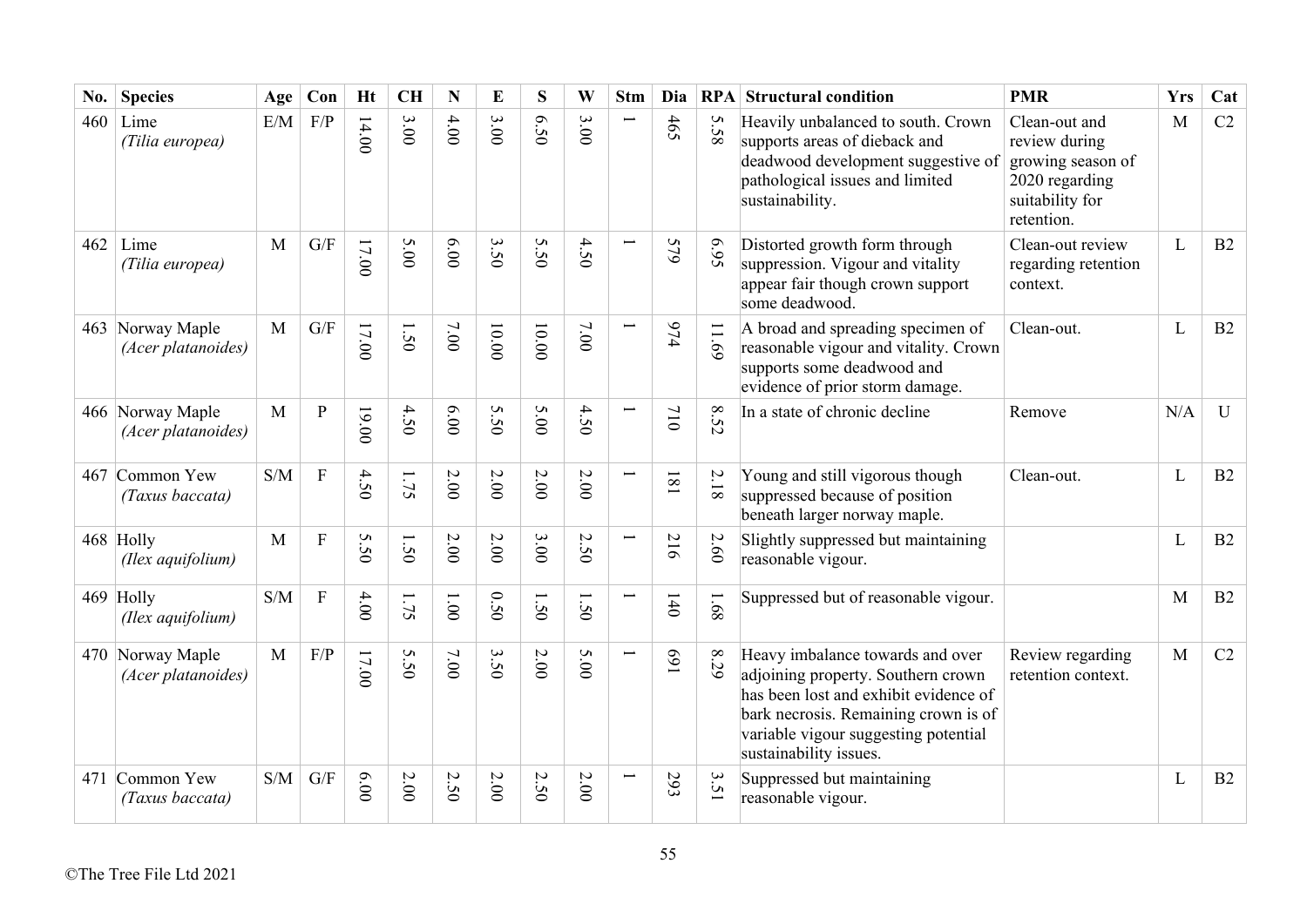| No. | Species | Age | Con | Ht | CH | N | E | S | W | Stm | Dia | RPA | Structural condition | PMR | Yrs | Cat |
|---|---|---|---|---|---|---|---|---|---|---|---|---|---|---|---|---|
| 460 | Lime *(Tilia europea)* | E/M | F/P | 14.00 | 3.00 | 4.00 | 3.00 | 6.50 | 3.00 | 1 | 465 | 5.58 | Heavily unbalanced to south. Crown supports areas of dieback and deadwood development suggestive of pathological issues and limited sustainability. | Clean-out and review during growing season of 2020 regarding suitability for retention. | M | C2 |
| 462 | Lime *(Tilia europea)* | M | G/F | 17.00 | 5.00 | 6.00 | 3.50 | 5.50 | 4.50 | 1 | 579 | 6.95 | Distorted growth form through suppression. Vigour and vitality appear fair though crown support some deadwood. | Clean-out review regarding retention context. | L | B2 |
| 463 | Norway Maple *(Acer platanoides)* | M | G/F | 17.00 | 1.50 | 7.00 | 10.00 | 10.00 | 7.00 | 1 | 974 | 11.69 | A broad and spreading specimen of reasonable vigour and vitality. Crown supports some deadwood and evidence of prior storm damage. | Clean-out. | L | B2 |
| 466 | Norway Maple *(Acer platanoides)* | M | P | 19.00 | 4.50 | 6.00 | 5.50 | 5.00 | 4.50 | 1 | 710 | 8.52 | In a state of chronic decline | Remove | N/A | U |
| 467 | Common Yew *(Taxus baccata)* | S/M | F | 4.50 | 1.75 | 2.00 | 2.00 | 2.00 | 2.00 | 1 | 181 | 2.18 | Young and still vigorous though suppressed because of position beneath larger norway maple. | Clean-out. | L | B2 |
| 468 | Holly *(Ilex aquifolium)* | M | F | 5.50 | 1.50 | 2.00 | 2.00 | 3.00 | 2.50 | 1 | 216 | 2.60 | Slightly suppressed but maintaining reasonable vigour. | | L | B2 |
| 469 | Holly *(Ilex aquifolium)* | S/M | F | 4.00 | 1.75 | 1.00 | 0.50 | 1.50 | 1.50 | 1 | 140 | 1.68 | Suppressed but of reasonable vigour. | | M | B2 |
| 470 | Norway Maple *(Acer platanoides)* | M | F/P | 17.00 | 5.50 | 7.00 | 3.50 | 2.00 | 5.00 | 1 | 691 | 8.29 | Heavy imbalance towards and over adjoining property. Southern crown has been lost and exhibit evidence of bark necrosis. Remaining crown is of variable vigour suggesting potential sustainability issues. | Review regarding retention context. | M | C2 |
| 471 | Common Yew *(Taxus baccata)* | S/M | G/F | 6.00 | 2.00 | 2.50 | 2.00 | 2.50 | 2.00 | 1 | 293 | 3.51 | Suppressed but maintaining reasonable vigour. | | L | B2 |

©The Tree File Ltd 2021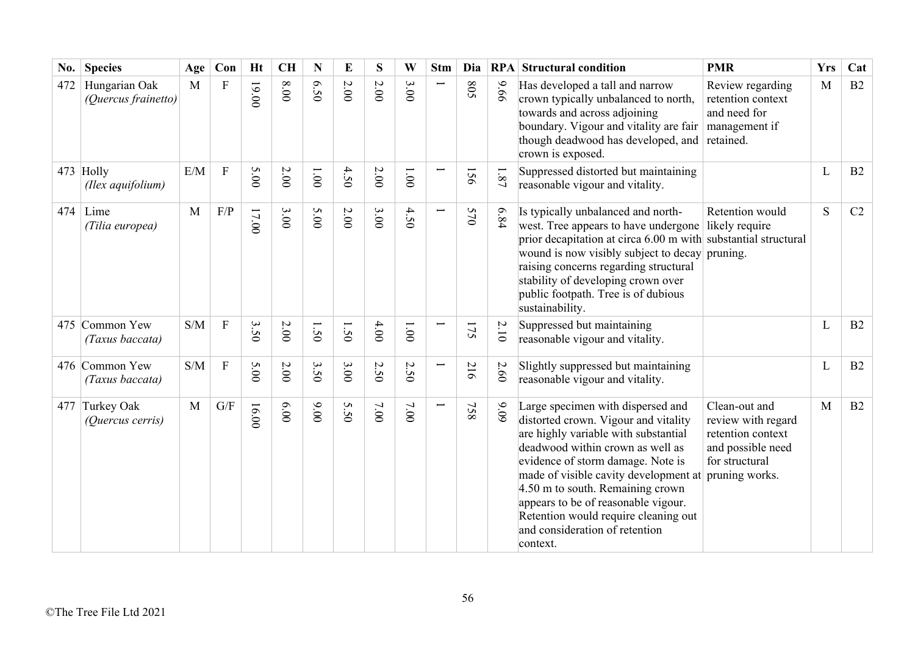| No. | Species | Age | Con | Ht | CH | N | E | S | W | Stm | Dia | RPA | Structural condition | PMR | Yrs | Cat |
|---|---|---|---|---|---|---|---|---|---|---|---|---|---|---|---|---|
| 472 | Hungarian Oak *(Quercus frainetto)* | M | F | 19.00 | 8.00 | 6.50 | 2.00 | 2.00 | 3.00 | 1 | 805 | 9.66 | Has developed a tall and narrow crown typically unbalanced to north, towards and across adjoining boundary. Vigour and vitality are fair though deadwood has developed, and crown is exposed. | Review regarding retention context and need for management if retained. | M | B2 |
| 473 | Holly *(Ilex aquifolium)* | E/M | F | 5.00 | 2.00 | 1.00 | 4.50 | 2.00 | 1.00 | 1 | 156 | 1.87 | Suppressed distorted but maintaining reasonable vigour and vitality. | | L | B2 |
| 474 | Lime *(Tilia europea)* | M | F/P | 17.00 | 3.00 | 5.00 | 2.00 | 3.00 | 4.50 | 1 | 570 | 6.84 | Is typically unbalanced and north-west. Tree appears to have undergone prior decapitation at circa 6.00 m with wound is now visibly subject to decay raising concerns regarding structural stability of developing crown over public footpath. Tree is of dubious sustainability. | Retention would likely require substantial structural pruning. | S | C2 |
| 475 | Common Yew *(Taxus baccata)* | S/M | F | 3.50 | 2.00 | 1.50 | 1.50 | 4.00 | 1.00 | 1 | 175 | 2.10 | Suppressed but maintaining reasonable vigour and vitality. | | L | B2 |
| 476 | Common Yew *(Taxus baccata)* | S/M | F | 5.00 | 2.00 | 3.50 | 3.00 | 2.50 | 2.50 | 1 | 216 | 2.60 | Slightly suppressed but maintaining reasonable vigour and vitality. | | L | B2 |
| 477 | Turkey Oak *(Quercus cerris)* | M | G/F | 16.00 | 6.00 | 9.00 | 5.50 | 7.00 | 7.00 | 1 | 758 | 9.09 | Large specimen with dispersed and distorted crown. Vigour and vitality are highly variable with substantial deadwood within crown as well as evidence of storm damage. Note is made of visible cavity development at 4.50 m to south. Remaining crown appears to be of reasonable vigour. Retention would require cleaning out and consideration of retention context. | Clean-out and review with regard retention context and possible need for structural pruning works. | M | B2 |

©The Tree File Ltd 2021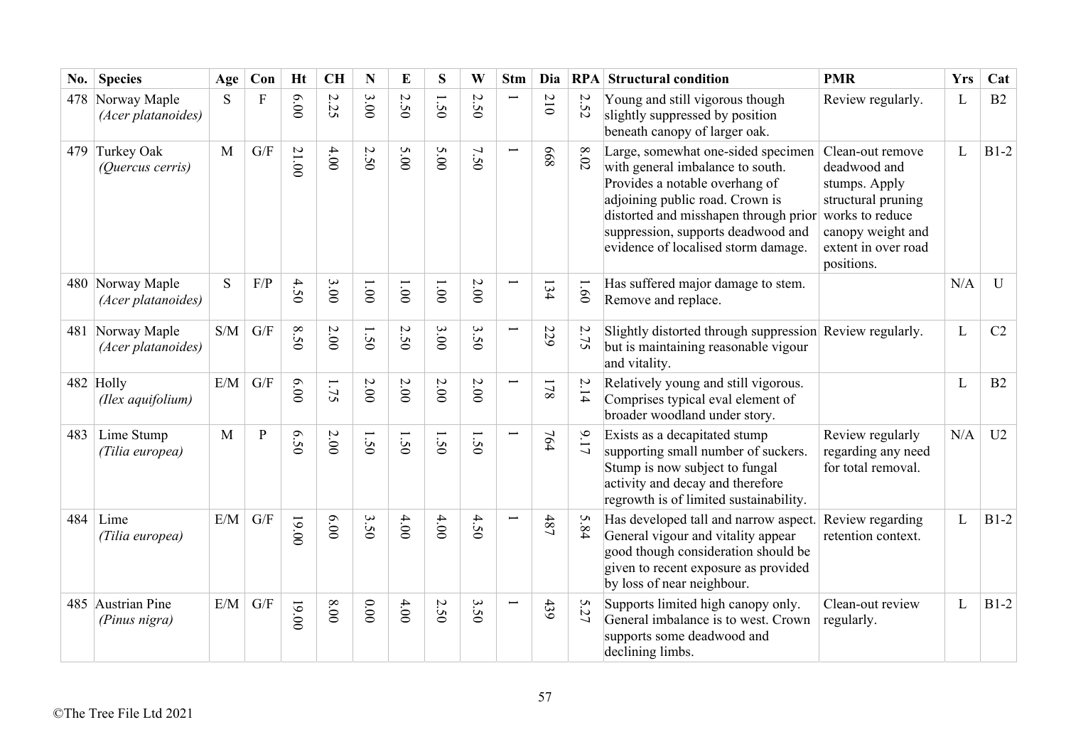| No. | Species | Age | Con | Ht | CH | N | E | S | W | Stm | Dia | RPA | Structural condition | PMR | Yrs | Cat |
|---|---|---|---|---|---|---|---|---|---|---|---|---|---|---|---|---|
| 478 | Norway Maple *(Acer platanoides)* | S | F | 6.00 | 2.25 | 3.00 | 2.50 | 1.50 | 2.50 | 1 | 210 | 2.52 | Young and still vigorous though slightly suppressed by position beneath canopy of larger oak. | Review regularly. | L | B2 |
| 479 | Turkey Oak *(Quercus cerris)* | M | G/F | 21.00 | 4.00 | 2.50 | 5.00 | 5.00 | 7.50 | 1 | 668 | 8.02 | Large, somewhat one-sided specimen with general imbalance to south. Provides a notable overhang of adjoining public road. Crown is distorted and misshapen through prior suppression, supports deadwood and evidence of localised storm damage. | Clean-out remove deadwood and stumps. Apply structural pruning works to reduce canopy weight and extent in over road positions. | L | B1-2 |
| 480 | Norway Maple *(Acer platanoides)* | S | F/P | 4.50 | 3.00 | 1.00 | 1.00 | 1.00 | 2.00 | 1 | 134 | 1.60 | Has suffered major damage to stem. Remove and replace. | | N/A | U |
| 481 | Norway Maple *(Acer platanoides)* | S/M | G/F | 8.50 | 2.00 | 1.50 | 2.50 | 3.00 | 3.50 | 1 | 229 | 2.75 | Slightly distorted through suppression but is maintaining reasonable vigour and vitality. | Review regularly. | L | C2 |
| 482 | Holly *(Ilex aquifolium)* | E/M | G/F | 6.00 | 1.75 | 2.00 | 2.00 | 2.00 | 2.00 | 1 | 178 | 2.14 | Relatively young and still vigorous. Comprises typical eval element of broader woodland under story. | | L | B2 |
| 483 | Lime Stump *(Tilia europea)* | M | P | 6.50 | 2.00 | 1.50 | 1.50 | 1.50 | 1.50 | 1 | 764 | 9.17 | Exists as a decapitated stump supporting small number of suckers. Stump is now subject to fungal activity and decay and therefore regrowth is of limited sustainability. | Review regularly regarding any need for total removal. | N/A | U2 |
| 484 | Lime *(Tilia europea)* | E/M | G/F | 19.00 | 6.00 | 3.50 | 4.00 | 4.00 | 4.50 | 1 | 487 | 5.84 | Has developed tall and narrow aspect. General vigour and vitality appear good though consideration should be given to recent exposure as provided by loss of near neighbour. | Review regarding retention context. | L | B1-2 |
| 485 | Austrian Pine *(Pinus nigra)* | E/M | G/F | 19.00 | 8.00 | 0.00 | 4.00 | 2.50 | 3.50 | 1 | 439 | 5.27 | Supports limited high canopy only. General imbalance is to west. Crown supports some deadwood and declining limbs. | Clean-out review regularly. | L | B1-2 |

©The Tree File Ltd 2021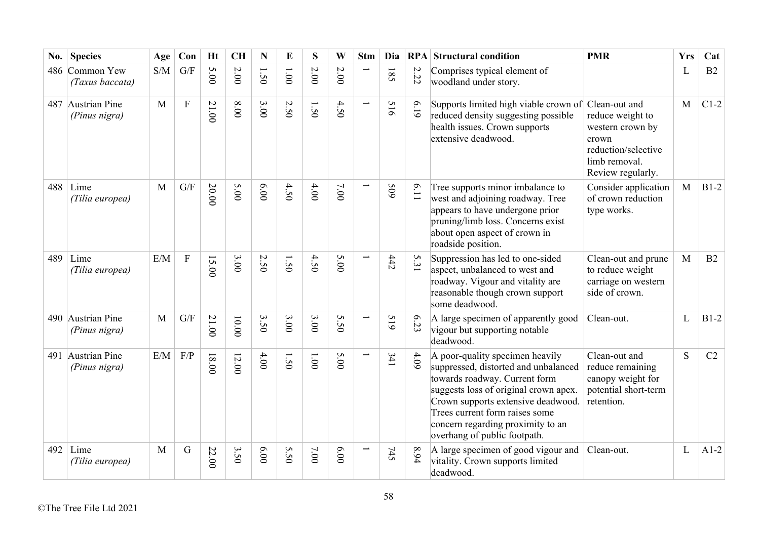| No. | Species | Age | Con | Ht | CH | N | E | S | W | Stm | Dia | RPA | Structural condition | PMR | Yrs | Cat |
|---|---|---|---|---|---|---|---|---|---|---|---|---|---|---|---|---|
| 486 | Common Yew *(Taxus baccata)* | S/M | G/F | 5.00 | 2.00 | 1.50 | 1.00 | 2.00 | 2.00 | 1 | 185 | 2.22 | Comprises typical element of woodland under story. | | L | B2 |
| 487 | Austrian Pine *(Pinus nigra)* | M | F | 21.00 | 8.00 | 3.00 | 2.50 | 1.50 | 4.50 | 1 | 516 | 6.19 | Supports limited high viable crown of reduced density suggesting possible health issues. Crown supports extensive deadwood. | Clean-out and reduce weight to western crown by crown reduction/selective limb removal. Review regularly. | M | C1-2 |
| 488 | Lime *(Tilia europea)* | M | G/F | 20.00 | 5.00 | 6.00 | 4.50 | 4.00 | 7.00 | 1 | 509 | 6.11 | Tree supports minor imbalance to west and adjoining roadway. Tree appears to have undergone prior pruning/limb loss. Concerns exist about open aspect of crown in roadside position. | Consider application of crown reduction type works. | M | B1-2 |
| 489 | Lime *(Tilia europea)* | E/M | F | 15.00 | 3.00 | 2.50 | 1.50 | 4.50 | 5.00 | 1 | 442 | 5.31 | Suppression has led to one-sided aspect, unbalanced to west and roadway. Vigour and vitality are reasonable though crown support some deadwood. | Clean-out and prune to reduce weight carriage on western side of crown. | M | B2 |
| 490 | Austrian Pine *(Pinus nigra)* | M | G/F | 21.00 | 10.00 | 3.50 | 3.00 | 3.00 | 5.50 | 1 | 519 | 6.23 | A large specimen of apparently good vigour but supporting notable deadwood. | Clean-out. | L | B1-2 |
| 491 | Austrian Pine *(Pinus nigra)* | E/M | F/P | 18.00 | 12.00 | 4.00 | 1.50 | 1.00 | 5.00 | 1 | 341 | 4.09 | A poor-quality specimen heavily suppressed, distorted and unbalanced towards roadway. Current form suggests loss of original crown apex. Crown supports extensive deadwood. Trees current form raises some concern regarding proximity to an overhang of public footpath. | Clean-out and reduce remaining canopy weight for potential short-term retention. | S | C2 |
| 492 | Lime *(Tilia europea)* | M | G | 22.00 | 3.50 | 6.00 | 5.50 | 7.00 | 6.00 | 1 | 745 | 8.94 | A large specimen of good vigour and vitality. Crown supports limited deadwood. | Clean-out. | L | A1-2 |

©The Tree File Ltd 2021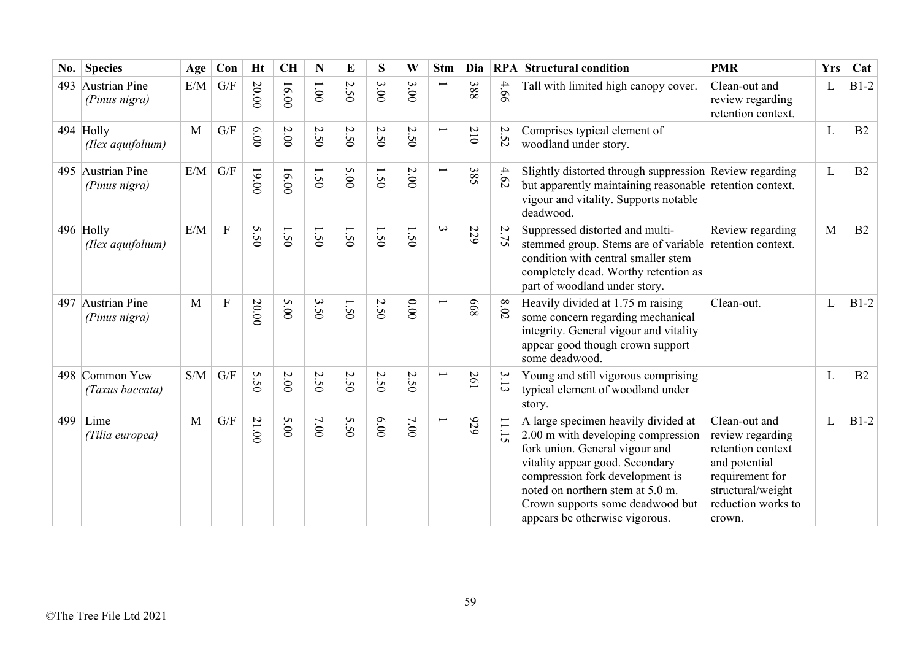| No. | Species | Age | Con | Ht | CH | N | E | S | W | Stm | Dia | RPA | Structural condition | PMR | Yrs | Cat |
|---|---|---|---|---|---|---|---|---|---|---|---|---|---|---|---|---|
| 493 | Austrian Pine *(Pinus nigra)* | E/M | G/F | 20.00 | 16.00 | 1.00 | 2.50 | 3.00 | 3.00 | 1 | 388 | 4.66 | Tall with limited high canopy cover. | Clean-out and review regarding retention context. | L | B1-2 |
| 494 | Holly *(Ilex aquifolium)* | M | G/F | 6.00 | 2.00 | 2.50 | 2.50 | 2.50 | 2.50 | 1 | 210 | 2.52 | Comprises typical element of woodland under story. | | L | B2 |
| 495 | Austrian Pine *(Pinus nigra)* | E/M | G/F | 19.00 | 16.00 | 1.50 | 5.00 | 1.50 | 2.00 | 1 | 385 | 4.62 | Slightly distorted through suppression but apparently maintaining reasonable vigour and vitality. Supports notable deadwood. | Review regarding retention context. | L | B2 |
| 496 | Holly *(Ilex aquifolium)* | E/M | F | 5.50 | 1.50 | 1.50 | 1.50 | 1.50 | 1.50 | 3 | 229 | 2.75 | Suppressed distorted and multi-stemmed group. Stems are of variable condition with central smaller stem completely dead. Worthy retention as part of woodland under story. | Review regarding retention context. | M | B2 |
| 497 | Austrian Pine *(Pinus nigra)* | M | F | 20.00 | 5.00 | 3.50 | 1.50 | 2.50 | 0.00 | 1 | 668 | 8.02 | Heavily divided at 1.75 m raising some concern regarding mechanical integrity. General vigour and vitality appear good though crown support some deadwood. | Clean-out. | L | B1-2 |
| 498 | Common Yew *(Taxus baccata)* | S/M | G/F | 5.50 | 2.00 | 2.50 | 2.50 | 2.50 | 2.50 | 1 | 261 | 3.13 | Young and still vigorous comprising typical element of woodland under story. | | L | B2 |
| 499 | Lime *(Tilia europea)* | M | G/F | 21.00 | 5.00 | 7.00 | 5.50 | 6.00 | 7.00 | 1 | 929 | 11.15 | A large specimen heavily divided at 2.00 m with developing compression fork union. General vigour and vitality appear good. Secondary compression fork development is noted on northern stem at 5.0 m. Crown supports some deadwood but appears be otherwise vigorous. | Clean-out and review regarding retention context and potential requirement for structural/weight reduction works to crown. | L | B1-2 |

©The Tree File Ltd 2021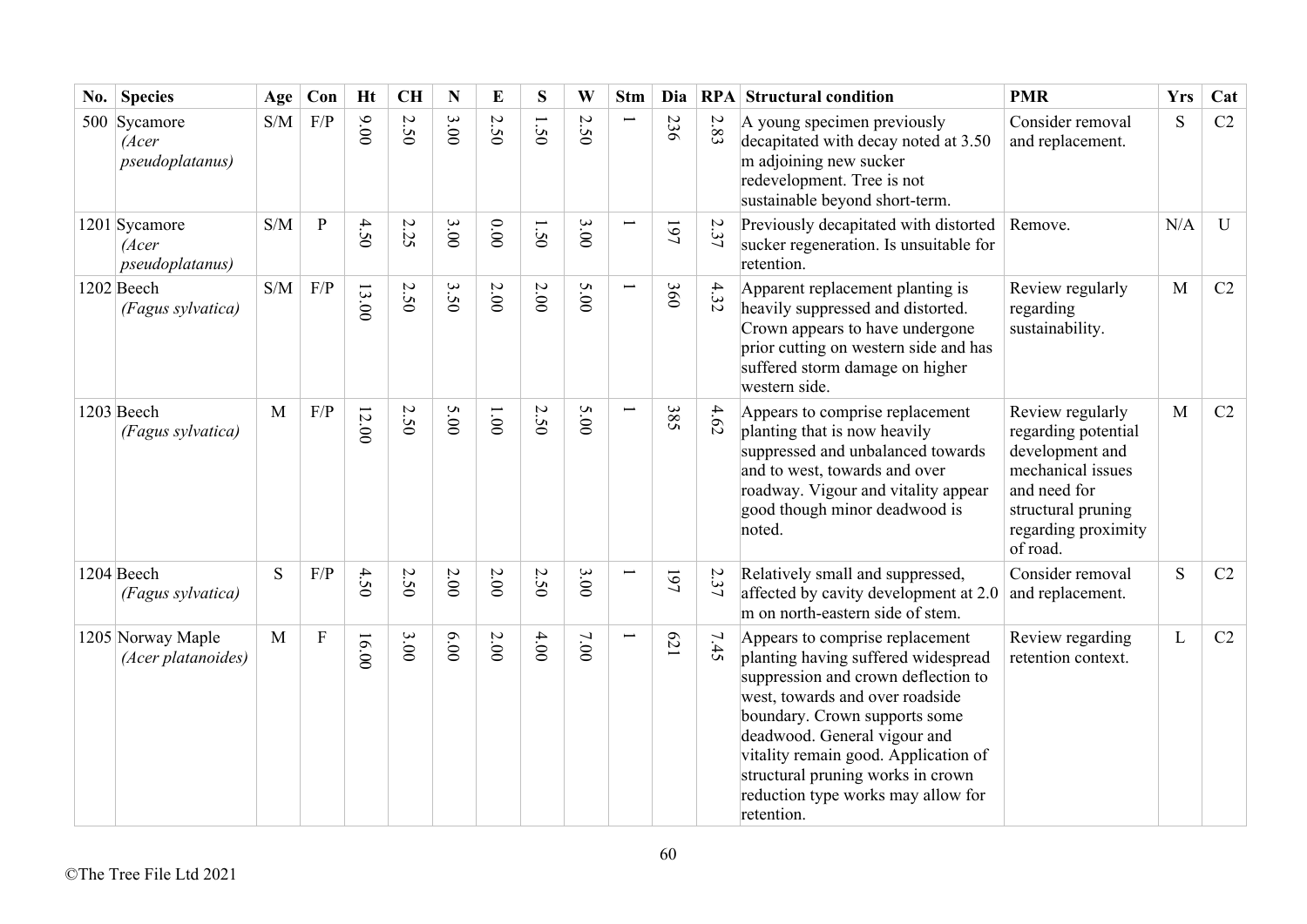| No. | Species | Age | Con | Ht | CH | N | E | S | W | Stm | Dia | RPA | Structural condition | PMR | Yrs | Cat |
|---|---|---|---|---|---|---|---|---|---|---|---|---|---|---|---|---|
| 500 | Sycamore *(Acer pseudoplatanus)* | S/M | F/P | 9.00 | 2.50 | 3.00 | 2.50 | 1.50 | 2.50 | 1 | 236 | 2.83 | A young specimen previously decapitated with decay noted at 3.50 m adjoining new sucker redevelopment. Tree is not sustainable beyond short-term. | Consider removal and replacement. | S | C2 |
| 1201 | Sycamore *(Acer pseudoplatanus)* | S/M | P | 4.50 | 2.25 | 3.00 | 0.00 | 1.50 | 3.00 | 1 | 197 | 2.37 | Previously decapitated with distorted sucker regeneration. Is unsuitable for retention. | Remove. | N/A | U |
| 1202 | Beech *(Fagus sylvatica)* | S/M | F/P | 13.00 | 2.50 | 3.50 | 2.00 | 2.00 | 5.00 | 1 | 360 | 4.32 | Apparent replacement planting is heavily suppressed and distorted. Crown appears to have undergone prior cutting on western side and has suffered storm damage on higher western side. | Review regularly regarding sustainability. | M | C2 |
| 1203 | Beech *(Fagus sylvatica)* | M | F/P | 12.00 | 2.50 | 5.00 | 1.00 | 2.50 | 5.00 | 1 | 385 | 4.62 | Appears to comprise replacement planting that is now heavily suppressed and unbalanced towards and to west, towards and over roadway. Vigour and vitality appear good though minor deadwood is noted. | Review regularly regarding potential development and mechanical issues and need for structural pruning regarding proximity of road. | M | C2 |
| 1204 | Beech *(Fagus sylvatica)* | S | F/P | 4.50 | 2.50 | 2.00 | 2.00 | 2.50 | 3.00 | 1 | 197 | 2.37 | Relatively small and suppressed, affected by cavity development at 2.0 m on north-eastern side of stem. | Consider removal and replacement. | S | C2 |
| 1205 | Norway Maple *(Acer platanoides)* | M | F | 16.00 | 3.00 | 6.00 | 2.00 | 4.00 | 7.00 | 1 | 621 | 7.45 | Appears to comprise replacement planting having suffered widespread suppression and crown deflection to west, towards and over roadside boundary. Crown supports some deadwood. General vigour and vitality remain good. Application of structural pruning works in crown reduction type works may allow for retention. | Review regarding retention context. | L | C2 |

©The Tree File Ltd 2021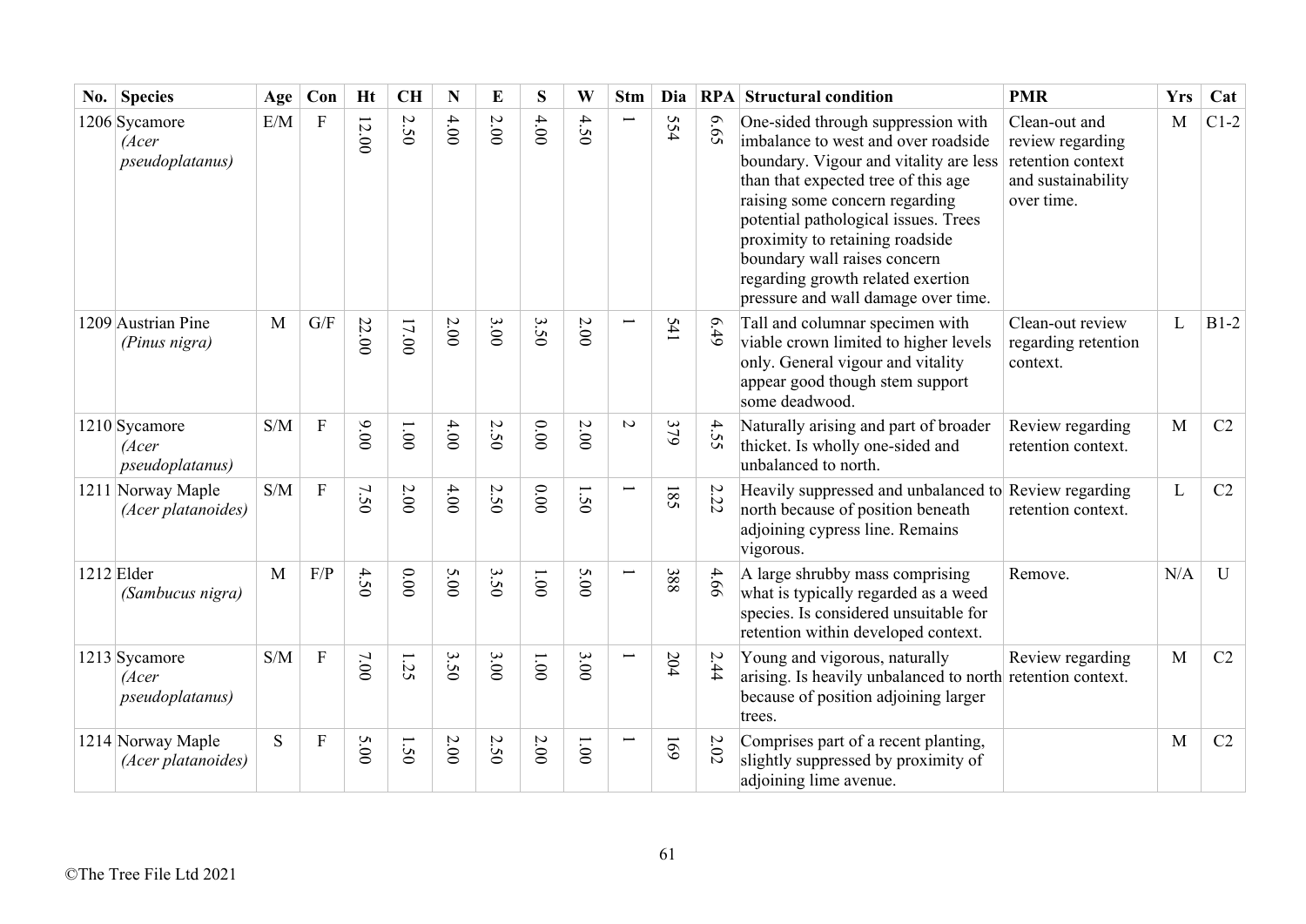| No. | Species | Age | Con | Ht | CH | N | E | S | W | Stm | Dia | RPA | Structural condition | PMR | Yrs | Cat |
|---|---|---|---|---|---|---|---|---|---|---|---|---|---|---|---|---|
| 1206 | Sycamore *(Acer pseudoplatanus)* | E/M | F | 12.00 | 2.50 | 4.00 | 2.00 | 4.00 | 4.50 | 1 | 554 | 6.65 | One-sided through suppression with imbalance to west and over roadside boundary. Vigour and vitality are less than that expected tree of this age raising some concern regarding potential pathological issues. Trees proximity to retaining roadside boundary wall raises concern regarding growth related exertion pressure and wall damage over time. | Clean-out and review regarding retention context and sustainability over time. | M | C1-2 |
| 1209 | Austrian Pine *(Pinus nigra)* | M | G/F | 22.00 | 17.00 | 2.00 | 3.00 | 3.50 | 2.00 | 1 | 541 | 6.49 | Tall and columnar specimen with viable crown limited to higher levels only. General vigour and vitality appear good though stem support some deadwood. | Clean-out review regarding retention context. | L | B1-2 |
| 1210 | Sycamore *(Acer pseudoplatanus)* | S/M | F | 9.00 | 1.00 | 4.00 | 2.50 | 0.00 | 2.00 | 2 | 379 | 4.55 | Naturally arising and part of broader thicket. Is wholly one-sided and unbalanced to north. | Review regarding retention context. | M | C2 |
| 1211 | Norway Maple *(Acer platanoides)* | S/M | F | 7.50 | 2.00 | 4.00 | 2.50 | 0.00 | 1.50 | 1 | 185 | 2.22 | Heavily suppressed and unbalanced to north because of position beneath adjoining cypress line. Remains vigorous. | Review regarding retention context. | L | C2 |
| 1212 | Elder *(Sambucus nigra)* | M | F/P | 4.50 | 0.00 | 5.00 | 3.50 | 1.00 | 5.00 | 1 | 388 | 4.66 | A large shrubby mass comprising what is typically regarded as a weed species. Is considered unsuitable for retention within developed context. | Remove. | N/A | U |
| 1213 | Sycamore *(Acer pseudoplatanus)* | S/M | F | 7.00 | 1.25 | 3.50 | 3.00 | 1.00 | 3.00 | 1 | 204 | 2.44 | Young and vigorous, naturally arising. Is heavily unbalanced to north because of position adjoining larger trees. | Review regarding retention context. | M | C2 |
| 1214 | Norway Maple *(Acer platanoides)* | S | F | 5.00 | 1.50 | 2.00 | 2.50 | 2.00 | 1.00 | 1 | 169 | 2.02 | Comprises part of a recent planting, slightly suppressed by proximity of adjoining lime avenue. | | M | C2 |

©The Tree File Ltd 2021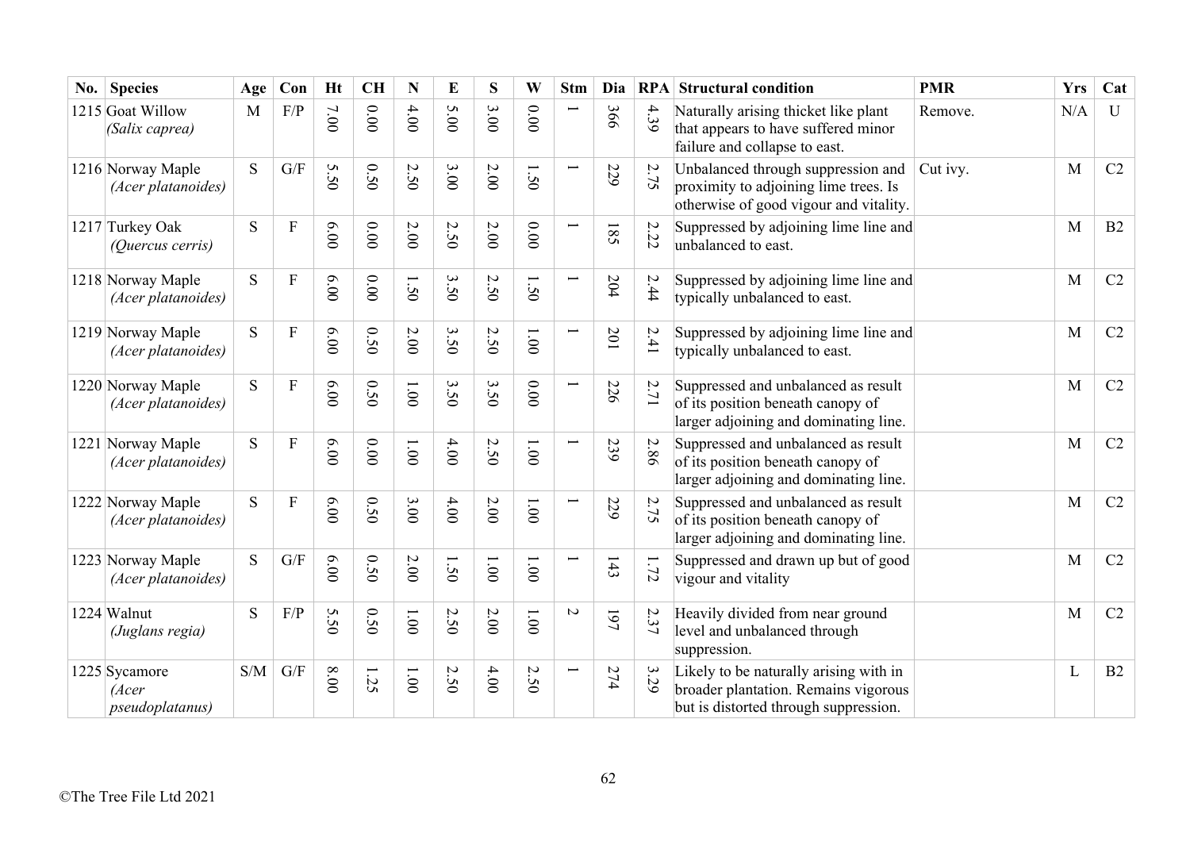| No. | Species | Age | Con | Ht | CH | N | E | S | W | Stm | Dia | RPA | Structural condition | PMR | Yrs | Cat |
|---|---|---|---|---|---|---|---|---|---|---|---|---|---|---|---|---|
| 1215 | Goat Willow *(Salix caprea)* | M | F/P | 7.00 | 0.00 | 4.00 | 5.00 | 3.00 | 0.00 | 1 | 366 | 4.39 | Naturally arising thicket like plant that appears to have suffered minor failure and collapse to east. | Remove. | N/A | U |
| 1216 | Norway Maple *(Acer platanoides)* | S | G/F | 5.50 | 0.50 | 2.50 | 3.00 | 2.00 | 1.50 | 1 | 229 | 2.75 | Unbalanced through suppression and proximity to adjoining lime trees. Is otherwise of good vigour and vitality. | Cut ivy. | M | C2 |
| 1217 | Turkey Oak *(Quercus cerris)* | S | F | 6.00 | 0.00 | 2.00 | 2.50 | 2.00 | 0.00 | 1 | 185 | 2.22 | Suppressed by adjoining lime line and unbalanced to east. | | M | B2 |
| 1218 | Norway Maple *(Acer platanoides)* | S | F | 6.00 | 0.00 | 1.50 | 3.50 | 2.50 | 1.50 | 1 | 204 | 2.44 | Suppressed by adjoining lime line and typically unbalanced to east. | | M | C2 |
| 1219 | Norway Maple *(Acer platanoides)* | S | F | 6.00 | 0.50 | 2.00 | 3.50 | 2.50 | 1.00 | 1 | 201 | 2.41 | Suppressed by adjoining lime line and typically unbalanced to east. | | M | C2 |
| 1220 | Norway Maple *(Acer platanoides)* | S | F | 6.00 | 0.50 | 1.00 | 3.50 | 3.50 | 0.00 | 1 | 226 | 2.71 | Suppressed and unbalanced as result of its position beneath canopy of larger adjoining and dominating line. | | M | C2 |
| 1221 | Norway Maple *(Acer platanoides)* | S | F | 6.00 | 0.00 | 1.00 | 4.00 | 2.50 | 1.00 | 1 | 239 | 2.86 | Suppressed and unbalanced as result of its position beneath canopy of larger adjoining and dominating line. | | M | C2 |
| 1222 | Norway Maple *(Acer platanoides)* | S | F | 6.00 | 0.50 | 3.00 | 4.00 | 2.00 | 1.00 | 1 | 229 | 2.75 | Suppressed and unbalanced as result of its position beneath canopy of larger adjoining and dominating line. | | M | C2 |
| 1223 | Norway Maple *(Acer platanoides)* | S | G/F | 6.00 | 0.50 | 2.00 | 1.50 | 1.00 | 1.00 | 1 | 143 | 1.72 | Suppressed and drawn up but of good vigour and vitality | | M | C2 |
| 1224 | Walnut *(Juglans regia)* | S | F/P | 5.50 | 0.50 | 1.00 | 2.50 | 2.00 | 1.00 | 2 | 197 | 2.37 | Heavily divided from near ground level and unbalanced through suppression. | | M | C2 |
| 1225 | Sycamore *(Acer pseudoplatanus)* | S/M | G/F | 8.00 | 1.25 | 1.00 | 2.50 | 4.00 | 2.50 | 1 | 274 | 3.29 | Likely to be naturally arising with in broader plantation. Remains vigorous but is distorted through suppression. | | L | B2 |

©The Tree File Ltd 2021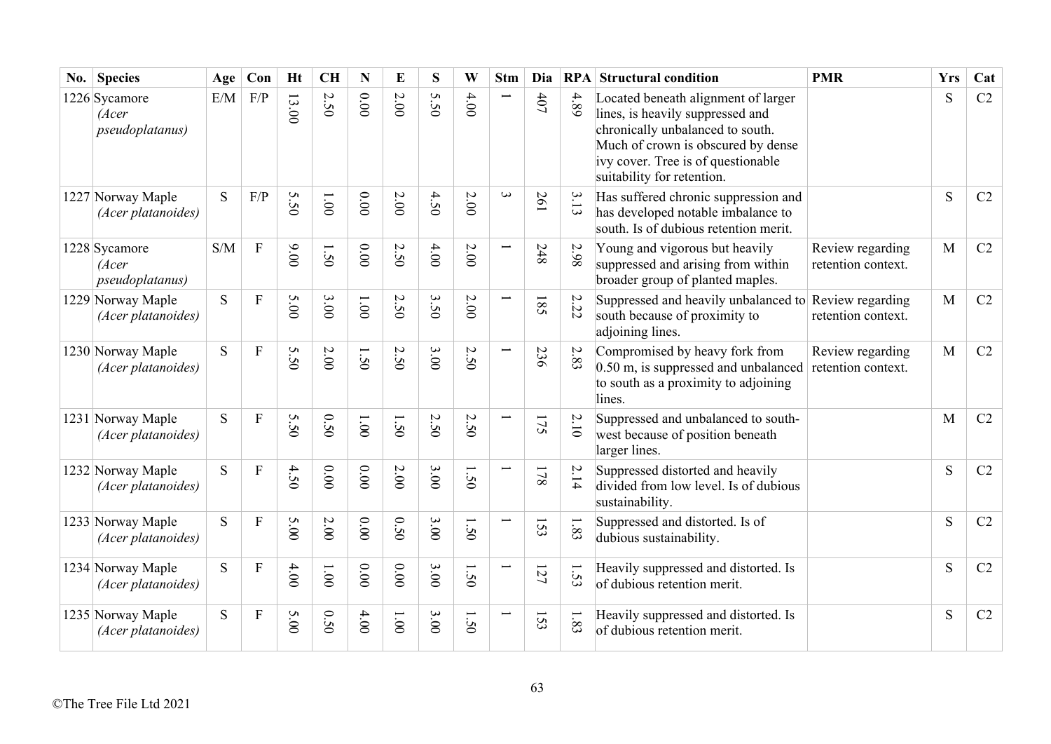| No. | Species | Age | Con | Ht | CH | N | E | S | W | Stm | Dia | RPA | Structural condition | PMR | Yrs | Cat |
|---|---|---|---|---|---|---|---|---|---|---|---|---|---|---|---|---|
| 1226 | Sycamore *(Acer pseudoplatanus)* | E/M | F/P | 13.00 | 2.50 | 0.00 | 2.00 | 5.50 | 4.00 | 1 | 407 | 4.89 | Located beneath alignment of larger lines, is heavily suppressed and chronically unbalanced to south. Much of crown is obscured by dense ivy cover. Tree is of questionable suitability for retention. | | S | C2 |
| 1227 | Norway Maple *(Acer platanoides)* | S | F/P | 5.50 | 1.00 | 0.00 | 2.00 | 4.50 | 2.00 | 3 | 261 | 3.13 | Has suffered chronic suppression and has developed notable imbalance to south. Is of dubious retention merit. | | S | C2 |
| 1228 | Sycamore *(Acer pseudoplatanus)* | S/M | F | 9.00 | 1.50 | 0.00 | 2.50 | 4.00 | 2.00 | 1 | 248 | 2.98 | Young and vigorous but heavily suppressed and arising from within broader group of planted maples. | Review regarding retention context. | M | C2 |
| 1229 | Norway Maple *(Acer platanoides)* | S | F | 5.00 | 3.00 | 1.00 | 2.50 | 3.50 | 2.00 | 1 | 185 | 2.22 | Suppressed and heavily unbalanced to south because of proximity to adjoining lines. | Review regarding retention context. | M | C2 |
| 1230 | Norway Maple *(Acer platanoides)* | S | F | 5.50 | 2.00 | 1.50 | 2.50 | 3.00 | 2.50 | 1 | 236 | 2.83 | Compromised by heavy fork from 0.50 m, is suppressed and unbalanced to south as a proximity to adjoining lines. | Review regarding retention context. | M | C2 |
| 1231 | Norway Maple *(Acer platanoides)* | S | F | 5.50 | 0.50 | 1.00 | 1.50 | 2.50 | 2.50 | 1 | 175 | 2.10 | Suppressed and unbalanced to south-west because of position beneath larger lines. | | M | C2 |
| 1232 | Norway Maple *(Acer platanoides)* | S | F | 4.50 | 0.00 | 0.00 | 2.00 | 3.00 | 1.50 | 1 | 178 | 2.14 | Suppressed distorted and heavily divided from low level. Is of dubious sustainability. | | S | C2 |
| 1233 | Norway Maple *(Acer platanoides)* | S | F | 5.00 | 2.00 | 0.00 | 0.50 | 3.00 | 1.50 | 1 | 153 | 1.83 | Suppressed and distorted. Is of dubious sustainability. | | S | C2 |
| 1234 | Norway Maple *(Acer platanoides)* | S | F | 4.00 | 1.00 | 0.00 | 0.00 | 3.00 | 1.50 | 1 | 127 | 1.53 | Heavily suppressed and distorted. Is of dubious retention merit. | | S | C2 |
| 1235 | Norway Maple *(Acer platanoides)* | S | F | 5.00 | 0.50 | 4.00 | 1.00 | 3.00 | 1.50 | 1 | 153 | 1.83 | Heavily suppressed and distorted. Is of dubious retention merit. | | S | C2 |

©The Tree File Ltd 2021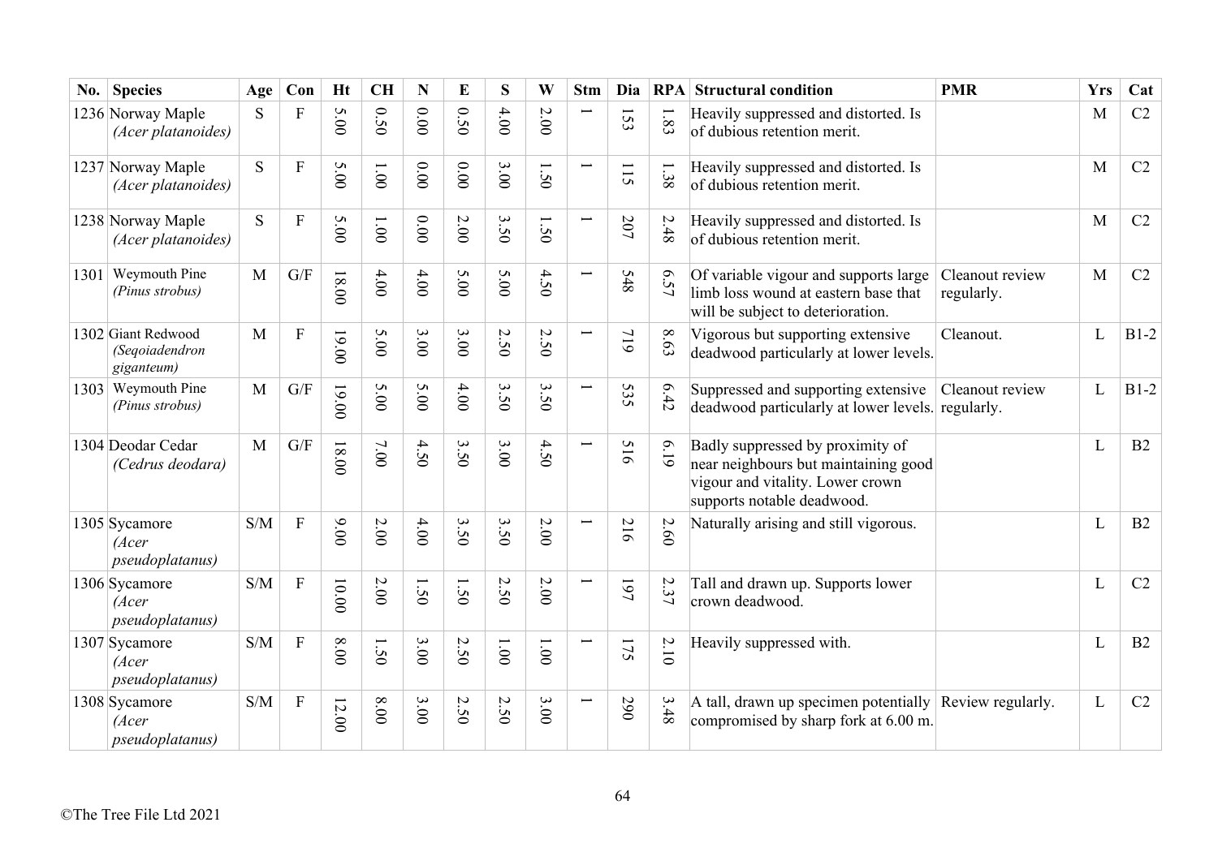| No. | Species | Age | Con | Ht | CH | N | E | S | W | Stm | Dia | RPA | Structural condition | PMR | Yrs | Cat |
|---|---|---|---|---|---|---|---|---|---|---|---|---|---|---|---|---|
| 1236 | Norway Maple *(Acer platanoides)* | S | F | 5.00 | 0.50 | 0.00 | 0.50 | 4.00 | 2.00 | 1 | 153 | 1.83 | Heavily suppressed and distorted. Is of dubious retention merit. | | M | C2 |
| 1237 | Norway Maple *(Acer platanoides)* | S | F | 5.00 | 1.00 | 0.00 | 0.00 | 3.00 | 1.50 | 1 | 115 | 1.38 | Heavily suppressed and distorted. Is of dubious retention merit. | | M | C2 |
| 1238 | Norway Maple *(Acer platanoides)* | S | F | 5.00 | 1.00 | 0.00 | 2.00 | 3.50 | 1.50 | 1 | 207 | 2.48 | Heavily suppressed and distorted. Is of dubious retention merit. | | M | C2 |
| 1301 | Weymouth Pine *(Pinus strobus)* | M | G/F | 18.00 | 4.00 | 4.00 | 5.00 | 5.00 | 4.50 | 1 | 548 | 6.57 | Of variable vigour and supports large limb loss wound at eastern base that will be subject to deterioration. | Cleanout review regularly. | M | C2 |
| 1302 | Giant Redwood *(Seqoiadendron giganteum)* | M | F | 19.00 | 5.00 | 3.00 | 3.00 | 2.50 | 2.50 | 1 | 719 | 8.63 | Vigorous but supporting extensive deadwood particularly at lower levels. | Cleanout. | L | B1-2 |
| 1303 | Weymouth Pine *(Pinus strobus)* | M | G/F | 19.00 | 5.00 | 5.00 | 4.00 | 3.50 | 3.50 | 1 | 535 | 6.42 | Suppressed and supporting extensive deadwood particularly at lower levels. | Cleanout review regularly. | L | B1-2 |
| 1304 | Deodar Cedar *(Cedrus deodara)* | M | G/F | 18.00 | 7.00 | 4.50 | 3.50 | 3.00 | 4.50 | 1 | 516 | 6.19 | Badly suppressed by proximity of near neighbours but maintaining good vigour and vitality. Lower crown supports notable deadwood. | | L | B2 |
| 1305 | Sycamore *(Acer pseudoplatanus)* | S/M | F | 9.00 | 2.00 | 4.00 | 3.50 | 3.50 | 2.00 | 1 | 216 | 2.60 | Naturally arising and still vigorous. | | L | B2 |
| 1306 | Sycamore *(Acer pseudoplatanus)* | S/M | F | 10.00 | 2.00 | 1.50 | 1.50 | 2.50 | 2.00 | 1 | 197 | 2.37 | Tall and drawn up. Supports lower crown deadwood. | | L | C2 |
| 1307 | Sycamore *(Acer pseudoplatanus)* | S/M | F | 8.00 | 1.50 | 3.00 | 2.50 | 1.00 | 1.00 | 1 | 175 | 2.10 | Heavily suppressed with. | | L | B2 |
| 1308 | Sycamore *(Acer pseudoplatanus)* | S/M | F | 12.00 | 8.00 | 3.00 | 2.50 | 2.50 | 3.00 | 1 | 290 | 3.48 | A tall, drawn up specimen potentially compromised by sharp fork at 6.00 m. | Review regularly. | L | C2 |

©The Tree File Ltd 2021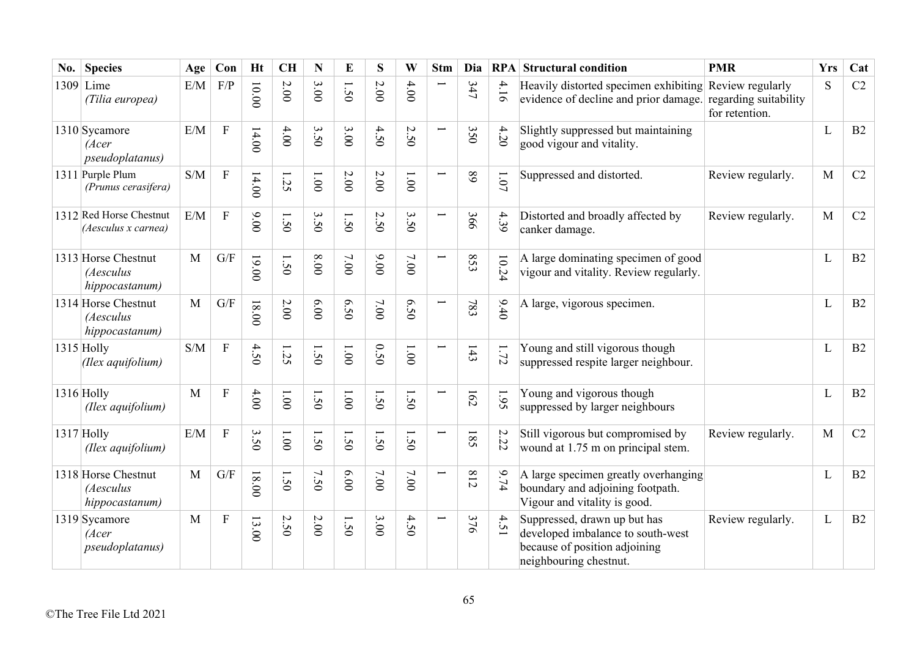| No. | Species | Age | Con | Ht | CH | N | E | S | W | Stm | Dia | RPA | Structural condition | PMR | Yrs | Cat |
|---|---|---|---|---|---|---|---|---|---|---|---|---|---|---|---|---|
| 1309 | Lime *(Tilia europea)* | E/M | F/P | 10.00 | 2.00 | 3.00 | 1.50 | 2.00 | 4.00 | 1 | 347 | 4.16 | Heavily distorted specimen exhibiting evidence of decline and prior damage. | Review regularly regarding suitability for retention. | S | C2 |
| 1310 | Sycamore *(Acer pseudoplatanus)* | E/M | F | 14.00 | 4.00 | 3.50 | 3.00 | 4.50 | 2.50 | 1 | 350 | 4.20 | Slightly suppressed but maintaining good vigour and vitality. | | L | B2 |
| 1311 | Purple Plum *(Prunus cerasifera)* | S/M | F | 14.00 | 1.25 | 1.00 | 2.00 | 2.00 | 1.00 | 1 | 89 | 1.07 | Suppressed and distorted. | Review regularly. | M | C2 |
| 1312 | Red Horse Chestnut *(Aesculus x carnea)* | E/M | F | 9.00 | 1.50 | 3.50 | 1.50 | 2.50 | 3.50 | 1 | 366 | 4.39 | Distorted and broadly affected by canker damage. | Review regularly. | M | C2 |
| 1313 | Horse Chestnut *(Aesculus hippocastanum)* | M | G/F | 19.00 | 1.50 | 8.00 | 7.00 | 9.00 | 7.00 | 1 | 853 | 10.24 | A large dominating specimen of good vigour and vitality. Review regularly. | | L | B2 |
| 1314 | Horse Chestnut *(Aesculus hippocastanum)* | M | G/F | 18.00 | 2.00 | 6.00 | 6.50 | 7.00 | 6.50 | 1 | 783 | 9.40 | A large, vigorous specimen. | | L | B2 |
| 1315 | Holly *(Ilex aquifolium)* | S/M | F | 4.50 | 1.25 | 1.50 | 1.00 | 0.50 | 1.00 | 1 | 143 | 1.72 | Young and still vigorous though suppressed respite larger neighbour. | | L | B2 |
| 1316 | Holly *(Ilex aquifolium)* | M | F | 4.00 | 1.00 | 1.50 | 1.00 | 1.50 | 1.50 | 1 | 162 | 1.95 | Young and vigorous though suppressed by larger neighbours | | L | B2 |
| 1317 | Holly *(Ilex aquifolium)* | E/M | F | 3.50 | 1.00 | 1.50 | 1.50 | 1.50 | 1.50 | 1 | 185 | 2.22 | Still vigorous but compromised by wound at 1.75 m on principal stem. | Review regularly. | M | C2 |
| 1318 | Horse Chestnut *(Aesculus hippocastanum)* | M | G/F | 18.00 | 1.50 | 7.50 | 6.00 | 7.00 | 7.00 | 1 | 812 | 9.74 | A large specimen greatly overhanging boundary and adjoining footpath. Vigour and vitality is good. | | L | B2 |
| 1319 | Sycamore *(Acer pseudoplatanus)* | M | F | 13.00 | 2.50 | 2.00 | 1.50 | 3.00 | 4.50 | 1 | 376 | 4.51 | Suppressed, drawn up but has developed imbalance to south-west because of position adjoining neighbouring chestnut. | Review regularly. | L | B2 |

©The Tree File Ltd 2021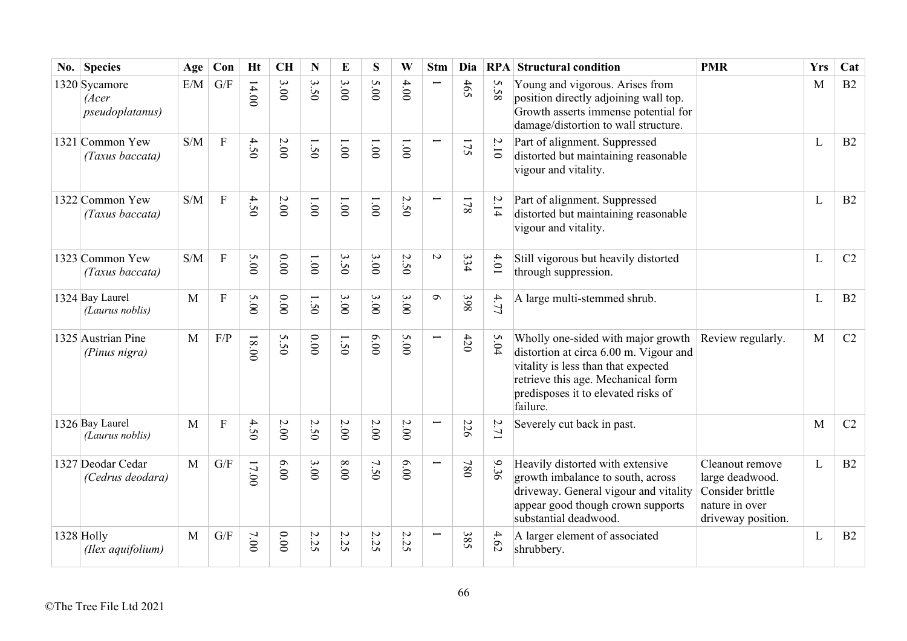| No. | Species | Age | Con | Ht | CH | N | E | S | W | Stm | Dia | RPA | Structural condition | PMR | Yrs | Cat |
|---|---|---|---|---|---|---|---|---|---|---|---|---|---|---|---|---|
| 1320 | Sycamore *(Acer pseudoplatanus)* | E/M | G/F | 14.00 | 3.00 | 3.50 | 3.00 | 5.00 | 4.00 | 1 | 465 | 5.58 | Young and vigorous. Arises from position directly adjoining wall top. Growth asserts immense potential for damage/distortion to wall structure. | | M | B2 |
| 1321 | Common Yew *(Taxus baccata)* | S/M | F | 4.50 | 2.00 | 1.50 | 1.00 | 1.00 | 1.00 | 1 | 175 | 2.10 | Part of alignment. Suppressed distorted but maintaining reasonable vigour and vitality. | | L | B2 |
| 1322 | Common Yew *(Taxus baccata)* | S/M | F | 4.50 | 2.00 | 1.00 | 1.00 | 1.00 | 2.50 | 1 | 178 | 2.14 | Part of alignment. Suppressed distorted but maintaining reasonable vigour and vitality. | | L | B2 |
| 1323 | Common Yew *(Taxus baccata)* | S/M | F | 5.00 | 0.00 | 1.00 | 3.50 | 3.00 | 2.50 | 2 | 334 | 4.01 | Still vigorous but heavily distorted through suppression. | | L | C2 |
| 1324 | Bay Laurel *(Laurus noblis)* | M | F | 5.00 | 0.00 | 1.50 | 3.00 | 3.00 | 3.00 | 6 | 398 | 4.77 | A large multi-stemmed shrub. | | L | B2 |
| 1325 | Austrian Pine *(Pinus nigra)* | M | F/P | 18.00 | 5.50 | 0.00 | 1.50 | 6.00 | 5.00 | 1 | 420 | 5.04 | Wholly one-sided with major growth distortion at circa 6.00 m. Vigour and vitality is less than that expected retrieve this age. Mechanical form predisposes it to elevated risks of failure. | Review regularly. | M | C2 |
| 1326 | Bay Laurel *(Laurus noblis)* | M | F | 4.50 | 2.00 | 2.50 | 2.00 | 2.00 | 2.00 | 1 | 226 | 2.71 | Severely cut back in past. | | M | C2 |
| 1327 | Deodar Cedar *(Cedrus deodara)* | M | G/F | 17.00 | 6.00 | 3.00 | 8.00 | 7.50 | 6.00 | 1 | 780 | 9.36 | Heavily distorted with extensive growth imbalance to south, across driveway. General vigour and vitality appear good though crown supports substantial deadwood. | Cleanout remove large deadwood. Consider brittle nature in over driveway position. | L | B2 |
| 1328 | Holly *(Ilex aquifolium)* | M | G/F | 7.00 | 0.00 | 2.25 | 2.25 | 2.25 | 2.25 | 1 | 385 | 4.62 | A larger element of associated shrubbery. | | L | B2 |

©The Tree File Ltd 2021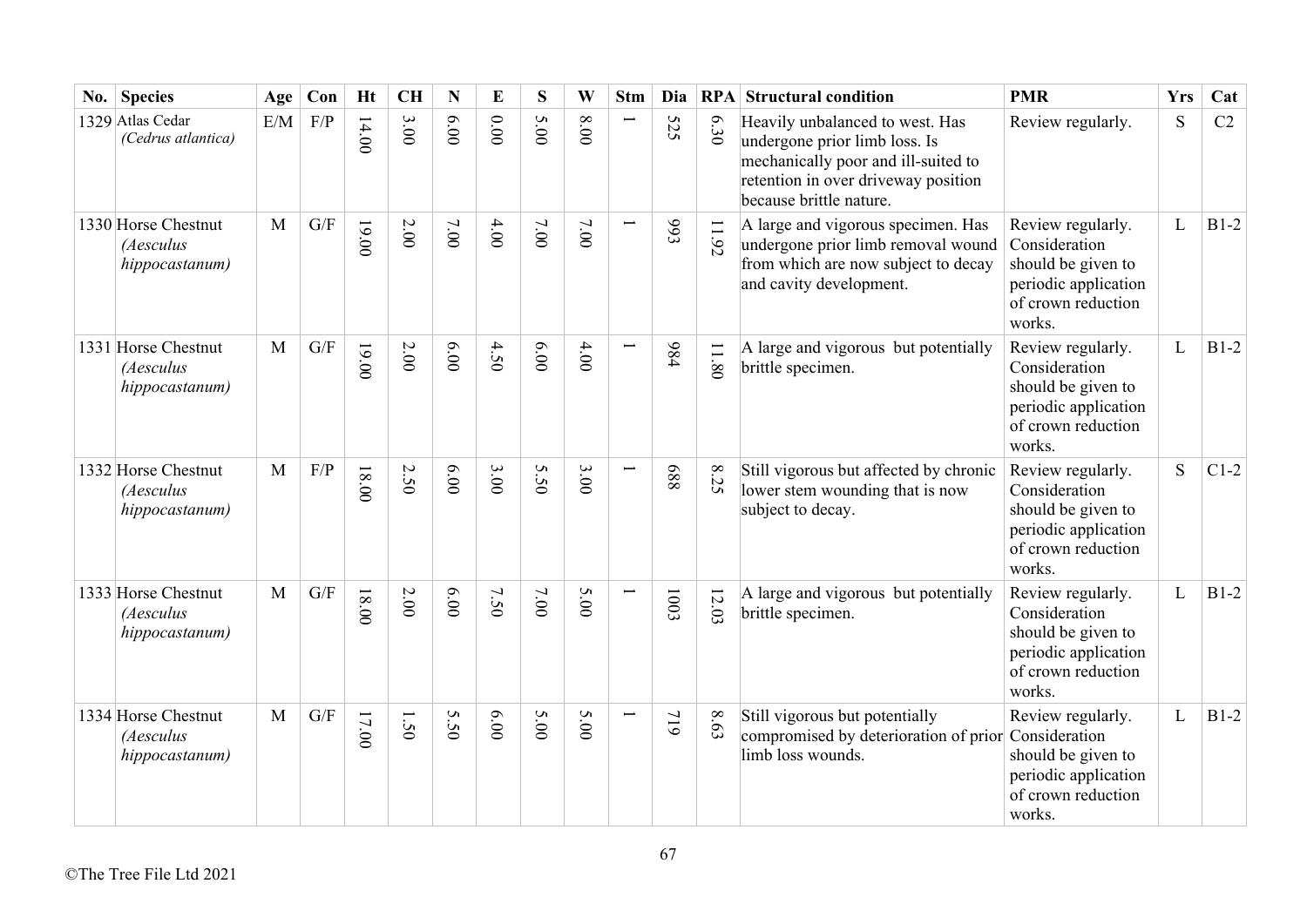| No. | Species | Age | Con | Ht | CH | N | E | S | W | Stm | Dia | RPA | Structural condition | PMR | Yrs | Cat |
|---|---|---|---|---|---|---|---|---|---|---|---|---|---|---|---|---|
| 1329 | Atlas Cedar *(Cedrus atlantica)* | E/M | F/P | 14.00 | 3.00 | 6.00 | 0.00 | 5.00 | 8.00 | 1 | 525 | 6.30 | Heavily unbalanced to west. Has undergone prior limb loss. Is mechanically poor and ill-suited to retention in over driveway position because brittle nature. | Review regularly. | S | C2 |
| 1330 | Horse Chestnut *(Aesculus hippocastanum)* | M | G/F | 19.00 | 2.00 | 7.00 | 4.00 | 7.00 | 7.00 | 1 | 993 | 11.92 | A large and vigorous specimen. Has undergone prior limb removal wound from which are now subject to decay and cavity development. | Review regularly. Consideration should be given to periodic application of crown reduction works. | L | B1-2 |
| 1331 | Horse Chestnut *(Aesculus hippocastanum)* | M | G/F | 19.00 | 2.00 | 6.00 | 4.50 | 6.00 | 4.00 | 1 | 984 | 11.80 | A large and vigorous but potentially brittle specimen. | Review regularly. Consideration should be given to periodic application of crown reduction works. | L | B1-2 |
| 1332 | Horse Chestnut *(Aesculus hippocastanum)* | M | F/P | 18.00 | 2.50 | 6.00 | 3.00 | 5.50 | 3.00 | 1 | 688 | 8.25 | Still vigorous but affected by chronic lower stem wounding that is now subject to decay. | Review regularly. Consideration should be given to periodic application of crown reduction works. | S | C1-2 |
| 1333 | Horse Chestnut *(Aesculus hippocastanum)* | M | G/F | 18.00 | 2.00 | 6.00 | 7.50 | 7.00 | 5.00 | 1 | 1003 | 12.03 | A large and vigorous but potentially brittle specimen. | Review regularly. Consideration should be given to periodic application of crown reduction works. | L | B1-2 |
| 1334 | Horse Chestnut *(Aesculus hippocastanum)* | M | G/F | 17.00 | 1.50 | 5.50 | 6.00 | 5.00 | 5.00 | 1 | 719 | 8.63 | Still vigorous but potentially compromised by deterioration of prior limb loss wounds. | Review regularly. Consideration should be given to periodic application of crown reduction works. | L | B1-2 |

©The Tree File Ltd 2021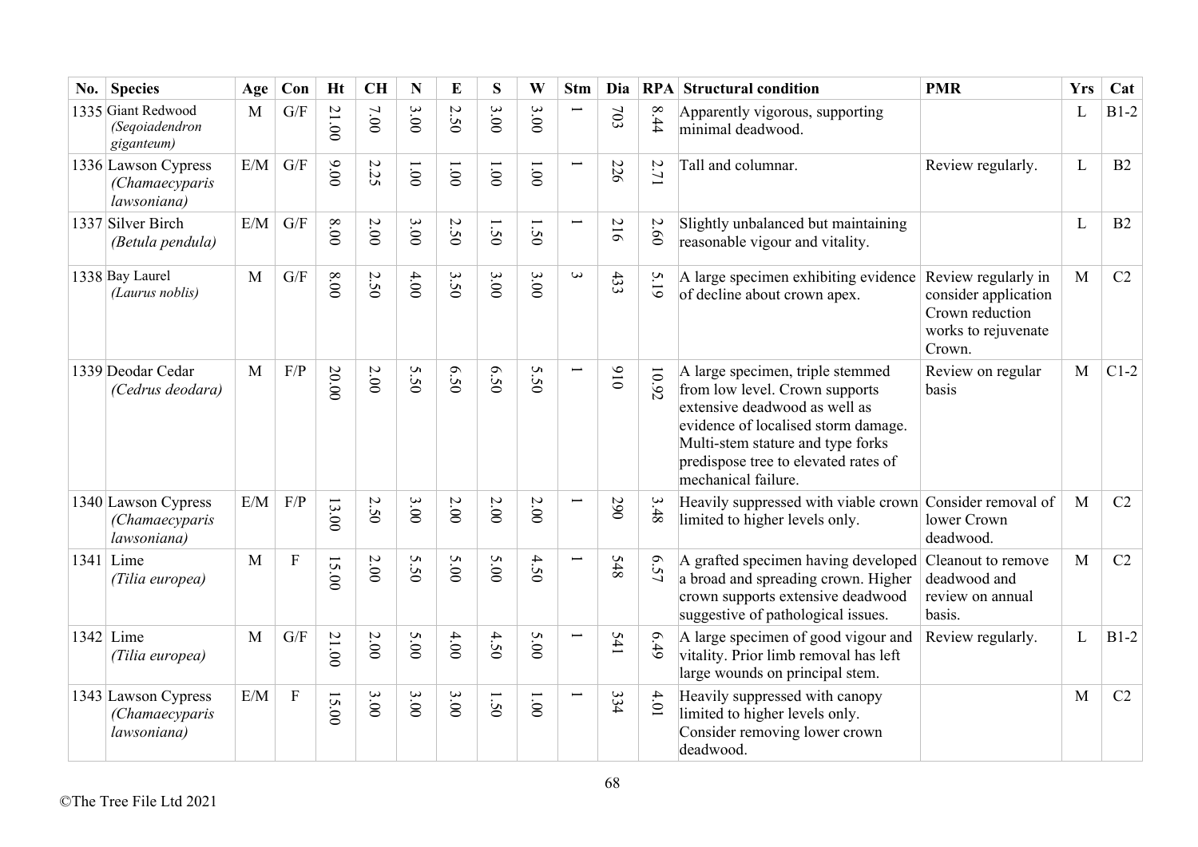| No. | Species | Age | Con | Ht | CH | N | E | S | W | Stm | Dia | RPA | Structural condition | PMR | Yrs | Cat |
|---|---|---|---|---|---|---|---|---|---|---|---|---|---|---|---|---|
| 1335 | Giant Redwood *(Seqoiadendron giganteum)* | M | G/F | 21.00 | 7.00 | 3.00 | 2.50 | 3.00 | 3.00 | 1 | 703 | 8.44 | Apparently vigorous, supporting minimal deadwood. | | L | B1-2 |
| 1336 | Lawson Cypress *(Chamaecyparis lawsoniana)* | E/M | G/F | 9.00 | 2.25 | 1.00 | 1.00 | 1.00 | 1.00 | 1 | 226 | 2.71 | Tall and columnar. | Review regularly. | L | B2 |
| 1337 | Silver Birch *(Betula pendula)* | E/M | G/F | 8.00 | 2.00 | 3.00 | 2.50 | 1.50 | 1.50 | 1 | 216 | 2.60 | Slightly unbalanced but maintaining reasonable vigour and vitality. | | L | B2 |
| 1338 | Bay Laurel *(Laurus noblis)* | M | G/F | 8.00 | 2.50 | 4.00 | 3.50 | 3.00 | 3.00 | 3 | 433 | 5.19 | A large specimen exhibiting evidence of decline about crown apex. | Review regularly in consider application Crown reduction works to rejuvenate Crown. | M | C2 |
| 1339 | Deodar Cedar *(Cedrus deodara)* | M | F/P | 20.00 | 2.00 | 5.50 | 6.50 | 6.50 | 5.50 | 1 | 910 | 10.92 | A large specimen, triple stemmed from low level. Crown supports extensive deadwood as well as evidence of localised storm damage. Multi-stem stature and type forks predispose tree to elevated rates of mechanical failure. | Review on regular basis | M | C1-2 |
| 1340 | Lawson Cypress *(Chamaecyparis lawsoniana)* | E/M | F/P | 13.00 | 2.50 | 3.00 | 2.00 | 2.00 | 2.00 | 1 | 290 | 3.48 | Heavily suppressed with viable crown limited to higher levels only. | Consider removal of lower Crown deadwood. | M | C2 |
| 1341 | Lime *(Tilia europea)* | M | F | 15.00 | 2.00 | 5.50 | 5.00 | 5.00 | 4.50 | 1 | 548 | 6.57 | A grafted specimen having developed a broad and spreading crown. Higher crown supports extensive deadwood suggestive of pathological issues. | Cleanout to remove deadwood and review on annual basis. | M | C2 |
| 1342 | Lime *(Tilia europea)* | M | G/F | 21.00 | 2.00 | 5.00 | 4.00 | 4.50 | 5.00 | 1 | 541 | 6.49 | A large specimen of good vigour and vitality. Prior limb removal has left large wounds on principal stem. | Review regularly. | L | B1-2 |
| 1343 | Lawson Cypress *(Chamaecyparis lawsoniana)* | E/M | F | 15.00 | 3.00 | 3.00 | 3.00 | 1.50 | 1.00 | 1 | 334 | 4.01 | Heavily suppressed with canopy limited to higher levels only. Consider removing lower crown deadwood. | | M | C2 |

©The Tree File Ltd 2021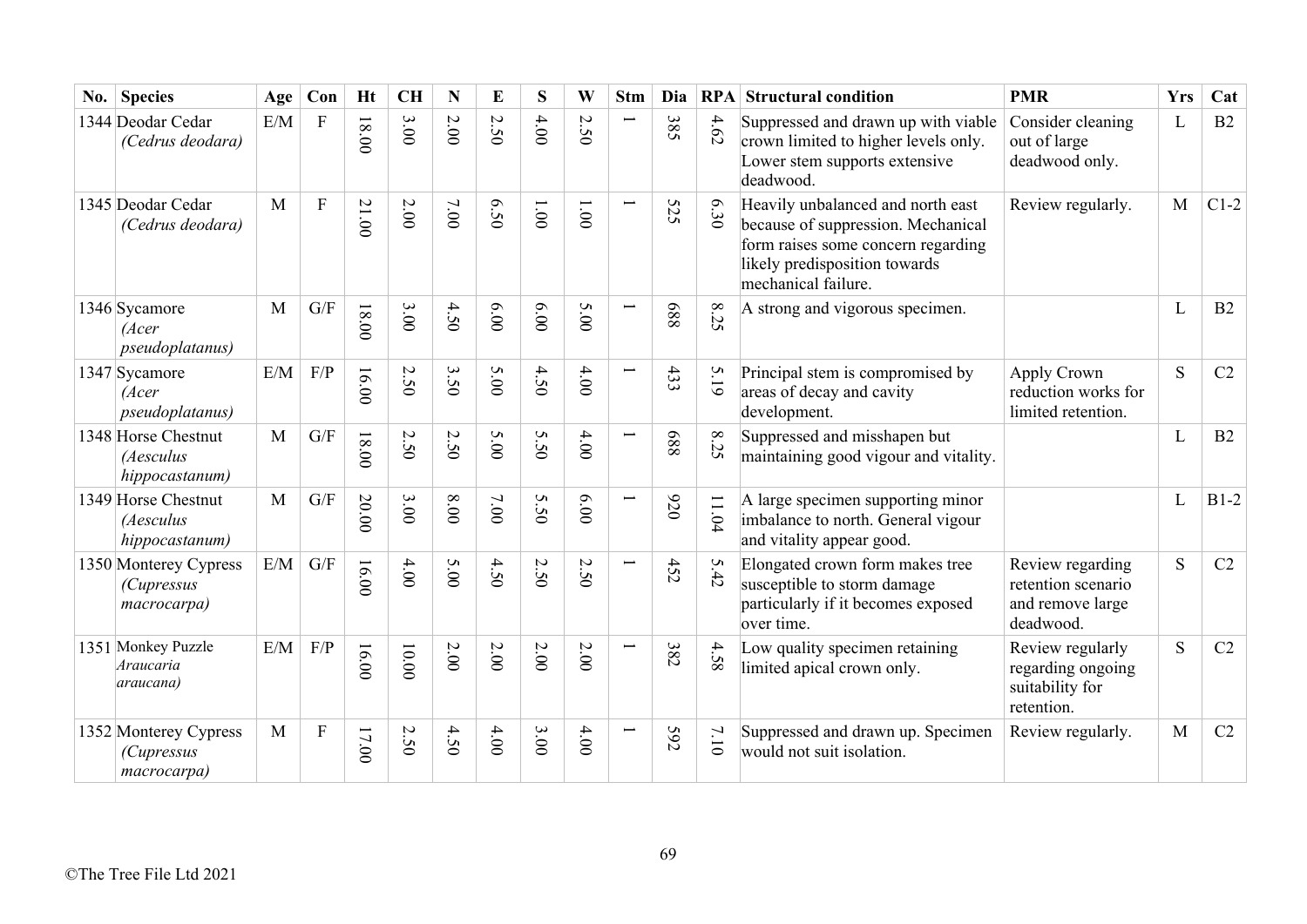| No. | Species | Age | Con | Ht | CH | N | E | S | W | Stm | Dia | RPA | Structural condition | PMR | Yrs | Cat |
|---|---|---|---|---|---|---|---|---|---|---|---|---|---|---|---|---|
| 1344 | Deodar Cedar *(Cedrus deodara)* | E/M | F | 18.00 | 3.00 | 2.00 | 2.50 | 4.00 | 2.50 | 1 | 385 | 4.62 | Suppressed and drawn up with viable crown limited to higher levels only. Lower stem supports extensive deadwood. | Consider cleaning out of large deadwood only. | L | B2 |
| 1345 | Deodar Cedar *(Cedrus deodara)* | M | F | 21.00 | 2.00 | 7.00 | 6.50 | 1.00 | 1.00 | 1 | 525 | 6.30 | Heavily unbalanced and north east because of suppression. Mechanical form raises some concern regarding likely predisposition towards mechanical failure. | Review regularly. | M | C1-2 |
| 1346 | Sycamore *(Acer pseudoplatanus)* | M | G/F | 18.00 | 3.00 | 4.50 | 6.00 | 6.00 | 5.00 | 1 | 688 | 8.25 | A strong and vigorous specimen. | | L | B2 |
| 1347 | Sycamore *(Acer pseudoplatanus)* | E/M | F/P | 16.00 | 2.50 | 3.50 | 5.00 | 4.50 | 4.00 | 1 | 433 | 5.19 | Principal stem is compromised by areas of decay and cavity development. | Apply Crown reduction works for limited retention. | S | C2 |
| 1348 | Horse Chestnut *(Aesculus hippocastanum)* | M | G/F | 18.00 | 2.50 | 2.50 | 5.00 | 5.50 | 4.00 | 1 | 688 | 8.25 | Suppressed and misshapen but maintaining good vigour and vitality. | | L | B2 |
| 1349 | Horse Chestnut *(Aesculus hippocastanum)* | M | G/F | 20.00 | 3.00 | 8.00 | 7.00 | 5.50 | 6.00 | 1 | 920 | 11.04 | A large specimen supporting minor imbalance to north. General vigour and vitality appear good. | | L | B1-2 |
| 1350 | Monterey Cypress *(Cupressus macrocarpa)* | E/M | G/F | 16.00 | 4.00 | 5.00 | 4.50 | 2.50 | 2.50 | 1 | 452 | 5.42 | Elongated crown form makes tree susceptible to storm damage particularly if it becomes exposed over time. | Review regarding retention scenario and remove large deadwood. | S | C2 |
| 1351 | Monkey Puzzle *Araucaria araucana)* | E/M | F/P | 16.00 | 10.00 | 2.00 | 2.00 | 2.00 | 2.00 | 1 | 382 | 4.58 | Low quality specimen retaining limited apical crown only. | Review regularly regarding ongoing suitability for retention. | S | C2 |
| 1352 | Monterey Cypress *(Cupressus macrocarpa)* | M | F | 17.00 | 2.50 | 4.50 | 4.00 | 3.00 | 4.00 | 1 | 592 | 7.10 | Suppressed and drawn up. Specimen would not suit isolation. | Review regularly. | M | C2 |

©The Tree File Ltd 2021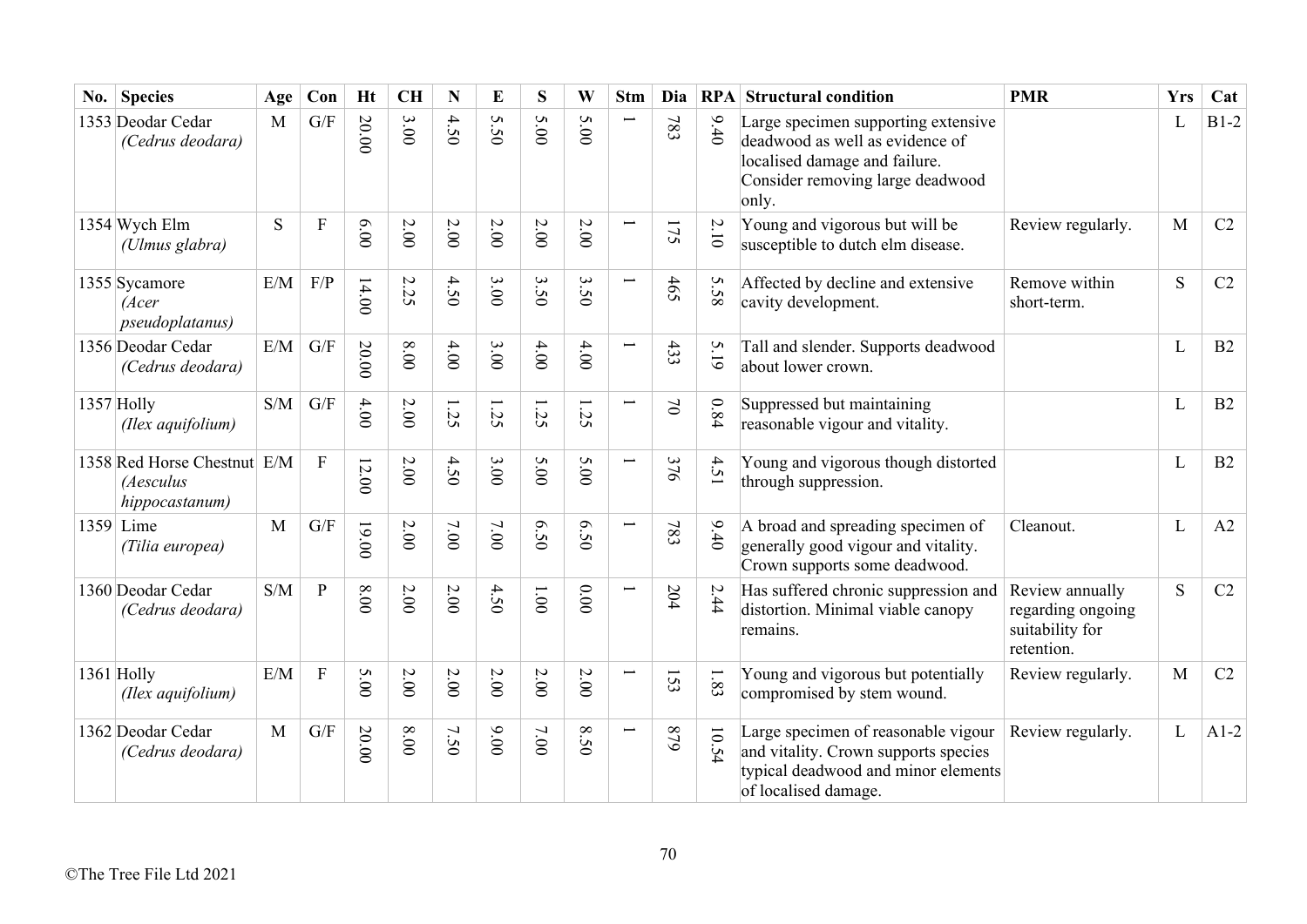| No. | Species | Age | Con | Ht | CH | N | E | S | W | Stm | Dia | RPA | Structural condition | PMR | Yrs | Cat |
|---|---|---|---|---|---|---|---|---|---|---|---|---|---|---|---|---|
| 1353 | Deodar Cedar *(Cedrus deodara)* | M | G/F | 20.00 | 3.00 | 4.50 | 5.50 | 5.00 | 5.00 | 1 | 783 | 9.40 | Large specimen supporting extensive deadwood as well as evidence of localised damage and failure. Consider removing large deadwood only. | | L | B1-2 |
| 1354 | Wych Elm *(Ulmus glabra)* | S | F | 6.00 | 2.00 | 2.00 | 2.00 | 2.00 | 2.00 | 1 | 175 | 2.10 | Young and vigorous but will be susceptible to dutch elm disease. | Review regularly. | M | C2 |
| 1355 | Sycamore *(Acer pseudoplatanus)* | E/M | F/P | 14.00 | 2.25 | 4.50 | 3.00 | 3.50 | 3.50 | 1 | 465 | 5.58 | Affected by decline and extensive cavity development. | Remove within short-term. | S | C2 |
| 1356 | Deodar Cedar *(Cedrus deodara)* | E/M | G/F | 20.00 | 8.00 | 4.00 | 3.00 | 4.00 | 4.00 | 1 | 433 | 5.19 | Tall and slender. Supports deadwood about lower crown. | | L | B2 |
| 1357 | Holly *(Ilex aquifolium)* | S/M | G/F | 4.00 | 2.00 | 1.25 | 1.25 | 1.25 | 1.25 | 1 | 70 | 0.84 | Suppressed but maintaining reasonable vigour and vitality. | | L | B2 |
| 1358 | Red Horse Chestnut *(Aesculus hippocastanum)* | E/M | F | 12.00 | 2.00 | 4.50 | 3.00 | 5.00 | 5.00 | 1 | 376 | 4.51 | Young and vigorous though distorted through suppression. | | L | B2 |
| 1359 | Lime *(Tilia europea)* | M | G/F | 19.00 | 2.00 | 7.00 | 7.00 | 6.50 | 6.50 | 1 | 783 | 9.40 | A broad and spreading specimen of generally good vigour and vitality. Crown supports some deadwood. | Cleanout. | L | A2 |
| 1360 | Deodar Cedar *(Cedrus deodara)* | S/M | P | 8.00 | 2.00 | 2.00 | 4.50 | 1.00 | 0.00 | 1 | 204 | 2.44 | Has suffered chronic suppression and distortion. Minimal viable canopy remains. | Review annually regarding ongoing suitability for retention. | S | C2 |
| 1361 | Holly *(Ilex aquifolium)* | E/M | F | 5.00 | 2.00 | 2.00 | 2.00 | 2.00 | 2.00 | 1 | 153 | 1.83 | Young and vigorous but potentially compromised by stem wound. | Review regularly. | M | C2 |
| 1362 | Deodar Cedar *(Cedrus deodara)* | M | G/F | 20.00 | 8.00 | 7.50 | 9.00 | 7.00 | 8.50 | 1 | 879 | 10.54 | Large specimen of reasonable vigour and vitality. Crown supports species typical deadwood and minor elements of localised damage. | Review regularly. | L | A1-2 |

©The Tree File Ltd 2021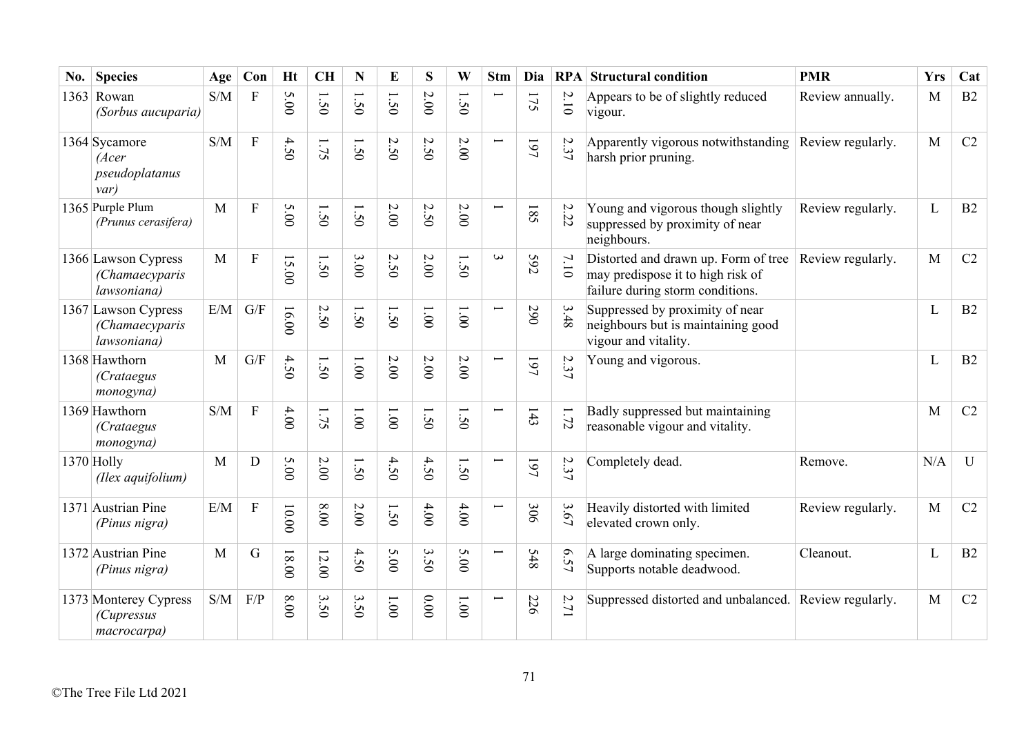| No. | Species | Age | Con | Ht | CH | N | E | S | W | Stm | Dia | RPA | Structural condition | PMR | Yrs | Cat |
|---|---|---|---|---|---|---|---|---|---|---|---|---|---|---|---|---|
| 1363 | Rowan *(Sorbus aucuparia)* | S/M | F | 5.00 | 1.50 | 1.50 | 1.50 | 2.00 | 1.50 | 1 | 175 | 2.10 | Appears to be of slightly reduced vigour. | Review annually. | M | B2 |
| 1364 | Sycamore *(Acer pseudoplatanus var)* | S/M | F | 4.50 | 1.75 | 1.50 | 2.50 | 2.50 | 2.00 | 1 | 197 | 2.37 | Apparently vigorous notwithstanding harsh prior pruning. | Review regularly. | M | C2 |
| 1365 | Purple Plum *(Prunus cerasifera)* | M | F | 5.00 | 1.50 | 1.50 | 2.00 | 2.50 | 2.00 | 1 | 185 | 2.22 | Young and vigorous though slightly suppressed by proximity of near neighbours. | Review regularly. | L | B2 |
| 1366 | Lawson Cypress *(Chamaecyparis lawsoniana)* | M | F | 15.00 | 1.50 | 3.00 | 2.50 | 2.00 | 1.50 | 3 | 592 | 7.10 | Distorted and drawn up. Form of tree may predispose it to high risk of failure during storm conditions. | Review regularly. | M | C2 |
| 1367 | Lawson Cypress *(Chamaecyparis lawsoniana)* | E/M | G/F | 16.00 | 2.50 | 1.50 | 1.50 | 1.00 | 1.00 | 1 | 290 | 3.48 | Suppressed by proximity of near neighbours but is maintaining good vigour and vitality. | | L | B2 |
| 1368 | Hawthorn *(Crataegus monogyna)* | M | G/F | 4.50 | 1.50 | 1.00 | 2.00 | 2.00 | 2.00 | 1 | 197 | 2.37 | Young and vigorous. | | L | B2 |
| 1369 | Hawthorn *(Crataegus monogyna)* | S/M | F | 4.00 | 1.75 | 1.00 | 1.00 | 1.50 | 1.50 | 1 | 143 | 1.72 | Badly suppressed but maintaining reasonable vigour and vitality. | | M | C2 |
| 1370 | Holly *(Ilex aquifolium)* | M | D | 5.00 | 2.00 | 1.50 | 4.50 | 4.50 | 1.50 | 1 | 197 | 2.37 | Completely dead. | Remove. | N/A | U |
| 1371 | Austrian Pine *(Pinus nigra)* | E/M | F | 10.00 | 8.00 | 2.00 | 1.50 | 4.00 | 4.00 | 1 | 306 | 3.67 | Heavily distorted with limited elevated crown only. | Review regularly. | M | C2 |
| 1372 | Austrian Pine *(Pinus nigra)* | M | G | 18.00 | 12.00 | 4.50 | 5.00 | 3.50 | 5.00 | 1 | 548 | 6.57 | A large dominating specimen. Supports notable deadwood. | Cleanout. | L | B2 |
| 1373 | Monterey Cypress *(Cupressus macrocarpa)* | S/M | F/P | 8.00 | 3.50 | 3.50 | 1.00 | 0.00 | 1.00 | 1 | 226 | 2.71 | Suppressed distorted and unbalanced. | Review regularly. | M | C2 |

©The Tree File Ltd 2021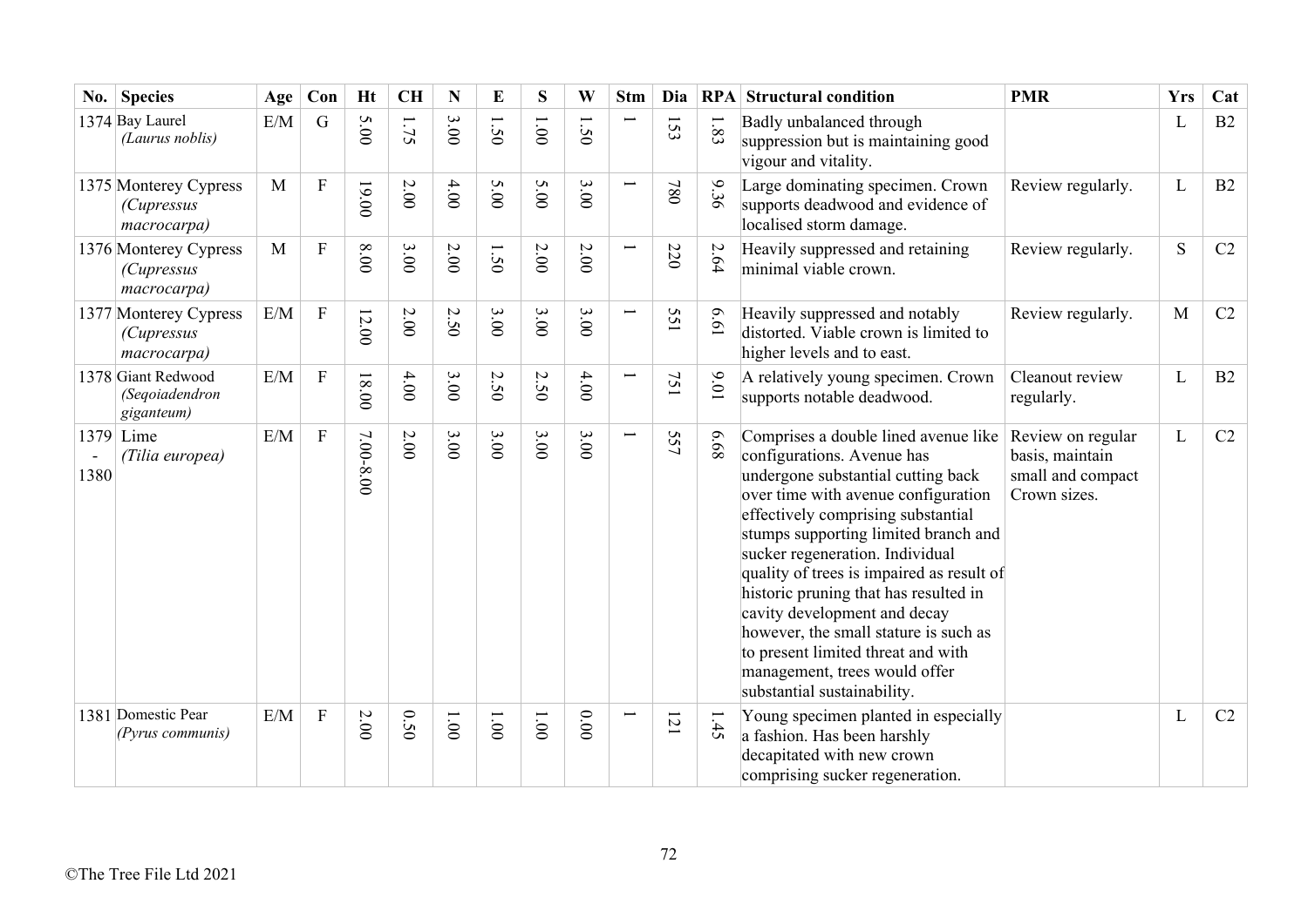| No. | Species | Age | Con | Ht | CH | N | E | S | W | Stm | Dia | RPA | Structural condition | PMR | Yrs | Cat |
|---|---|---|---|---|---|---|---|---|---|---|---|---|---|---|---|---|
| 1374 | Bay Laurel *(Laurus noblis)* | E/M | G | 5.00 | 1.75 | 3.00 | 1.50 | 1.00 | 1.50 | 1 | 153 | 1.83 | Badly unbalanced through suppression but is maintaining good vigour and vitality. | | L | B2 |
| 1375 | Monterey Cypress *(Cupressus macrocarpa)* | M | F | 19.00 | 2.00 | 4.00 | 5.00 | 5.00 | 3.00 | 1 | 780 | 9.36 | Large dominating specimen. Crown supports deadwood and evidence of localised storm damage. | Review regularly. | L | B2 |
| 1376 | Monterey Cypress *(Cupressus macrocarpa)* | M | F | 8.00 | 3.00 | 2.00 | 1.50 | 2.00 | 2.00 | 1 | 220 | 2.64 | Heavily suppressed and retaining minimal viable crown. | Review regularly. | S | C2 |
| 1377 | Monterey Cypress *(Cupressus macrocarpa)* | E/M | F | 12.00 | 2.00 | 2.50 | 3.00 | 3.00 | 3.00 | 1 | 551 | 6.61 | Heavily suppressed and notably distorted. Viable crown is limited to higher levels and to east. | Review regularly. | M | C2 |
| 1378 | Giant Redwood *(Seqoiadendron giganteum)* | E/M | F | 18.00 | 4.00 | 3.00 | 2.50 | 2.50 | 4.00 | 1 | 751 | 9.01 | A relatively young specimen. Crown supports notable deadwood. | Cleanout review regularly. | L | B2 |
| 1379 - 1380 | Lime *(Tilia europea)* | E/M | F | 7.00-8.00 | 2.00 | 3.00 | 3.00 | 3.00 | 3.00 | 1 | 557 | 6.68 | Comprises a double lined avenue like configurations. Avenue has undergone substantial cutting back over time with avenue configuration effectively comprising substantial stumps supporting limited branch and sucker regeneration. Individual quality of trees is impaired as result of historic pruning that has resulted in cavity development and decay however, the small stature is such as to present limited threat and with management, trees would offer substantial sustainability. | Review on regular basis, maintain small and compact Crown sizes. | L | C2 |
| 1381 | Domestic Pear *(Pyrus communis)* | E/M | F | 2.00 | 0.50 | 1.00 | 1.00 | 1.00 | 0.00 | 1 | 121 | 1.45 | Young specimen planted in especially a fashion. Has been harshly decapitated with new crown comprising sucker regeneration. | | L | C2 |

©The Tree File Ltd 2021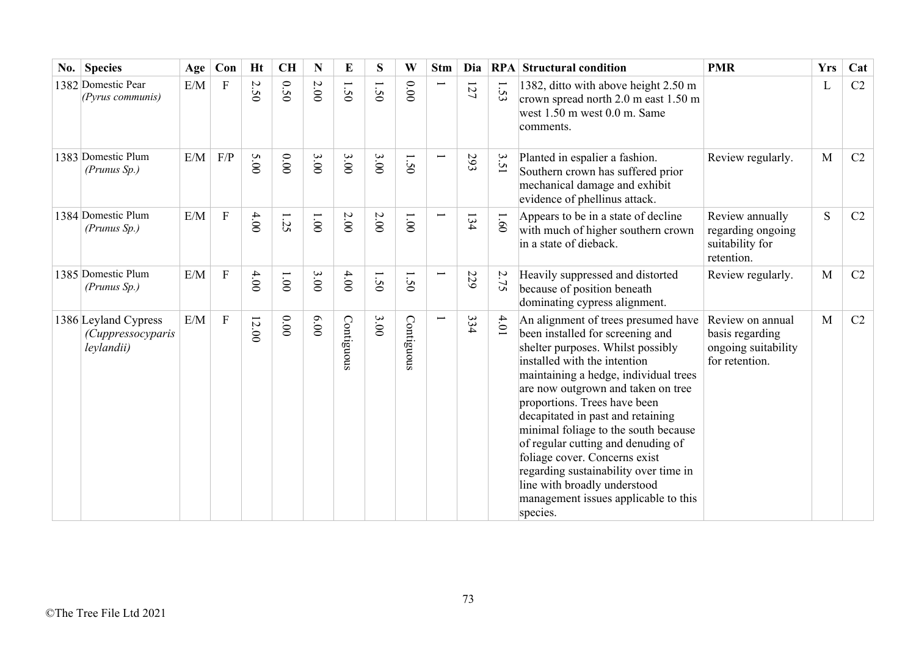| No. | Species | Age | Con | Ht | CH | N | E | S | W | Stm | Dia | RPA | Structural condition | PMR | Yrs | Cat |
|---|---|---|---|---|---|---|---|---|---|---|---|---|---|---|---|---|
| 1382 | Domestic Pear *(Pyrus communis)* | E/M | F | 2.50 | 0.50 | 2.00 | 1.50 | 1.50 | 0.00 | 1 | 127 | 1.53 | 1382, ditto with above height 2.50 m crown spread north 2.0 m east 1.50 m west 1.50 m west 0.0 m. Same comments. | | L | C2 |
| 1383 | Domestic Plum *(Prunus Sp.)* | E/M | F/P | 5.00 | 0.00 | 3.00 | 3.00 | 3.00 | 1.50 | 1 | 293 | 3.51 | Planted in espalier a fashion. Southern crown has suffered prior mechanical damage and exhibit evidence of phellinus attack. | Review regularly. | M | C2 |
| 1384 | Domestic Plum *(Prunus Sp.)* | E/M | F | 4.00 | 1.25 | 1.00 | 2.00 | 2.00 | 1.00 | 1 | 134 | 1.60 | Appears to be in a state of decline with much of higher southern crown in a state of dieback. | Review annually regarding ongoing suitability for retention. | S | C2 |
| 1385 | Domestic Plum *(Prunus Sp.)* | E/M | F | 4.00 | 1.00 | 3.00 | 4.00 | 1.50 | 1.50 | 1 | 229 | 2.75 | Heavily suppressed and distorted because of position beneath dominating cypress alignment. | Review regularly. | M | C2 |
| 1386 | Leyland Cypress *(Cuppressocyparis leylandii)* | E/M | F | 12.00 | 0.00 | 6.00 | Contiguous | 3.00 | Contiguous | 1 | 334 | 4.01 | An alignment of trees presumed have been installed for screening and shelter purposes. Whilst possibly installed with the intention maintaining a hedge, individual trees are now outgrown and taken on tree proportions. Trees have been decapitated in past and retaining minimal foliage to the south because of regular cutting and denuding of foliage cover. Concerns exist regarding sustainability over time in line with broadly understood management issues applicable to this species. | Review on annual basis regarding ongoing suitability for retention. | M | C2 |

©The Tree File Ltd 2021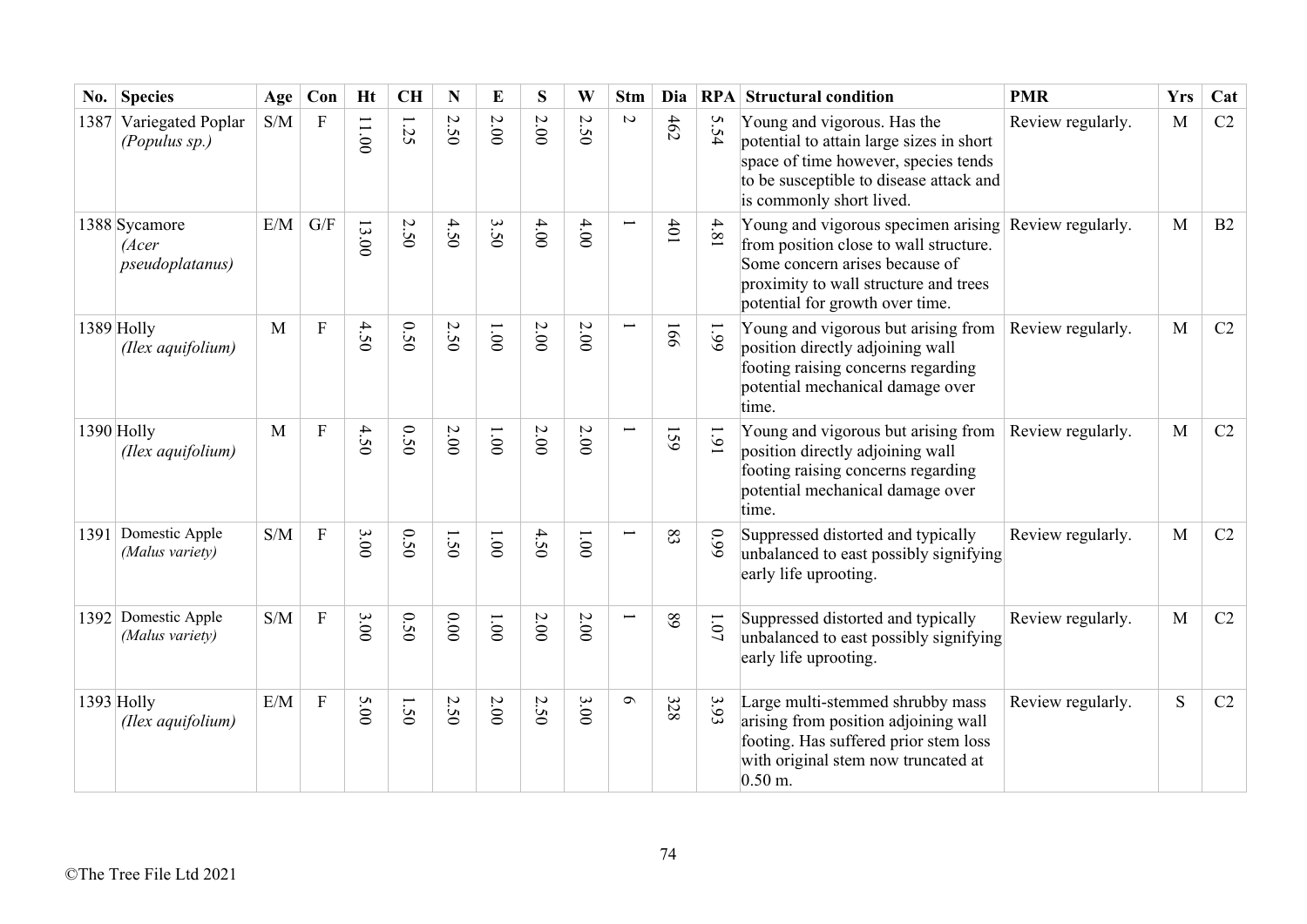| No. | Species | Age | Con | Ht | CH | N | E | S | W | Stm | Dia | RPA | Structural condition | PMR | Yrs | Cat |
|---|---|---|---|---|---|---|---|---|---|---|---|---|---|---|---|---|
| 1387 | Variegated Poplar *(Populus sp.)* | S/M | F | 11.00 | 1.25 | 2.50 | 2.00 | 2.00 | 2.50 | 2 | 462 | 5.54 | Young and vigorous. Has the potential to attain large sizes in short space of time however, species tends to be susceptible to disease attack and is commonly short lived. | Review regularly. | M | C2 |
| 1388 | Sycamore *(Acer pseudoplatanus)* | E/M | G/F | 13.00 | 2.50 | 4.50 | 3.50 | 4.00 | 4.00 | 1 | 401 | 4.81 | Young and vigorous specimen arising from position close to wall structure. Some concern arises because of proximity to wall structure and trees potential for growth over time. | Review regularly. | M | B2 |
| 1389 | Holly *(Ilex aquifolium)* | M | F | 4.50 | 0.50 | 2.50 | 1.00 | 2.00 | 2.00 | 1 | 166 | 1.99 | Young and vigorous but arising from position directly adjoining wall footing raising concerns regarding potential mechanical damage over time. | Review regularly. | M | C2 |
| 1390 | Holly *(Ilex aquifolium)* | M | F | 4.50 | 0.50 | 2.00 | 1.00 | 2.00 | 2.00 | 1 | 159 | 1.91 | Young and vigorous but arising from position directly adjoining wall footing raising concerns regarding potential mechanical damage over time. | Review regularly. | M | C2 |
| 1391 | Domestic Apple *(Malus variety)* | S/M | F | 3.00 | 0.50 | 1.50 | 1.00 | 4.50 | 1.00 | 1 | 83 | 0.99 | Suppressed distorted and typically unbalanced to east possibly signifying early life uprooting. | Review regularly. | M | C2 |
| 1392 | Domestic Apple *(Malus variety)* | S/M | F | 3.00 | 0.50 | 0.00 | 1.00 | 2.00 | 2.00 | 1 | 89 | 1.07 | Suppressed distorted and typically unbalanced to east possibly signifying early life uprooting. | Review regularly. | M | C2 |
| 1393 | Holly *(Ilex aquifolium)* | E/M | F | 5.00 | 1.50 | 2.50 | 2.00 | 2.50 | 3.00 | 6 | 328 | 3.93 | Large multi-stemmed shrubby mass arising from position adjoining wall footing. Has suffered prior stem loss with original stem now truncated at 0.50 m. | Review regularly. | S | C2 |

©The Tree File Ltd 2021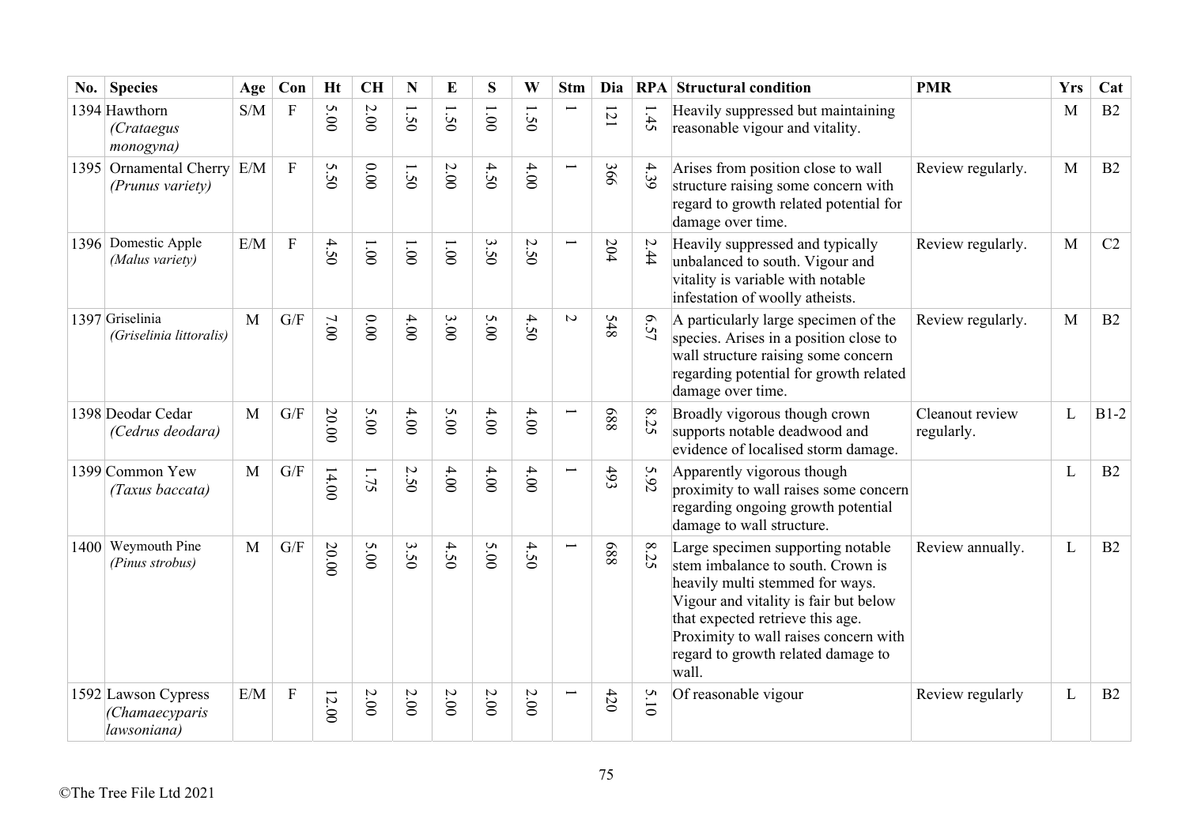| No. | Species | Age | Con | Ht | CH | N | E | S | W | Stm | Dia | RPA | Structural condition | PMR | Yrs | Cat |
|---|---|---|---|---|---|---|---|---|---|---|---|---|---|---|---|---|
| 1394 | Hawthorn *(Crataegus monogyna)* | S/M | F | 5.00 | 2.00 | 1.50 | 1.50 | 1.00 | 1.50 | 1 | 121 | 1.45 | Heavily suppressed but maintaining reasonable vigour and vitality. | | M | B2 |
| 1395 | Ornamental Cherry *(Prunus variety)* | E/M | F | 5.50 | 0.00 | 1.50 | 2.00 | 4.50 | 4.00 | 1 | 366 | 4.39 | Arises from position close to wall structure raising some concern with regard to growth related potential for damage over time. | Review regularly. | M | B2 |
| 1396 | Domestic Apple *(Malus variety)* | E/M | F | 4.50 | 1.00 | 1.00 | 1.00 | 3.50 | 2.50 | 1 | 204 | 2.44 | Heavily suppressed and typically unbalanced to south. Vigour and vitality is variable with notable infestation of woolly atheists. | Review regularly. | M | C2 |
| 1397 | Griselinia *(Griselinia littoralis)* | M | G/F | 7.00 | 0.00 | 4.00 | 3.00 | 5.00 | 4.50 | 2 | 548 | 6.57 | A particularly large specimen of the species. Arises in a position close to wall structure raising some concern regarding potential for growth related damage over time. | Review regularly. | M | B2 |
| 1398 | Deodar Cedar *(Cedrus deodara)* | M | G/F | 20.00 | 5.00 | 4.00 | 5.00 | 4.00 | 4.00 | 1 | 688 | 8.25 | Broadly vigorous though crown supports notable deadwood and evidence of localised storm damage. | Cleanout review regularly. | L | B1-2 |
| 1399 | Common Yew *(Taxus baccata)* | M | G/F | 14.00 | 1.75 | 2.50 | 4.00 | 4.00 | 4.00 | 1 | 493 | 5.92 | Apparently vigorous though proximity to wall raises some concern regarding ongoing growth potential damage to wall structure. | | L | B2 |
| 1400 | Weymouth Pine *(Pinus strobus)* | M | G/F | 20.00 | 5.00 | 3.50 | 4.50 | 5.00 | 4.50 | 1 | 688 | 8.25 | Large specimen supporting notable stem imbalance to south. Crown is heavily multi stemmed for ways. Vigour and vitality is fair but below that expected retrieve this age. Proximity to wall raises concern with regard to growth related damage to wall. | Review annually. | L | B2 |
| 1592 | Lawson Cypress *(Chamaecyparis lawsoniana)* | E/M | F | 12.00 | 2.00 | 2.00 | 2.00 | 2.00 | 2.00 | 1 | 420 | 5.10 | Of reasonable vigour | Review regularly | L | B2 |

©The Tree File Ltd 2021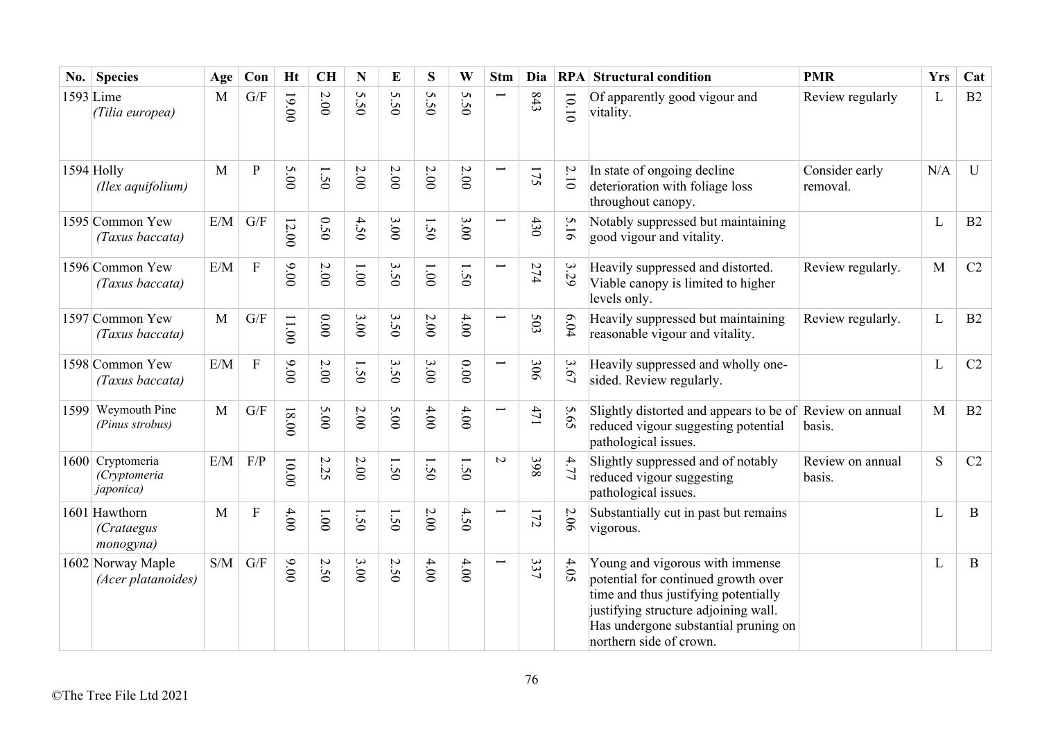| No. | Species | Age | Con | Ht | CH | N | E | S | W | Stm | Dia | RPA | Structural condition | PMR | Yrs | Cat |
|---|---|---|---|---|---|---|---|---|---|---|---|---|---|---|---|---|
| 1593 | Lime *(Tilia europea)* | M | G/F | 19.00 | 2.00 | 5.50 | 5.50 | 5.50 | 5.50 | 1 | 843 | 10.10 | Of apparently good vigour and vitality. | Review regularly | L | B2 |
| 1594 | Holly *(Ilex aquifolium)* | M | P | 5.00 | 1.50 | 2.00 | 2.00 | 2.00 | 2.00 | 1 | 175 | 2.10 | In state of ongoing decline deterioration with foliage loss throughout canopy. | Consider early removal. | N/A | U |
| 1595 | Common Yew *(Taxus baccata)* | E/M | G/F | 12.00 | 0.50 | 4.50 | 3.00 | 1.50 | 3.00 | 1 | 430 | 5.16 | Notably suppressed but maintaining good vigour and vitality. | | L | B2 |
| 1596 | Common Yew *(Taxus baccata)* | E/M | F | 9.00 | 2.00 | 1.00 | 3.50 | 1.00 | 1.50 | 1 | 274 | 3.29 | Heavily suppressed and distorted. Viable canopy is limited to higher levels only. | Review regularly. | M | C2 |
| 1597 | Common Yew *(Taxus baccata)* | M | G/F | 11.00 | 0.00 | 3.00 | 3.50 | 2.00 | 4.00 | 1 | 503 | 6.04 | Heavily suppressed but maintaining reasonable vigour and vitality. | Review regularly. | L | B2 |
| 1598 | Common Yew *(Taxus baccata)* | E/M | F | 9.00 | 2.00 | 1.50 | 3.50 | 3.00 | 0.00 | 1 | 306 | 3.67 | Heavily suppressed and wholly one-sided. Review regularly. | | L | C2 |
| 1599 | Weymouth Pine *(Pinus strobus)* | M | G/F | 18.00 | 5.00 | 2.00 | 5.00 | 4.00 | 4.00 | 1 | 471 | 5.65 | Slightly distorted and appears to be of reduced vigour suggesting potential pathological issues. | Review on annual basis. | M | B2 |
| 1600 | Cryptomeria *(Cryptomeria japonica)* | E/M | F/P | 10.00 | 2.25 | 2.00 | 1.50 | 1.50 | 1.50 | 2 | 398 | 4.77 | Slightly suppressed and of notably reduced vigour suggesting pathological issues. | Review on annual basis. | S | C2 |
| 1601 | Hawthorn *(Crataegus monogyna)* | M | F | 4.00 | 1.00 | 1.50 | 1.50 | 2.00 | 4.50 | 1 | 172 | 2.06 | Substantially cut in past but remains vigorous. | | L | B |
| 1602 | Norway Maple *(Acer platanoides)* | S/M | G/F | 9.00 | 2.50 | 3.00 | 2.50 | 4.00 | 4.00 | 1 | 337 | 4.05 | Young and vigorous with immense potential for continued growth over time and thus justifying potentially justifying structure adjoining wall. Has undergone substantial pruning on northern side of crown. | | L | B |

©The Tree File Ltd 2021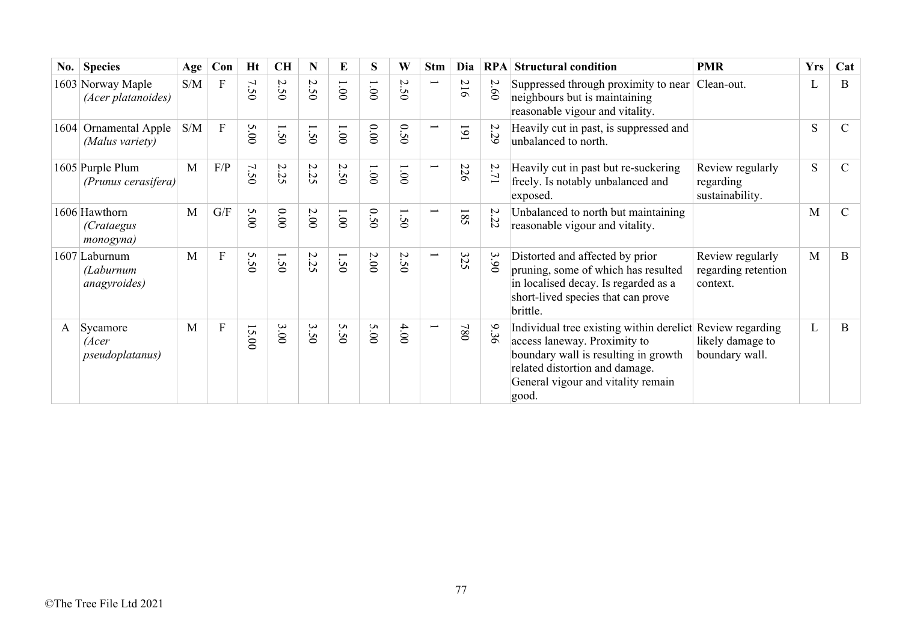| No. | Species | Age | Con | Ht | CH | N | E | S | W | Stm | Dia | RPA | Structural condition | PMR | Yrs | Cat |
|---|---|---|---|---|---|---|---|---|---|---|---|---|---|---|---|---|
| 1603 | Norway Maple *(Acer platanoides)* | S/M | F | 7.50 | 2.50 | 2.50 | 1.00 | 1.00 | 2.50 | 1 | 216 | 2.60 | Suppressed through proximity to near neighbours but is maintaining reasonable vigour and vitality. | Clean-out. | L | B |
| 1604 | Ornamental Apple *(Malus variety)* | S/M | F | 5.00 | 1.50 | 1.50 | 1.00 | 0.00 | 0.50 | 1 | 191 | 2.29 | Heavily cut in past, is suppressed and unbalanced to north. | | S | C |
| 1605 | Purple Plum *(Prunus cerasifera)* | M | F/P | 7.50 | 2.25 | 2.25 | 2.50 | 1.00 | 1.00 | 1 | 226 | 2.71 | Heavily cut in past but re-suckering freely. Is notably unbalanced and exposed. | Review regularly regarding sustainability. | S | C |
| 1606 | Hawthorn *(Crataegus monogyna)* | M | G/F | 5.00 | 0.00 | 2.00 | 1.00 | 0.50 | 1.50 | 1 | 185 | 2.22 | Unbalanced to north but maintaining reasonable vigour and vitality. | | M | C |
| 1607 | Laburnum *(Laburnum anagyroides)* | M | F | 5.50 | 1.50 | 2.25 | 1.50 | 2.00 | 2.50 | 1 | 325 | 3.90 | Distorted and affected by prior pruning, some of which has resulted in localised decay. Is regarded as a short-lived species that can prove brittle. | Review regularly regarding retention context. | M | B |
| A | Sycamore *(Acer pseudoplatanus)* | M | F | 15.00 | 3.00 | 3.50 | 5.50 | 5.00 | 4.00 | 1 | 780 | 9.36 | Individual tree existing within derelict access laneway. Proximity to boundary wall is resulting in growth related distortion and damage. General vigour and vitality remain good. | Review regarding likely damage to boundary wall. | L | B |

©The Tree File Ltd 2021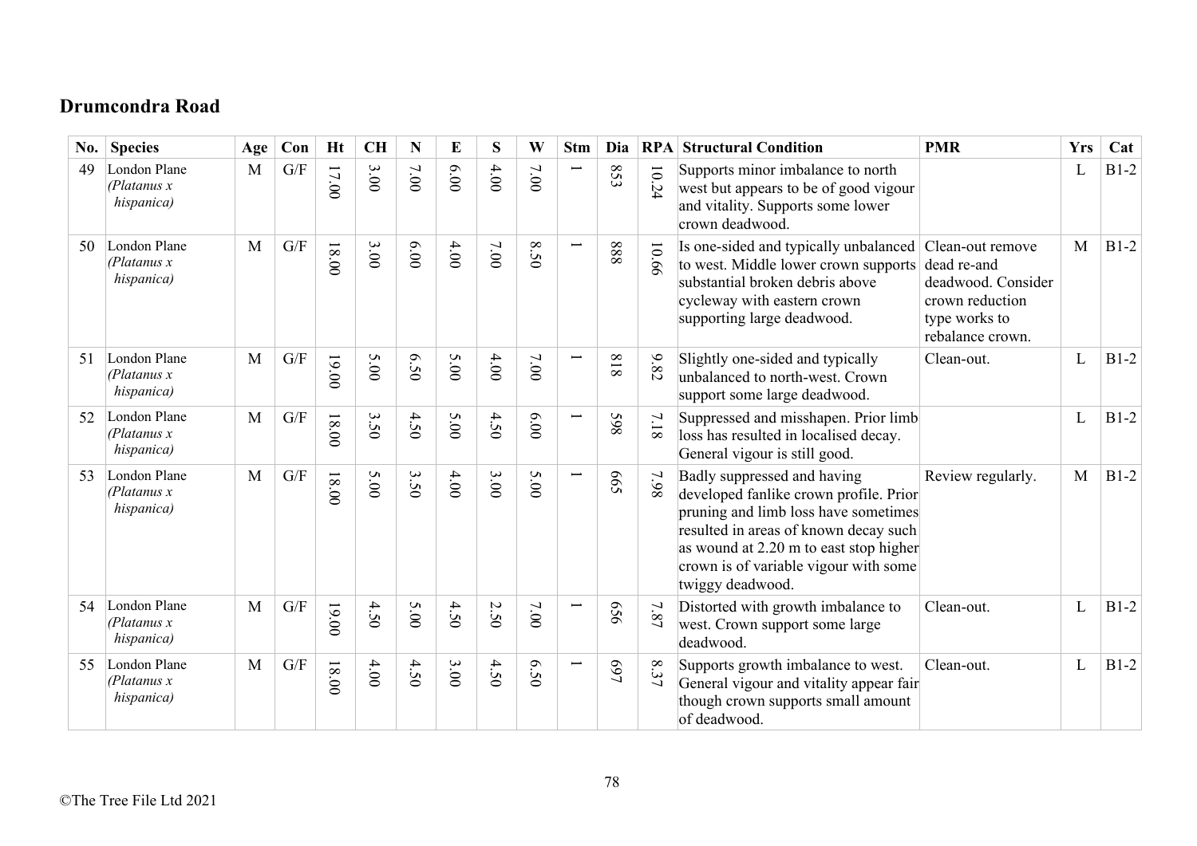## Drumcondra Road

| No. | Species | Age | Con | Ht | CH | N | E | S | W | Stm | Dia | RPA | Structural Condition | PMR | Yrs | Cat |
|---|---|---|---|---|---|---|---|---|---|---|---|---|---|---|---|---|
| 49 | London Plane *(Platanus x hispanica)* | M | G/F | 17.00 | 3.00 | 7.00 | 6.00 | 4.00 | 7.00 | 1 | 853 | 10.24 | Supports minor imbalance to north west but appears to be of good vigour and vitality. Supports some lower crown deadwood. | | L | B1-2 |
| 50 | London Plane *(Platanus x hispanica)* | M | G/F | 18.00 | 3.00 | 6.00 | 4.00 | 7.00 | 8.50 | 1 | 888 | 10.66 | Is one-sided and typically unbalanced to west. Middle lower crown supports substantial broken debris above cycleway with eastern crown supporting large deadwood. | Clean-out remove dead re-and deadwood. Consider crown reduction type works to rebalance crown. | M | B1-2 |
| 51 | London Plane *(Platanus x hispanica)* | M | G/F | 19.00 | 5.00 | 6.50 | 5.00 | 4.00 | 7.00 | 1 | 818 | 9.82 | Slightly one-sided and typically unbalanced to north-west. Crown support some large deadwood. | Clean-out. | L | B1-2 |
| 52 | London Plane *(Platanus x hispanica)* | M | G/F | 18.00 | 3.50 | 4.50 | 5.00 | 4.50 | 6.00 | 1 | 598 | 7.18 | Suppressed and misshapen. Prior limb loss has resulted in localised decay. General vigour is still good. | | L | B1-2 |
| 53 | London Plane *(Platanus x hispanica)* | M | G/F | 18.00 | 5.00 | 3.50 | 4.00 | 3.00 | 5.00 | 1 | 665 | 7.98 | Badly suppressed and having developed fanlike crown profile. Prior pruning and limb loss have sometimes resulted in areas of known decay such as wound at 2.20 m to east stop higher crown is of variable vigour with some twiggy deadwood. | Review regularly. | M | B1-2 |
| 54 | London Plane *(Platanus x hispanica)* | M | G/F | 19.00 | 4.50 | 5.00 | 4.50 | 2.50 | 7.00 | 1 | 656 | 7.87 | Distorted with growth imbalance to west. Crown support some large deadwood. | Clean-out. | L | B1-2 |
| 55 | London Plane *(Platanus x hispanica)* | M | G/F | 18.00 | 4.00 | 4.50 | 3.00 | 4.50 | 6.50 | 1 | 697 | 8.37 | Supports growth imbalance to west. General vigour and vitality appear fair though crown supports small amount of deadwood. | Clean-out. | L | B1-2 |

©The Tree File Ltd 2021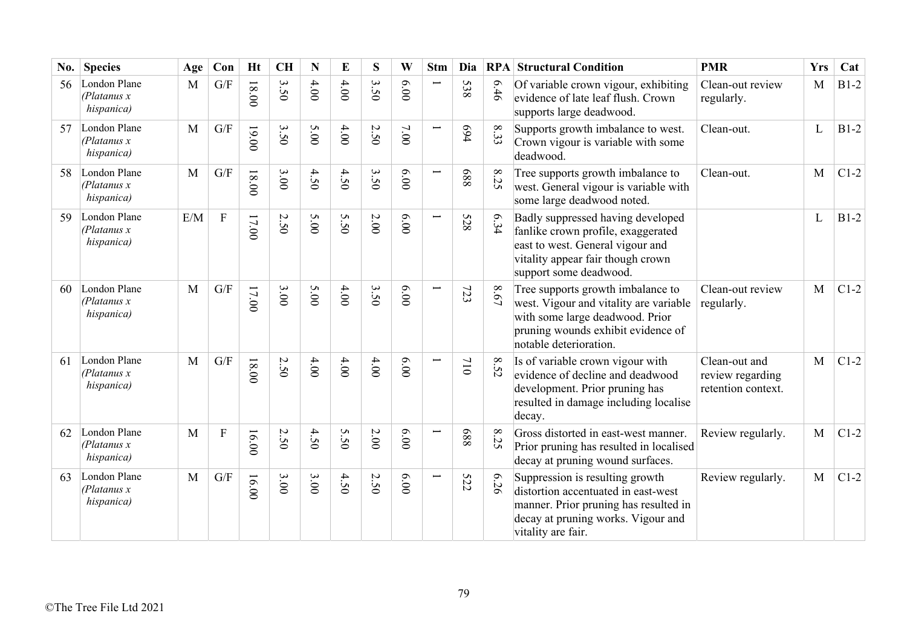| No. | Species | Age | Con | Ht | CH | N | E | S | W | Stm | Dia | RPA | Structural Condition | PMR | Yrs | Cat |
|---|---|---|---|---|---|---|---|---|---|---|---|---|---|---|---|---|
| 56 | London Plane *(Platanus x hispanica)* | M | G/F | 18.00 | 3.50 | 4.00 | 4.00 | 3.50 | 6.00 | 1 | 538 | 6.46 | Of variable crown vigour, exhibiting evidence of late leaf flush. Crown supports large deadwood. | Clean-out review regularly. | M | B1-2 |
| 57 | London Plane *(Platanus x hispanica)* | M | G/F | 19.00 | 3.50 | 5.00 | 4.00 | 2.50 | 7.00 | 1 | 694 | 8.33 | Supports growth imbalance to west. Crown vigour is variable with some deadwood. | Clean-out. | L | B1-2 |
| 58 | London Plane *(Platanus x hispanica)* | M | G/F | 18.00 | 3.00 | 4.50 | 4.50 | 3.50 | 6.00 | 1 | 688 | 8.25 | Tree supports growth imbalance to west. General vigour is variable with some large deadwood noted. | Clean-out. | M | C1-2 |
| 59 | London Plane *(Platanus x hispanica)* | E/M | F | 17.00 | 2.50 | 5.00 | 5.50 | 2.00 | 6.00 | 1 | 528 | 6.34 | Badly suppressed having developed fanlike crown profile, exaggerated east to west. General vigour and vitality appear fair though crown support some deadwood. | | L | B1-2 |
| 60 | London Plane *(Platanus x hispanica)* | M | G/F | 17.00 | 3.00 | 5.00 | 4.00 | 3.50 | 6.00 | 1 | 723 | 8.67 | Tree supports growth imbalance to west. Vigour and vitality are variable with some large deadwood. Prior pruning wounds exhibit evidence of notable deterioration. | Clean-out review regularly. | M | C1-2 |
| 61 | London Plane *(Platanus x hispanica)* | M | G/F | 18.00 | 2.50 | 4.00 | 4.00 | 4.00 | 6.00 | 1 | 710 | 8.52 | Is of variable crown vigour with evidence of decline and deadwood development. Prior pruning has resulted in damage including localise decay. | Clean-out and review regarding retention context. | M | C1-2 |
| 62 | London Plane *(Platanus x hispanica)* | M | F | 16.00 | 2.50 | 4.50 | 5.50 | 2.00 | 6.00 | 1 | 688 | 8.25 | Gross distorted in east-west manner. Prior pruning has resulted in localised decay at pruning wound surfaces. | Review regularly. | M | C1-2 |
| 63 | London Plane *(Platanus x hispanica)* | M | G/F | 16.00 | 3.00 | 3.00 | 4.50 | 2.50 | 6.00 | 1 | 522 | 6.26 | Suppression is resulting growth distortion accentuated in east-west manner. Prior pruning has resulted in decay at pruning works. Vigour and vitality are fair. | Review regularly. | M | C1-2 |

©The Tree File Ltd 2021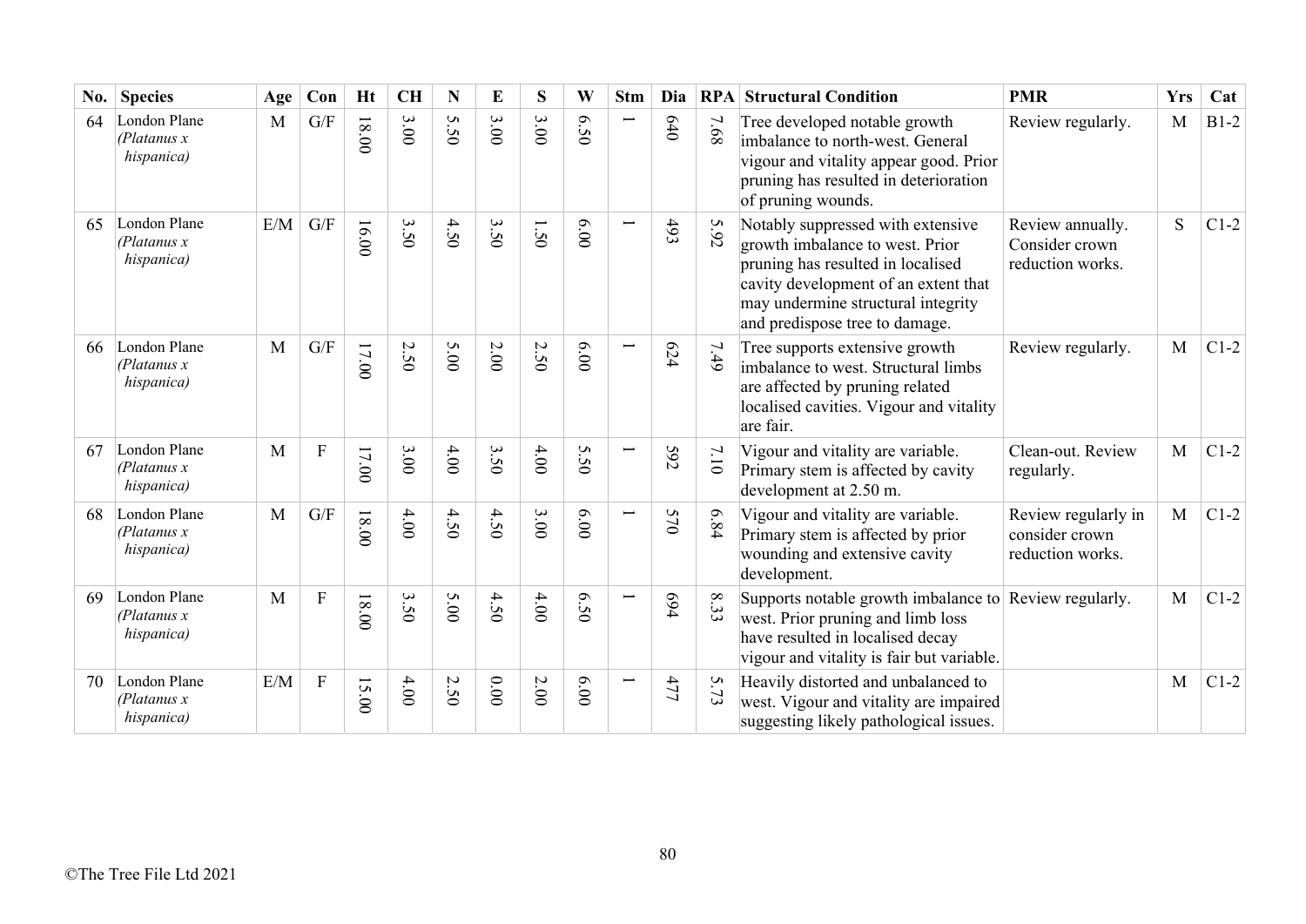| No. | Species | Age | Con | Ht | CH | N | E | S | W | Stm | Dia | RPA | Structural Condition | PMR | Yrs | Cat |
|---|---|---|---|---|---|---|---|---|---|---|---|---|---|---|---|---|
| 64 | London Plane *(Platanus x hispanica)* | M | G/F | 18.00 | 3.00 | 5.50 | 3.00 | 3.00 | 6.50 | 1 | 640 | 7.68 | Tree developed notable growth imbalance to north-west. General vigour and vitality appear good. Prior pruning has resulted in deterioration of pruning wounds. | Review regularly. | M | B1-2 |
| 65 | London Plane *(Platanus x hispanica)* | E/M | G/F | 16.00 | 3.50 | 4.50 | 3.50 | 1.50 | 6.00 | 1 | 493 | 5.92 | Notably suppressed with extensive growth imbalance to west. Prior pruning has resulted in localised cavity development of an extent that may undermine structural integrity and predispose tree to damage. | Review annually. Consider crown reduction works. | S | C1-2 |
| 66 | London Plane *(Platanus x hispanica)* | M | G/F | 17.00 | 2.50 | 5.00 | 2.00 | 2.50 | 6.00 | 1 | 624 | 7.49 | Tree supports extensive growth imbalance to west. Structural limbs are affected by pruning related localised cavities. Vigour and vitality are fair. | Review regularly. | M | C1-2 |
| 67 | London Plane *(Platanus x hispanica)* | M | F | 17.00 | 3.00 | 4.00 | 3.50 | 4.00 | 5.50 | 1 | 592 | 7.10 | Vigour and vitality are variable. Primary stem is affected by cavity development at 2.50 m. | Clean-out. Review regularly. | M | C1-2 |
| 68 | London Plane *(Platanus x hispanica)* | M | G/F | 18.00 | 4.00 | 4.50 | 4.50 | 3.00 | 6.00 | 1 | 570 | 6.84 | Vigour and vitality are variable. Primary stem is affected by prior wounding and extensive cavity development. | Review regularly in consider crown reduction works. | M | C1-2 |
| 69 | London Plane *(Platanus x hispanica)* | M | F | 18.00 | 3.50 | 5.00 | 4.50 | 4.00 | 6.50 | 1 | 694 | 8.33 | Supports notable growth imbalance to west. Prior pruning and limb loss have resulted in localised decay vigour and vitality is fair but variable. | Review regularly. | M | C1-2 |
| 70 | London Plane *(Platanus x hispanica)* | E/M | F | 15.00 | 4.00 | 2.50 | 0.00 | 2.00 | 6.00 | 1 | 477 | 5.73 | Heavily distorted and unbalanced to west. Vigour and vitality are impaired suggesting likely pathological issues. | | M | C1-2 |

©The Tree File Ltd 2021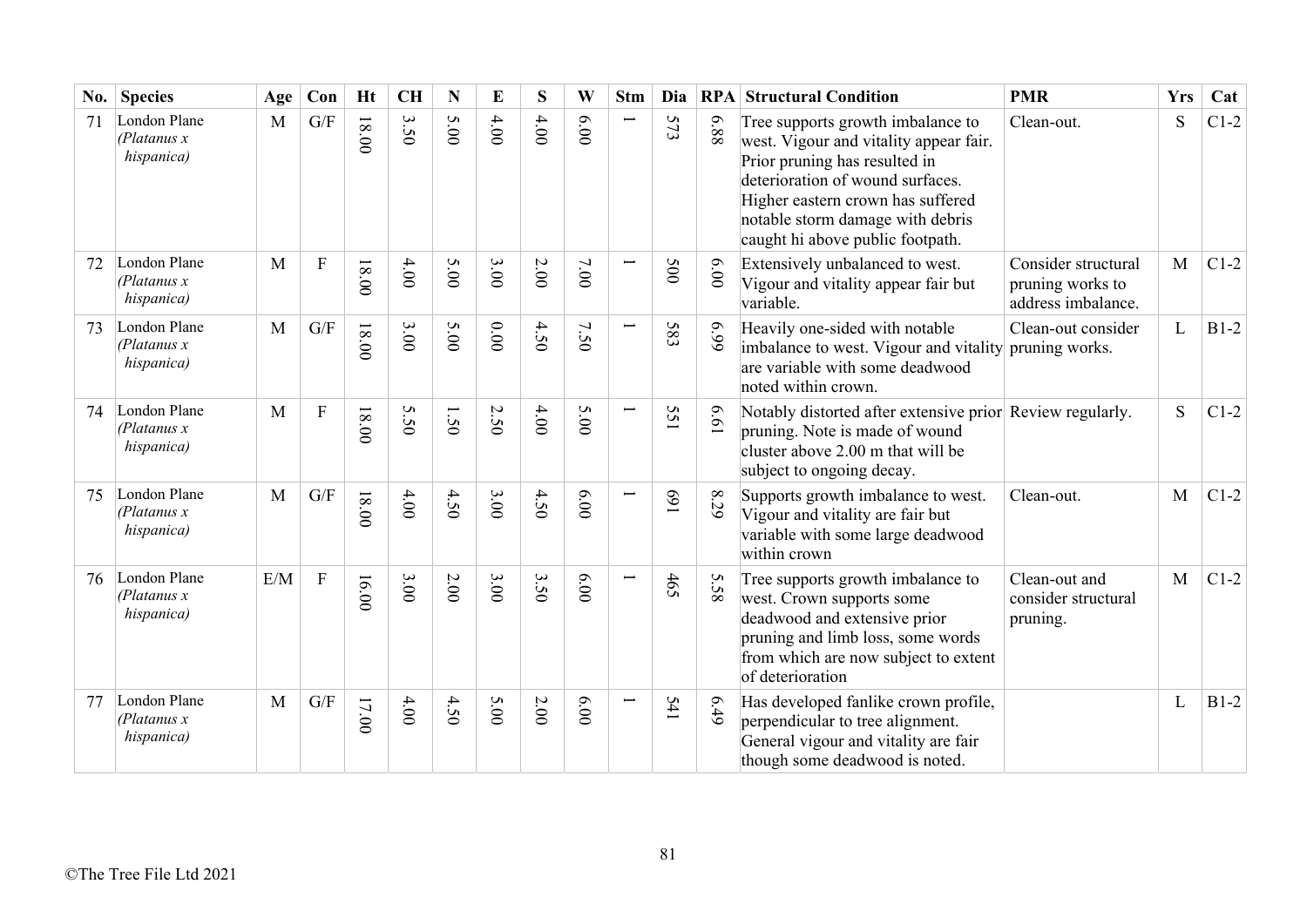| No. | Species | Age | Con | Ht | CH | N | E | S | W | Stm | Dia | RPA | Structural Condition | PMR | Yrs | Cat |
|---|---|---|---|---|---|---|---|---|---|---|---|---|---|---|---|---|
| 71 | London Plane *(Platanus x hispanica)* | M | G/F | 18.00 | 3.50 | 5.00 | 4.00 | 4.00 | 6.00 | 1 | 573 | 6.88 | Tree supports growth imbalance to west. Vigour and vitality appear fair. Prior pruning has resulted in deterioration of wound surfaces. Higher eastern crown has suffered notable storm damage with debris caught hi above public footpath. | Clean-out. | S | C1-2 |
| 72 | London Plane *(Platanus x hispanica)* | M | F | 18.00 | 4.00 | 5.00 | 3.00 | 2.00 | 7.00 | 1 | 500 | 6.00 | Extensively unbalanced to west. Vigour and vitality appear fair but variable. | Consider structural pruning works to address imbalance. | M | C1-2 |
| 73 | London Plane *(Platanus x hispanica)* | M | G/F | 18.00 | 3.00 | 5.00 | 0.00 | 4.50 | 7.50 | 1 | 583 | 6.99 | Heavily one-sided with notable imbalance to west. Vigour and vitality are variable with some deadwood noted within crown. | Clean-out consider pruning works. | L | B1-2 |
| 74 | London Plane *(Platanus x hispanica)* | M | F | 18.00 | 5.50 | 1.50 | 2.50 | 4.00 | 5.00 | 1 | 551 | 6.61 | Notably distorted after extensive prior pruning. Note is made of wound cluster above 2.00 m that will be subject to ongoing decay. | Review regularly. | S | C1-2 |
| 75 | London Plane *(Platanus x hispanica)* | M | G/F | 18.00 | 4.00 | 4.50 | 3.00 | 4.50 | 6.00 | 1 | 691 | 8.29 | Supports growth imbalance to west. Vigour and vitality are fair but variable with some large deadwood within crown | Clean-out. | M | C1-2 |
| 76 | London Plane *(Platanus x hispanica)* | E/M | F | 16.00 | 3.00 | 2.00 | 3.00 | 3.50 | 6.00 | 1 | 465 | 5.58 | Tree supports growth imbalance to west. Crown supports some deadwood and extensive prior pruning and limb loss, some words from which are now subject to extent of deterioration | Clean-out and consider structural pruning. | M | C1-2 |
| 77 | London Plane *(Platanus x hispanica)* | M | G/F | 17.00 | 4.00 | 4.50 | 5.00 | 2.00 | 6.00 | 1 | 541 | 6.49 | Has developed fanlike crown profile, perpendicular to tree alignment. General vigour and vitality are fair though some deadwood is noted. | | L | B1-2 |

©The Tree File Ltd 2021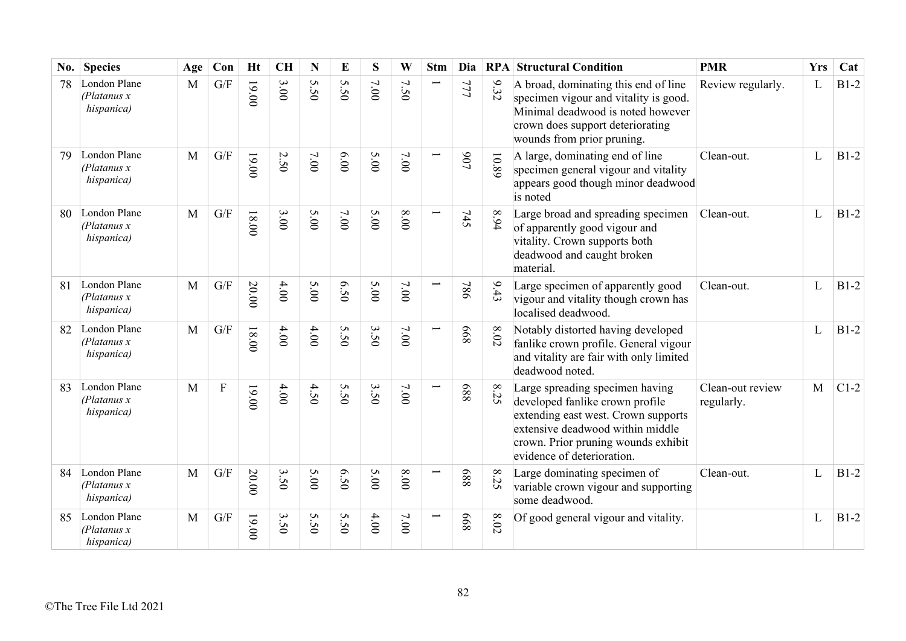| No. | Species | Age | Con | Ht | CH | N | E | S | W | Stm | Dia | RPA | Structural Condition | PMR | Yrs | Cat |
|---|---|---|---|---|---|---|---|---|---|---|---|---|---|---|---|---|
| 78 | London Plane *(Platanus x hispanica)* | M | G/F | 19.00 | 3.00 | 5.50 | 5.50 | 7.00 | 7.50 | 1 | 777 | 9.32 | A broad, dominating this end of line specimen vigour and vitality is good. Minimal deadwood is noted however crown does support deteriorating wounds from prior pruning. | Review regularly. | L | B1-2 |
| 79 | London Plane *(Platanus x hispanica)* | M | G/F | 19.00 | 2.50 | 7.00 | 6.00 | 5.00 | 7.00 | 1 | 907 | 10.89 | A large, dominating end of line specimen general vigour and vitality appears good though minor deadwood is noted | Clean-out. | L | B1-2 |
| 80 | London Plane *(Platanus x hispanica)* | M | G/F | 18.00 | 3.00 | 5.00 | 7.00 | 5.00 | 8.00 | 1 | 745 | 8.94 | Large broad and spreading specimen of apparently good vigour and vitality. Crown supports both deadwood and caught broken material. | Clean-out. | L | B1-2 |
| 81 | London Plane *(Platanus x hispanica)* | M | G/F | 20.00 | 4.00 | 5.00 | 6.50 | 5.00 | 7.00 | 1 | 786 | 9.43 | Large specimen of apparently good vigour and vitality though crown has localised deadwood. | Clean-out. | L | B1-2 |
| 82 | London Plane *(Platanus x hispanica)* | M | G/F | 18.00 | 4.00 | 4.00 | 5.50 | 3.50 | 7.00 | 1 | 668 | 8.02 | Notably distorted having developed fanlike crown profile. General vigour and vitality are fair with only limited deadwood noted. | | L | B1-2 |
| 83 | London Plane *(Platanus x hispanica)* | M | F | 19.00 | 4.00 | 4.50 | 5.50 | 3.50 | 7.00 | 1 | 688 | 8.25 | Large spreading specimen having developed fanlike crown profile extending east west. Crown supports extensive deadwood within middle crown. Prior pruning wounds exhibit evidence of deterioration. | Clean-out review regularly. | M | C1-2 |
| 84 | London Plane *(Platanus x hispanica)* | M | G/F | 20.00 | 3.50 | 5.00 | 6.50 | 5.00 | 8.00 | 1 | 688 | 8.25 | Large dominating specimen of variable crown vigour and supporting some deadwood. | Clean-out. | L | B1-2 |
| 85 | London Plane *(Platanus x hispanica)* | M | G/F | 19.00 | 3.50 | 5.50 | 5.50 | 4.00 | 7.00 | 1 | 668 | 8.02 | Of good general vigour and vitality. | | L | B1-2 |

©The Tree File Ltd 2021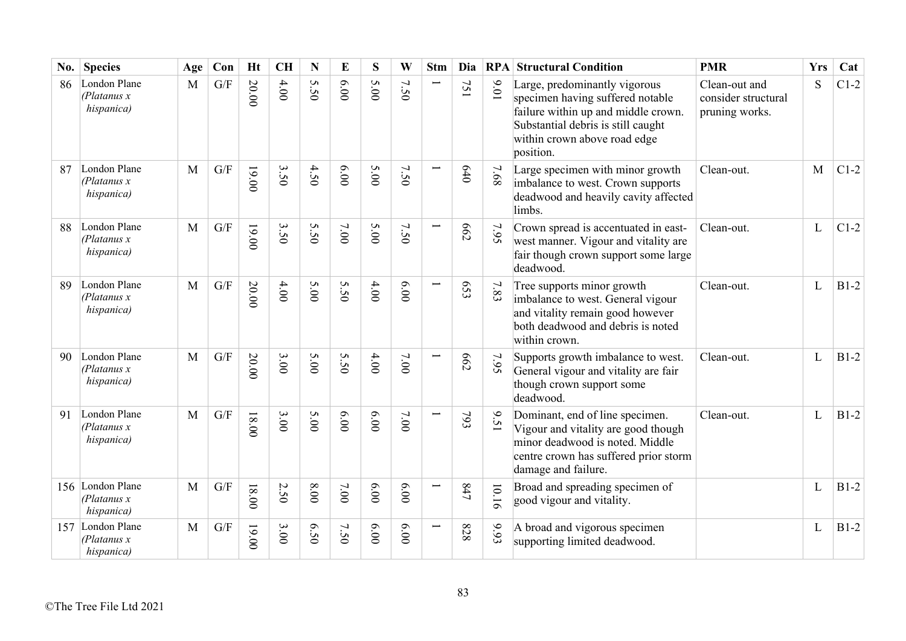| No. | Species | Age | Con | Ht | CH | N | E | S | W | Stm | Dia | RPA | Structural Condition | PMR | Yrs | Cat |
|---|---|---|---|---|---|---|---|---|---|---|---|---|---|---|---|---|
| 86 | London Plane *(Platanus x hispanica)* | M | G/F | 20.00 | 4.00 | 5.50 | 6.00 | 5.00 | 7.50 | 1 | 751 | 9.01 | Large, predominantly vigorous specimen having suffered notable failure within up and middle crown. Substantial debris is still caught within crown above road edge position. | Clean-out and consider structural pruning works. | S | C1-2 |
| 87 | London Plane *(Platanus x hispanica)* | M | G/F | 19.00 | 3.50 | 4.50 | 6.00 | 5.00 | 7.50 | 1 | 640 | 7.68 | Large specimen with minor growth imbalance to west. Crown supports deadwood and heavily cavity affected limbs. | Clean-out. | M | C1-2 |
| 88 | London Plane *(Platanus x hispanica)* | M | G/F | 19.00 | 3.50 | 5.50 | 7.00 | 5.00 | 7.50 | 1 | 662 | 7.95 | Crown spread is accentuated in east-west manner. Vigour and vitality are fair though crown support some large deadwood. | Clean-out. | L | C1-2 |
| 89 | London Plane *(Platanus x hispanica)* | M | G/F | 20.00 | 4.00 | 5.00 | 5.50 | 4.00 | 6.00 | 1 | 653 | 7.83 | Tree supports minor growth imbalance to west. General vigour and vitality remain good however both deadwood and debris is noted within crown. | Clean-out. | L | B1-2 |
| 90 | London Plane *(Platanus x hispanica)* | M | G/F | 20.00 | 3.00 | 5.00 | 5.50 | 4.00 | 7.00 | 1 | 662 | 7.95 | Supports growth imbalance to west. General vigour and vitality are fair though crown support some deadwood. | Clean-out. | L | B1-2 |
| 91 | London Plane *(Platanus x hispanica)* | M | G/F | 18.00 | 3.00 | 5.00 | 6.00 | 6.00 | 7.00 | 1 | 793 | 9.51 | Dominant, end of line specimen. Vigour and vitality are good though minor deadwood is noted. Middle centre crown has suffered prior storm damage and failure. | Clean-out. | L | B1-2 |
| 156 | London Plane *(Platanus x hispanica)* | M | G/F | 18.00 | 2.50 | 8.00 | 7.00 | 6.00 | 6.00 | 1 | 847 | 10.16 | Broad and spreading specimen of good vigour and vitality. | | L | B1-2 |
| 157 | London Plane *(Platanus x hispanica)* | M | G/F | 19.00 | 3.00 | 6.50 | 7.50 | 6.00 | 6.00 | 1 | 828 | 9.93 | A broad and vigorous specimen supporting limited deadwood. | | L | B1-2 |

©The Tree File Ltd 2021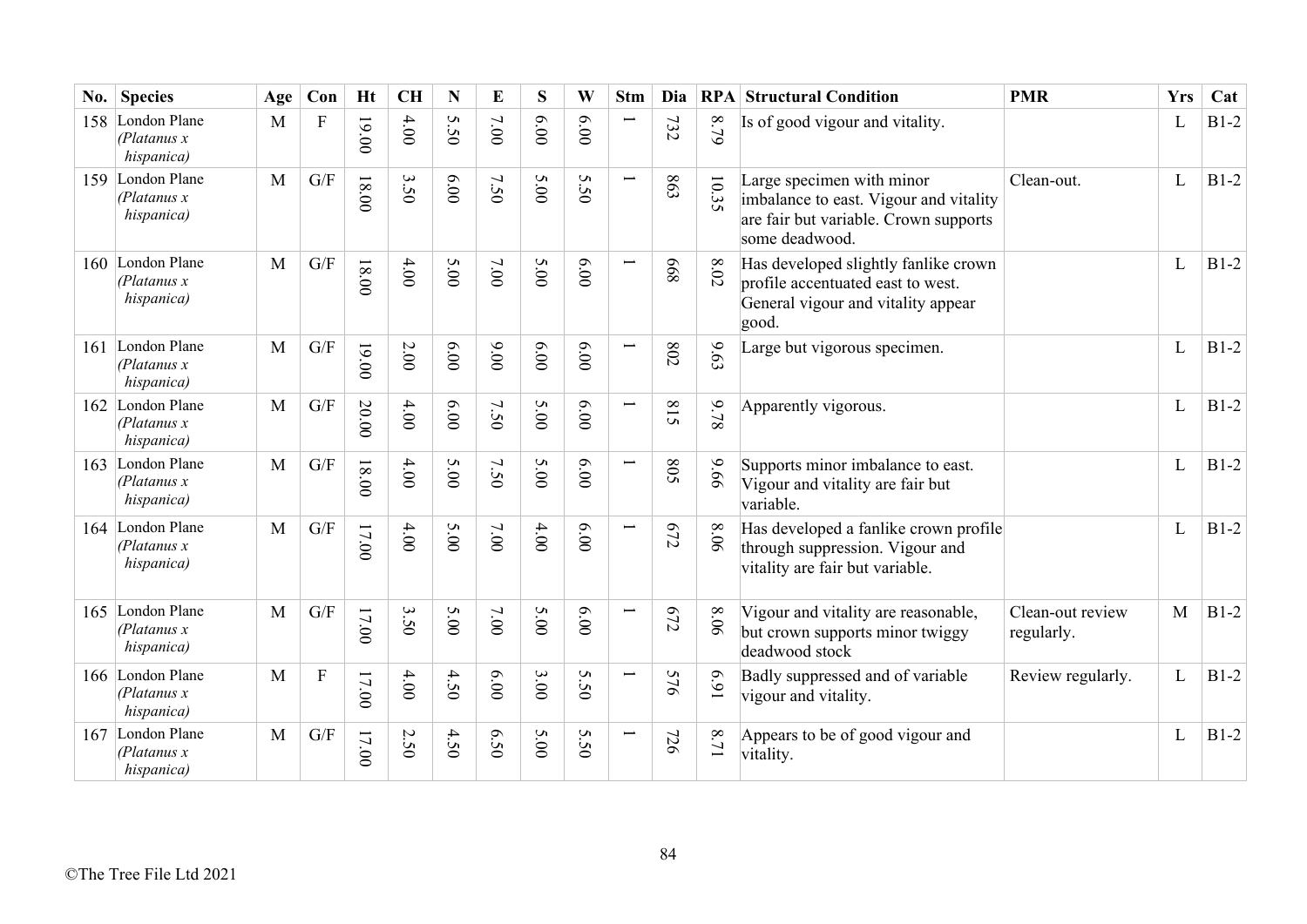| No. | Species | Age | Con | Ht | CH | N | E | S | W | Stm | Dia | RPA | Structural Condition | PMR | Yrs | Cat |
|---|---|---|---|---|---|---|---|---|---|---|---|---|---|---|---|---|
| 158 | London Plane *(Platanus x hispanica)* | M | F | 19.00 | 4.00 | 5.50 | 7.00 | 6.00 | 6.00 | 1 | 732 | 8.79 | Is of good vigour and vitality. | | L | B1-2 |
| 159 | London Plane *(Platanus x hispanica)* | M | G/F | 18.00 | 3.50 | 6.00 | 7.50 | 5.00 | 5.50 | 1 | 863 | 10.35 | Large specimen with minor imbalance to east. Vigour and vitality are fair but variable. Crown supports some deadwood. | Clean-out. | L | B1-2 |
| 160 | London Plane *(Platanus x hispanica)* | M | G/F | 18.00 | 4.00 | 5.00 | 7.00 | 5.00 | 6.00 | 1 | 668 | 8.02 | Has developed slightly fanlike crown profile accentuated east to west. General vigour and vitality appear good. | | L | B1-2 |
| 161 | London Plane *(Platanus x hispanica)* | M | G/F | 19.00 | 2.00 | 6.00 | 9.00 | 6.00 | 6.00 | 1 | 802 | 9.63 | Large but vigorous specimen. | | L | B1-2 |
| 162 | London Plane *(Platanus x hispanica)* | M | G/F | 20.00 | 4.00 | 6.00 | 7.50 | 5.00 | 6.00 | 1 | 815 | 9.78 | Apparently vigorous. | | L | B1-2 |
| 163 | London Plane *(Platanus x hispanica)* | M | G/F | 18.00 | 4.00 | 5.00 | 7.50 | 5.00 | 6.00 | 1 | 805 | 9.66 | Supports minor imbalance to east. Vigour and vitality are fair but variable. | | L | B1-2 |
| 164 | London Plane *(Platanus x hispanica)* | M | G/F | 17.00 | 4.00 | 5.00 | 7.00 | 4.00 | 6.00 | 1 | 672 | 8.06 | Has developed a fanlike crown profile through suppression. Vigour and vitality are fair but variable. | | L | B1-2 |
| 165 | London Plane *(Platanus x hispanica)* | M | G/F | 17.00 | 3.50 | 5.00 | 7.00 | 5.00 | 6.00 | 1 | 672 | 8.06 | Vigour and vitality are reasonable, but crown supports minor twiggy deadwood stock | Clean-out review regularly. | M | B1-2 |
| 166 | London Plane *(Platanus x hispanica)* | M | F | 17.00 | 4.00 | 4.50 | 6.00 | 3.00 | 5.50 | 1 | 576 | 6.91 | Badly suppressed and of variable vigour and vitality. | Review regularly. | L | B1-2 |
| 167 | London Plane *(Platanus x hispanica)* | M | G/F | 17.00 | 2.50 | 4.50 | 6.50 | 5.00 | 5.50 | 1 | 726 | 8.71 | Appears to be of good vigour and vitality. | | L | B1-2 |

©The Tree File Ltd 2021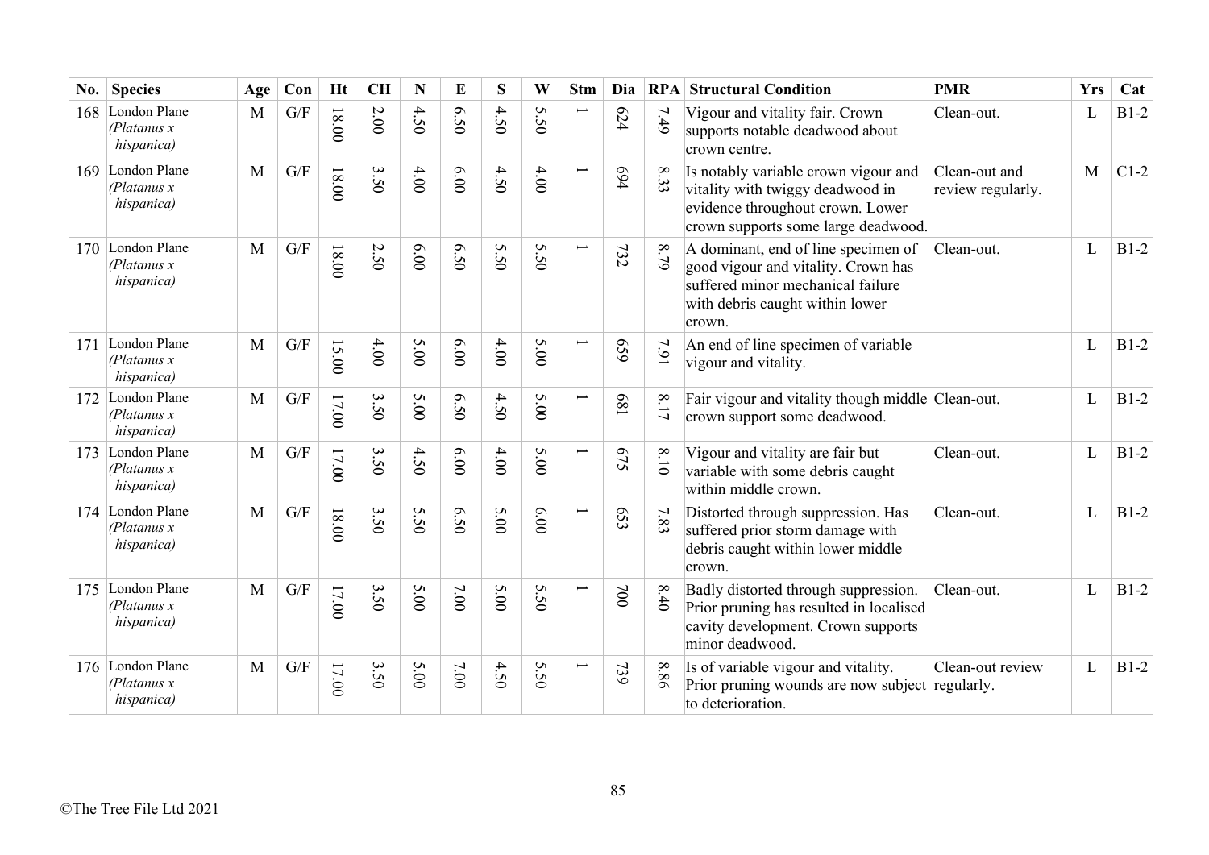| No. | Species | Age | Con | Ht | CH | N | E | S | W | Stm | Dia | RPA | Structural Condition | PMR | Yrs | Cat |
|---|---|---|---|---|---|---|---|---|---|---|---|---|---|---|---|---|
| 168 | London Plane *(Platanus x hispanica)* | M | G/F | 18.00 | 2.00 | 4.50 | 6.50 | 4.50 | 5.50 | 1 | 624 | 7.49 | Vigour and vitality fair. Crown supports notable deadwood about crown centre. | Clean-out. | L | B1-2 |
| 169 | London Plane *(Platanus x hispanica)* | M | G/F | 18.00 | 3.50 | 4.00 | 6.00 | 4.50 | 4.00 | 1 | 694 | 8.33 | Is notably variable crown vigour and vitality with twiggy deadwood in evidence throughout crown. Lower crown supports some large deadwood. | Clean-out and review regularly. | M | C1-2 |
| 170 | London Plane *(Platanus x hispanica)* | M | G/F | 18.00 | 2.50 | 6.00 | 6.50 | 5.50 | 5.50 | 1 | 732 | 8.79 | A dominant, end of line specimen of good vigour and vitality. Crown has suffered minor mechanical failure with debris caught within lower crown. | Clean-out. | L | B1-2 |
| 171 | London Plane *(Platanus x hispanica)* | M | G/F | 15.00 | 4.00 | 5.00 | 6.00 | 4.00 | 5.00 | 1 | 659 | 7.91 | An end of line specimen of variable vigour and vitality. | | L | B1-2 |
| 172 | London Plane *(Platanus x hispanica)* | M | G/F | 17.00 | 3.50 | 5.00 | 6.50 | 4.50 | 5.00 | 1 | 681 | 8.17 | Fair vigour and vitality though middle crown support some deadwood. | Clean-out. | L | B1-2 |
| 173 | London Plane *(Platanus x hispanica)* | M | G/F | 17.00 | 3.50 | 4.50 | 6.00 | 4.00 | 5.00 | 1 | 675 | 8.10 | Vigour and vitality are fair but variable with some debris caught within middle crown. | Clean-out. | L | B1-2 |
| 174 | London Plane *(Platanus x hispanica)* | M | G/F | 18.00 | 3.50 | 5.50 | 6.50 | 5.00 | 6.00 | 1 | 653 | 7.83 | Distorted through suppression. Has suffered prior storm damage with debris caught within lower middle crown. | Clean-out. | L | B1-2 |
| 175 | London Plane *(Platanus x hispanica)* | M | G/F | 17.00 | 3.50 | 5.00 | 7.00 | 5.00 | 5.50 | 1 | 700 | 8.40 | Badly distorted through suppression. Prior pruning has resulted in localised cavity development. Crown supports minor deadwood. | Clean-out. | L | B1-2 |
| 176 | London Plane *(Platanus x hispanica)* | M | G/F | 17.00 | 3.50 | 5.00 | 7.00 | 4.50 | 5.50 | 1 | 739 | 8.86 | Is of variable vigour and vitality. Prior pruning wounds are now subject to deterioration. | Clean-out review regularly. | L | B1-2 |

©The Tree File Ltd 2021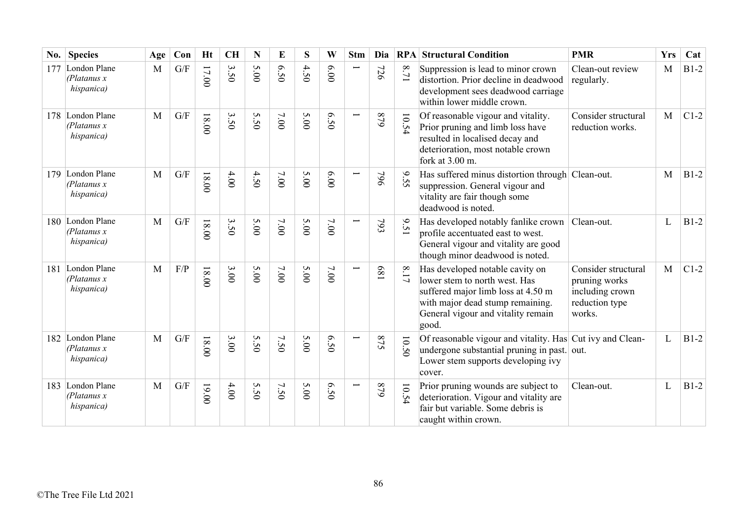| No. | Species | Age | Con | Ht | CH | N | E | S | W | Stm | Dia | RPA | Structural Condition | PMR | Yrs | Cat |
|---|---|---|---|---|---|---|---|---|---|---|---|---|---|---|---|---|
| 177 | London Plane *(Platanus x hispanica)* | M | G/F | 17.00 | 3.50 | 5.00 | 6.50 | 4.50 | 6.00 | 1 | 726 | 8.71 | Suppression is lead to minor crown distortion. Prior decline in deadwood development sees deadwood carriage within lower middle crown. | Clean-out review regularly. | M | B1-2 |
| 178 | London Plane *(Platanus x hispanica)* | M | G/F | 18.00 | 3.50 | 5.50 | 7.00 | 5.00 | 6.50 | 1 | 879 | 10.54 | Of reasonable vigour and vitality. Prior pruning and limb loss have resulted in localised decay and deterioration, most notable crown fork at 3.00 m. | Consider structural reduction works. | M | C1-2 |
| 179 | London Plane *(Platanus x hispanica)* | M | G/F | 18.00 | 4.00 | 4.50 | 7.00 | 5.00 | 6.00 | 1 | 796 | 9.55 | Has suffered minus distortion through suppression. General vigour and vitality are fair though some deadwood is noted. | Clean-out. | M | B1-2 |
| 180 | London Plane *(Platanus x hispanica)* | M | G/F | 18.00 | 3.50 | 5.00 | 7.00 | 5.00 | 7.00 | 1 | 793 | 9.51 | Has developed notably fanlike crown profile accentuated east to west. General vigour and vitality are good though minor deadwood is noted. | Clean-out. | L | B1-2 |
| 181 | London Plane *(Platanus x hispanica)* | M | F/P | 18.00 | 3.00 | 5.00 | 7.00 | 5.00 | 7.00 | 1 | 681 | 8.17 | Has developed notable cavity on lower stem to north west. Has suffered major limb loss at 4.50 m with major dead stump remaining. General vigour and vitality remain good. | Consider structural pruning works including crown reduction type works. | M | C1-2 |
| 182 | London Plane *(Platanus x hispanica)* | M | G/F | 18.00 | 3.00 | 5.50 | 7.50 | 5.00 | 6.50 | 1 | 875 | 10.50 | Of reasonable vigour and vitality. Has undergone substantial pruning in past. Lower stem supports developing ivy cover. | Cut ivy and Clean-out. | L | B1-2 |
| 183 | London Plane *(Platanus x hispanica)* | M | G/F | 19.00 | 4.00 | 5.50 | 7.50 | 5.00 | 6.50 | 1 | 879 | 10.54 | Prior pruning wounds are subject to deterioration. Vigour and vitality are fair but variable. Some debris is caught within crown. | Clean-out. | L | B1-2 |

©The Tree File Ltd 2021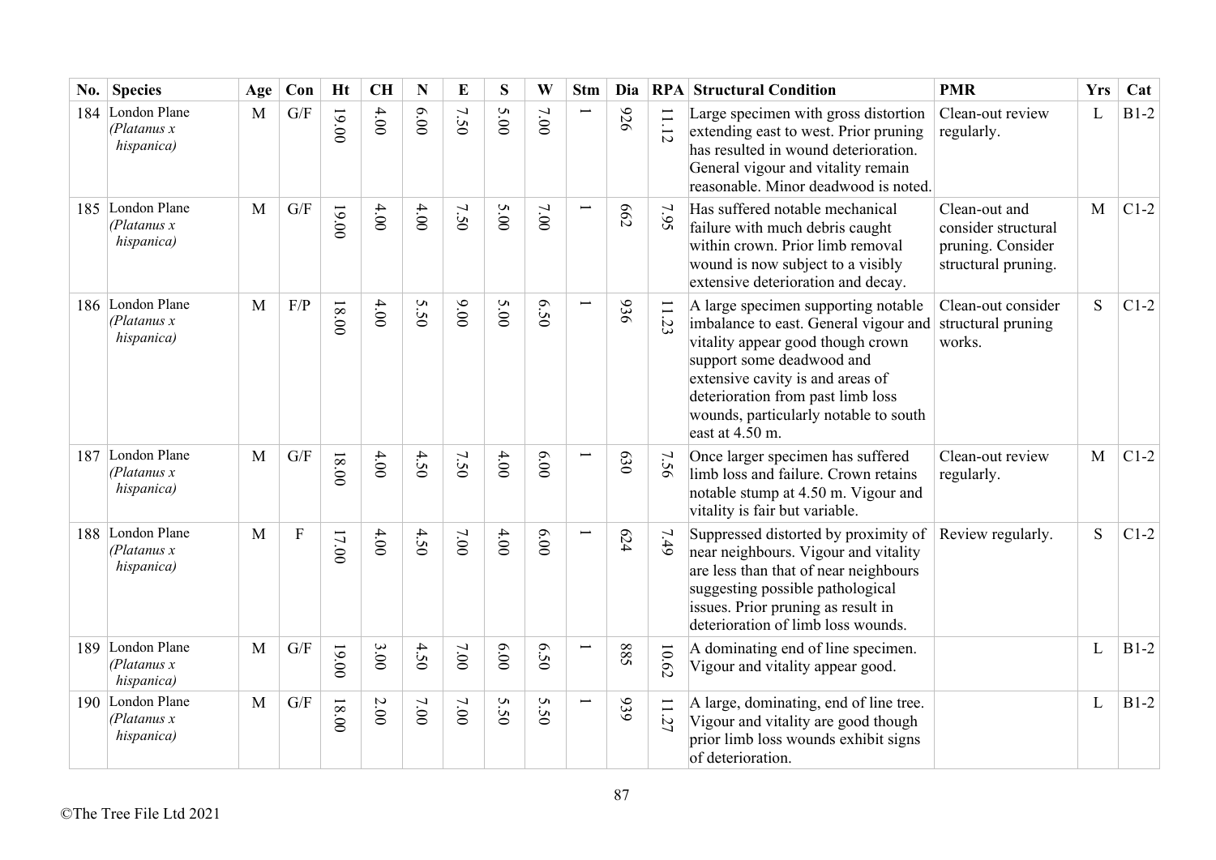| No. | Species | Age | Con | Ht | CH | N | E | S | W | Stm | Dia | RPA | Structural Condition | PMR | Yrs | Cat |
|---|---|---|---|---|---|---|---|---|---|---|---|---|---|---|---|---|
| 184 | London Plane *(Platanus x hispanica)* | M | G/F | 19.00 | 4.00 | 6.00 | 7.50 | 5.00 | 7.00 | 1 | 926 | 11.12 | Large specimen with gross distortion extending east to west. Prior pruning has resulted in wound deterioration. General vigour and vitality remain reasonable. Minor deadwood is noted. | Clean-out review regularly. | L | B1-2 |
| 185 | London Plane *(Platanus x hispanica)* | M | G/F | 19.00 | 4.00 | 4.00 | 7.50 | 5.00 | 7.00 | 1 | 662 | 7.95 | Has suffered notable mechanical failure with much debris caught within crown. Prior limb removal wound is now subject to a visibly extensive deterioration and decay. | Clean-out and consider structural pruning. Consider structural pruning. | M | C1-2 |
| 186 | London Plane *(Platanus x hispanica)* | M | F/P | 18.00 | 4.00 | 5.50 | 9.00 | 5.00 | 6.50 | 1 | 936 | 11.23 | A large specimen supporting notable imbalance to east. General vigour and vitality appear good though crown support some deadwood and extensive cavity is and areas of deterioration from past limb loss wounds, particularly notable to south east at 4.50 m. | Clean-out consider structural pruning works. | S | C1-2 |
| 187 | London Plane *(Platanus x hispanica)* | M | G/F | 18.00 | 4.00 | 4.50 | 7.50 | 4.00 | 6.00 | 1 | 630 | 7.56 | Once larger specimen has suffered limb loss and failure. Crown retains notable stump at 4.50 m. Vigour and vitality is fair but variable. | Clean-out review regularly. | M | C1-2 |
| 188 | London Plane *(Platanus x hispanica)* | M | F | 17.00 | 4.00 | 4.50 | 7.00 | 4.00 | 6.00 | 1 | 624 | 7.49 | Suppressed distorted by proximity of near neighbours. Vigour and vitality are less than that of near neighbours suggesting possible pathological issues. Prior pruning as result in deterioration of limb loss wounds. | Review regularly. | S | C1-2 |
| 189 | London Plane *(Platanus x hispanica)* | M | G/F | 19.00 | 3.00 | 4.50 | 7.00 | 6.00 | 6.50 | 1 | 885 | 10.62 | A dominating end of line specimen. Vigour and vitality appear good. | | L | B1-2 |
| 190 | London Plane *(Platanus x hispanica)* | M | G/F | 18.00 | 2.00 | 7.00 | 7.00 | 5.50 | 5.50 | 1 | 939 | 11.27 | A large, dominating, end of line tree. Vigour and vitality are good though prior limb loss wounds exhibit signs of deterioration. | | L | B1-2 |

©The Tree File Ltd 2021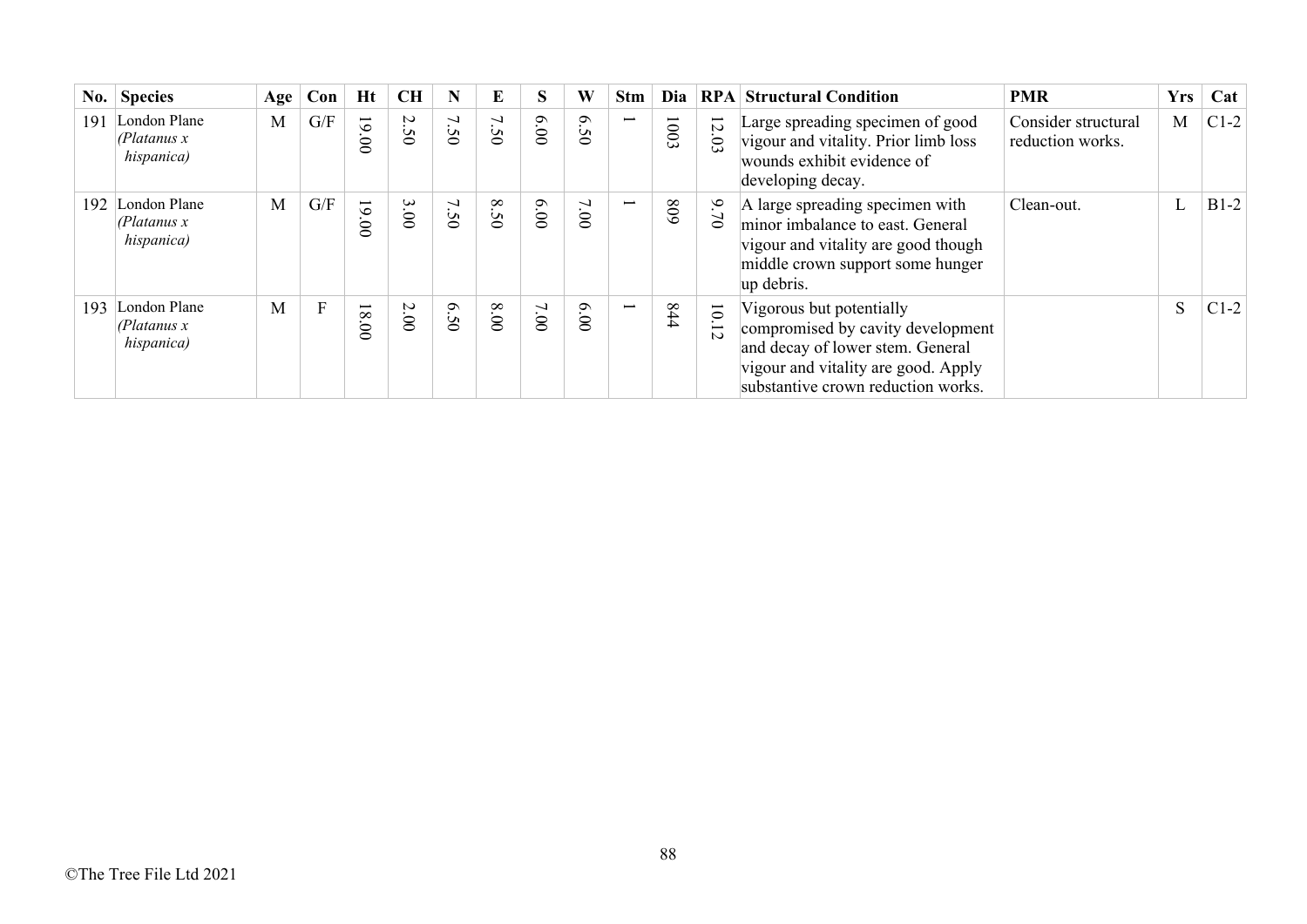| No. | Species | Age | Con | Ht | CH | N | E | S | W | Stm | Dia | RPA | Structural Condition | PMR | Yrs | Cat |
|---|---|---|---|---|---|---|---|---|---|---|---|---|---|---|---|---|
| 191 | London Plane *(Platanus x hispanica)* | M | G/F | 19.00 | 2.50 | 7.50 | 7.50 | 6.00 | 6.50 | 1 | 1003 | 12.03 | Large spreading specimen of good vigour and vitality. Prior limb loss wounds exhibit evidence of developing decay. | Consider structural reduction works. | M | C1-2 |
| 192 | London Plane *(Platanus x hispanica)* | M | G/F | 19.00 | 3.00 | 7.50 | 8.50 | 6.00 | 7.00 | 1 | 809 | 9.70 | A large spreading specimen with minor imbalance to east. General vigour and vitality are good though middle crown support some hunger up debris. | Clean-out. | L | B1-2 |
| 193 | London Plane *(Platanus x hispanica)* | M | F | 18.00 | 2.00 | 6.50 | 8.00 | 7.00 | 6.00 | 1 | 844 | 10.12 | Vigorous but potentially compromised by cavity development and decay of lower stem. General vigour and vitality are good. Apply substantive crown reduction works. | | S | C1-2 |

©The Tree File Ltd 2021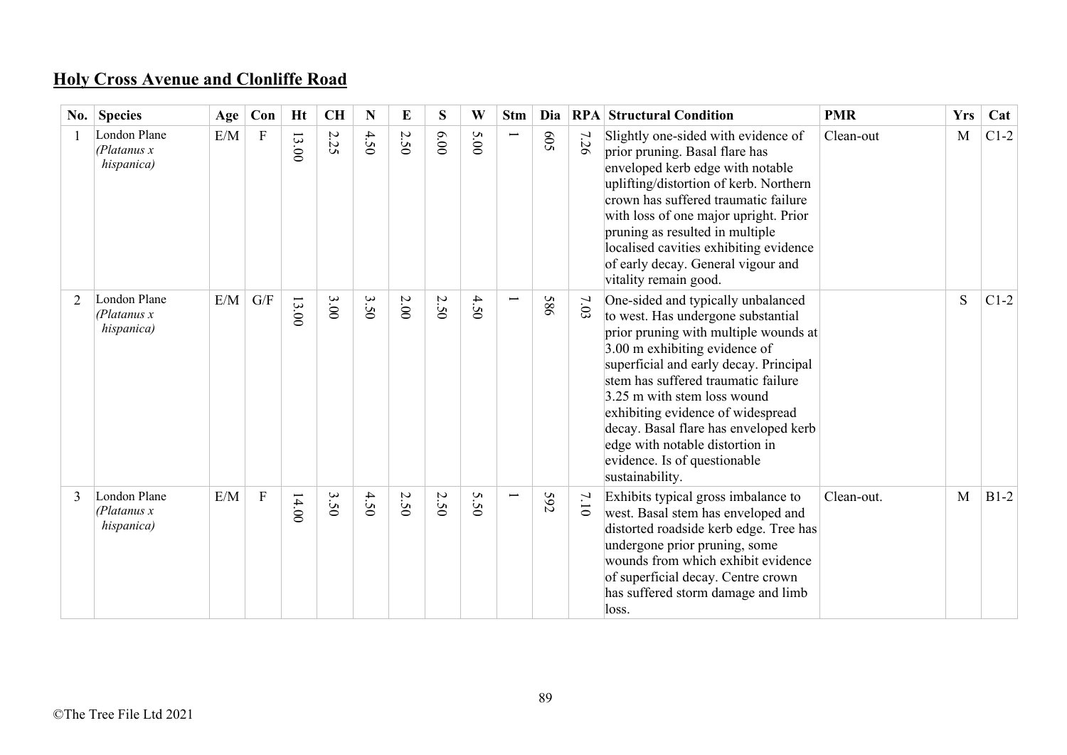## Holy Cross Avenue and Clonliffe Road

| No. | Species | Age | Con | Ht | CH | N | E | S | W | Stm | Dia | RPA | Structural Condition | PMR | Yrs | Cat |
|---|---|---|---|---|---|---|---|---|---|---|---|---|---|---|---|---|
| 1 | London Plane *(Platanus x hispanica)* | E/M | F | 13.00 | 2.25 | 4.50 | 2.50 | 6.00 | 5.00 | 1 | 605 | 7.26 | Slightly one-sided with evidence of prior pruning. Basal flare has enveloped kerb edge with notable uplifting/distortion of kerb. Northern crown has suffered traumatic failure with loss of one major upright. Prior pruning as resulted in multiple localised cavities exhibiting evidence of early decay. General vigour and vitality remain good. | Clean-out | M | C1-2 |
| 2 | London Plane *(Platanus x hispanica)* | E/M | G/F | 13.00 | 3.00 | 3.50 | 2.00 | 2.50 | 4.50 | 1 | 586 | 7.03 | One-sided and typically unbalanced to west. Has undergone substantial prior pruning with multiple wounds at 3.00 m exhibiting evidence of superficial and early decay. Principal stem has suffered traumatic failure 3.25 m with stem loss wound exhibiting evidence of widespread decay. Basal flare has enveloped kerb edge with notable distortion in evidence. Is of questionable sustainability. | | S | C1-2 |
| 3 | London Plane *(Platanus x hispanica)* | E/M | F | 14.00 | 3.50 | 4.50 | 2.50 | 2.50 | 5.50 | 1 | 592 | 7.10 | Exhibits typical gross imbalance to west. Basal stem has enveloped and distorted roadside kerb edge. Tree has undergone prior pruning, some wounds from which exhibit evidence of superficial decay. Centre crown has suffered storm damage and limb loss. | Clean-out. | M | B1-2 |

©The Tree File Ltd 2021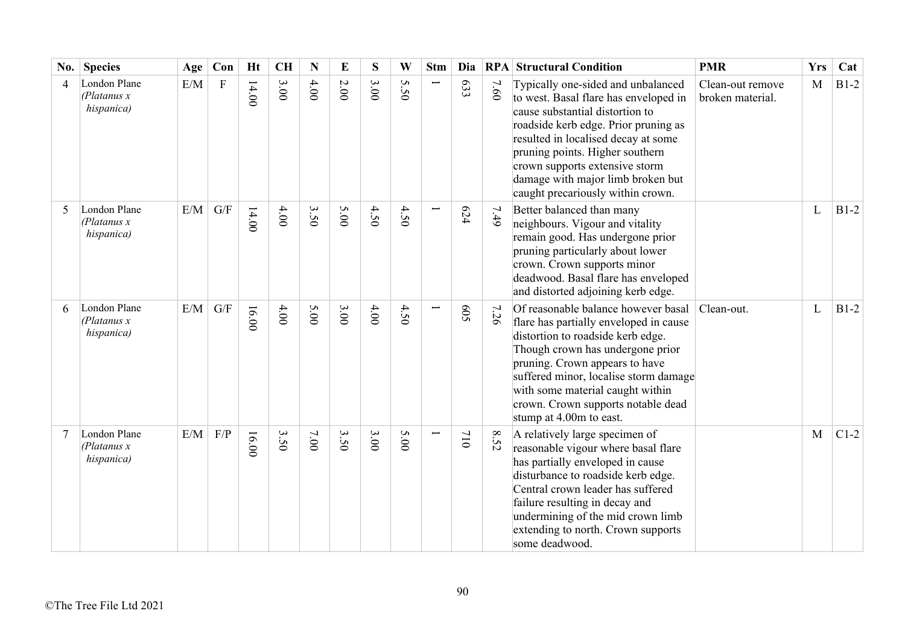| No. | Species | Age | Con | Ht | CH | N | E | S | W | Stm | Dia | RPA | Structural Condition | PMR | Yrs | Cat |
|---|---|---|---|---|---|---|---|---|---|---|---|---|---|---|---|---|
| 4 | London Plane *(Platanus x hispanica)* | E/M | F | 14.00 | 3.00 | 4.00 | 2.00 | 3.00 | 5.50 | 1 | 633 | 7.60 | Typically one-sided and unbalanced to west. Basal flare has enveloped in cause substantial distortion to roadside kerb edge. Prior pruning as resulted in localised decay at some pruning points. Higher southern crown supports extensive storm damage with major limb broken but caught precariously within crown. | Clean-out remove broken material. | M | B1-2 |
| 5 | London Plane *(Platanus x hispanica)* | E/M | G/F | 14.00 | 4.00 | 3.50 | 5.00 | 4.50 | 4.50 | 1 | 624 | 7.49 | Better balanced than many neighbours. Vigour and vitality remain good. Has undergone prior pruning particularly about lower crown. Crown supports minor deadwood. Basal flare has enveloped and distorted adjoining kerb edge. | | L | B1-2 |
| 6 | London Plane *(Platanus x hispanica)* | E/M | G/F | 16.00 | 4.00 | 5.00 | 3.00 | 4.00 | 4.50 | 1 | 605 | 7.26 | Of reasonable balance however basal flare has partially enveloped in cause distortion to roadside kerb edge. Though crown has undergone prior pruning. Crown appears to have suffered minor, localise storm damage with some material caught within crown. Crown supports notable dead stump at 4.00m to east. | Clean-out. | L | B1-2 |
| 7 | London Plane *(Platanus x hispanica)* | E/M | F/P | 16.00 | 3.50 | 7.00 | 3.50 | 3.00 | 5.00 | 1 | 710 | 8.52 | A relatively large specimen of reasonable vigour where basal flare has partially enveloped in cause disturbance to roadside kerb edge. Central crown leader has suffered failure resulting in decay and undermining of the mid crown limb extending to north. Crown supports some deadwood. | | M | C1-2 |

©The Tree File Ltd 2021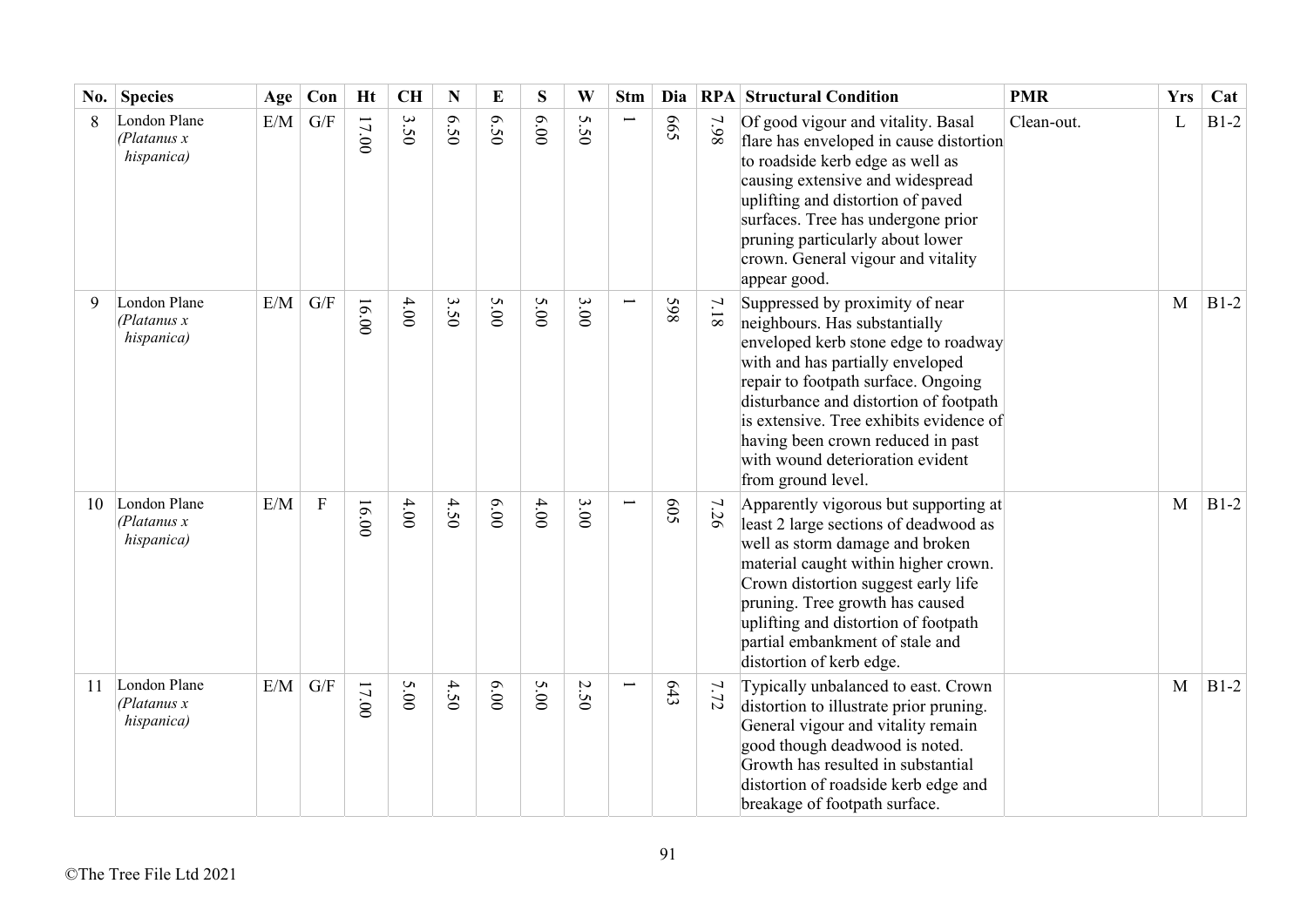| No. | Species | Age | Con | Ht | CH | N | E | S | W | Stm | Dia | RPA | Structural Condition | PMR | Yrs | Cat |
|---|---|---|---|---|---|---|---|---|---|---|---|---|---|---|---|---|
| 8 | London Plane *(Platanus x hispanica)* | E/M | G/F | 17.00 | 3.50 | 6.50 | 6.50 | 6.00 | 5.50 | 1 | 665 | 7.98 | Of good vigour and vitality. Basal flare has enveloped in cause distortion to roadside kerb edge as well as causing extensive and widespread uplifting and distortion of paved surfaces. Tree has undergone prior pruning particularly about lower crown. General vigour and vitality appear good. | Clean-out. | L | B1-2 |
| 9 | London Plane *(Platanus x hispanica)* | E/M | G/F | 16.00 | 4.00 | 3.50 | 5.00 | 5.00 | 3.00 | 1 | 598 | 7.18 | Suppressed by proximity of near neighbours. Has substantially enveloped kerb stone edge to roadway with and has partially enveloped repair to footpath surface. Ongoing disturbance and distortion of footpath is extensive. Tree exhibits evidence of having been crown reduced in past with wound deterioration evident from ground level. | | M | B1-2 |
| 10 | London Plane *(Platanus x hispanica)* | E/M | F | 16.00 | 4.00 | 4.50 | 6.00 | 4.00 | 3.00 | 1 | 605 | 7.26 | Apparently vigorous but supporting at least 2 large sections of deadwood as well as storm damage and broken material caught within higher crown. Crown distortion suggest early life pruning. Tree growth has caused uplifting and distortion of footpath partial embankment of stale and distortion of kerb edge. | | M | B1-2 |
| 11 | London Plane *(Platanus x hispanica)* | E/M | G/F | 17.00 | 5.00 | 4.50 | 6.00 | 5.00 | 2.50 | 1 | 643 | 7.72 | Typically unbalanced to east. Crown distortion to illustrate prior pruning. General vigour and vitality remain good though deadwood is noted. Growth has resulted in substantial distortion of roadside kerb edge and breakage of footpath surface. | | M | B1-2 |

©The Tree File Ltd 2021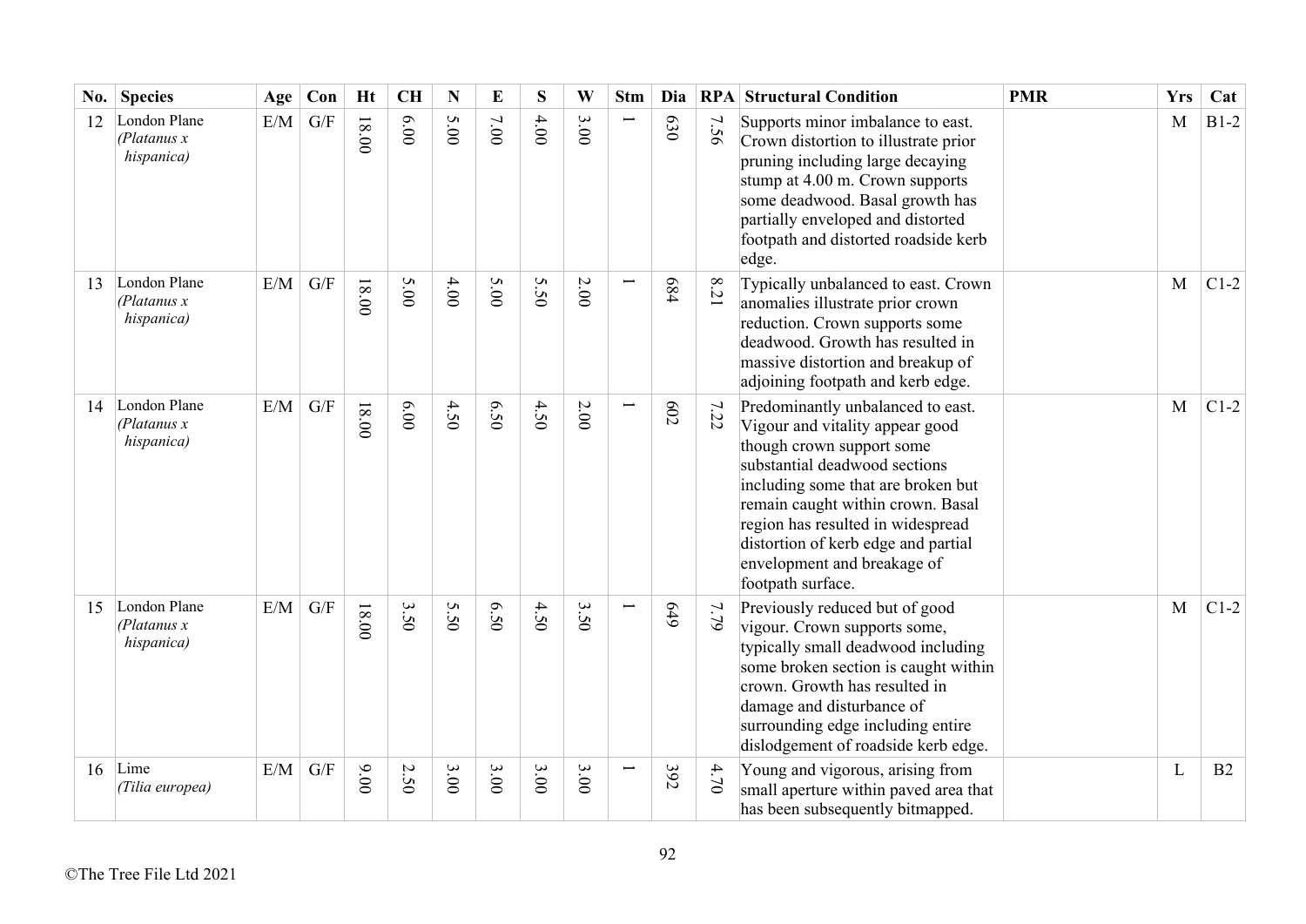| No. | Species | Age | Con | Ht | CH | N | E | S | W | Stm | Dia | RPA | Structural Condition | PMR | Yrs | Cat |
|---|---|---|---|---|---|---|---|---|---|---|---|---|---|---|---|---|
| 12 | London Plane *(Platanus x hispanica)* | E/M | G/F | 18.00 | 6.00 | 5.00 | 7.00 | 4.00 | 3.00 | 1 | 630 | 7.56 | Supports minor imbalance to east. Crown distortion to illustrate prior pruning including large decaying stump at 4.00 m. Crown supports some deadwood. Basal growth has partially enveloped and distorted footpath and distorted roadside kerb edge. | | M | B1-2 |
| 13 | London Plane *(Platanus x hispanica)* | E/M | G/F | 18.00 | 5.00 | 4.00 | 5.00 | 5.50 | 2.00 | 1 | 684 | 8.21 | Typically unbalanced to east. Crown anomalies illustrate prior crown reduction. Crown supports some deadwood. Growth has resulted in massive distortion and breakup of adjoining footpath and kerb edge. | | M | C1-2 |
| 14 | London Plane *(Platanus x hispanica)* | E/M | G/F | 18.00 | 6.00 | 4.50 | 6.50 | 4.50 | 2.00 | 1 | 602 | 7.22 | Predominantly unbalanced to east. Vigour and vitality appear good though crown support some substantial deadwood sections including some that are broken but remain caught within crown. Basal region has resulted in widespread distortion of kerb edge and partial envelopment and breakage of footpath surface. | | M | C1-2 |
| 15 | London Plane *(Platanus x hispanica)* | E/M | G/F | 18.00 | 3.50 | 5.50 | 6.50 | 4.50 | 3.50 | 1 | 649 | 7.79 | Previously reduced but of good vigour. Crown supports some, typically small deadwood including some broken section is caught within crown. Growth has resulted in damage and disturbance of surrounding edge including entire dislodgement of roadside kerb edge. | | M | C1-2 |
| 16 | Lime *(Tilia europea)* | E/M | G/F | 9.00 | 2.50 | 3.00 | 3.00 | 3.00 | 3.00 | 1 | 392 | 4.70 | Young and vigorous, arising from small aperture within paved area that has been subsequently bitmapped. | | L | B2 |

©The Tree File Ltd 2021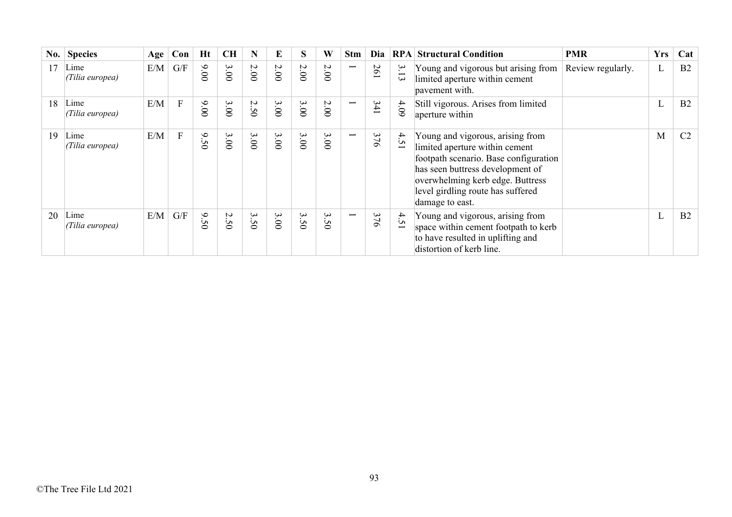| No. | Species | Age | Con | Ht | CH | N | E | S | W | Stm | Dia | RPA | Structural Condition | PMR | Yrs | Cat |
|---|---|---|---|---|---|---|---|---|---|---|---|---|---|---|---|---|
| 17 | Lime *(Tilia europea)* | E/M | G/F | 9.00 | 3.00 | 2.00 | 2.00 | 2.00 | 2.00 | 1 | 261 | 3.13 | Young and vigorous but arising from limited aperture within cement pavement with. | Review regularly. | L | B2 |
| 18 | Lime *(Tilia europea)* | E/M | F | 9.00 | 3.00 | 2.50 | 3.00 | 3.00 | 2.00 | 1 | 341 | 4.09 | Still vigorous. Arises from limited aperture within | | L | B2 |
| 19 | Lime *(Tilia europea)* | E/M | F | 9.50 | 3.00 | 3.00 | 3.00 | 3.00 | 3.00 | 1 | 376 | 4.51 | Young and vigorous, arising from limited aperture within cement footpath scenario. Base configuration has seen buttress development of overwhelming kerb edge. Buttress level girdling route has suffered damage to east. | | M | C2 |
| 20 | Lime *(Tilia europea)* | E/M | G/F | 9.50 | 2.50 | 3.50 | 3.00 | 3.50 | 3.50 | 1 | 376 | 4.51 | Young and vigorous, arising from space within cement footpath to kerb to have resulted in uplifting and distortion of kerb line. | | L | B2 |

©The Tree File Ltd 2021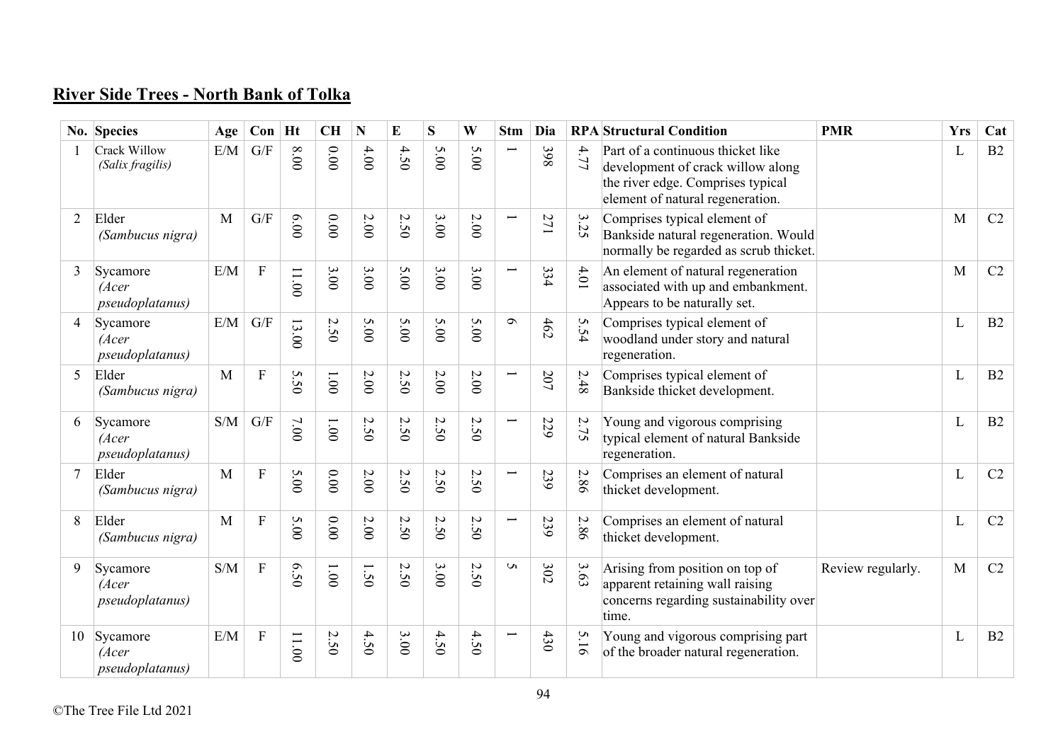## River Side Trees - North Bank of Tolka

| No. | Species | Age | Con | Ht | CH | N | E | S | W | Stm | Dia | RPA | Structural Condition | PMR | Yrs | Cat |
|---|---|---|---|---|---|---|---|---|---|---|---|---|---|---|---|---|
| 1 | Crack Willow *(Salix fragilis)* | E/M | G/F | 8.00 | 0.00 | 4.00 | 4.50 | 5.00 | 5.00 | 1 | 398 | 4.77 | Part of a continuous thicket like development of crack willow along the river edge. Comprises typical element of natural regeneration. | | L | B2 |
| 2 | Elder *(Sambucus nigra)* | M | G/F | 6.00 | 0.00 | 2.00 | 2.50 | 3.00 | 2.00 | 1 | 271 | 3.25 | Comprises typical element of Bankside natural regeneration. Would normally be regarded as scrub thicket. | | M | C2 |
| 3 | Sycamore *(Acer pseudoplatanus)* | E/M | F | 11.00 | 3.00 | 3.00 | 5.00 | 3.00 | 3.00 | 1 | 334 | 4.01 | An element of natural regeneration associated with up and embankment. Appears to be naturally set. | | M | C2 |
| 4 | Sycamore *(Acer pseudoplatanus)* | E/M | G/F | 13.00 | 2.50 | 5.00 | 5.00 | 5.00 | 5.00 | 6 | 462 | 5.54 | Comprises typical element of woodland under story and natural regeneration. | | L | B2 |
| 5 | Elder *(Sambucus nigra)* | M | F | 5.50 | 1.00 | 2.00 | 2.50 | 2.00 | 2.00 | 1 | 207 | 2.48 | Comprises typical element of Bankside thicket development. | | L | B2 |
| 6 | Sycamore *(Acer pseudoplatanus)* | S/M | G/F | 7.00 | 1.00 | 2.50 | 2.50 | 2.50 | 2.50 | 1 | 229 | 2.75 | Young and vigorous comprising typical element of natural Bankside regeneration. | | L | B2 |
| 7 | Elder *(Sambucus nigra)* | M | F | 5.00 | 0.00 | 2.00 | 2.50 | 2.50 | 2.50 | 1 | 239 | 2.86 | Comprises an element of natural thicket development. | | L | C2 |
| 8 | Elder *(Sambucus nigra)* | M | F | 5.00 | 0.00 | 2.00 | 2.50 | 2.50 | 2.50 | 1 | 239 | 2.86 | Comprises an element of natural thicket development. | | L | C2 |
| 9 | Sycamore *(Acer pseudoplatanus)* | S/M | F | 6.50 | 1.00 | 1.50 | 2.50 | 3.00 | 2.50 | 5 | 302 | 3.63 | Arising from position on top of apparent retaining wall raising concerns regarding sustainability over time. | Review regularly. | M | C2 |
| 10 | Sycamore *(Acer pseudoplatanus)* | E/M | F | 11.00 | 2.50 | 4.50 | 3.00 | 4.50 | 4.50 | 1 | 430 | 5.16 | Young and vigorous comprising part of the broader natural regeneration. | | L | B2 |

©The Tree File Ltd 2021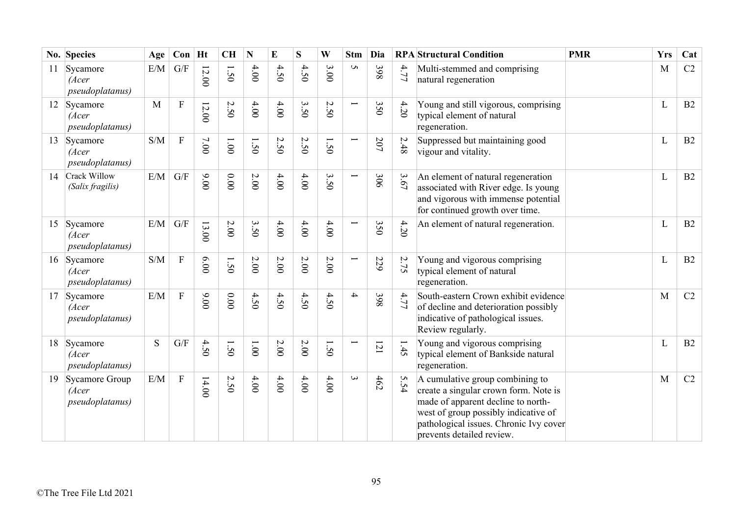| No. | Species | Age | Con | Ht | CH | N | E | S | W | Stm | Dia | RPA | Structural Condition | PMR | Yrs | Cat |
|---|---|---|---|---|---|---|---|---|---|---|---|---|---|---|---|---|
| 11 | Sycamore *(Acer pseudoplatanus)* | E/M | G/F | 12.00 | 1.50 | 4.00 | 4.50 | 4.50 | 3.00 | 5 | 398 | 4.77 | Multi-stemmed and comprising natural regeneration | | M | C2 |
| 12 | Sycamore *(Acer pseudoplatanus)* | M | F | 12.00 | 2.50 | 4.00 | 4.00 | 3.50 | 2.50 | 1 | 350 | 4.20 | Young and still vigorous, comprising typical element of natural regeneration. | | L | B2 |
| 13 | Sycamore *(Acer pseudoplatanus)* | S/M | F | 7.00 | 1.00 | 1.50 | 2.50 | 2.50 | 1.50 | 1 | 207 | 2.48 | Suppressed but maintaining good vigour and vitality. | | L | B2 |
| 14 | Crack Willow *(Salix fragilis)* | E/M | G/F | 9.00 | 0.00 | 2.00 | 4.00 | 4.00 | 3.50 | 1 | 306 | 3.67 | An element of natural regeneration associated with River edge. Is young and vigorous with immense potential for continued growth over time. | | L | B2 |
| 15 | Sycamore *(Acer pseudoplatanus)* | E/M | G/F | 13.00 | 2.00 | 3.50 | 4.00 | 4.00 | 4.00 | 1 | 350 | 4.20 | An element of natural regeneration. | | L | B2 |
| 16 | Sycamore *(Acer pseudoplatanus)* | S/M | F | 6.00 | 1.50 | 2.00 | 2.00 | 2.00 | 2.00 | 1 | 229 | 2.75 | Young and vigorous comprising typical element of natural regeneration. | | L | B2 |
| 17 | Sycamore *(Acer pseudoplatanus)* | E/M | F | 9.00 | 0.00 | 4.50 | 4.50 | 4.50 | 4.50 | 4 | 398 | 4.77 | South-eastern Crown exhibit evidence of decline and deterioration possibly indicative of pathological issues. Review regularly. | | M | C2 |
| 18 | Sycamore *(Acer pseudoplatanus)* | S | G/F | 4.50 | 1.50 | 1.00 | 2.00 | 2.00 | 1.50 | 1 | 121 | 1.45 | Young and vigorous comprising typical element of Bankside natural regeneration. | | L | B2 |
| 19 | Sycamore Group *(Acer pseudoplatanus)* | E/M | F | 14.00 | 2.50 | 4.00 | 4.00 | 4.00 | 4.00 | 3 | 462 | 5.54 | A cumulative group combining to create a singular crown form. Note is made of apparent decline to north-west of group possibly indicative of pathological issues. Chronic Ivy cover prevents detailed review. | | M | C2 |

©The Tree File Ltd 2021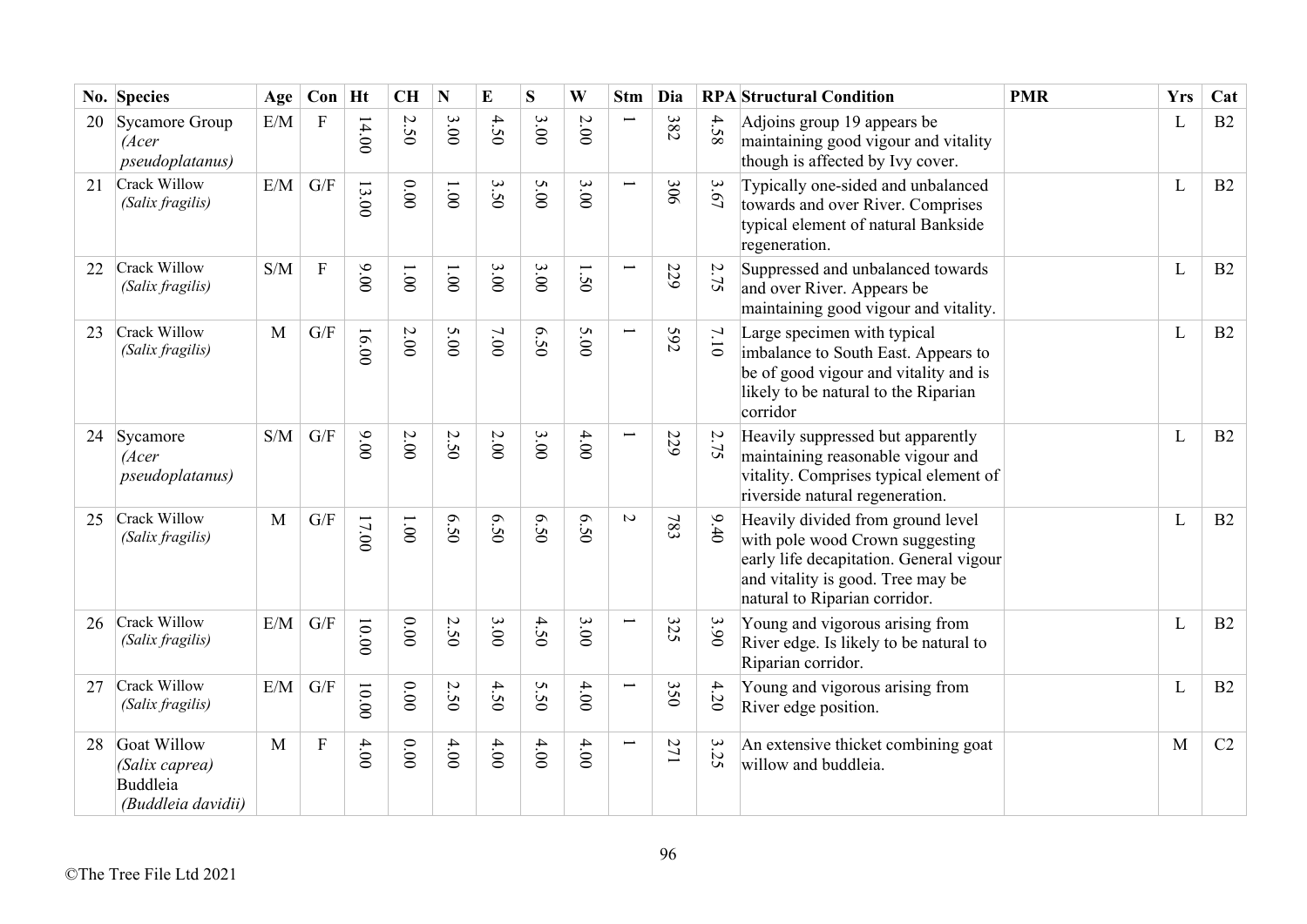| No. | Species | Age | Con | Ht | CH | N | E | S | W | Stm | Dia | RPA | Structural Condition | PMR | Yrs | Cat |
|---|---|---|---|---|---|---|---|---|---|---|---|---|---|---|---|---|
| 20 | Sycamore Group *(Acer pseudoplatanus)* | E/M | F | 14.00 | 2.50 | 3.00 | 4.50 | 3.00 | 2.00 | 1 | 382 | 4.58 | Adjoins group 19 appears be maintaining good vigour and vitality though is affected by Ivy cover. | | L | B2 |
| 21 | Crack Willow *(Salix fragilis)* | E/M | G/F | 13.00 | 0.00 | 1.00 | 3.50 | 5.00 | 3.00 | 1 | 306 | 3.67 | Typically one-sided and unbalanced towards and over River. Comprises typical element of natural Bankside regeneration. | | L | B2 |
| 22 | Crack Willow *(Salix fragilis)* | S/M | F | 9.00 | 1.00 | 1.00 | 3.00 | 3.00 | 1.50 | 1 | 229 | 2.75 | Suppressed and unbalanced towards and over River. Appears be maintaining good vigour and vitality. | | L | B2 |
| 23 | Crack Willow *(Salix fragilis)* | M | G/F | 16.00 | 2.00 | 5.00 | 7.00 | 6.50 | 5.00 | 1 | 592 | 7.10 | Large specimen with typical imbalance to South East. Appears to be of good vigour and vitality and is likely to be natural to the Riparian corridor | | L | B2 |
| 24 | Sycamore *(Acer pseudoplatanus)* | S/M | G/F | 9.00 | 2.00 | 2.50 | 2.00 | 3.00 | 4.00 | 1 | 229 | 2.75 | Heavily suppressed but apparently maintaining reasonable vigour and vitality. Comprises typical element of riverside natural regeneration. | | L | B2 |
| 25 | Crack Willow *(Salix fragilis)* | M | G/F | 17.00 | 1.00 | 6.50 | 6.50 | 6.50 | 6.50 | 2 | 783 | 9.40 | Heavily divided from ground level with pole wood Crown suggesting early life decapitation. General vigour and vitality is good. Tree may be natural to Riparian corridor. | | L | B2 |
| 26 | Crack Willow *(Salix fragilis)* | E/M | G/F | 10.00 | 0.00 | 2.50 | 3.00 | 4.50 | 3.00 | 1 | 325 | 3.90 | Young and vigorous arising from River edge. Is likely to be natural to Riparian corridor. | | L | B2 |
| 27 | Crack Willow *(Salix fragilis)* | E/M | G/F | 10.00 | 0.00 | 2.50 | 4.50 | 5.50 | 4.00 | 1 | 350 | 4.20 | Young and vigorous arising from River edge position. | | L | B2 |
| 28 | Goat Willow *(Salix caprea)* Buddleia *(Buddleia davidii)* | M | F | 4.00 | 0.00 | 4.00 | 4.00 | 4.00 | 4.00 | 1 | 271 | 3.25 | An extensive thicket combining goat willow and buddleia. | | M | C2 |

©The Tree File Ltd 2021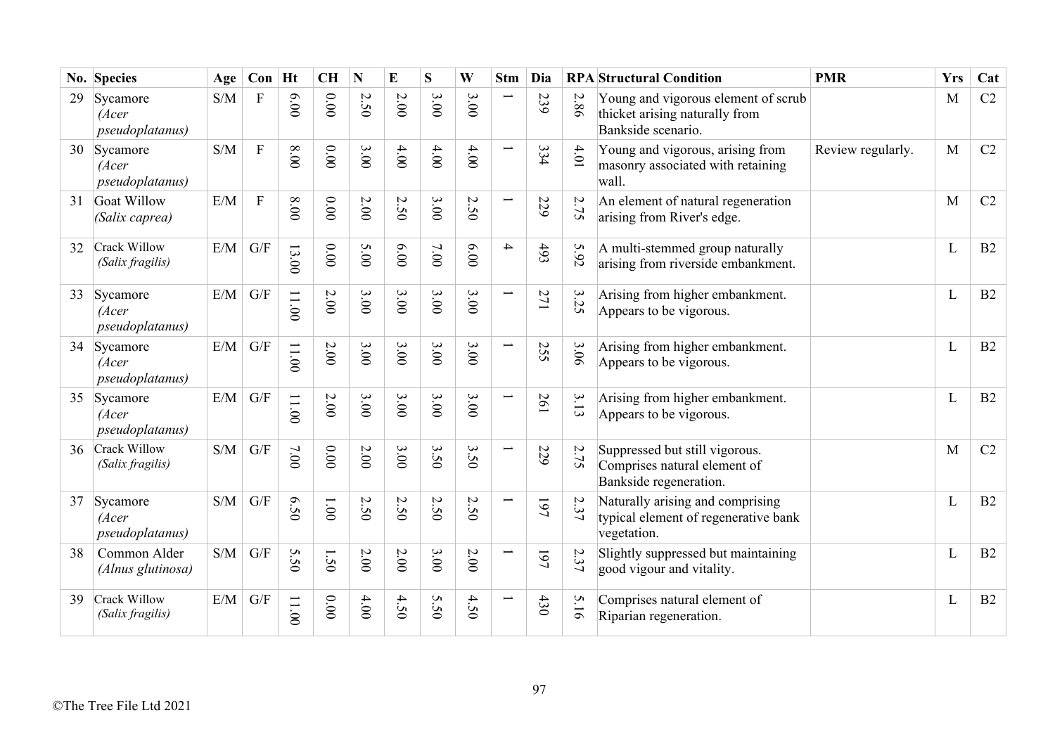| No. | Species | Age | Con | Ht | CH | N | E | S | W | Stm | Dia | RPA | Structural Condition | PMR | Yrs | Cat |
|---|---|---|---|---|---|---|---|---|---|---|---|---|---|---|---|---|
| 29 | Sycamore *(Acer pseudoplatanus)* | S/M | F | 6.00 | 0.00 | 2.50 | 2.00 | 3.00 | 3.00 | 1 | 239 | 2.86 | Young and vigorous element of scrub thicket arising naturally from Bankside scenario. | | M | C2 |
| 30 | Sycamore *(Acer pseudoplatanus)* | S/M | F | 8.00 | 0.00 | 3.00 | 4.00 | 4.00 | 4.00 | 1 | 334 | 4.01 | Young and vigorous, arising from masonry associated with retaining wall. | Review regularly. | M | C2 |
| 31 | Goat Willow *(Salix caprea)* | E/M | F | 8.00 | 0.00 | 2.00 | 2.50 | 3.00 | 2.50 | 1 | 229 | 2.75 | An element of natural regeneration arising from River's edge. | | M | C2 |
| 32 | Crack Willow *(Salix fragilis)* | E/M | G/F | 13.00 | 0.00 | 5.00 | 6.00 | 7.00 | 6.00 | 4 | 493 | 5.92 | A multi-stemmed group naturally arising from riverside embankment. | | L | B2 |
| 33 | Sycamore *(Acer pseudoplatanus)* | E/M | G/F | 11.00 | 2.00 | 3.00 | 3.00 | 3.00 | 3.00 | 1 | 271 | 3.25 | Arising from higher embankment. Appears to be vigorous. | | L | B2 |
| 34 | Sycamore *(Acer pseudoplatanus)* | E/M | G/F | 11.00 | 2.00 | 3.00 | 3.00 | 3.00 | 3.00 | 1 | 255 | 3.06 | Arising from higher embankment. Appears to be vigorous. | | L | B2 |
| 35 | Sycamore *(Acer pseudoplatanus)* | E/M | G/F | 11.00 | 2.00 | 3.00 | 3.00 | 3.00 | 3.00 | 1 | 261 | 3.13 | Arising from higher embankment. Appears to be vigorous. | | L | B2 |
| 36 | Crack Willow *(Salix fragilis)* | S/M | G/F | 7.00 | 0.00 | 2.00 | 3.00 | 3.50 | 3.50 | 1 | 229 | 2.75 | Suppressed but still vigorous. Comprises natural element of Bankside regeneration. | | M | C2 |
| 37 | Sycamore *(Acer pseudoplatanus)* | S/M | G/F | 6.50 | 1.00 | 2.50 | 2.50 | 2.50 | 2.50 | 1 | 197 | 2.37 | Naturally arising and comprising typical element of regenerative bank vegetation. | | L | B2 |
| 38 | Common Alder *(Alnus glutinosa)* | S/M | G/F | 5.50 | 1.50 | 2.00 | 2.00 | 3.00 | 2.00 | 1 | 197 | 2.37 | Slightly suppressed but maintaining good vigour and vitality. | | L | B2 |
| 39 | Crack Willow *(Salix fragilis)* | E/M | G/F | 11.00 | 0.00 | 4.00 | 4.50 | 5.50 | 4.50 | 1 | 430 | 5.16 | Comprises natural element of Riparian regeneration. | | L | B2 |

©The Tree File Ltd 2021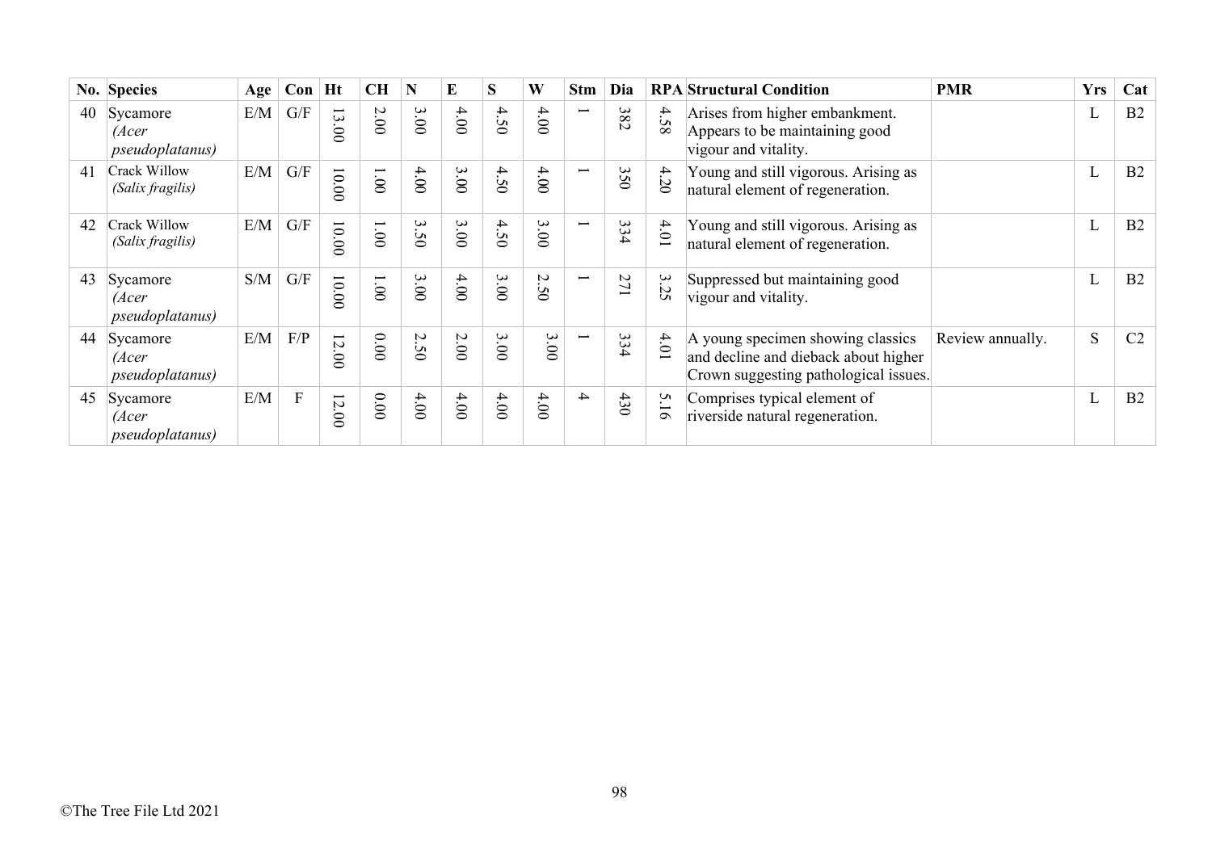| No. | Species | Age | Con | Ht | CH | N | E | S | W | Stm | Dia | RPA | Structural Condition | PMR | Yrs | Cat |
|---|---|---|---|---|---|---|---|---|---|---|---|---|---|---|---|---|
| 40 | Sycamore *(Acer pseudoplatanus)* | E/M | G/F | 13.00 | 2.00 | 3.00 | 4.00 | 4.50 | 4.00 | 1 | 382 | 4.58 | Arises from higher embankment. Appears to be maintaining good vigour and vitality. | | L | B2 |
| 41 | Crack Willow *(Salix fragilis)* | E/M | G/F | 10.00 | 1.00 | 4.00 | 3.00 | 4.50 | 4.00 | 1 | 350 | 4.20 | Young and still vigorous. Arising as natural element of regeneration. | | L | B2 |
| 42 | Crack Willow *(Salix fragilis)* | E/M | G/F | 10.00 | 1.00 | 3.50 | 3.00 | 4.50 | 3.00 | 1 | 334 | 4.01 | Young and still vigorous. Arising as natural element of regeneration. | | L | B2 |
| 43 | Sycamore *(Acer pseudoplatanus)* | S/M | G/F | 10.00 | 1.00 | 3.00 | 4.00 | 3.00 | 2.50 | 1 | 271 | 3.25 | Suppressed but maintaining good vigour and vitality. | | L | B2 |
| 44 | Sycamore *(Acer pseudoplatanus)* | E/M | F/P | 12.00 | 0.00 | 2.50 | 2.00 | 3.00 | 3.00 | 1 | 334 | 4.01 | A young specimen showing classics and decline and dieback about higher Crown suggesting pathological issues. | Review annually. | S | C2 |
| 45 | Sycamore *(Acer pseudoplatanus)* | E/M | F | 12.00 | 0.00 | 4.00 | 4.00 | 4.00 | 4.00 | 4 | 430 | 5.16 | Comprises typical element of riverside natural regeneration. | | L | B2 |

©The Tree File Ltd 2021